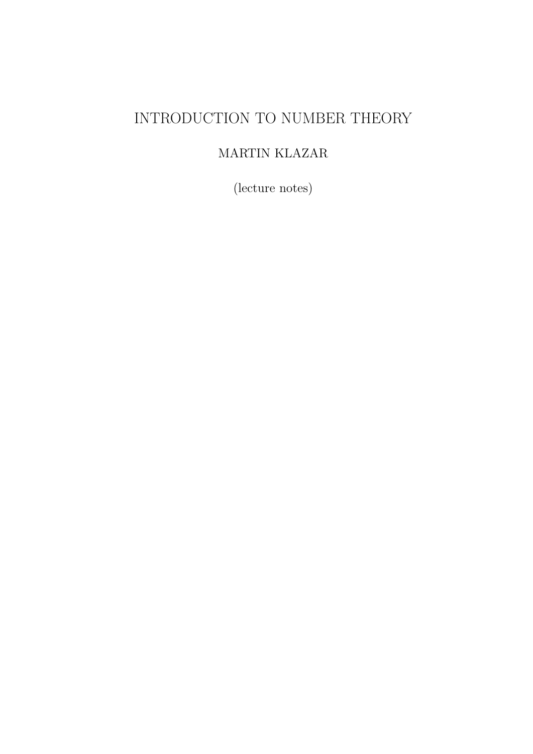# INTRODUCTION TO NUMBER THEORY

MARTIN KLAZAR

(lecture notes)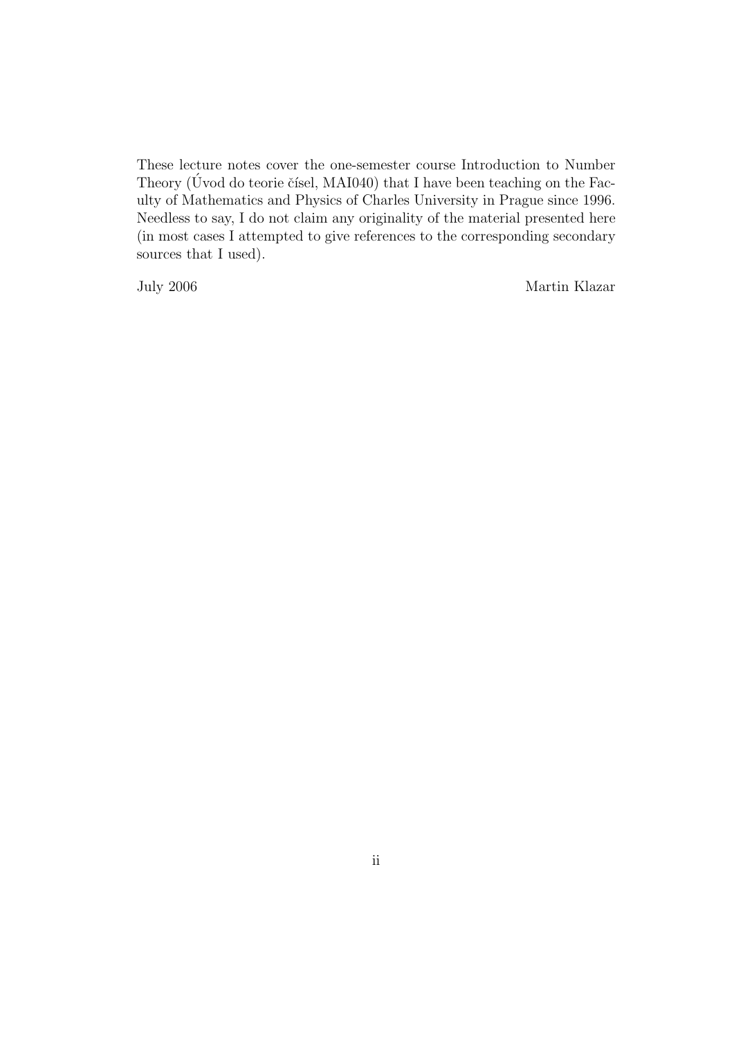These lecture notes cover the one-semester course Introduction to Number Theory (Úvod do teorie čísel, MAI040) that I have been teaching on the Faculty of Mathematics and Physics of Charles University in Prague since 1996. Needless to say, I do not claim any originality of the material presented here (in most cases I attempted to give references to the corresponding secondary sources that I used).

July 2006 Martin Klazar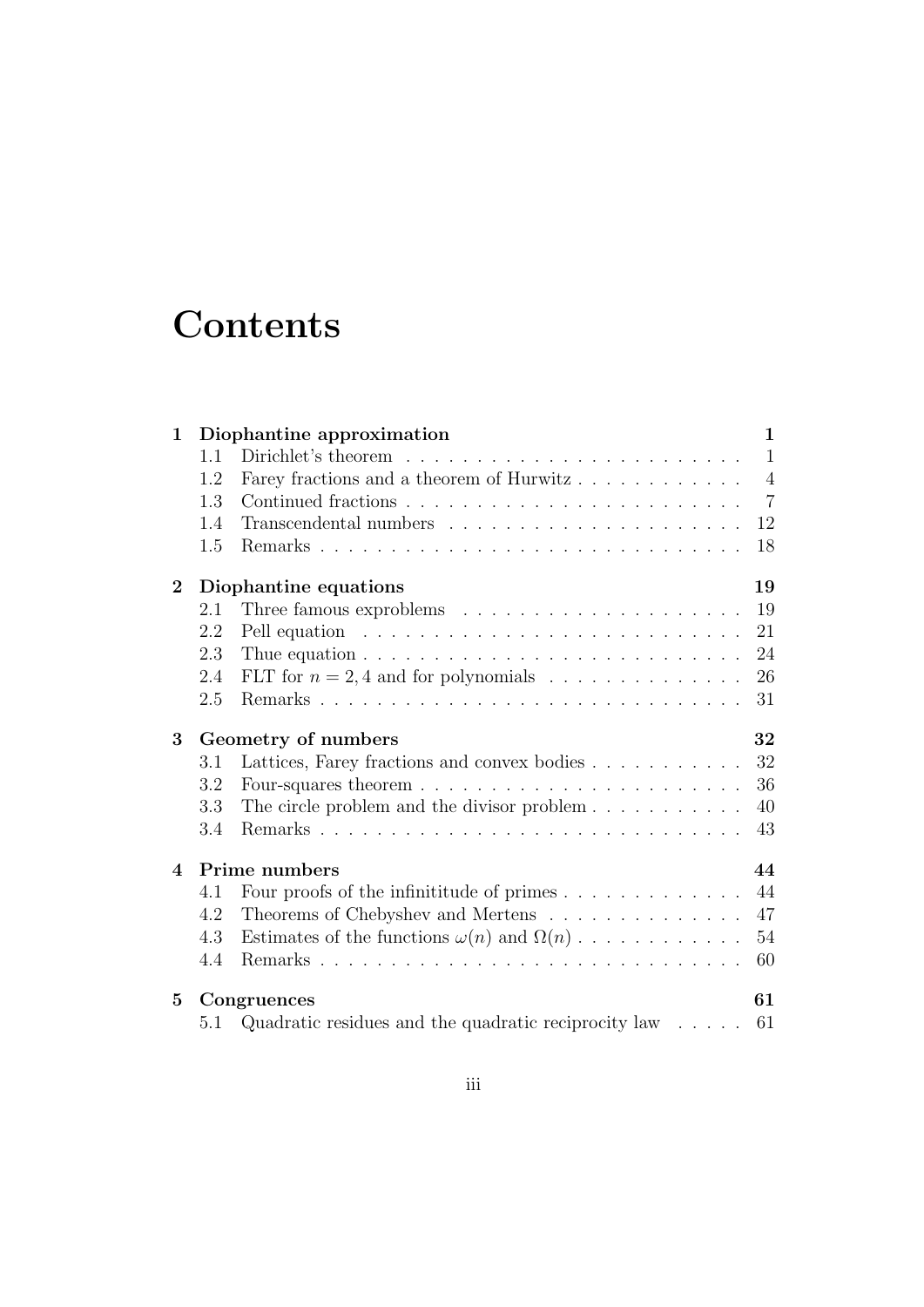# Contents

**1 Diophantine approximation** **1**

- 1.1 Dirichlet's theorem . . . . . . . . . . . . . . . . . . . . . . . 1
- 1.2 Farey fractions and a theorem of Hurwitz . . . . . . . . . . . . 4
- 1.3 Continued fractions . . . . . . . . . . . . . . . . . . . . . . . 7
- 1.4 Transcendental numbers . . . . . . . . . . . . . . . . . . . . 12
- 1.5 Remarks . . . . . . . . . . . . . . . . . . . . . . . . . . . . . 18

**2 Diophantine equations** **19**

- 2.1 Three famous exproblems . . . . . . . . . . . . . . . . . . . 19
- 2.2 Pell equation . . . . . . . . . . . . . . . . . . . . . . . . . . 21
- 2.3 Thue equation . . . . . . . . . . . . . . . . . . . . . . . . . . 24
- 2.4 FLT for $n = 2, 4$ and for polynomials . . . . . . . . . . . . . . 26
- 2.5 Remarks . . . . . . . . . . . . . . . . . . . . . . . . . . . . . 31

**3 Geometry of numbers** **32**

- 3.1 Lattices, Farey fractions and convex bodies . . . . . . . . . . . 32
- 3.2 Four-squares theorem . . . . . . . . . . . . . . . . . . . . . . 36
- 3.3 The circle problem and the divisor problem . . . . . . . . . . . 40
- 3.4 Remarks . . . . . . . . . . . . . . . . . . . . . . . . . . . . . 43

**4 Prime numbers** **44**

- 4.1 Four proofs of the infinititude of primes . . . . . . . . . . . . . 44
- 4.2 Theorems of Chebyshev and Mertens . . . . . . . . . . . . . . 47
- 4.3 Estimates of the functions $\omega(n)$ and $\Omega(n)$ . . . . . . . . . . . . 54
- 4.4 Remarks . . . . . . . . . . . . . . . . . . . . . . . . . . . . . 60

**5 Congruences** **61**

- 5.1 Quadratic residues and the quadratic reciprocity law . . . . . 61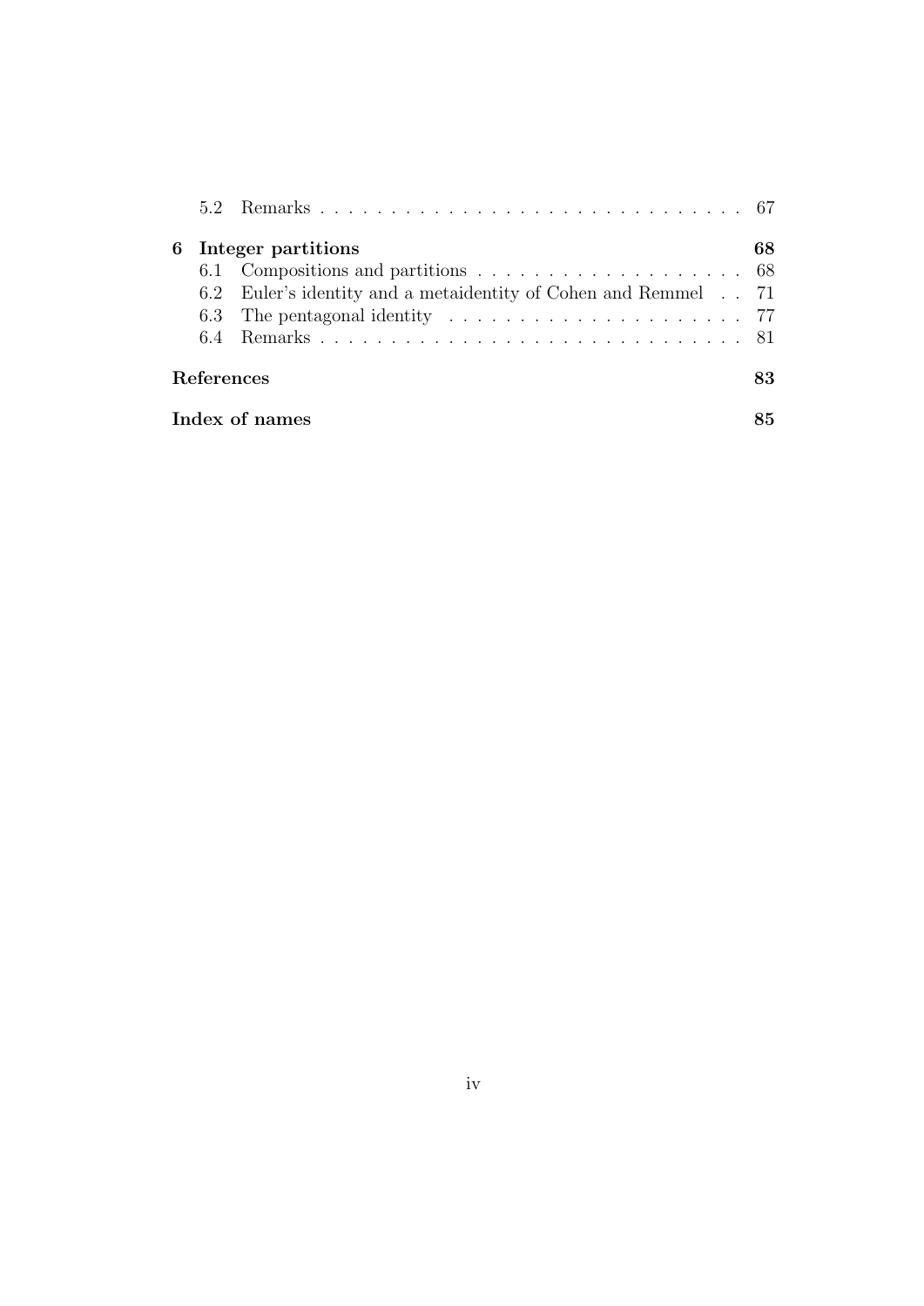5.2 Remarks . . . . . . . . . . . . . . . . . . . . . . . . . . . . . . 67

**6 Integer partitions** **68**

6.1 Compositions and partitions . . . . . . . . . . . . . . . . . . . 68

6.2 Euler's identity and a metaidentity of Cohen and Remmel . . 71

6.3 The pentagonal identity . . . . . . . . . . . . . . . . . . . . . 77

6.4 Remarks . . . . . . . . . . . . . . . . . . . . . . . . . . . . . . 81

**References** **83**

**Index of names** **85**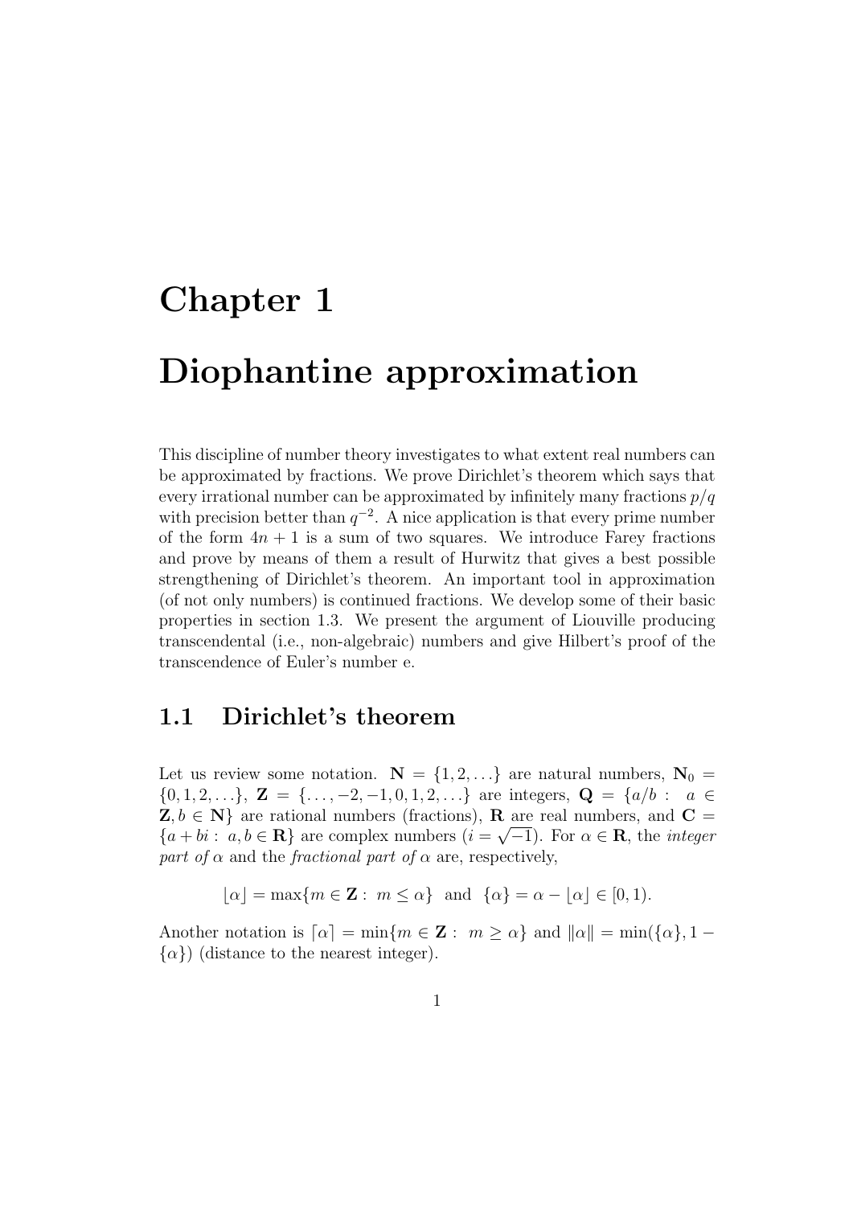# Chapter 1

# Diophantine approximation

This discipline of number theory investigates to what extent real numbers can be approximated by fractions. We prove Dirichlet's theorem which says that every irrational number can be approximated by infinitely many fractions $p/q$ with precision better than $q^{-2}$. A nice application is that every prime number of the form $4n+1$ is a sum of two squares. We introduce Farey fractions and prove by means of them a result of Hurwitz that gives a best possible strengthening of Dirichlet's theorem. An important tool in approximation (of not only numbers) is continued fractions. We develop some of their basic properties in section 1.3. We present the argument of Liouville producing transcendental (i.e., non-algebraic) numbers and give Hilbert's proof of the transcendence of Euler's number e.

## 1.1 Dirichlet's theorem

Let us review some notation. $\mathbf{N} = \{1, 2, \ldots\}$ are natural numbers, $\mathbf{N}_0 = \{0, 1, 2, \ldots\}$, $\mathbf{Z} = \{\ldots, -2, -1, 0, 1, 2, \ldots\}$ are integers, $\mathbf{Q} = \{a/b : \ a \in \mathbf{Z}, b \in \mathbf{N}\}$ are rational numbers (fractions), $\mathbf{R}$ are real numbers, and $\mathbf{C} = \{a + bi : \ a, b \in \mathbf{R}\}$ are complex numbers ($i = \sqrt{-1}$). For $\alpha \in \mathbf{R}$, the *integer part of* $\alpha$ and the *fractional part of* $\alpha$ are, respectively,

$$\lfloor \alpha \rfloor = \max\{m \in \mathbf{Z} : \ m \le \alpha\} \ \text{ and } \ \{\alpha\} = \alpha - \lfloor \alpha \rfloor \in [0, 1).$$

Another notation is $\lceil \alpha \rceil = \min\{m \in \mathbf{Z} : \ m \ge \alpha\}$ and $\|\alpha\| = \min(\{\alpha\}, 1 - \{\alpha\})$ (distance to the nearest integer).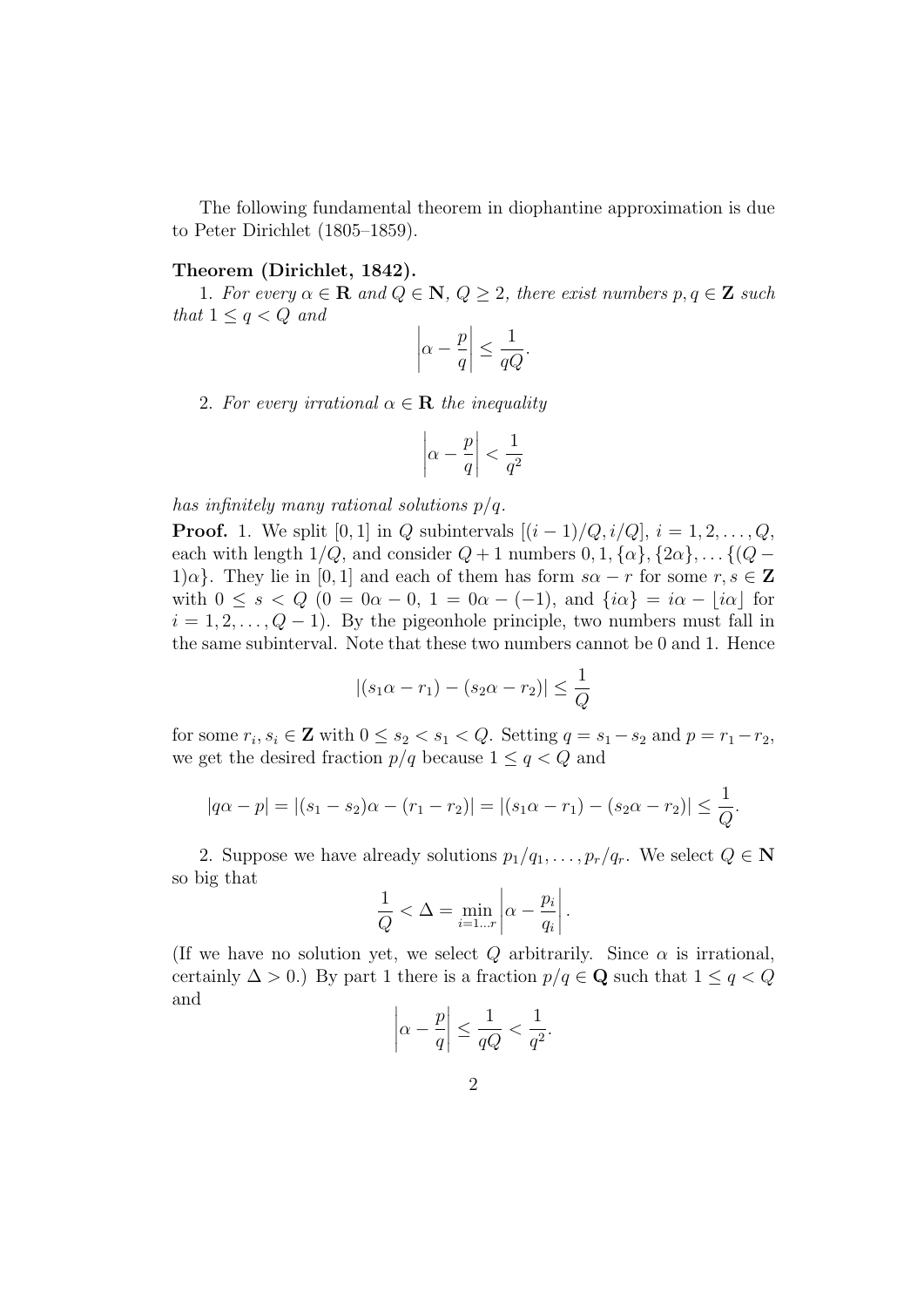The following fundamental theorem in diophantine approximation is due to Peter Dirichlet (1805–1859).

**Theorem (Dirichlet, 1842).**

1. *For every $\alpha \in \mathbf{R}$ and $Q \in \mathbf{N}$, $Q \geq 2$, there exist numbers $p, q \in \mathbf{Z}$ such that $1 \leq q < Q$ and*

$$\left|\alpha - \frac{p}{q}\right| \leq \frac{1}{qQ}.$$

2. *For every irrational $\alpha \in \mathbf{R}$ the inequality*

$$\left|\alpha - \frac{p}{q}\right| < \frac{1}{q^2}$$

*has infinitely many rational solutions $p/q$.*

**Proof.** 1. We split $[0,1]$ in $Q$ subintervals $[(i-1)/Q, i/Q]$, $i = 1, 2, \ldots, Q$, each with length $1/Q$, and consider $Q+1$ numbers $0, 1, \{\alpha\}, \{2\alpha\}, \ldots \{(Q-1)\alpha\}$. They lie in $[0,1]$ and each of them has form $s\alpha - r$ for some $r, s \in \mathbf{Z}$ with $0 \leq s < Q$ ($0 = 0\alpha - 0$, $1 = 0\alpha - (-1)$, and $\{i\alpha\} = i\alpha - \lfloor i\alpha \rfloor$ for $i = 1, 2, \ldots, Q-1$). By the pigeonhole principle, two numbers must fall in the same subinterval. Note that these two numbers cannot be 0 and 1. Hence

$$|(s_1\alpha - r_1) - (s_2\alpha - r_2)| \leq \frac{1}{Q}$$

for some $r_i, s_i \in \mathbf{Z}$ with $0 \leq s_2 < s_1 < Q$. Setting $q = s_1 - s_2$ and $p = r_1 - r_2$, we get the desired fraction $p/q$ because $1 \leq q < Q$ and

$$|q\alpha - p| = |(s_1 - s_2)\alpha - (r_1 - r_2)| = |(s_1\alpha - r_1) - (s_2\alpha - r_2)| \leq \frac{1}{Q}.$$

2. Suppose we have already solutions $p_1/q_1, \ldots, p_r/q_r$. We select $Q \in \mathbf{N}$ so big that

$$\frac{1}{Q} < \Delta = \min_{i=1\ldots r}\left|\alpha - \frac{p_i}{q_i}\right|.$$

(If we have no solution yet, we select $Q$ arbitrarily. Since $\alpha$ is irrational, certainly $\Delta > 0$.) By part 1 there is a fraction $p/q \in \mathbf{Q}$ such that $1 \leq q < Q$ and

$$\left|\alpha - \frac{p}{q}\right| \leq \frac{1}{qQ} < \frac{1}{q^2}.$$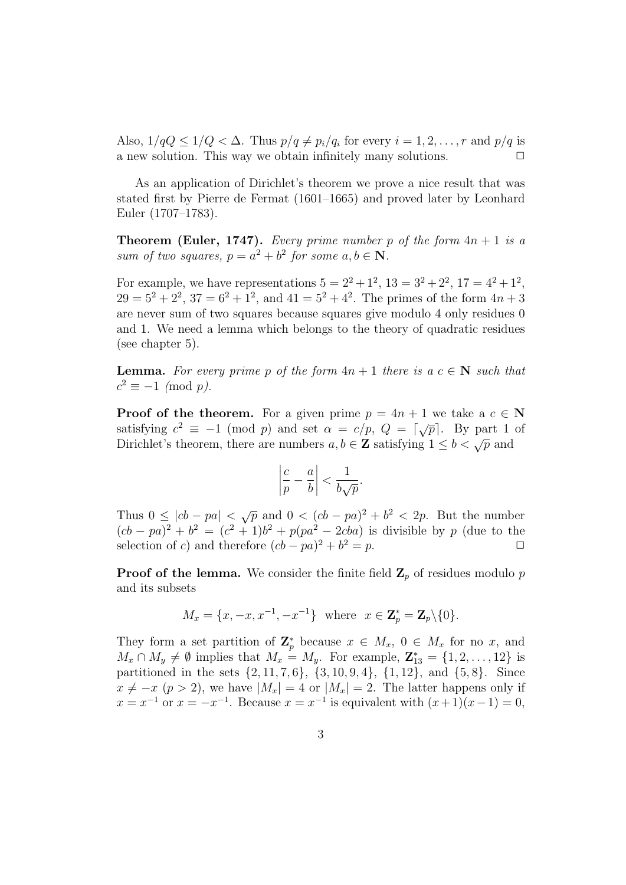Also, $1/qQ \leq 1/Q < \Delta$. Thus $p/q \neq p_i/q_i$ for every $i = 1, 2, \ldots, r$ and $p/q$ is a new solution. This way we obtain infinitely many solutions. $\Box$

As an application of Dirichlet's theorem we prove a nice result that was stated first by Pierre de Fermat (1601–1665) and proved later by Leonhard Euler (1707–1783).

**Theorem (Euler, 1747).** *Every prime number $p$ of the form $4n+1$ is a sum of two squares, $p = a^2 + b^2$ for some $a, b \in \mathbf{N}$.*

For example, we have representations $5 = 2^2 + 1^2$, $13 = 3^2 + 2^2$, $17 = 4^2 + 1^2$, $29 = 5^2 + 2^2$, $37 = 6^2 + 1^2$, and $41 = 5^2 + 4^2$. The primes of the form $4n+3$ are never sum of two squares because squares give modulo 4 only residues 0 and 1. We need a lemma which belongs to the theory of quadratic residues (see chapter 5).

**Lemma.** *For every prime $p$ of the form $4n+1$ there is a $c \in \mathbf{N}$ such that $c^2 \equiv -1 \pmod{p}$.*

**Proof of the theorem.** For a given prime $p = 4n+1$ we take a $c \in \mathbf{N}$ satisfying $c^2 \equiv -1 \pmod{p}$ and set $\alpha = c/p$, $Q = \lceil \sqrt{p} \rceil$. By part 1 of Dirichlet's theorem, there are numbers $a, b \in \mathbf{Z}$ satisfying $1 \leq b < \sqrt{p}$ and

$$\left| \frac{c}{p} - \frac{a}{b} \right| < \frac{1}{b\sqrt{p}}.$$

Thus $0 \leq |cb - pa| < \sqrt{p}$ and $0 < (cb - pa)^2 + b^2 < 2p$. But the number $(cb - pa)^2 + b^2 = (c^2 + 1)b^2 + p(pa^2 - 2cba)$ is divisible by $p$ (due to the selection of $c$) and therefore $(cb - pa)^2 + b^2 = p$. $\Box$

**Proof of the lemma.** We consider the finite field $\mathbf{Z}_p$ of residues modulo $p$ and its subsets

$$M_x = \{x, -x, x^{-1}, -x^{-1}\} \ \text{ where } \ x \in \mathbf{Z}_p^* = \mathbf{Z}_p \backslash \{0\}.$$

They form a set partition of $\mathbf{Z}_p^*$ because $x \in M_x$, $0 \in M_x$ for no $x$, and $M_x \cap M_y \neq \emptyset$ implies that $M_x = M_y$. For example, $\mathbf{Z}_{13}^* = \{1, 2, \ldots, 12\}$ is partitioned in the sets $\{2, 11, 7, 6\}$, $\{3, 10, 9, 4\}$, $\{1, 12\}$, and $\{5, 8\}$. Since $x \neq -x$ $(p > 2)$, we have $|M_x| = 4$ or $|M_x| = 2$. The latter happens only if $x = x^{-1}$ or $x = -x^{-1}$. Because $x = x^{-1}$ is equivalent with $(x+1)(x-1) = 0$,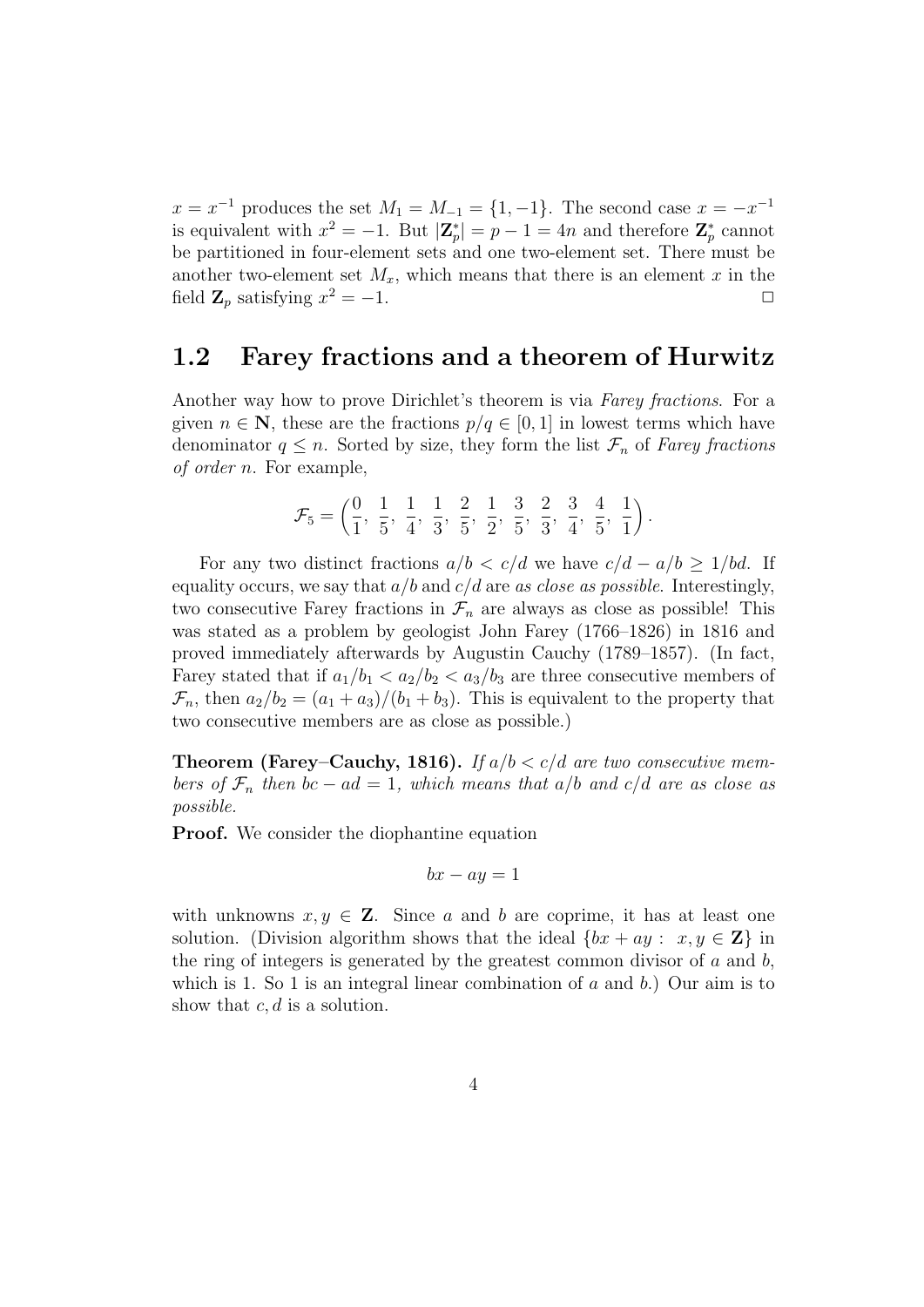$x = x^{-1}$ produces the set $M_1 = M_{-1} = \{1, -1\}$. The second case $x = -x^{-1}$ is equivalent with $x^2 = -1$. But $|\mathbf{Z}_p^*| = p - 1 = 4n$ and therefore $\mathbf{Z}_p^*$ cannot be partitioned in four-element sets and one two-element set. There must be another two-element set $M_x$, which means that there is an element $x$ in the field $\mathbf{Z}_p$ satisfying $x^2 = -1$. □

## 1.2 Farey fractions and a theorem of Hurwitz

Another way how to prove Dirichlet's theorem is via *Farey fractions*. For a given $n \in \mathbf{N}$, these are the fractions $p/q \in [0, 1]$ in lowest terms which have denominator $q \leq n$. Sorted by size, they form the list $\mathcal{F}_n$ of *Farey fractions of order $n$*. For example,

$$\mathcal{F}_5 = \left(\frac{0}{1}, \frac{1}{5}, \frac{1}{4}, \frac{1}{3}, \frac{2}{5}, \frac{1}{2}, \frac{3}{5}, \frac{2}{3}, \frac{3}{4}, \frac{4}{5}, \frac{1}{1}\right).$$

For any two distinct fractions $a/b < c/d$ we have $c/d - a/b \geq 1/bd$. If equality occurs, we say that $a/b$ and $c/d$ are *as close as possible*. Interestingly, two consecutive Farey fractions in $\mathcal{F}_n$ are always as close as possible! This was stated as a problem by geologist John Farey (1766–1826) in 1816 and proved immediately afterwards by Augustin Cauchy (1789–1857). (In fact, Farey stated that if $a_1/b_1 < a_2/b_2 < a_3/b_3$ are three consecutive members of $\mathcal{F}_n$, then $a_2/b_2 = (a_1 + a_3)/(b_1 + b_3)$. This is equivalent to the property that two consecutive members are as close as possible.)

**Theorem (Farey–Cauchy, 1816).** *If $a/b < c/d$ are two consecutive members of $\mathcal{F}_n$ then $bc - ad = 1$, which means that $a/b$ and $c/d$ are as close as possible.*

**Proof.** We consider the diophantine equation

$$bx - ay = 1$$

with unknowns $x, y \in \mathbf{Z}$. Since $a$ and $b$ are coprime, it has at least one solution. (Division algorithm shows that the ideal $\{bx + ay : x, y \in \mathbf{Z}\}$ in the ring of integers is generated by the greatest common divisor of $a$ and $b$, which is 1. So 1 is an integral linear combination of $a$ and $b$.) Our aim is to show that $c, d$ is a solution.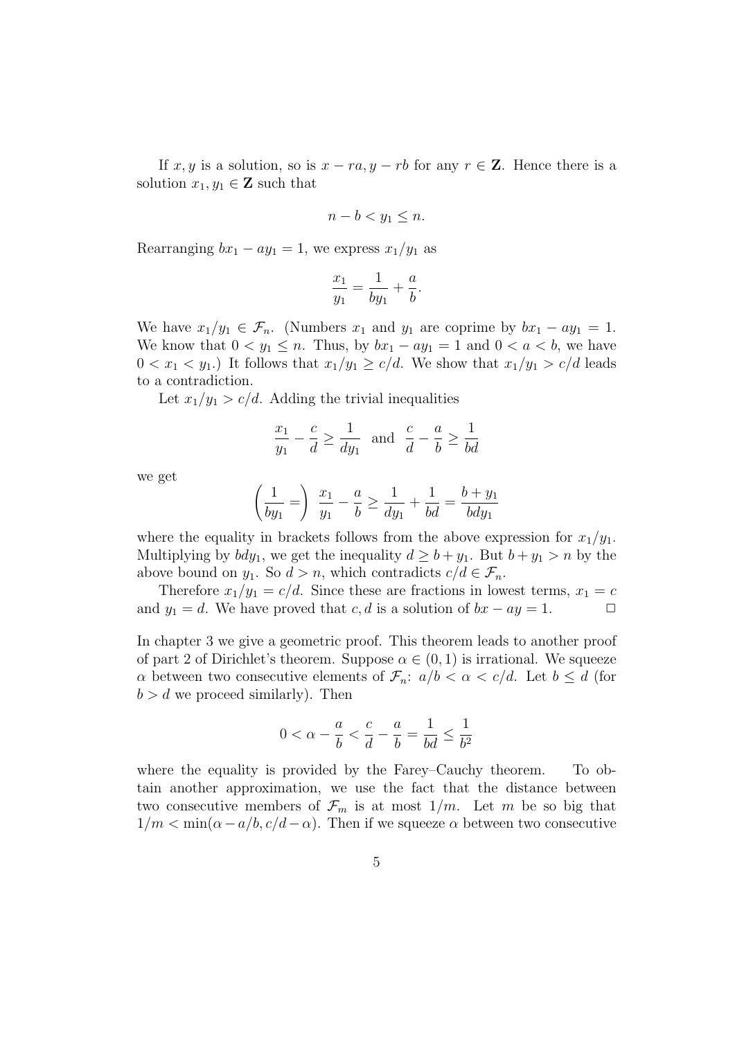If $x, y$ is a solution, so is $x - ra, y - rb$ for any $r \in \mathbf{Z}$. Hence there is a solution $x_1, y_1 \in \mathbf{Z}$ such that

$$n - b < y_1 \leq n.$$

Rearranging $bx_1 - ay_1 = 1$, we express $x_1/y_1$ as

$$\frac{x_1}{y_1} = \frac{1}{by_1} + \frac{a}{b}.$$

We have $x_1/y_1 \in \mathcal{F}_n$. (Numbers $x_1$ and $y_1$ are coprime by $bx_1 - ay_1 = 1$. We know that $0 < y_1 \leq n$. Thus, by $bx_1 - ay_1 = 1$ and $0 < a < b$, we have $0 < x_1 < y_1$.) It follows that $x_1/y_1 \geq c/d$. We show that $x_1/y_1 > c/d$ leads to a contradiction.

Let $x_1/y_1 > c/d$. Adding the trivial inequalities

$$\frac{x_1}{y_1} - \frac{c}{d} \geq \frac{1}{dy_1} \quad \text{and} \quad \frac{c}{d} - \frac{a}{b} \geq \frac{1}{bd}$$

we get

$$\left(\frac{1}{by_1} =\right) \; \frac{x_1}{y_1} - \frac{a}{b} \geq \frac{1}{dy_1} + \frac{1}{bd} = \frac{b + y_1}{bdy_1}$$

where the equality in brackets follows from the above expression for $x_1/y_1$. Multiplying by $bdy_1$, we get the inequality $d \geq b + y_1$. But $b + y_1 > n$ by the above bound on $y_1$. So $d > n$, which contradicts $c/d \in \mathcal{F}_n$.

Therefore $x_1/y_1 = c/d$. Since these are fractions in lowest terms, $x_1 = c$ and $y_1 = d$. We have proved that $c, d$ is a solution of $bx - ay = 1$. $\square$

In chapter 3 we give a geometric proof. This theorem leads to another proof of part 2 of Dirichlet's theorem. Suppose $\alpha \in (0, 1)$ is irrational. We squeeze $\alpha$ between two consecutive elements of $\mathcal{F}_n$: $a/b < \alpha < c/d$. Let $b \leq d$ (for $b > d$ we proceed similarly). Then

$$0 < \alpha - \frac{a}{b} < \frac{c}{d} - \frac{a}{b} = \frac{1}{bd} \leq \frac{1}{b^2}$$

where the equality is provided by the Farey–Cauchy theorem. To obtain another approximation, we use the fact that the distance between two consecutive members of $\mathcal{F}_m$ is at most $1/m$. Let $m$ be so big that $1/m < \min(\alpha - a/b, c/d - \alpha)$. Then if we squeeze $\alpha$ between two consecutive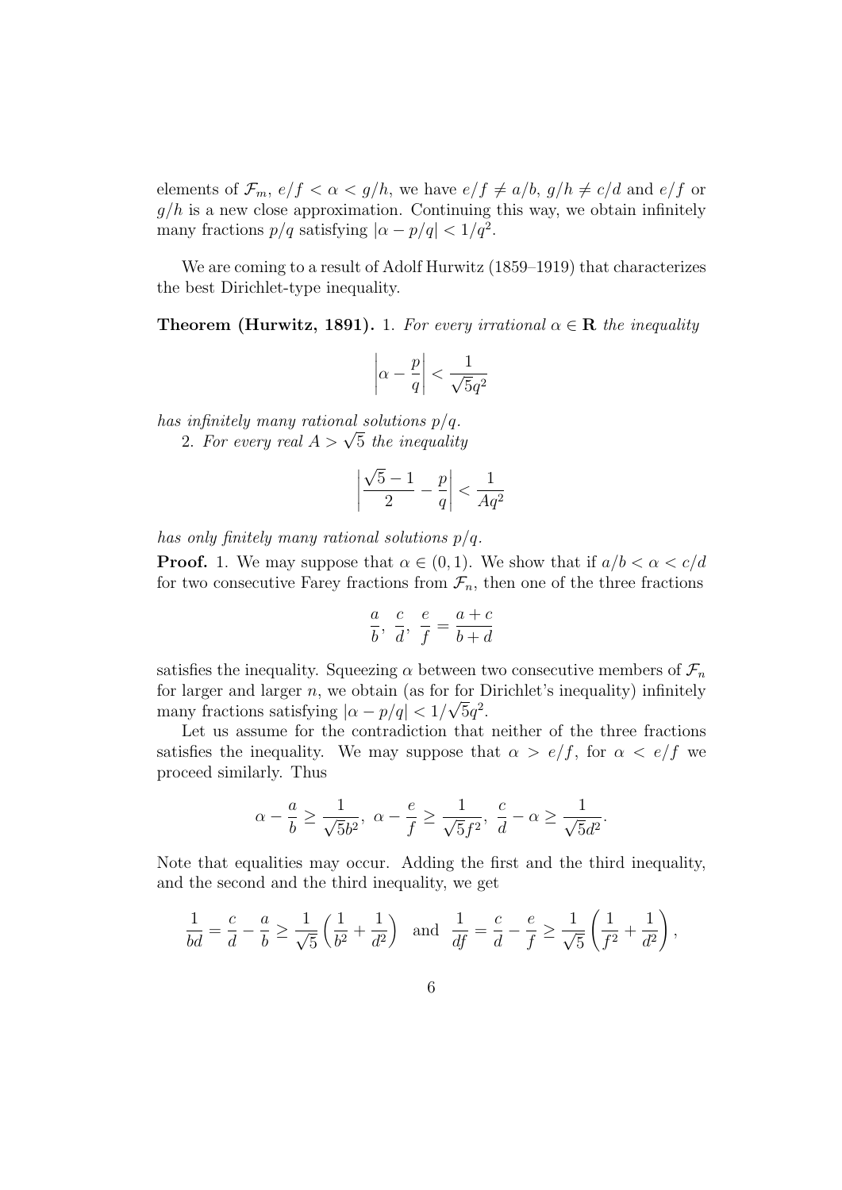elements of $\mathcal{F}_m$, $e/f < \alpha < g/h$, we have $e/f \neq a/b$, $g/h \neq c/d$ and $e/f$ or $g/h$ is a new close approximation. Continuing this way, we obtain infinitely many fractions $p/q$ satisfying $|\alpha - p/q| < 1/q^2$.

We are coming to a result of Adolf Hurwitz (1859–1919) that characterizes the best Dirichlet-type inequality.

**Theorem (Hurwitz, 1891).** 1. *For every irrational* $\alpha \in \mathbf{R}$ *the inequality*

$$\left|\alpha - \frac{p}{q}\right| < \frac{1}{\sqrt{5}q^2}$$

*has infinitely many rational solutions* $p/q$.

2. *For every real* $A > \sqrt{5}$ *the inequality*

$$\left|\frac{\sqrt{5}-1}{2} - \frac{p}{q}\right| < \frac{1}{Aq^2}$$

*has only finitely many rational solutions* $p/q$.

**Proof.** 1. We may suppose that $\alpha \in (0,1)$. We show that if $a/b < \alpha < c/d$ for two consecutive Farey fractions from $\mathcal{F}_n$, then one of the three fractions

$$\frac{a}{b},\ \frac{c}{d},\ \frac{e}{f} = \frac{a+c}{b+d}$$

satisfies the inequality. Squeezing $\alpha$ between two consecutive members of $\mathcal{F}_n$ for larger and larger $n$, we obtain (as for for Dirichlet's inequality) infinitely many fractions satisfying $|\alpha - p/q| < 1/\sqrt{5}q^2$.

Let us assume for the contradiction that neither of the three fractions satisfies the inequality. We may suppose that $\alpha > e/f$, for $\alpha < e/f$ we proceed similarly. Thus

$$\alpha - \frac{a}{b} \geq \frac{1}{\sqrt{5}b^2},\ \alpha - \frac{e}{f} \geq \frac{1}{\sqrt{5}f^2},\ \frac{c}{d} - \alpha \geq \frac{1}{\sqrt{5}d^2}.$$

Note that equalities may occur. Adding the first and the third inequality, and the second and the third inequality, we get

$$\frac{1}{bd} = \frac{c}{d} - \frac{a}{b} \geq \frac{1}{\sqrt{5}}\left(\frac{1}{b^2} + \frac{1}{d^2}\right) \quad \text{and} \quad \frac{1}{df} = \frac{c}{d} - \frac{e}{f} \geq \frac{1}{\sqrt{5}}\left(\frac{1}{f^2} + \frac{1}{d^2}\right),$$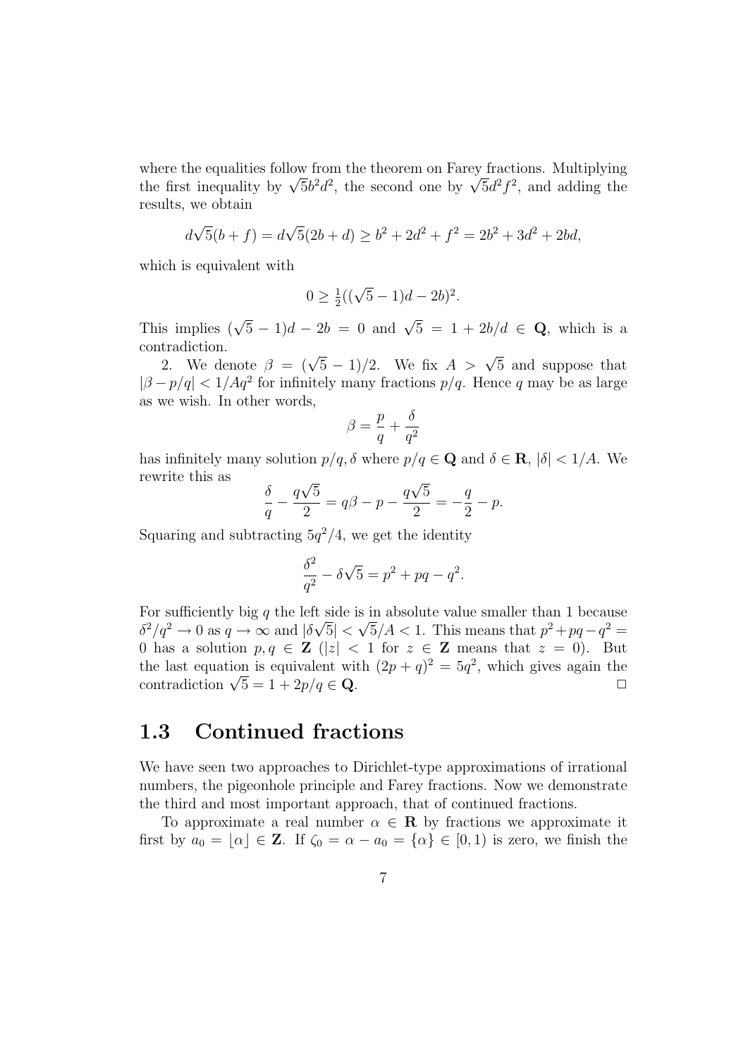where the equalities follow from the theorem on Farey fractions. Multiplying the first inequality by $\sqrt{5}b^2d^2$, the second one by $\sqrt{5}d^2f^2$, and adding the results, we obtain

$$d\sqrt{5}(b+f) = d\sqrt{5}(2b+d) \geq b^2 + 2d^2 + f^2 = 2b^2 + 3d^2 + 2bd,$$

which is equivalent with

$$0 \geq \tfrac{1}{2}((\sqrt{5}-1)d - 2b)^2.$$

This implies $(\sqrt{5}-1)d - 2b = 0$ and $\sqrt{5} = 1 + 2b/d \in \mathbf{Q}$, which is a contradiction.

2. We denote $\beta = (\sqrt{5}-1)/2$. We fix $A > \sqrt{5}$ and suppose that $|\beta - p/q| < 1/Aq^2$ for infinitely many fractions $p/q$. Hence $q$ may be as large as we wish. In other words,

$$\beta = \frac{p}{q} + \frac{\delta}{q^2}$$

has infinitely many solution $p/q, \delta$ where $p/q \in \mathbf{Q}$ and $\delta \in \mathbf{R}$, $|\delta| < 1/A$. We rewrite this as

$$\frac{\delta}{q} - \frac{q\sqrt{5}}{2} = q\beta - p - \frac{q\sqrt{5}}{2} = -\frac{q}{2} - p.$$

Squaring and subtracting $5q^2/4$, we get the identity

$$\frac{\delta^2}{q^2} - \delta\sqrt{5} = p^2 + pq - q^2.$$

For sufficiently big $q$ the left side is in absolute value smaller than 1 because $\delta^2/q^2 \to 0$ as $q \to \infty$ and $|\delta\sqrt{5}| < \sqrt{5}/A < 1$. This means that $p^2+pq-q^2 = 0$ has a solution $p, q \in \mathbf{Z}$ ($|z| < 1$ for $z \in \mathbf{Z}$ means that $z = 0$). But the last equation is equivalent with $(2p+q)^2 = 5q^2$, which gives again the contradiction $\sqrt{5} = 1 + 2p/q \in \mathbf{Q}$. $\square$

## 1.3 Continued fractions

We have seen two approaches to Dirichlet-type approximations of irrational numbers, the pigeonhole principle and Farey fractions. Now we demonstrate the third and most important approach, that of continued fractions.

To approximate a real number $\alpha \in \mathbf{R}$ by fractions we approximate it first by $a_0 = \lfloor \alpha \rfloor \in \mathbf{Z}$. If $\zeta_0 = \alpha - a_0 = \{\alpha\} \in [0, 1)$ is zero, we finish the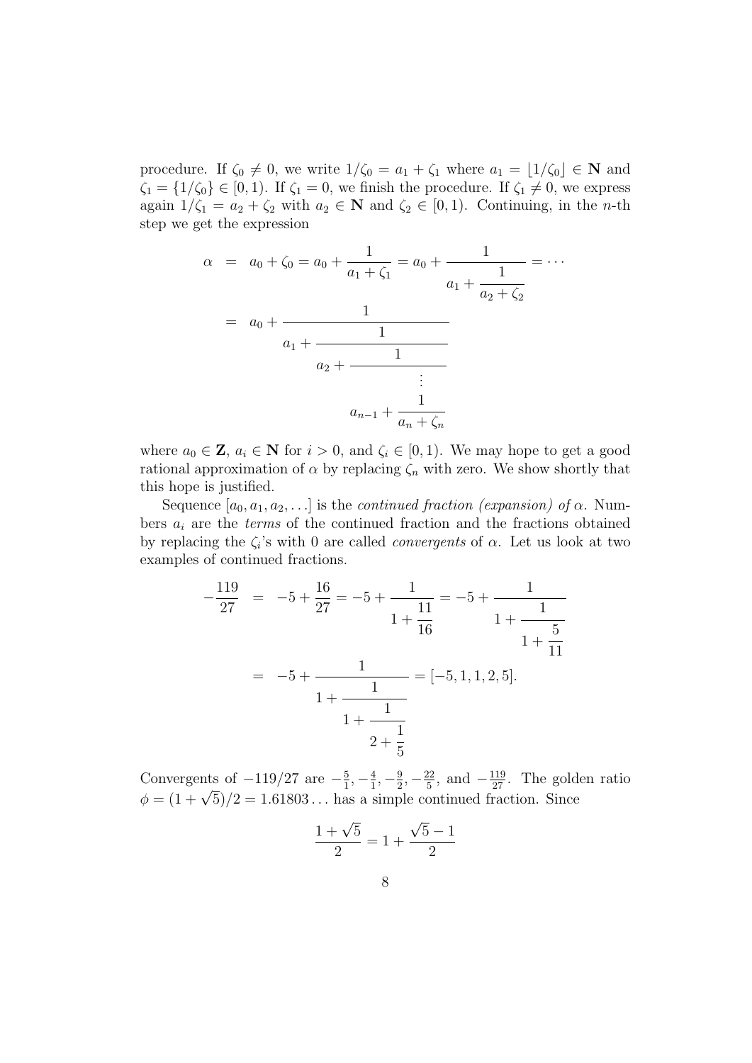procedure. If $\zeta_0 \neq 0$, we write $1/\zeta_0 = a_1 + \zeta_1$ where $a_1 = \lfloor 1/\zeta_0 \rfloor \in \mathbf{N}$ and $\zeta_1 = \{1/\zeta_0\} \in [0, 1)$. If $\zeta_1 = 0$, we finish the procedure. If $\zeta_1 \neq 0$, we express again $1/\zeta_1 = a_2 + \zeta_2$ with $a_2 \in \mathbf{N}$ and $\zeta_2 \in [0, 1)$. Continuing, in the $n$-th step we get the expression

$$
\begin{aligned}
\alpha &= a_0 + \zeta_0 = a_0 + \cfrac{1}{a_1 + \zeta_1} = a_0 + \cfrac{1}{a_1 + \cfrac{1}{a_2 + \zeta_2}} = \cdots \\
&= a_0 + \cfrac{1}{a_1 + \cfrac{1}{a_2 + \cfrac{1}{\begin{matrix} \vdots \\ a_{n-1} + \cfrac{1}{a_n + \zeta_n} \end{matrix}}}}
\end{aligned}
$$

where $a_0 \in \mathbf{Z}$, $a_i \in \mathbf{N}$ for $i > 0$, and $\zeta_i \in [0, 1)$. We may hope to get a good rational approximation of $\alpha$ by replacing $\zeta_n$ with zero. We show shortly that this hope is justified.

Sequence $[a_0, a_1, a_2, \ldots]$ is the *continued fraction (expansion) of $\alpha$*. Numbers $a_i$ are the *terms* of the continued fraction and the fractions obtained by replacing the $\zeta_i$'s with 0 are called *convergents* of $\alpha$. Let us look at two examples of continued fractions.

$$
\begin{aligned}
-\frac{119}{27} &= -5 + \frac{16}{27} = -5 + \cfrac{1}{1 + \cfrac{11}{16}} = -5 + \cfrac{1}{1 + \cfrac{1}{1 + \cfrac{5}{11}}} \\
&= -5 + \cfrac{1}{1 + \cfrac{1}{1 + \cfrac{1}{2 + \cfrac{1}{5}}}} = [-5, 1, 1, 2, 5].
\end{aligned}
$$

Convergents of $-119/27$ are $-\frac{5}{1}, -\frac{4}{1}, -\frac{9}{2}, -\frac{22}{5}$, and $-\frac{119}{27}$. The golden ratio $\phi = (1 + \sqrt{5})/2 = 1.61803\ldots$ has a simple continued fraction. Since

$$
\frac{1 + \sqrt{5}}{2} = 1 + \frac{\sqrt{5} - 1}{2}
$$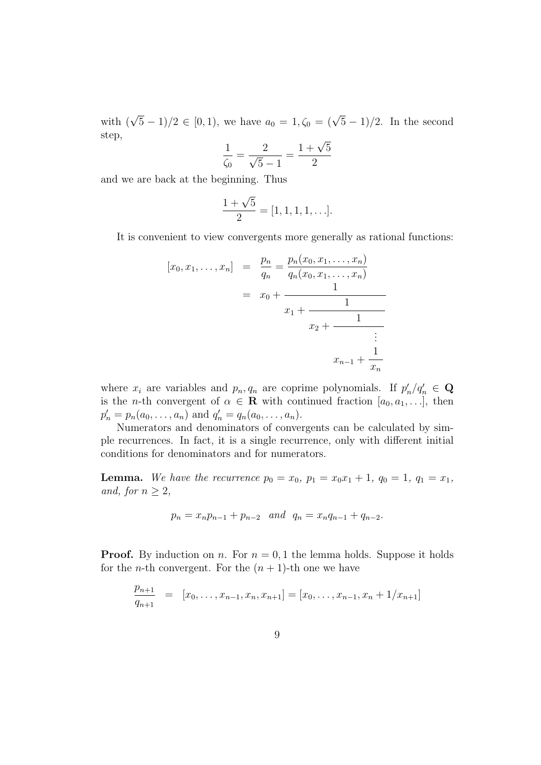with $(\sqrt{5}-1)/2 \in [0,1)$, we have $a_0 = 1, \zeta_0 = (\sqrt{5}-1)/2$. In the second step,

$$\frac{1}{\zeta_0} = \frac{2}{\sqrt{5}-1} = \frac{1+\sqrt{5}}{2}$$

and we are back at the beginning. Thus

$$\frac{1+\sqrt{5}}{2} = [1, 1, 1, 1, \ldots].$$

It is convenient to view convergents more generally as rational functions:

$$\begin{aligned}
[x_0, x_1, \ldots, x_n] &= \frac{p_n}{q_n} = \frac{p_n(x_0, x_1, \ldots, x_n)}{q_n(x_0, x_1, \ldots, x_n)} \\
&= x_0 + \cfrac{1}{x_1 + \cfrac{1}{x_2 + \cfrac{1}{\ddots \; x_{n-1} + \cfrac{1}{x_n}}}}
\end{aligned}$$

where $x_i$ are variables and $p_n, q_n$ are coprime polynomials. If $p'_n/q'_n \in \mathbf{Q}$ is the $n$-th convergent of $\alpha \in \mathbf{R}$ with continued fraction $[a_0, a_1, \ldots]$, then $p'_n = p_n(a_0, \ldots, a_n)$ and $q'_n = q_n(a_0, \ldots, a_n)$.

Numerators and denominators of convergents can be calculated by simple recurrences. In fact, it is a single recurrence, only with different initial conditions for denominators and for numerators.

**Lemma.** *We have the recurrence $p_0 = x_0$, $p_1 = x_0 x_1 + 1$, $q_0 = 1$, $q_1 = x_1$, and, for $n \geq 2$,*

$$p_n = x_n p_{n-1} + p_{n-2} \quad \textit{and} \quad q_n = x_n q_{n-1} + q_{n-2}.$$

**Proof.** By induction on $n$. For $n = 0, 1$ the lemma holds. Suppose it holds for the $n$-th convergent. For the $(n+1)$-th one we have

$$\frac{p_{n+1}}{q_{n+1}} = [x_0, \ldots, x_{n-1}, x_n, x_{n+1}] = [x_0, \ldots, x_{n-1}, x_n + 1/x_{n+1}]$$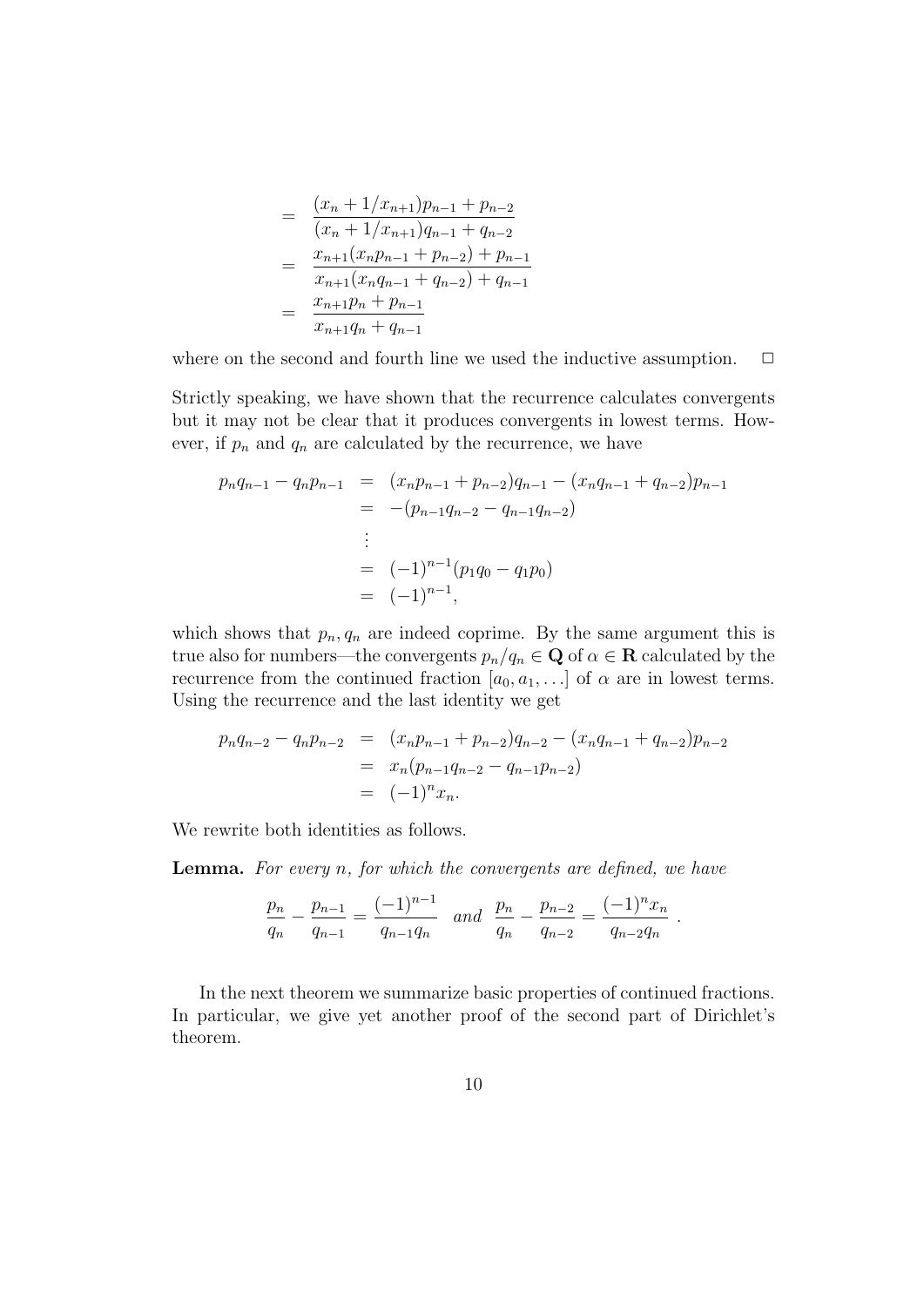$$
\begin{aligned}
&= \frac{(x_n + 1/x_{n+1})p_{n-1} + p_{n-2}}{(x_n + 1/x_{n+1})q_{n-1} + q_{n-2}} \\
&= \frac{x_{n+1}(x_n p_{n-1} + p_{n-2}) + p_{n-1}}{x_{n+1}(x_n q_{n-1} + q_{n-2}) + q_{n-1}} \\
&= \frac{x_{n+1}p_n + p_{n-1}}{x_{n+1}q_n + q_{n-1}}
\end{aligned}
$$

where on the second and fourth line we used the inductive assumption. □

Strictly speaking, we have shown that the recurrence calculates convergents but it may not be clear that it produces convergents in lowest terms. However, if $p_n$ and $q_n$ are calculated by the recurrence, we have

$$
\begin{aligned}
p_n q_{n-1} - q_n p_{n-1} &= (x_n p_{n-1} + p_{n-2})q_{n-1} - (x_n q_{n-1} + q_{n-2})p_{n-1} \\
&= -(p_{n-1}q_{n-2} - q_{n-1}q_{n-2}) \\
&\vdots \\
&= (-1)^{n-1}(p_1 q_0 - q_1 p_0) \\
&= (-1)^{n-1},
\end{aligned}
$$

which shows that $p_n, q_n$ are indeed coprime. By the same argument this is true also for numbers—the convergents $p_n/q_n \in \mathbf{Q}$ of $\alpha \in \mathbf{R}$ calculated by the recurrence from the continued fraction $[a_0, a_1, \ldots]$ of $\alpha$ are in lowest terms. Using the recurrence and the last identity we get

$$
\begin{aligned}
p_n q_{n-2} - q_n p_{n-2} &= (x_n p_{n-1} + p_{n-2})q_{n-2} - (x_n q_{n-1} + q_{n-2})p_{n-2} \\
&= x_n(p_{n-1}q_{n-2} - q_{n-1}p_{n-2}) \\
&= (-1)^n x_n.
\end{aligned}
$$

We rewrite both identities as follows.

**Lemma.** *For every $n$, for which the convergents are defined, we have*

$$
\frac{p_n}{q_n} - \frac{p_{n-1}}{q_{n-1}} = \frac{(-1)^{n-1}}{q_{n-1}q_n} \quad \textit{and} \quad \frac{p_n}{q_n} - \frac{p_{n-2}}{q_{n-2}} = \frac{(-1)^n x_n}{q_{n-2}q_n}\ .
$$

In the next theorem we summarize basic properties of continued fractions. In particular, we give yet another proof of the second part of Dirichlet's theorem.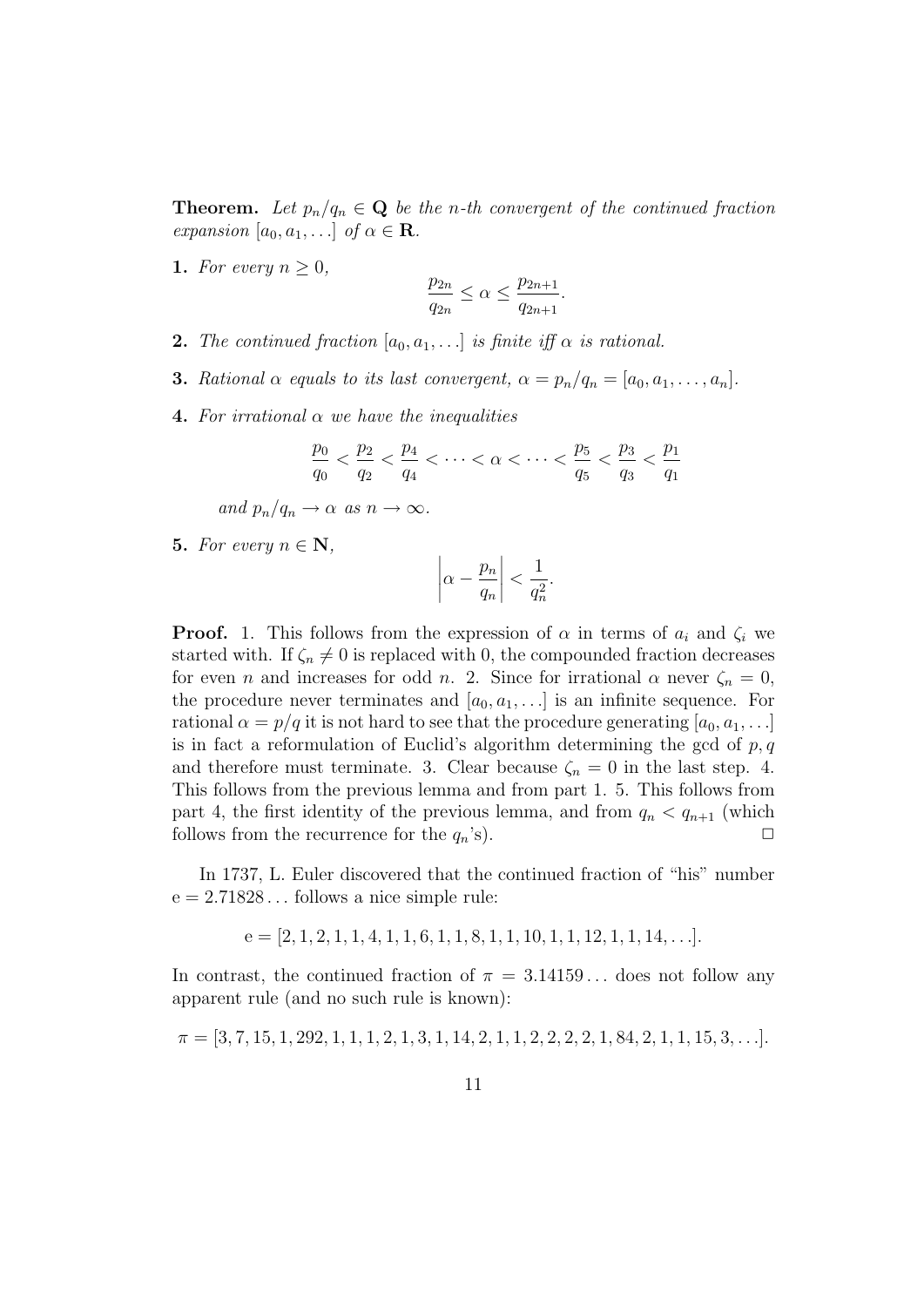**Theorem.** *Let $p_n/q_n \in \mathbf{Q}$ be the $n$-th convergent of the continued fraction expansion $[a_0, a_1, \ldots]$ of $\alpha \in \mathbf{R}$.*

**1.** *For every $n \geq 0$,*

$$\frac{p_{2n}}{q_{2n}} \leq \alpha \leq \frac{p_{2n+1}}{q_{2n+1}}.$$

**2.** *The continued fraction $[a_0, a_1, \ldots]$ is finite iff $\alpha$ is rational.*

**3.** *Rational $\alpha$ equals to its last convergent, $\alpha = p_n/q_n = [a_0, a_1, \ldots, a_n]$.*

**4.** *For irrational $\alpha$ we have the inequalities*

$$\frac{p_0}{q_0} < \frac{p_2}{q_2} < \frac{p_4}{q_4} < \cdots < \alpha < \cdots < \frac{p_5}{q_5} < \frac{p_3}{q_3} < \frac{p_1}{q_1}$$

*and $p_n/q_n \to \alpha$ as $n \to \infty$.*

**5.** *For every $n \in \mathbf{N}$,*

$$\left| \alpha - \frac{p_n}{q_n} \right| < \frac{1}{q_n^2}.$$

**Proof.** 1. This follows from the expression of $\alpha$ in terms of $a_i$ and $\zeta_i$ we started with. If $\zeta_n \neq 0$ is replaced with 0, the compounded fraction decreases for even $n$ and increases for odd $n$. 2. Since for irrational $\alpha$ never $\zeta_n = 0$, the procedure never terminates and $[a_0, a_1, \ldots]$ is an infinite sequence. For rational $\alpha = p/q$ it is not hard to see that the procedure generating $[a_0, a_1, \ldots]$ is in fact a reformulation of Euclid's algorithm determining the gcd of $p, q$ and therefore must terminate. 3. Clear because $\zeta_n = 0$ in the last step. 4. This follows from the previous lemma and from part 1. 5. This follows from part 4, the first identity of the previous lemma, and from $q_n < q_{n+1}$ (which follows from the recurrence for the $q_n$'s). $\square$

In 1737, L. Euler discovered that the continued fraction of "his" number $\mathrm{e} = 2.71828\ldots$ follows a nice simple rule:

$$\mathrm{e} = [2, 1, 2, 1, 1, 4, 1, 1, 6, 1, 1, 8, 1, 1, 10, 1, 1, 12, 1, 1, 14, \ldots].$$

In contrast, the continued fraction of $\pi = 3.14159\ldots$ does not follow any apparent rule (and no such rule is known):

$$\pi = [3, 7, 15, 1, 292, 1, 1, 1, 2, 1, 3, 1, 14, 2, 1, 1, 2, 2, 2, 2, 1, 84, 2, 1, 1, 15, 3, \ldots].$$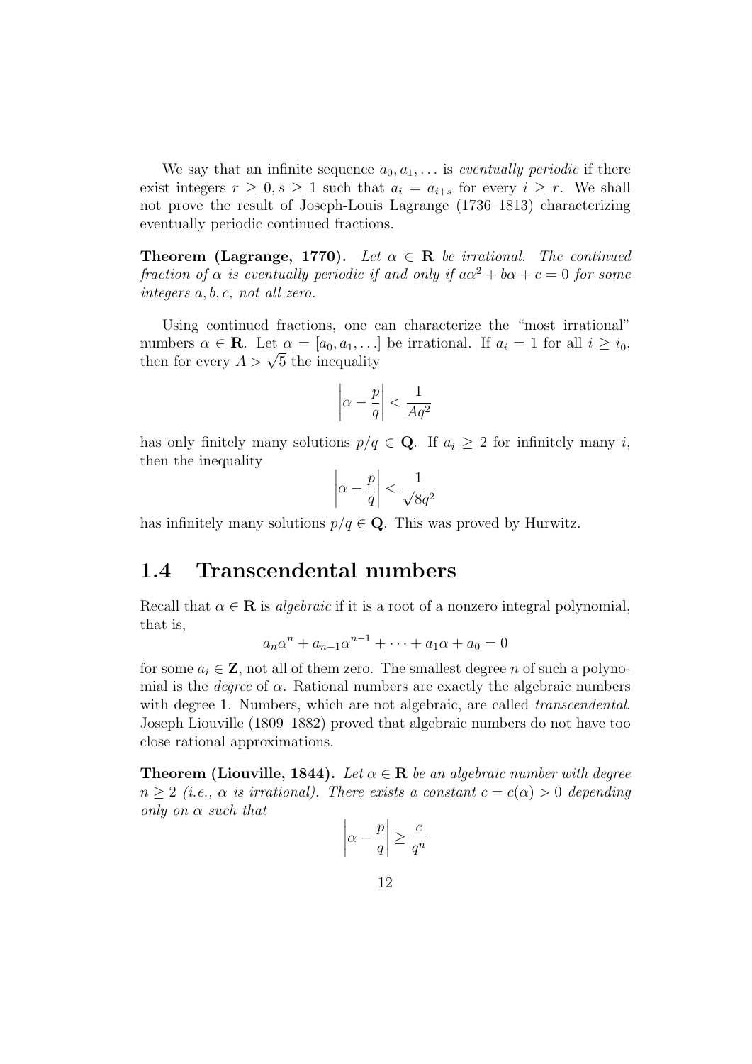We say that an infinite sequence $a_0, a_1, \ldots$ is *eventually periodic* if there exist integers $r \geq 0, s \geq 1$ such that $a_i = a_{i+s}$ for every $i \geq r$. We shall not prove the result of Joseph-Louis Lagrange (1736–1813) characterizing eventually periodic continued fractions.

**Theorem (Lagrange, 1770).** *Let $\alpha \in \mathbf{R}$ be irrational. The continued fraction of $\alpha$ is eventually periodic if and only if $a\alpha^2 + b\alpha + c = 0$ for some integers $a, b, c$, not all zero.*

Using continued fractions, one can characterize the "most irrational" numbers $\alpha \in \mathbf{R}$. Let $\alpha = [a_0, a_1, \ldots]$ be irrational. If $a_i = 1$ for all $i \geq i_0$, then for every $A > \sqrt{5}$ the inequality

$$\left| \alpha - \frac{p}{q} \right| < \frac{1}{Aq^2}$$

has only finitely many solutions $p/q \in \mathbf{Q}$. If $a_i \geq 2$ for infinitely many $i$, then the inequality

$$\left| \alpha - \frac{p}{q} \right| < \frac{1}{\sqrt{8}q^2}$$

has infinitely many solutions $p/q \in \mathbf{Q}$. This was proved by Hurwitz.

## 1.4 Transcendental numbers

Recall that $\alpha \in \mathbf{R}$ is *algebraic* if it is a root of a nonzero integral polynomial, that is,

$$a_n\alpha^n + a_{n-1}\alpha^{n-1} + \cdots + a_1\alpha + a_0 = 0$$

for some $a_i \in \mathbf{Z}$, not all of them zero. The smallest degree $n$ of such a polynomial is the *degree* of $\alpha$. Rational numbers are exactly the algebraic numbers with degree 1. Numbers, which are not algebraic, are called *transcendental*. Joseph Liouville (1809–1882) proved that algebraic numbers do not have too close rational approximations.

**Theorem (Liouville, 1844).** *Let $\alpha \in \mathbf{R}$ be an algebraic number with degree $n \geq 2$ (i.e., $\alpha$ is irrational). There exists a constant $c = c(\alpha) > 0$ depending only on $\alpha$ such that*

$$\left| \alpha - \frac{p}{q} \right| \geq \frac{c}{q^n}$$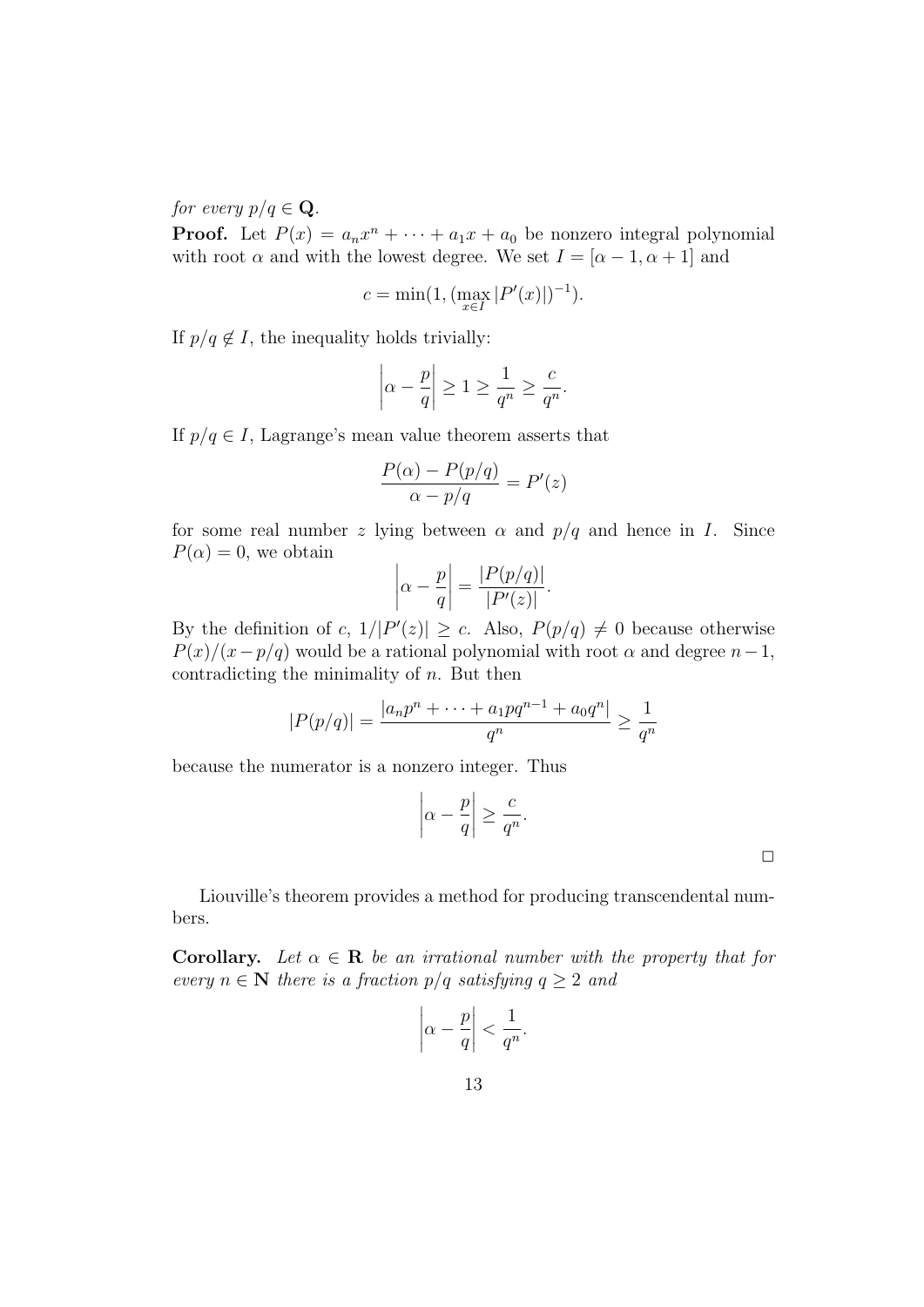*for every $p/q \in \mathbf{Q}$.*

**Proof.** Let $P(x) = a_n x^n + \cdots + a_1 x + a_0$ be nonzero integral polynomial with root $\alpha$ and with the lowest degree. We set $I = [\alpha - 1, \alpha + 1]$ and

$$c = \min(1, (\max_{x \in I} |P'(x)|)^{-1}).$$

If $p/q \notin I$, the inequality holds trivially:

$$\left|\alpha - \frac{p}{q}\right| \geq 1 \geq \frac{1}{q^n} \geq \frac{c}{q^n}.$$

If $p/q \in I$, Lagrange's mean value theorem asserts that

$$\frac{P(\alpha) - P(p/q)}{\alpha - p/q} = P'(z)$$

for some real number $z$ lying between $\alpha$ and $p/q$ and hence in $I$. Since $P(\alpha) = 0$, we obtain

$$\left|\alpha - \frac{p}{q}\right| = \frac{|P(p/q)|}{|P'(z)|}.$$

By the definition of $c$, $1/|P'(z)| \geq c$. Also, $P(p/q) \neq 0$ because otherwise $P(x)/(x - p/q)$ would be a rational polynomial with root $\alpha$ and degree $n-1$, contradicting the minimality of $n$. But then

$$|P(p/q)| = \frac{|a_n p^n + \cdots + a_1 p q^{n-1} + a_0 q^n|}{q^n} \geq \frac{1}{q^n}$$

because the numerator is a nonzero integer. Thus

$$\left|\alpha - \frac{p}{q}\right| \geq \frac{c}{q^n}.$$

□

Liouville's theorem provides a method for producing transcendental numbers.

**Corollary.** *Let $\alpha \in \mathbf{R}$ be an irrational number with the property that for every $n \in \mathbf{N}$ there is a fraction $p/q$ satisfying $q \geq 2$ and*

$$\left|\alpha - \frac{p}{q}\right| < \frac{1}{q^n}.$$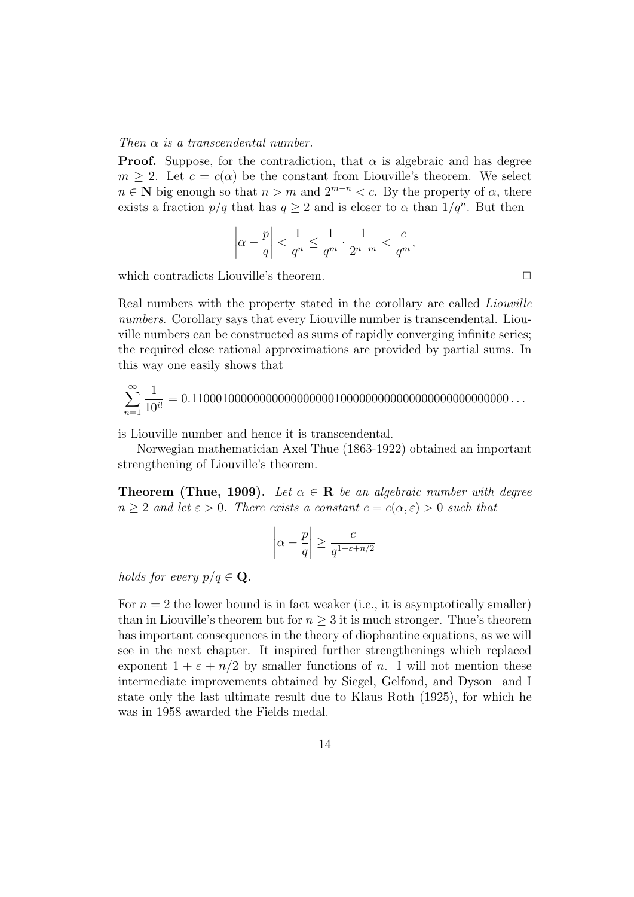*Then $\alpha$ is a transcendental number.*

**Proof.** Suppose, for the contradiction, that $\alpha$ is algebraic and has degree $m \geq 2$. Let $c = c(\alpha)$ be the constant from Liouville's theorem. We select $n \in \mathbf{N}$ big enough so that $n > m$ and $2^{m-n} < c$. By the property of $\alpha$, there exists a fraction $p/q$ that has $q \geq 2$ and is closer to $\alpha$ than $1/q^n$. But then

$$\left|\alpha - \frac{p}{q}\right| < \frac{1}{q^n} \leq \frac{1}{q^m} \cdot \frac{1}{2^{n-m}} < \frac{c}{q^m},$$

which contradicts Liouville's theorem. $\Box$

Real numbers with the property stated in the corollary are called *Liouville numbers*. Corollary says that every Liouville number is transcendental. Liouville numbers can be constructed as sums of rapidly converging infinite series; the required close rational approximations are provided by partial sums. In this way one easily shows that

$$\sum_{n=1}^{\infty} \frac{1}{10^{i!}} = 0.110001000000000000000001000000000000000000000000000\ldots$$

is Liouville number and hence it is transcendental.

Norwegian mathematician Axel Thue (1863-1922) obtained an important strengthening of Liouville's theorem.

**Theorem (Thue, 1909).** *Let $\alpha \in \mathbf{R}$ be an algebraic number with degree $n \geq 2$ and let $\varepsilon > 0$. There exists a constant $c = c(\alpha, \varepsilon) > 0$ such that*

$$\left|\alpha - \frac{p}{q}\right| \geq \frac{c}{q^{1+\varepsilon+n/2}}$$

*holds for every $p/q \in \mathbf{Q}$.*

For $n = 2$ the lower bound is in fact weaker (i.e., it is asymptotically smaller) than in Liouville's theorem but for $n \geq 3$ it is much stronger. Thue's theorem has important consequences in the theory of diophantine equations, as we will see in the next chapter. It inspired further strengthenings which replaced exponent $1 + \varepsilon + n/2$ by smaller functions of $n$. I will not mention these intermediate improvements obtained by Siegel, Gelfond, and Dyson and I state only the last ultimate result due to Klaus Roth (1925), for which he was in 1958 awarded the Fields medal.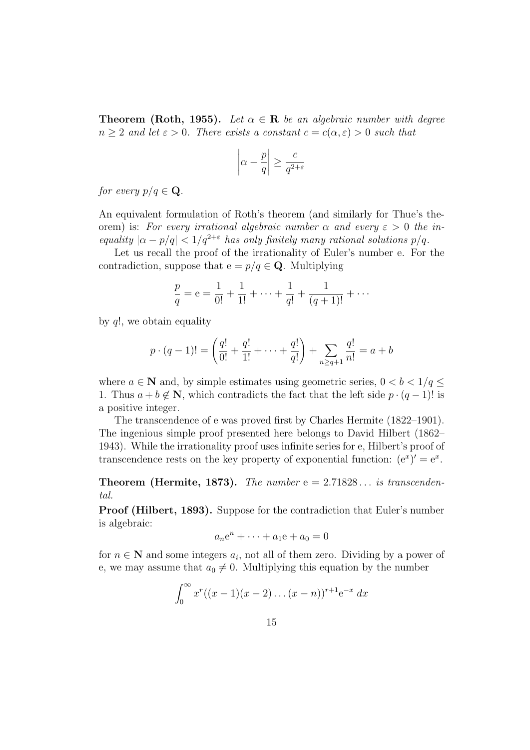**Theorem (Roth, 1955).** *Let $\alpha \in \mathbf{R}$ be an algebraic number with degree $n \geq 2$ and let $\varepsilon > 0$. There exists a constant $c = c(\alpha, \varepsilon) > 0$ such that*

$$\left| \alpha - \frac{p}{q} \right| \geq \frac{c}{q^{2+\varepsilon}}$$

*for every $p/q \in \mathbf{Q}$.*

An equivalent formulation of Roth's theorem (and similarly for Thue's theorem) is: *For every irrational algebraic number $\alpha$ and every $\varepsilon > 0$ the inequality $|\alpha - p/q| < 1/q^{2+\varepsilon}$ has only finitely many rational solutions $p/q$.*

Let us recall the proof of the irrationality of Euler's number e. For the contradiction, suppose that $\mathrm{e} = p/q \in \mathbf{Q}$. Multiplying

$$\frac{p}{q} = \mathrm{e} = \frac{1}{0!} + \frac{1}{1!} + \cdots + \frac{1}{q!} + \frac{1}{(q+1)!} + \cdots$$

by $q!$, we obtain equality

$$p \cdot (q-1)! = \left( \frac{q!}{0!} + \frac{q!}{1!} + \cdots + \frac{q!}{q!} \right) + \sum_{n \geq q+1} \frac{q!}{n!} = a + b$$

where $a \in \mathbf{N}$ and, by simple estimates using geometric series, $0 < b < 1/q \leq 1$. Thus $a + b \notin \mathbf{N}$, which contradicts the fact that the left side $p \cdot (q-1)!$ is a positive integer.

The transcendence of e was proved first by Charles Hermite (1822–1901). The ingenious simple proof presented here belongs to David Hilbert (1862–1943). While the irrationality proof uses infinite series for e, Hilbert's proof of transcendence rests on the key property of exponential function: $(\mathrm{e}^x)' = \mathrm{e}^x$.

**Theorem (Hermite, 1873).** *The number $\mathrm{e} = 2.71828\ldots$ is transcendental.*

**Proof (Hilbert, 1893).** Suppose for the contradiction that Euler's number is algebraic:

$$a_n \mathrm{e}^n + \cdots + a_1 \mathrm{e} + a_0 = 0$$

for $n \in \mathbf{N}$ and some integers $a_i$, not all of them zero. Dividing by a power of e, we may assume that $a_0 \neq 0$. Multiplying this equation by the number

$$\int_0^\infty x^r ((x-1)(x-2)\ldots(x-n))^{r+1} \mathrm{e}^{-x} \, dx$$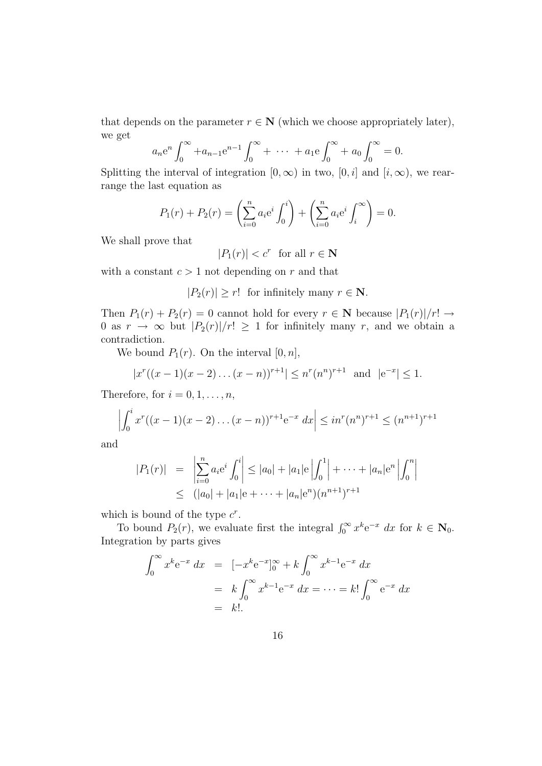that depends on the parameter $r \in \mathbf{N}$ (which we choose appropriately later), we get

$$a_n \mathrm{e}^n \int_0^\infty + a_{n-1}\mathrm{e}^{n-1} \int_0^\infty + \cdots + a_1 \mathrm{e} \int_0^\infty + a_0 \int_0^\infty = 0.$$

Splitting the interval of integration $[0, \infty)$ in two, $[0, i]$ and $[i, \infty)$, we rearrange the last equation as

$$P_1(r) + P_2(r) = \left( \sum_{i=0}^{n} a_i \mathrm{e}^i \int_0^i \right) + \left( \sum_{i=0}^{n} a_i \mathrm{e}^i \int_i^\infty \right) = 0.$$

We shall prove that

$$|P_1(r)| < c^r \ \text{ for all } r \in \mathbf{N}$$

with a constant $c > 1$ not depending on $r$ and that

$$|P_2(r)| \geq r! \ \text{ for infinitely many } r \in \mathbf{N}.$$

Then $P_1(r) + P_2(r) = 0$ cannot hold for every $r \in \mathbf{N}$ because $|P_1(r)|/r! \to 0$ as $r \to \infty$ but $|P_2(r)|/r! \geq 1$ for infinitely many $r$, and we obtain a contradiction.

We bound $P_1(r)$. On the interval $[0, n]$,

$$|x^r((x-1)(x-2)\dots(x-n))^{r+1}| \leq n^r(n^n)^{r+1} \ \text{ and } \ |\mathrm{e}^{-x}| \leq 1.$$

Therefore, for $i = 0, 1, \dots, n$,

$$\left| \int_0^i x^r((x-1)(x-2)\dots(x-n))^{r+1}\mathrm{e}^{-x}\, dx \right| \leq i n^r (n^n)^{r+1} \leq (n^{n+1})^{r+1}$$

and

$$\begin{aligned} |P_1(r)| &= \left| \sum_{i=0}^{n} a_i \mathrm{e}^i \int_0^i \right| \leq |a_0| + |a_1|\mathrm{e} \left| \int_0^1 \right| + \cdots + |a_n|\mathrm{e}^n \left| \int_0^n \right| \\ &\leq (|a_0| + |a_1|\mathrm{e} + \cdots + |a_n|\mathrm{e}^n)(n^{n+1})^{r+1} \end{aligned}$$

which is bound of the type $c^r$.

To bound $P_2(r)$, we evaluate first the integral $\int_0^\infty x^k \mathrm{e}^{-x}\, dx$ for $k \in \mathbf{N}_0$. Integration by parts gives

$$\begin{aligned} \int_0^\infty x^k \mathrm{e}^{-x}\, dx &= [-x^k \mathrm{e}^{-x}]_0^\infty + k \int_0^\infty x^{k-1}\mathrm{e}^{-x}\, dx \\ &= k \int_0^\infty x^{k-1}\mathrm{e}^{-x}\, dx = \cdots = k! \int_0^\infty \mathrm{e}^{-x}\, dx \\ &= k!. \end{aligned}$$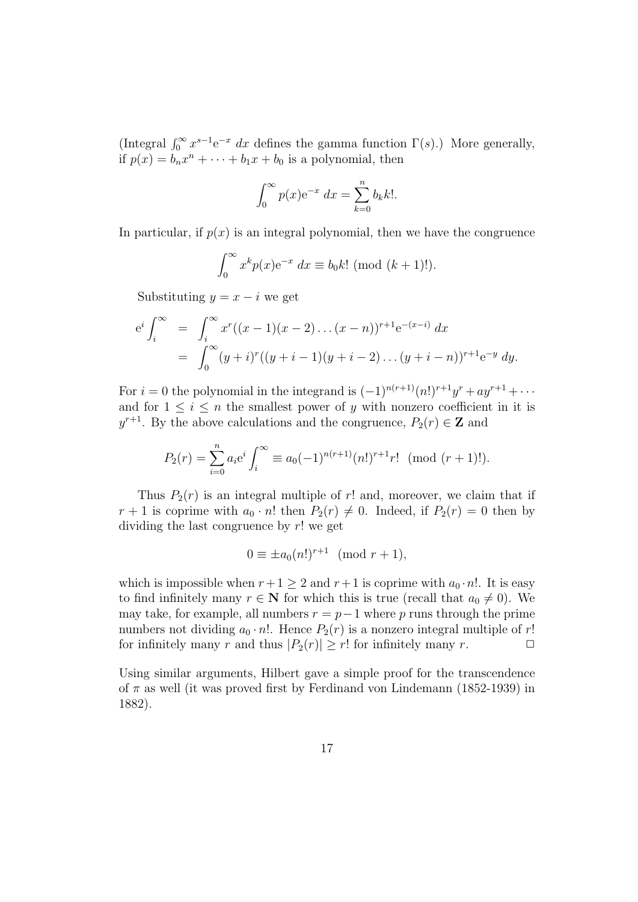(Integral $\int_0^\infty x^{s-1}\mathrm{e}^{-x}\,dx$ defines the gamma function $\Gamma(s)$.) More generally, if $p(x) = b_n x^n + \cdots + b_1 x + b_0$ is a polynomial, then

$$\int_0^\infty p(x)\mathrm{e}^{-x}\,dx = \sum_{k=0}^{n} b_k k!.$$

In particular, if $p(x)$ is an integral polynomial, then we have the congruence

$$\int_0^\infty x^k p(x)\mathrm{e}^{-x}\,dx \equiv b_0 k! \pmod{(k+1)!}.$$

Substituting $y = x - i$ we get

$$\begin{aligned}
\mathrm{e}^i \int_i^\infty &= \int_i^\infty x^r((x-1)(x-2)\dots(x-n))^{r+1}\mathrm{e}^{-(x-i)}\,dx \\
&= \int_0^\infty (y+i)^r((y+i-1)(y+i-2)\dots(y+i-n))^{r+1}\mathrm{e}^{-y}\,dy.
\end{aligned}$$

For $i = 0$ the polynomial in the integrand is $(-1)^{n(r+1)}(n!)^{r+1}y^r + ay^{r+1} + \cdots$ and for $1 \le i \le n$ the smallest power of $y$ with nonzero coefficient in it is $y^{r+1}$. By the above calculations and the congruence, $P_2(r) \in \mathbf{Z}$ and

$$P_2(r) = \sum_{i=0}^{n} a_i \mathrm{e}^i \int_i^\infty \equiv a_0(-1)^{n(r+1)}(n!)^{r+1}r! \pmod{(r+1)!}.$$

Thus $P_2(r)$ is an integral multiple of $r!$ and, moreover, we claim that if $r+1$ is coprime with $a_0 \cdot n!$ then $P_2(r) \neq 0$. Indeed, if $P_2(r) = 0$ then by dividing the last congruence by $r!$ we get

$$0 \equiv \pm a_0(n!)^{r+1} \pmod{r+1},$$

which is impossible when $r+1 \ge 2$ and $r+1$ is coprime with $a_0 \cdot n!$. It is easy to find infinitely many $r \in \mathbf{N}$ for which this is true (recall that $a_0 \neq 0$). We may take, for example, all numbers $r = p-1$ where $p$ runs through the prime numbers not dividing $a_0 \cdot n!$. Hence $P_2(r)$ is a nonzero integral multiple of $r!$ for infinitely many $r$ and thus $|P_2(r)| \ge r!$ for infinitely many $r$. □

Using similar arguments, Hilbert gave a simple proof for the transcendence of $\pi$ as well (it was proved first by Ferdinand von Lindemann (1852-1939) in 1882).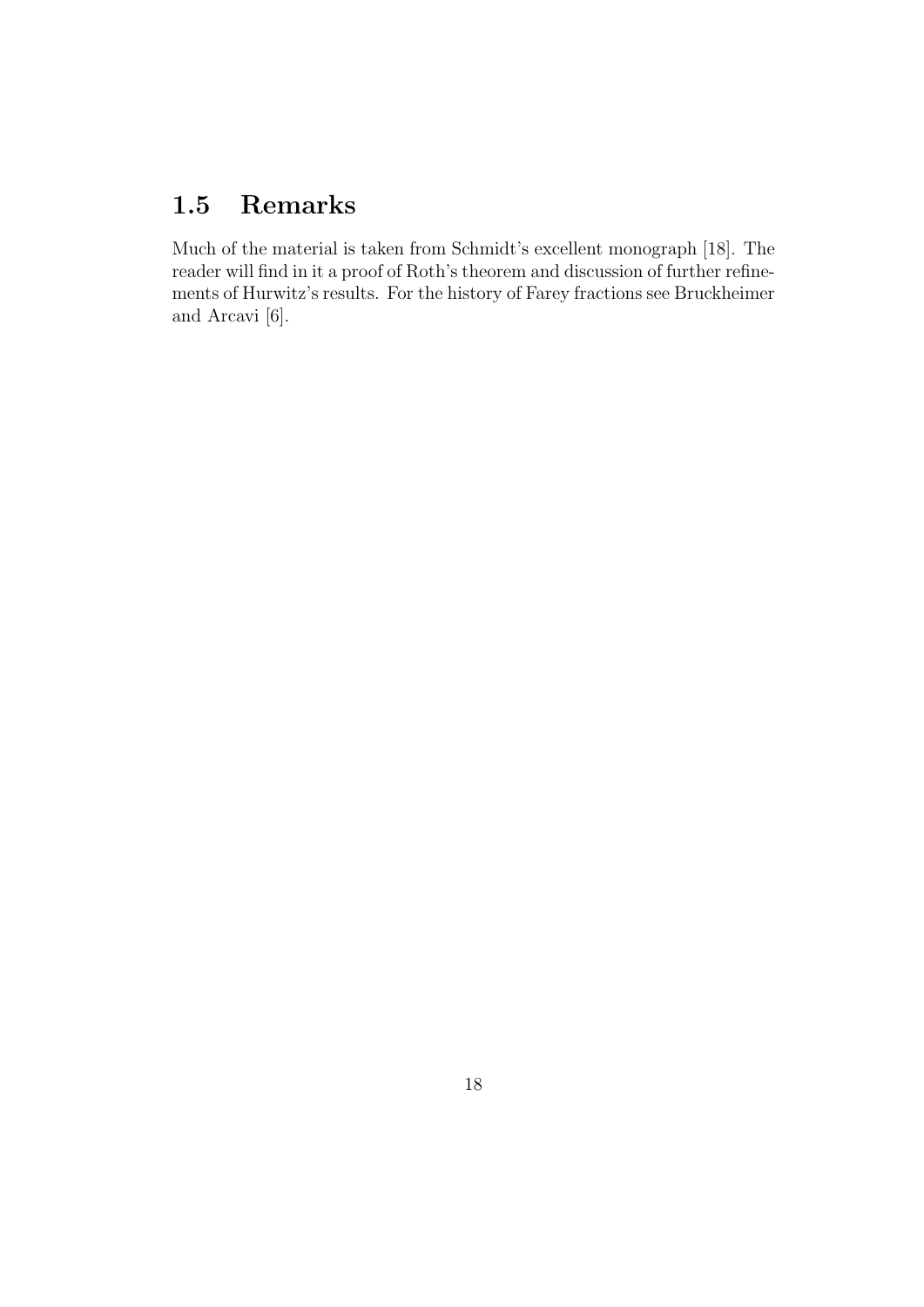## 1.5 Remarks

Much of the material is taken from Schmidt's excellent monograph [18]. The reader will find in it a proof of Roth's theorem and discussion of further refinements of Hurwitz's results. For the history of Farey fractions see Bruckheimer and Arcavi [6].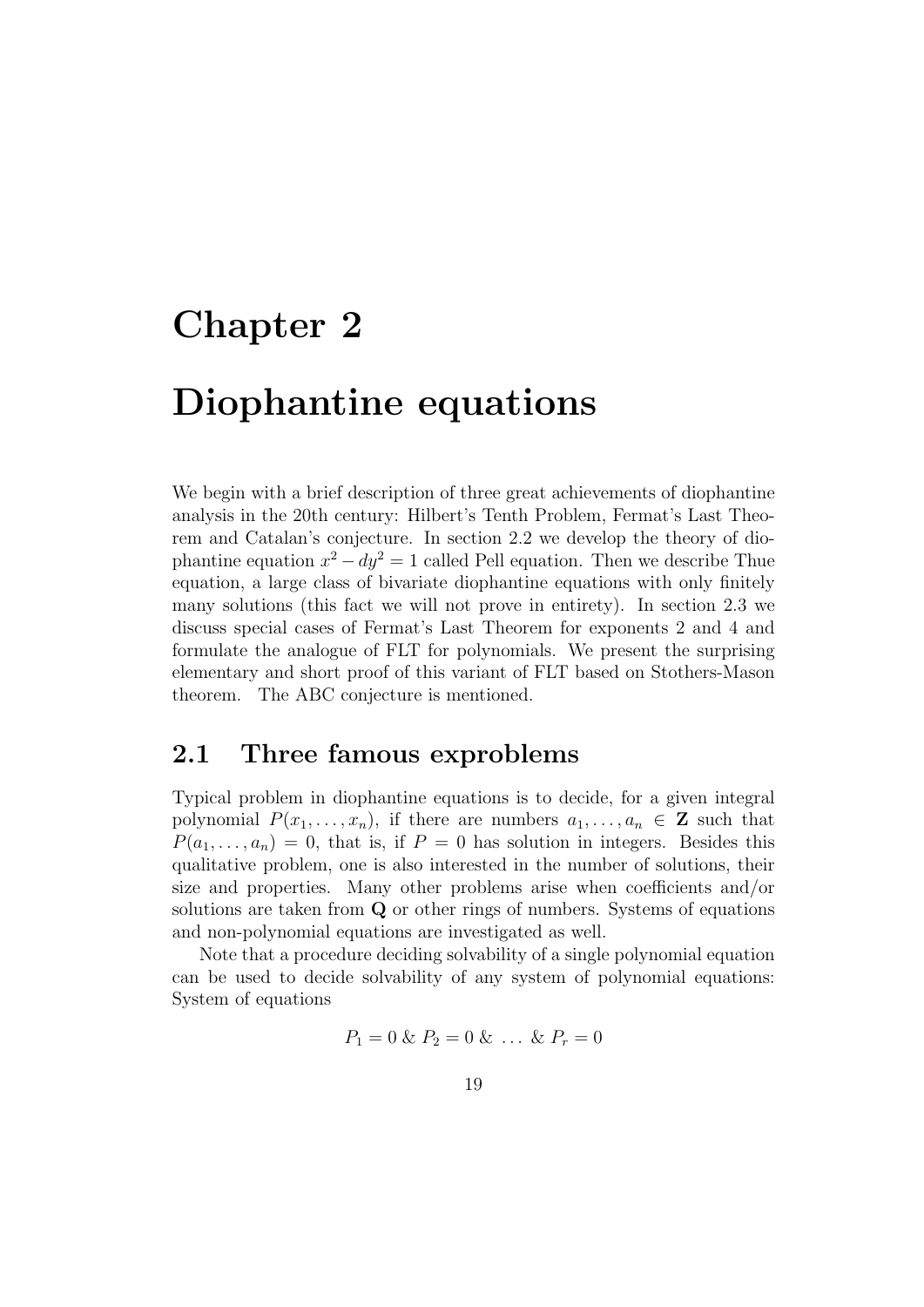// Chapter 2

# Diophantine equations

We begin with a brief description of three great achievements of diophantine analysis in the 20th century: Hilbert's Tenth Problem, Fermat's Last Theorem and Catalan's conjecture. In section 2.2 we develop the theory of diophantine equation $x^2 - dy^2 = 1$ called Pell equation. Then we describe Thue equation, a large class of bivariate diophantine equations with only finitely many solutions (this fact we will not prove in entirety). In section 2.3 we discuss special cases of Fermat's Last Theorem for exponents 2 and 4 and formulate the analogue of FLT for polynomials. We present the surprising elementary and short proof of this variant of FLT based on Stothers-Mason theorem. The ABC conjecture is mentioned.

## 2.1 Three famous exproblems

Typical problem in diophantine equations is to decide, for a given integral polynomial $P(x_1, \ldots, x_n)$, if there are numbers $a_1, \ldots, a_n \in \mathbf{Z}$ such that $P(a_1, \ldots, a_n) = 0$, that is, if $P = 0$ has solution in integers. Besides this qualitative problem, one is also interested in the number of solutions, their size and properties. Many other problems arise when coefficients and/or solutions are taken from $\mathbf{Q}$ or other rings of numbers. Systems of equations and non-polynomial equations are investigated as well.

Note that a procedure deciding solvability of a single polynomial equation can be used to decide solvability of any system of polynomial equations: System of equations

$$P_1 = 0 \;\&\; P_2 = 0 \;\&\; \ldots \;\&\; P_r = 0$$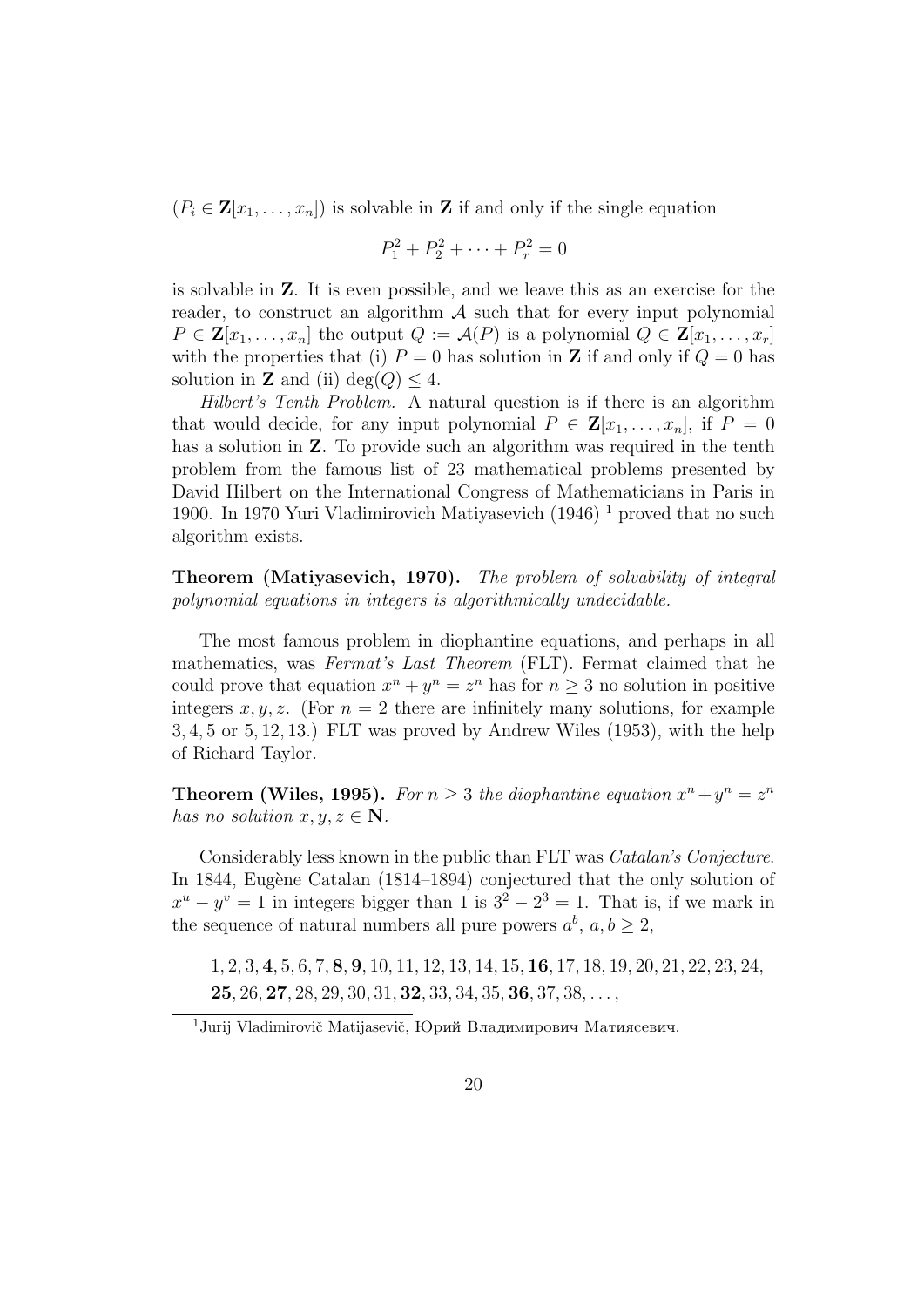($P_i \in \mathbf{Z}[x_1, \ldots, x_n]$) is solvable in $\mathbf{Z}$ if and only if the single equation

$$P_1^2 + P_2^2 + \cdots + P_r^2 = 0$$

is solvable in $\mathbf{Z}$. It is even possible, and we leave this as an exercise for the reader, to construct an algorithm $\mathcal{A}$ such that for every input polynomial $P \in \mathbf{Z}[x_1, \ldots, x_n]$ the output $Q := \mathcal{A}(P)$ is a polynomial $Q \in \mathbf{Z}[x_1, \ldots, x_r]$ with the properties that (i) $P = 0$ has solution in $\mathbf{Z}$ if and only if $Q = 0$ has solution in $\mathbf{Z}$ and (ii) $\deg(Q) \leq 4$.

*Hilbert's Tenth Problem.* A natural question is if there is an algorithm that would decide, for any input polynomial $P \in \mathbf{Z}[x_1, \ldots, x_n]$, if $P = 0$ has a solution in $\mathbf{Z}$. To provide such an algorithm was required in the tenth problem from the famous list of 23 mathematical problems presented by David Hilbert on the International Congress of Mathematicians in Paris in 1900. In 1970 Yuri Vladimirovich Matiyasevich (1946) [1] proved that no such algorithm exists.

**Theorem (Matiyasevich, 1970).** *The problem of solvability of integral polynomial equations in integers is algorithmically undecidable.*

The most famous problem in diophantine equations, and perhaps in all mathematics, was *Fermat's Last Theorem* (FLT). Fermat claimed that he could prove that equation $x^n + y^n = z^n$ has for $n \geq 3$ no solution in positive integers $x, y, z$. (For $n = 2$ there are infinitely many solutions, for example $3, 4, 5$ or $5, 12, 13$.) FLT was proved by Andrew Wiles (1953), with the help of Richard Taylor.

**Theorem (Wiles, 1995).** *For $n \geq 3$ the diophantine equation $x^n + y^n = z^n$ has no solution $x, y, z \in \mathbf{N}$.*

Considerably less known in the public than FLT was *Catalan's Conjecture*. In 1844, Eugène Catalan (1814–1894) conjectured that the only solution of $x^u - y^v = 1$ in integers bigger than 1 is $3^2 - 2^3 = 1$. That is, if we mark in the sequence of natural numbers all pure powers $a^b$, $a, b \geq 2$,

1, 2, 3, **4**, 5, 6, 7, **8**, **9**, 10, 11, 12, 13, 14, 15, **16**, 17, 18, 19, 20, 21, 22, 23, 24, **25**, 26, **27**, 28, 29, 30, 31, **32**, 33, 34, 35, **36**, 37, 38, ...,

[1] Jurij Vladimirovič Matijasevič, Юрий Владимирович Матиясевич.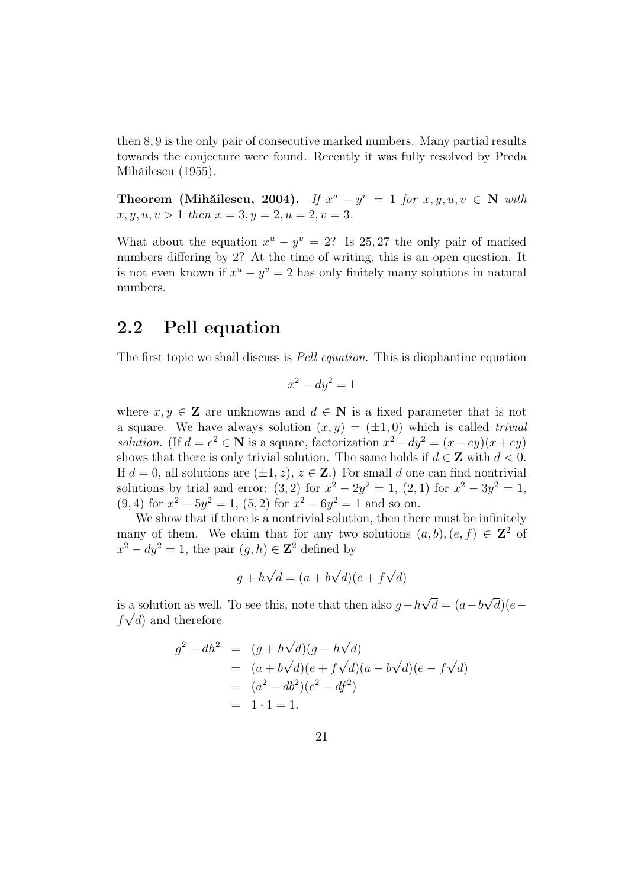then 8, 9 is the only pair of consecutive marked numbers. Many partial results towards the conjecture were found. Recently it was fully resolved by Preda Mihăilescu (1955).

**Theorem (Mihăilescu, 2004).** *If $x^u - y^v = 1$ for $x, y, u, v \in \mathbf{N}$ with $x, y, u, v > 1$ then $x = 3, y = 2, u = 2, v = 3$.*

What about the equation $x^u - y^v = 2$? Is 25, 27 the only pair of marked numbers differing by 2? At the time of writing, this is an open question. It is not even known if $x^u - y^v = 2$ has only finitely many solutions in natural numbers.

## 2.2 Pell equation

The first topic we shall discuss is *Pell equation*. This is diophantine equation

$$x^2 - dy^2 = 1$$

where $x, y \in \mathbf{Z}$ are unknowns and $d \in \mathbf{N}$ is a fixed parameter that is not a square. We have always solution $(x, y) = (\pm 1, 0)$ which is called *trivial solution*. (If $d = e^2 \in \mathbf{N}$ is a square, factorization $x^2 - dy^2 = (x - ey)(x + ey)$ shows that there is only trivial solution. The same holds if $d \in \mathbf{Z}$ with $d < 0$. If $d = 0$, all solutions are $(\pm 1, z)$, $z \in \mathbf{Z}$.) For small $d$ one can find nontrivial solutions by trial and error: $(3, 2)$ for $x^2 - 2y^2 = 1$, $(2, 1)$ for $x^2 - 3y^2 = 1$, $(9, 4)$ for $x^2 - 5y^2 = 1$, $(5, 2)$ for $x^2 - 6y^2 = 1$ and so on.

We show that if there is a nontrivial solution, then there must be infinitely many of them. We claim that for any two solutions $(a, b), (e, f) \in \mathbf{Z}^2$ of $x^2 - dy^2 = 1$, the pair $(g, h) \in \mathbf{Z}^2$ defined by

$$g + h\sqrt{d} = (a + b\sqrt{d})(e + f\sqrt{d})$$

is a solution as well. To see this, note that then also $g - h\sqrt{d} = (a - b\sqrt{d})(e - f\sqrt{d})$ and therefore

$$\begin{aligned}
g^2 - dh^2 &= (g + h\sqrt{d})(g - h\sqrt{d}) \\
&= (a + b\sqrt{d})(e + f\sqrt{d})(a - b\sqrt{d})(e - f\sqrt{d}) \\
&= (a^2 - db^2)(e^2 - df^2) \\
&= 1 \cdot 1 = 1.
\end{aligned}$$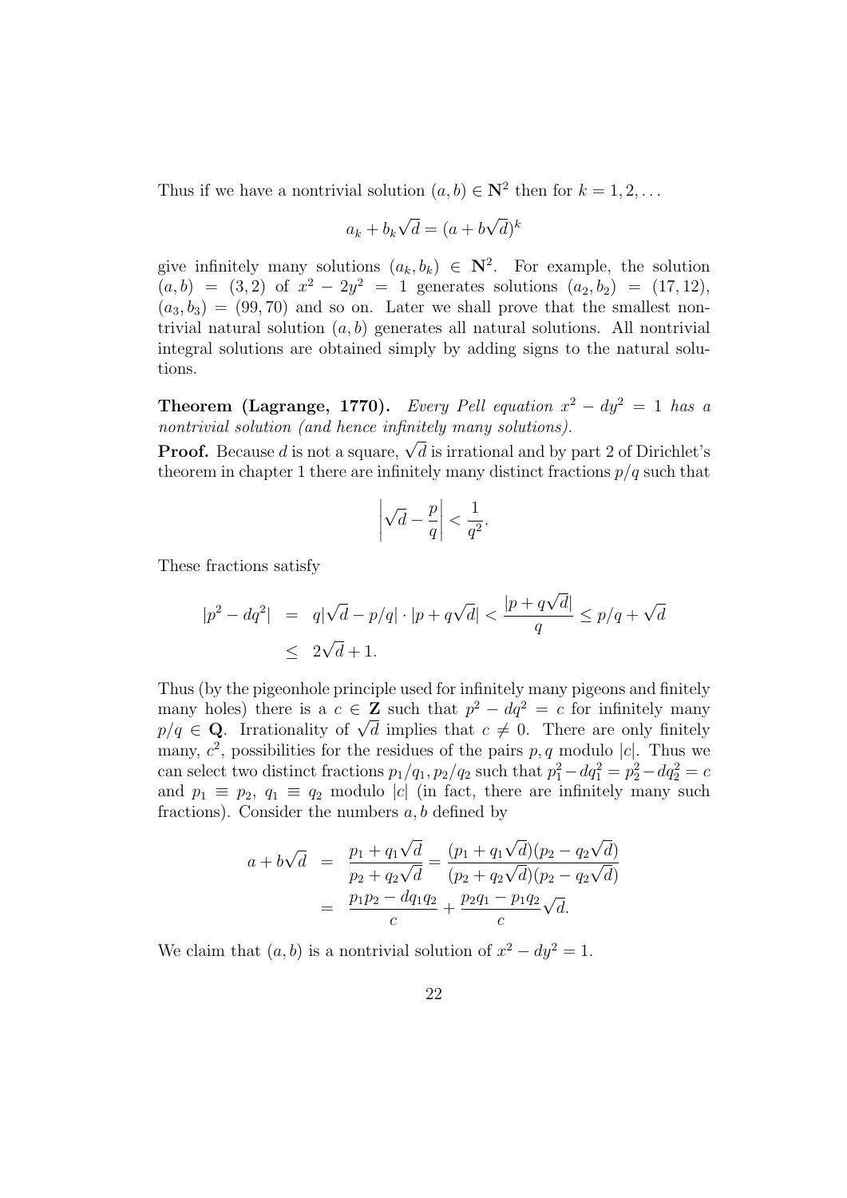Thus if we have a nontrivial solution $(a, b) \in \mathbf{N}^2$ then for $k = 1, 2, \ldots$

$$a_k + b_k\sqrt{d} = (a + b\sqrt{d})^k$$

give infinitely many solutions $(a_k, b_k) \in \mathbf{N}^2$. For example, the solution $(a, b) = (3, 2)$ of $x^2 - 2y^2 = 1$ generates solutions $(a_2, b_2) = (17, 12)$, $(a_3, b_3) = (99, 70)$ and so on. Later we shall prove that the smallest nontrivial natural solution $(a, b)$ generates all natural solutions. All nontrivial integral solutions are obtained simply by adding signs to the natural solutions.

**Theorem (Lagrange, 1770).** *Every Pell equation $x^2 - dy^2 = 1$ has a nontrivial solution (and hence infinitely many solutions).*

**Proof.** Because $d$ is not a square, $\sqrt{d}$ is irrational and by part 2 of Dirichlet's theorem in chapter 1 there are infinitely many distinct fractions $p/q$ such that

$$\left|\sqrt{d} - \frac{p}{q}\right| < \frac{1}{q^2}.$$

These fractions satisfy

$$\begin{aligned} |p^2 - dq^2| &= q|\sqrt{d} - p/q| \cdot |p + q\sqrt{d}| < \frac{|p + q\sqrt{d}|}{q} \leq p/q + \sqrt{d} \\ &\leq 2\sqrt{d} + 1. \end{aligned}$$

Thus (by the pigeonhole principle used for infinitely many pigeons and finitely many holes) there is a $c \in \mathbf{Z}$ such that $p^2 - dq^2 = c$ for infinitely many $p/q \in \mathbf{Q}$. Irrationality of $\sqrt{d}$ implies that $c \neq 0$. There are only finitely many, $c^2$, possibilities for the residues of the pairs $p, q$ modulo $|c|$. Thus we can select two distinct fractions $p_1/q_1, p_2/q_2$ such that $p_1^2 - dq_1^2 = p_2^2 - dq_2^2 = c$ and $p_1 \equiv p_2$, $q_1 \equiv q_2$ modulo $|c|$ (in fact, there are infinitely many such fractions). Consider the numbers $a, b$ defined by

$$\begin{aligned} a + b\sqrt{d} &= \frac{p_1 + q_1\sqrt{d}}{p_2 + q_2\sqrt{d}} = \frac{(p_1 + q_1\sqrt{d})(p_2 - q_2\sqrt{d})}{(p_2 + q_2\sqrt{d})(p_2 - q_2\sqrt{d})} \\ &= \frac{p_1p_2 - dq_1q_2}{c} + \frac{p_2q_1 - p_1q_2}{c}\sqrt{d}. \end{aligned}$$

We claim that $(a, b)$ is a nontrivial solution of $x^2 - dy^2 = 1$.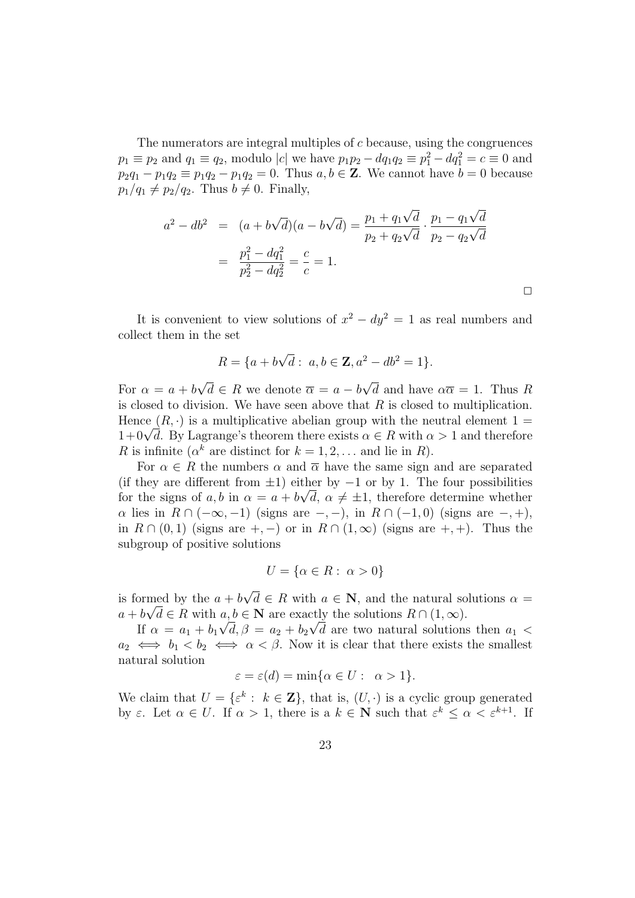The numerators are integral multiples of $c$ because, using the congruences $p_1 \equiv p_2$ and $q_1 \equiv q_2$, modulo $|c|$ we have $p_1 p_2 - dq_1 q_2 \equiv p_1^2 - dq_1^2 = c \equiv 0$ and $p_2 q_1 - p_1 q_2 \equiv p_1 q_2 - p_1 q_2 = 0$. Thus $a, b \in \mathbf{Z}$. We cannot have $b = 0$ because $p_1/q_1 \neq p_2/q_2$. Thus $b \neq 0$. Finally,

$$\begin{aligned} a^2 - db^2 &= (a + b\sqrt{d})(a - b\sqrt{d}) = \frac{p_1 + q_1\sqrt{d}}{p_2 + q_2\sqrt{d}} \cdot \frac{p_1 - q_1\sqrt{d}}{p_2 - q_2\sqrt{d}} \\ &= \frac{p_1^2 - dq_1^2}{p_2^2 - dq_2^2} = \frac{c}{c} = 1. \end{aligned}$$

$\Box$

It is convenient to view solutions of $x^2 - dy^2 = 1$ as real numbers and collect them in the set

$$R = \{a + b\sqrt{d} : \ a, b \in \mathbf{Z}, a^2 - db^2 = 1\}.$$

For $\alpha = a + b\sqrt{d} \in R$ we denote $\overline{\alpha} = a - b\sqrt{d}$ and have $\alpha\overline{\alpha} = 1$. Thus $R$ is closed to division. We have seen above that $R$ is closed to multiplication. Hence $(R, \cdot)$ is a multiplicative abelian group with the neutral element $1 = 1 + 0\sqrt{d}$. By Lagrange's theorem there exists $\alpha \in R$ with $\alpha > 1$ and therefore $R$ is infinite ($\alpha^k$ are distinct for $k = 1, 2, \ldots$ and lie in $R$).

For $\alpha \in R$ the numbers $\alpha$ and $\overline{\alpha}$ have the same sign and are separated (if they are different from $\pm 1$) either by $-1$ or by $1$. The four possibilities for the signs of $a, b$ in $\alpha = a + b\sqrt{d}$, $\alpha \neq \pm 1$, therefore determine whether $\alpha$ lies in $R \cap (-\infty, -1)$ (signs are $-, -$), in $R \cap (-1, 0)$ (signs are $-, +$), in $R \cap (0, 1)$ (signs are $+, -$) or in $R \cap (1, \infty)$ (signs are $+, +$). Thus the subgroup of positive solutions

$$U = \{\alpha \in R : \ \alpha > 0\}$$

is formed by the $a + b\sqrt{d} \in R$ with $a \in \mathbf{N}$, and the natural solutions $\alpha = a + b\sqrt{d} \in R$ with $a, b \in \mathbf{N}$ are exactly the solutions $R \cap (1, \infty)$.

If $\alpha = a_1 + b_1\sqrt{d}, \beta = a_2 + b_2\sqrt{d}$ are two natural solutions then $a_1 < a_2 \iff b_1 < b_2 \iff \alpha < \beta$. Now it is clear that there exists the smallest natural solution

$$\varepsilon = \varepsilon(d) = \min\{\alpha \in U : \ \alpha > 1\}.$$

We claim that $U = \{\varepsilon^k : \ k \in \mathbf{Z}\}$, that is, $(U, \cdot)$ is a cyclic group generated by $\varepsilon$. Let $\alpha \in U$. If $\alpha > 1$, there is a $k \in \mathbf{N}$ such that $\varepsilon^k \leq \alpha < \varepsilon^{k+1}$. If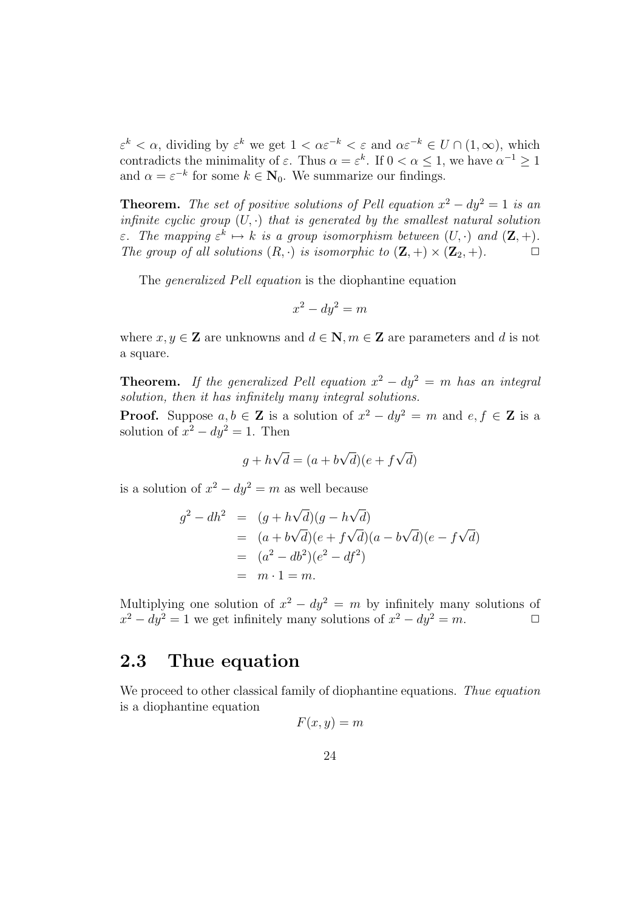$\varepsilon^k < \alpha$, dividing by $\varepsilon^k$ we get $1 < \alpha\varepsilon^{-k} < \varepsilon$ and $\alpha\varepsilon^{-k} \in U \cap (1, \infty)$, which contradicts the minimality of $\varepsilon$. Thus $\alpha = \varepsilon^k$. If $0 < \alpha \leq 1$, we have $\alpha^{-1} \geq 1$ and $\alpha = \varepsilon^{-k}$ for some $k \in \mathbf{N}_0$. We summarize our findings.

**Theorem.** *The set of positive solutions of Pell equation $x^2 - dy^2 = 1$ is an infinite cyclic group $(U, \cdot)$ that is generated by the smallest natural solution $\varepsilon$. The mapping $\varepsilon^k \mapsto k$ is a group isomorphism between $(U, \cdot)$ and $(\mathbf{Z}, +)$. The group of all solutions $(R, \cdot)$ is isomorphic to $(\mathbf{Z}, +) \times (\mathbf{Z}_2, +)$.* □

The *generalized Pell equation* is the diophantine equation

$$x^2 - dy^2 = m$$

where $x, y \in \mathbf{Z}$ are unknowns and $d \in \mathbf{N}, m \in \mathbf{Z}$ are parameters and $d$ is not a square.

**Theorem.** *If the generalized Pell equation $x^2 - dy^2 = m$ has an integral solution, then it has infinitely many integral solutions.*

**Proof.** Suppose $a, b \in \mathbf{Z}$ is a solution of $x^2 - dy^2 = m$ and $e, f \in \mathbf{Z}$ is a solution of $x^2 - dy^2 = 1$. Then

$$g + h\sqrt{d} = (a + b\sqrt{d})(e + f\sqrt{d})$$

is a solution of $x^2 - dy^2 = m$ as well because

$$\begin{aligned}
g^2 - dh^2 &= (g + h\sqrt{d})(g - h\sqrt{d}) \\
&= (a + b\sqrt{d})(e + f\sqrt{d})(a - b\sqrt{d})(e - f\sqrt{d}) \\
&= (a^2 - db^2)(e^2 - df^2) \\
&= m \cdot 1 = m.
\end{aligned}$$

Multiplying one solution of $x^2 - dy^2 = m$ by infinitely many solutions of $x^2 - dy^2 = 1$ we get infinitely many solutions of $x^2 - dy^2 = m$. □

## 2.3 Thue equation

We proceed to other classical family of diophantine equations. *Thue equation* is a diophantine equation

$$F(x, y) = m$$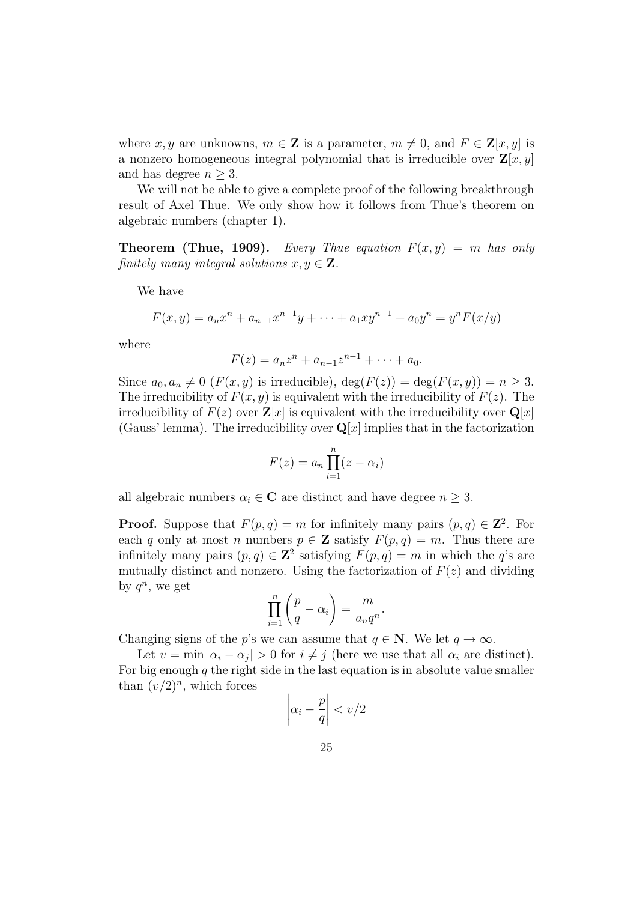where $x, y$ are unknowns, $m \in \mathbf{Z}$ is a parameter, $m \neq 0$, and $F \in \mathbf{Z}[x, y]$ is a nonzero homogeneous integral polynomial that is irreducible over $\mathbf{Z}[x, y]$ and has degree $n \geq 3$.

We will not be able to give a complete proof of the following breakthrough result of Axel Thue. We only show how it follows from Thue's theorem on algebraic numbers (chapter 1).

**Theorem (Thue, 1909).** *Every Thue equation $F(x, y) = m$ has only finitely many integral solutions $x, y \in \mathbf{Z}$.*

We have

$$F(x, y) = a_n x^n + a_{n-1} x^{n-1} y + \cdots + a_1 x y^{n-1} + a_0 y^n = y^n F(x/y)$$

where

$$F(z) = a_n z^n + a_{n-1} z^{n-1} + \cdots + a_0.$$

Since $a_0, a_n \neq 0$ ($F(x, y)$ is irreducible), $\deg(F(z)) = \deg(F(x, y)) = n \geq 3$. The irreducibility of $F(x, y)$ is equivalent with the irreducibility of $F(z)$. The irreducibility of $F(z)$ over $\mathbf{Z}[x]$ is equivalent with the irreducibility over $\mathbf{Q}[x]$ (Gauss' lemma). The irreducibility over $\mathbf{Q}[x]$ implies that in the factorization

$$F(z) = a_n \prod_{i=1}^{n} (z - \alpha_i)$$

all algebraic numbers $\alpha_i \in \mathbf{C}$ are distinct and have degree $n \geq 3$.

**Proof.** Suppose that $F(p, q) = m$ for infinitely many pairs $(p, q) \in \mathbf{Z}^2$. For each $q$ only at most $n$ numbers $p \in \mathbf{Z}$ satisfy $F(p, q) = m$. Thus there are infinitely many pairs $(p, q) \in \mathbf{Z}^2$ satisfying $F(p, q) = m$ in which the $q$'s are mutually distinct and nonzero. Using the factorization of $F(z)$ and dividing by $q^n$, we get

$$\prod_{i=1}^{n} \left( \frac{p}{q} - \alpha_i \right) = \frac{m}{a_n q^n}.$$

Changing signs of the $p$'s we can assume that $q \in \mathbf{N}$. We let $q \to \infty$.

Let $v = \min |\alpha_i - \alpha_j| > 0$ for $i \neq j$ (here we use that all $\alpha_i$ are distinct). For big enough $q$ the right side in the last equation is in absolute value smaller than $(v/2)^n$, which forces

$$\left| \alpha_i - \frac{p}{q} \right| < v/2$$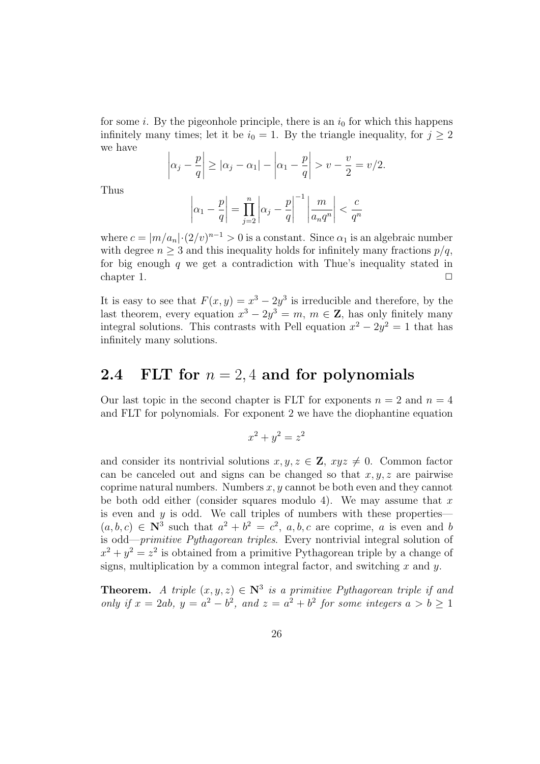for some $i$. By the pigeonhole principle, there is an $i_0$ for which this happens infinitely many times; let it be $i_0 = 1$. By the triangle inequality, for $j \geq 2$ we have

$$\left|\alpha_j - \frac{p}{q}\right| \geq |\alpha_j - \alpha_1| - \left|\alpha_1 - \frac{p}{q}\right| > v - \frac{v}{2} = v/2.$$

Thus

$$\left|\alpha_1 - \frac{p}{q}\right| = \prod_{j=2}^{n} \left|\alpha_j - \frac{p}{q}\right|^{-1} \left|\frac{m}{a_n q^n}\right| < \frac{c}{q^n}$$

where $c = |m/a_n| \cdot (2/v)^{n-1} > 0$ is a constant. Since $\alpha_1$ is an algebraic number with degree $n \geq 3$ and this inequality holds for infinitely many fractions $p/q$, for big enough $q$ we get a contradiction with Thue's inequality stated in chapter 1. $\Box$

It is easy to see that $F(x, y) = x^3 - 2y^3$ is irreducible and therefore, by the last theorem, every equation $x^3 - 2y^3 = m$, $m \in \mathbf{Z}$, has only finitely many integral solutions. This contrasts with Pell equation $x^2 - 2y^2 = 1$ that has infinitely many solutions.

## 2.4 FLT for $n = 2, 4$ and for polynomials

Our last topic in the second chapter is FLT for exponents $n = 2$ and $n = 4$ and FLT for polynomials. For exponent 2 we have the diophantine equation

$$x^2 + y^2 = z^2$$

and consider its nontrivial solutions $x, y, z \in \mathbf{Z}$, $xyz \neq 0$. Common factor can be canceled out and signs can be changed so that $x, y, z$ are pairwise coprime natural numbers. Numbers $x, y$ cannot be both even and they cannot be both odd either (consider squares modulo 4). We may assume that $x$ is even and $y$ is odd. We call triples of numbers with these properties—$(a, b, c) \in \mathbf{N}^3$ such that $a^2 + b^2 = c^2$, $a, b, c$ are coprime, $a$ is even and $b$ is odd—*primitive Pythagorean triples*. Every nontrivial integral solution of $x^2 + y^2 = z^2$ is obtained from a primitive Pythagorean triple by a change of signs, multiplication by a common integral factor, and switching $x$ and $y$.

**Theorem.** *A triple $(x, y, z) \in \mathbf{N}^3$ is a primitive Pythagorean triple if and only if $x = 2ab$, $y = a^2 - b^2$, and $z = a^2 + b^2$ for some integers $a > b \geq 1$*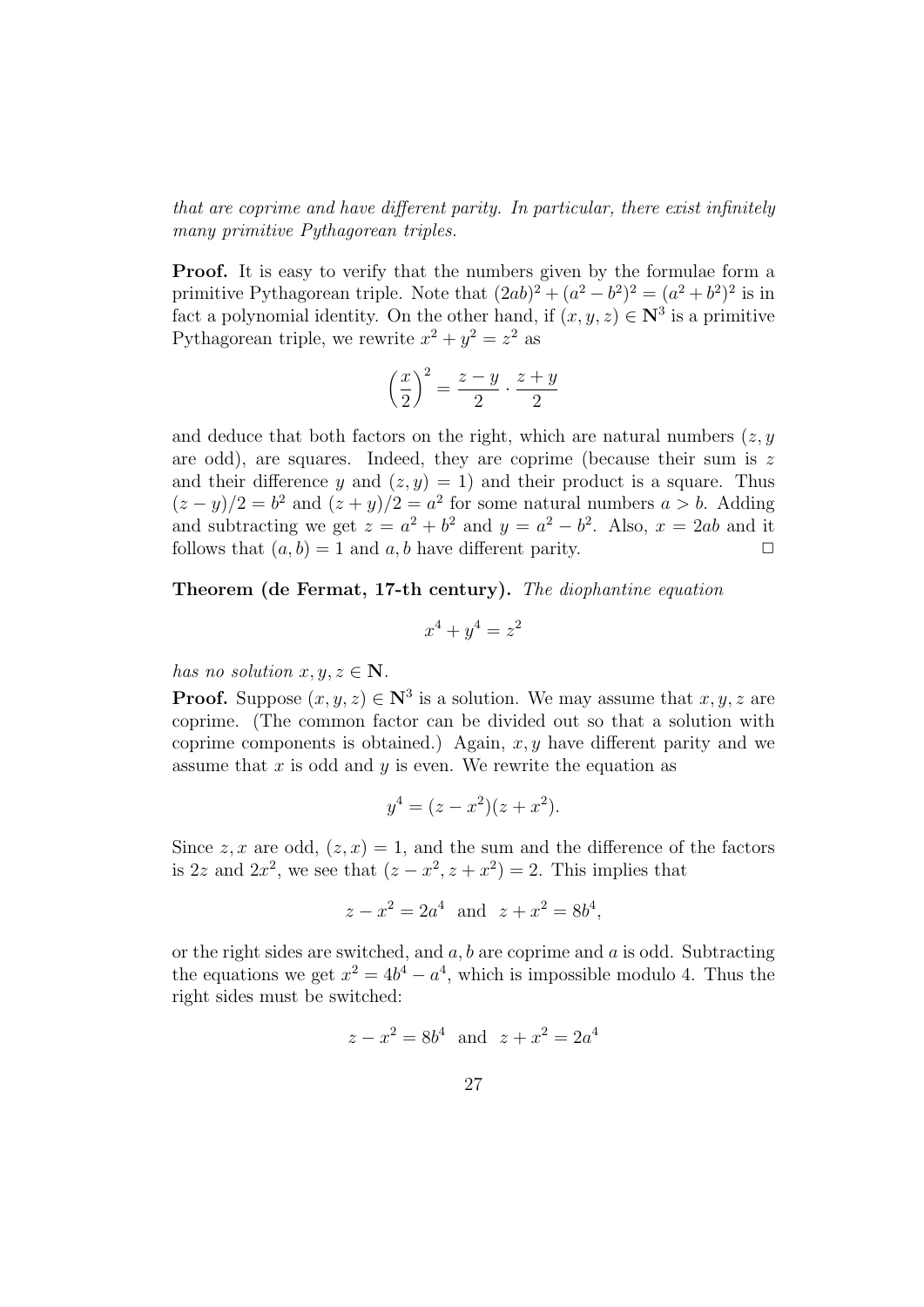*that are coprime and have different parity. In particular, there exist infinitely many primitive Pythagorean triples.*

**Proof.** It is easy to verify that the numbers given by the formulae form a primitive Pythagorean triple. Note that $(2ab)^2 + (a^2 - b^2)^2 = (a^2 + b^2)^2$ is in fact a polynomial identity. On the other hand, if $(x, y, z) \in \mathbf{N}^3$ is a primitive Pythagorean triple, we rewrite $x^2 + y^2 = z^2$ as

$$\left(\frac{x}{2}\right)^2 = \frac{z-y}{2} \cdot \frac{z+y}{2}$$

and deduce that both factors on the right, which are natural numbers ($z, y$ are odd), are squares. Indeed, they are coprime (because their sum is $z$ and their difference $y$ and $(z, y) = 1$) and their product is a square. Thus $(z - y)/2 = b^2$ and $(z + y)/2 = a^2$ for some natural numbers $a > b$. Adding and subtracting we get $z = a^2 + b^2$ and $y = a^2 - b^2$. Also, $x = 2ab$ and it follows that $(a, b) = 1$ and $a, b$ have different parity. $\square$

**Theorem (de Fermat, 17-th century).** *The diophantine equation*

$$x^4 + y^4 = z^2$$

*has no solution $x, y, z \in \mathbf{N}$.*

**Proof.** Suppose $(x, y, z) \in \mathbf{N}^3$ is a solution. We may assume that $x, y, z$ are coprime. (The common factor can be divided out so that a solution with coprime components is obtained.) Again, $x, y$ have different parity and we assume that $x$ is odd and $y$ is even. We rewrite the equation as

$$y^4 = (z - x^2)(z + x^2).$$

Since $z, x$ are odd, $(z, x) = 1$, and the sum and the difference of the factors is $2z$ and $2x^2$, we see that $(z - x^2, z + x^2) = 2$. This implies that

$$z - x^2 = 2a^4 \quad \text{and} \quad z + x^2 = 8b^4,$$

or the right sides are switched, and $a, b$ are coprime and $a$ is odd. Subtracting the equations we get $x^2 = 4b^4 - a^4$, which is impossible modulo 4. Thus the right sides must be switched:

$$z - x^2 = 8b^4 \quad \text{and} \quad z + x^2 = 2a^4$$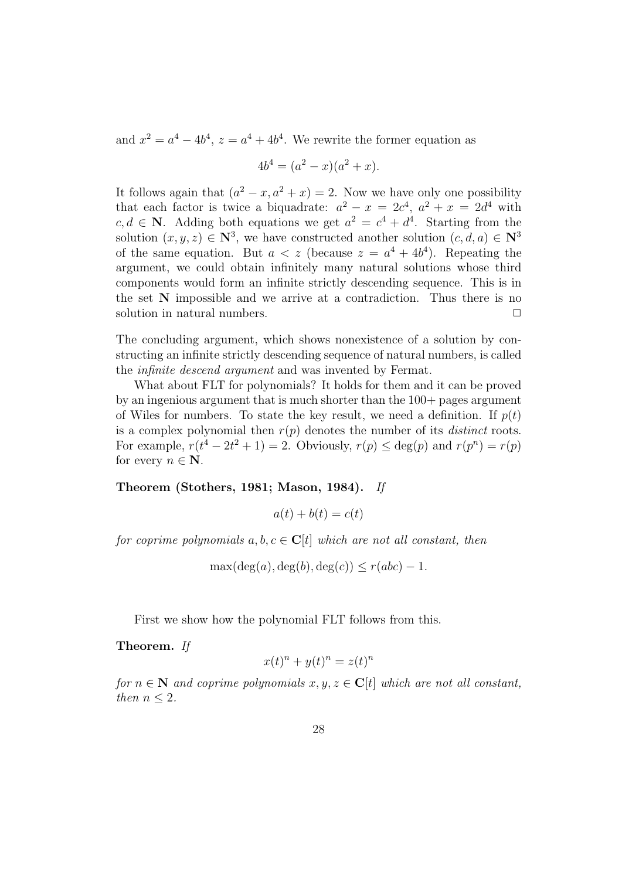and $x^2 = a^4 - 4b^4$, $z = a^4 + 4b^4$. We rewrite the former equation as

$$4b^4 = (a^2 - x)(a^2 + x).$$

It follows again that $(a^2 - x, a^2 + x) = 2$. Now we have only one possibility that each factor is twice a biquadrate: $a^2 - x = 2c^4$, $a^2 + x = 2d^4$ with $c, d \in \mathbf{N}$. Adding both equations we get $a^2 = c^4 + d^4$. Starting from the solution $(x, y, z) \in \mathbf{N}^3$, we have constructed another solution $(c, d, a) \in \mathbf{N}^3$ of the same equation. But $a < z$ (because $z = a^4 + 4b^4$). Repeating the argument, we could obtain infinitely many natural solutions whose third components would form an infinite strictly descending sequence. This is in the set $\mathbf{N}$ impossible and we arrive at a contradiction. Thus there is no solution in natural numbers. □

The concluding argument, which shows nonexistence of a solution by constructing an infinite strictly descending sequence of natural numbers, is called the *infinite descend argument* and was invented by Fermat.

What about FLT for polynomials? It holds for them and it can be proved by an ingenious argument that is much shorter than the 100+ pages argument of Wiles for numbers. To state the key result, we need a definition. If $p(t)$ is a complex polynomial then $r(p)$ denotes the number of its *distinct* roots. For example, $r(t^4 - 2t^2 + 1) = 2$. Obviously, $r(p) \le \deg(p)$ and $r(p^n) = r(p)$ for every $n \in \mathbf{N}$.

**Theorem (Stothers, 1981; Mason, 1984).** *If*

$$a(t) + b(t) = c(t)$$

*for coprime polynomials $a, b, c \in \mathbf{C}[t]$ which are not all constant, then*

$$\max(\deg(a), \deg(b), \deg(c)) \le r(abc) - 1.$$

First we show how the polynomial FLT follows from this.

**Theorem.** *If*

$$x(t)^n + y(t)^n = z(t)^n$$

*for $n \in \mathbf{N}$ and coprime polynomials $x, y, z \in \mathbf{C}[t]$ which are not all constant, then $n \le 2$.*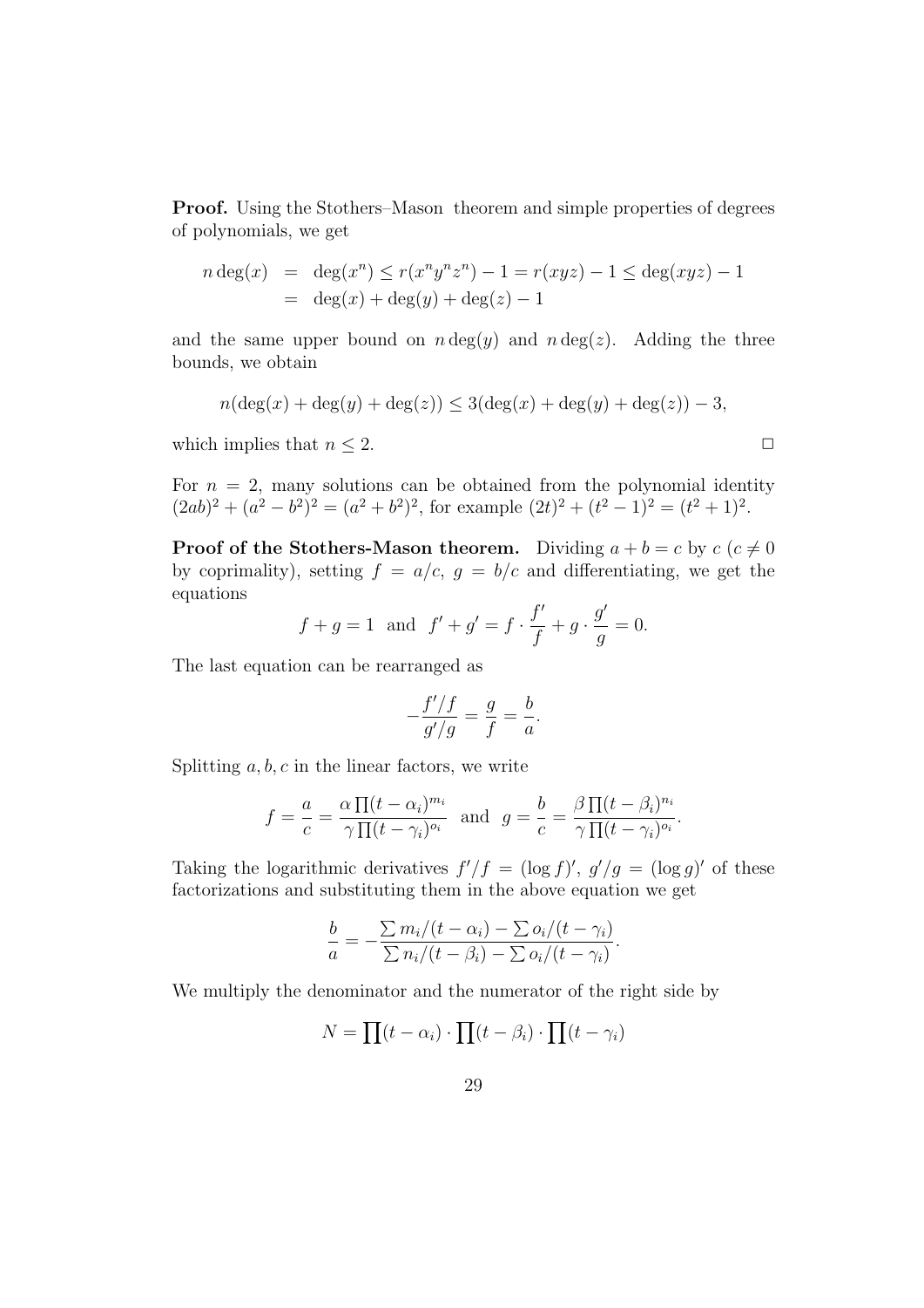**Proof.** Using the Stothers–Mason theorem and simple properties of degrees of polynomials, we get

$$
\begin{aligned}
n\deg(x) &= \deg(x^n) \leq r(x^n y^n z^n) - 1 = r(xyz) - 1 \leq \deg(xyz) - 1 \\
&= \deg(x) + \deg(y) + \deg(z) - 1
\end{aligned}
$$

and the same upper bound on $n\deg(y)$ and $n\deg(z)$. Adding the three bounds, we obtain

$$
n(\deg(x) + \deg(y) + \deg(z)) \leq 3(\deg(x) + \deg(y) + \deg(z)) - 3,
$$

which implies that $n \leq 2$. $\square$

For $n = 2$, many solutions can be obtained from the polynomial identity $(2ab)^2 + (a^2 - b^2)^2 = (a^2 + b^2)^2$, for example $(2t)^2 + (t^2 - 1)^2 = (t^2 + 1)^2$.

**Proof of the Stothers-Mason theorem.** Dividing $a + b = c$ by $c$ ($c \neq 0$ by coprimality), setting $f = a/c$, $g = b/c$ and differentiating, we get the equations

$$
f + g = 1 \text{ and } f' + g' = f \cdot \frac{f'}{f} + g \cdot \frac{g'}{g} = 0.
$$

The last equation can be rearranged as

$$
-\frac{f'/f}{g'/g} = \frac{g}{f} = \frac{b}{a}.
$$

Splitting $a, b, c$ in the linear factors, we write

$$
f = \frac{a}{c} = \frac{\alpha \prod (t - \alpha_i)^{m_i}}{\gamma \prod (t - \gamma_i)^{o_i}} \text{ and } g = \frac{b}{c} = \frac{\beta \prod (t - \beta_i)^{n_i}}{\gamma \prod (t - \gamma_i)^{o_i}}.
$$

Taking the logarithmic derivatives $f'/f = (\log f)'$, $g'/g = (\log g)'$ of these factorizations and substituting them in the above equation we get

$$
\frac{b}{a} = -\frac{\sum m_i/(t - \alpha_i) - \sum o_i/(t - \gamma_i)}{\sum n_i/(t - \beta_i) - \sum o_i/(t - \gamma_i)}.
$$

We multiply the denominator and the numerator of the right side by

$$
N = \prod (t - \alpha_i) \cdot \prod (t - \beta_i) \cdot \prod (t - \gamma_i)
$$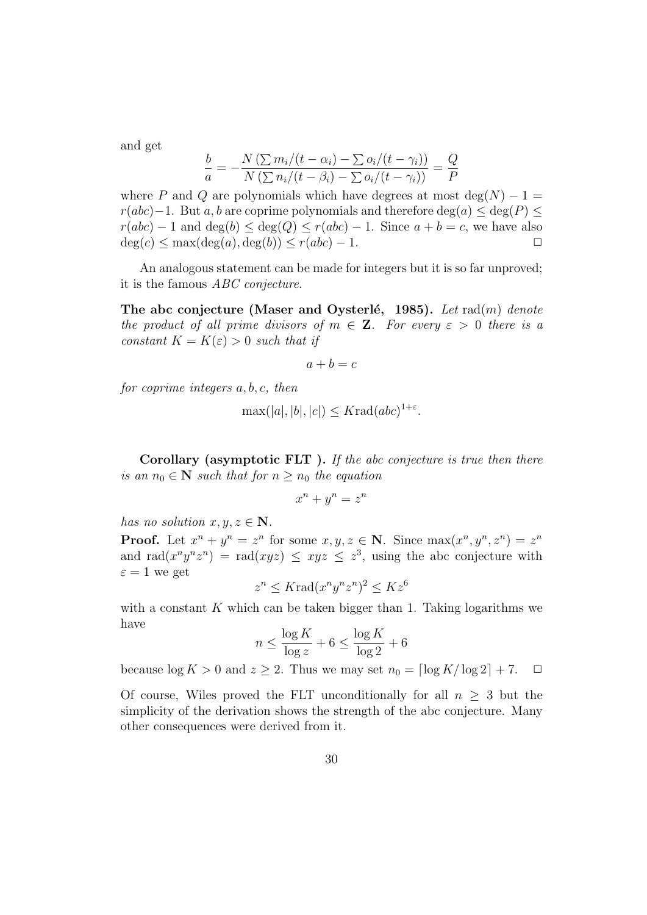and get

$$\frac{b}{a} = -\frac{N\left(\sum m_i/(t-\alpha_i) - \sum o_i/(t-\gamma_i)\right)}{N\left(\sum n_i/(t-\beta_i) - \sum o_i/(t-\gamma_i)\right)} = \frac{Q}{P}$$

where $P$ and $Q$ are polynomials which have degrees at most $\deg(N) - 1 = r(abc) - 1$. But $a, b$ are coprime polynomials and therefore $\deg(a) \leq \deg(P) \leq r(abc) - 1$ and $\deg(b) \leq \deg(Q) \leq r(abc) - 1$. Since $a + b = c$, we have also $\deg(c) \leq \max(\deg(a), \deg(b)) \leq r(abc) - 1$. $\Box$

An analogous statement can be made for integers but it is so far unproved; it is the famous *ABC conjecture*.

**The abc conjecture (Maser and Oysterlé, 1985).** *Let* $\mathrm{rad}(m)$ *denote the product of all prime divisors of* $m \in \mathbf{Z}$. *For every* $\varepsilon > 0$ *there is a constant* $K = K(\varepsilon) > 0$ *such that if*

$$a + b = c$$

*for coprime integers* $a, b, c$, *then*

$$\max(|a|, |b|, |c|) \leq K \mathrm{rad}(abc)^{1+\varepsilon}.$$

**Corollary (asymptotic FLT ).** *If the abc conjecture is true then there is an* $n_0 \in \mathbf{N}$ *such that for* $n \geq n_0$ *the equation*

$$x^n + y^n = z^n$$

*has no solution* $x, y, z \in \mathbf{N}$.

**Proof.** Let $x^n + y^n = z^n$ for some $x, y, z \in \mathbf{N}$. Since $\max(x^n, y^n, z^n) = z^n$ and $\mathrm{rad}(x^n y^n z^n) = \mathrm{rad}(xyz) \leq xyz \leq z^3$, using the abc conjecture with $\varepsilon = 1$ we get

$$z^n \leq K \mathrm{rad}(x^n y^n z^n)^2 \leq K z^6$$

with a constant $K$ which can be taken bigger than 1. Taking logarithms we have

$$n \leq \frac{\log K}{\log z} + 6 \leq \frac{\log K}{\log 2} + 6$$

because $\log K > 0$ and $z \geq 2$. Thus we may set $n_0 = \lceil \log K / \log 2 \rceil + 7$. $\Box$

Of course, Wiles proved the FLT unconditionally for all $n \geq 3$ but the simplicity of the derivation shows the strength of the abc conjecture. Many other consequences were derived from it.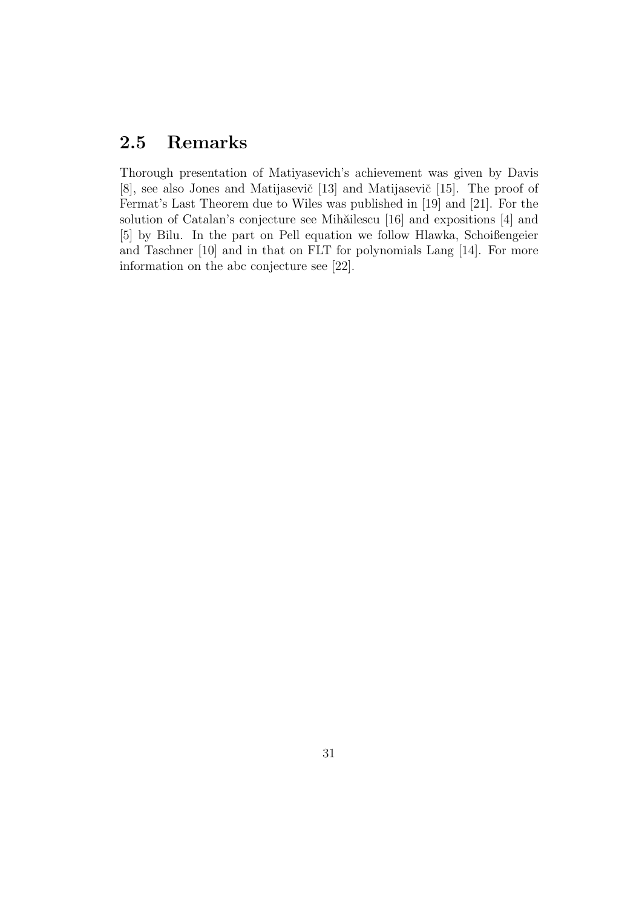## 2.5 Remarks

Thorough presentation of Matiyasevich's achievement was given by Davis [8], see also Jones and Matijasevič [13] and Matijasevič [15]. The proof of Fermat's Last Theorem due to Wiles was published in [19] and [21]. For the solution of Catalan's conjecture see Mihăilescu [16] and expositions [4] and [5] by Bilu. In the part on Pell equation we follow Hlawka, Schoißengeier and Taschner [10] and in that on FLT for polynomials Lang [14]. For more information on the abc conjecture see [22].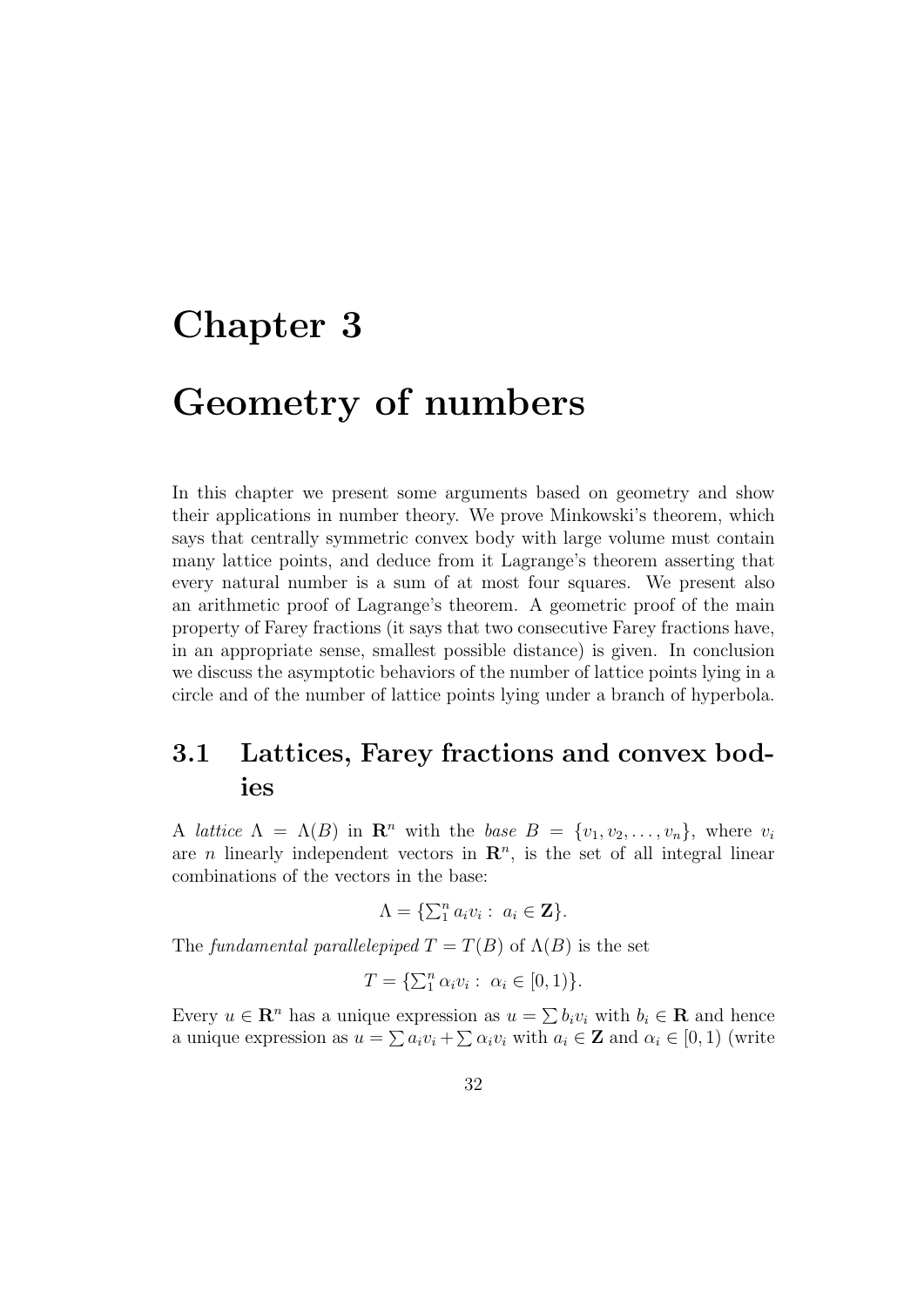# Chapter 3

# Geometry of numbers

In this chapter we present some arguments based on geometry and show their applications in number theory. We prove Minkowski's theorem, which says that centrally symmetric convex body with large volume must contain many lattice points, and deduce from it Lagrange's theorem asserting that every natural number is a sum of at most four squares. We present also an arithmetic proof of Lagrange's theorem. A geometric proof of the main property of Farey fractions (it says that two consecutive Farey fractions have, in an appropriate sense, smallest possible distance) is given. In conclusion we discuss the asymptotic behaviors of the number of lattice points lying in a circle and of the number of lattice points lying under a branch of hyperbola.

## 3.1 Lattices, Farey fractions and convex bodies

A *lattice* $\Lambda = \Lambda(B)$ in $\mathbf{R}^n$ with the *base* $B = \{v_1, v_2, \ldots, v_n\}$, where $v_i$ are $n$ linearly independent vectors in $\mathbf{R}^n$, is the set of all integral linear combinations of the vectors in the base:

$$\Lambda = \{\textstyle\sum_1^n a_i v_i : \ a_i \in \mathbf{Z}\}.$$

The *fundamental parallelepiped* $T = T(B)$ of $\Lambda(B)$ is the set

$$T = \{\textstyle\sum_1^n \alpha_i v_i : \ \alpha_i \in [0, 1)\}.$$

Every $u \in \mathbf{R}^n$ has a unique expression as $u = \sum b_i v_i$ with $b_i \in \mathbf{R}$ and hence a unique expression as $u = \sum a_i v_i + \sum \alpha_i v_i$ with $a_i \in \mathbf{Z}$ and $\alpha_i \in [0, 1)$ (write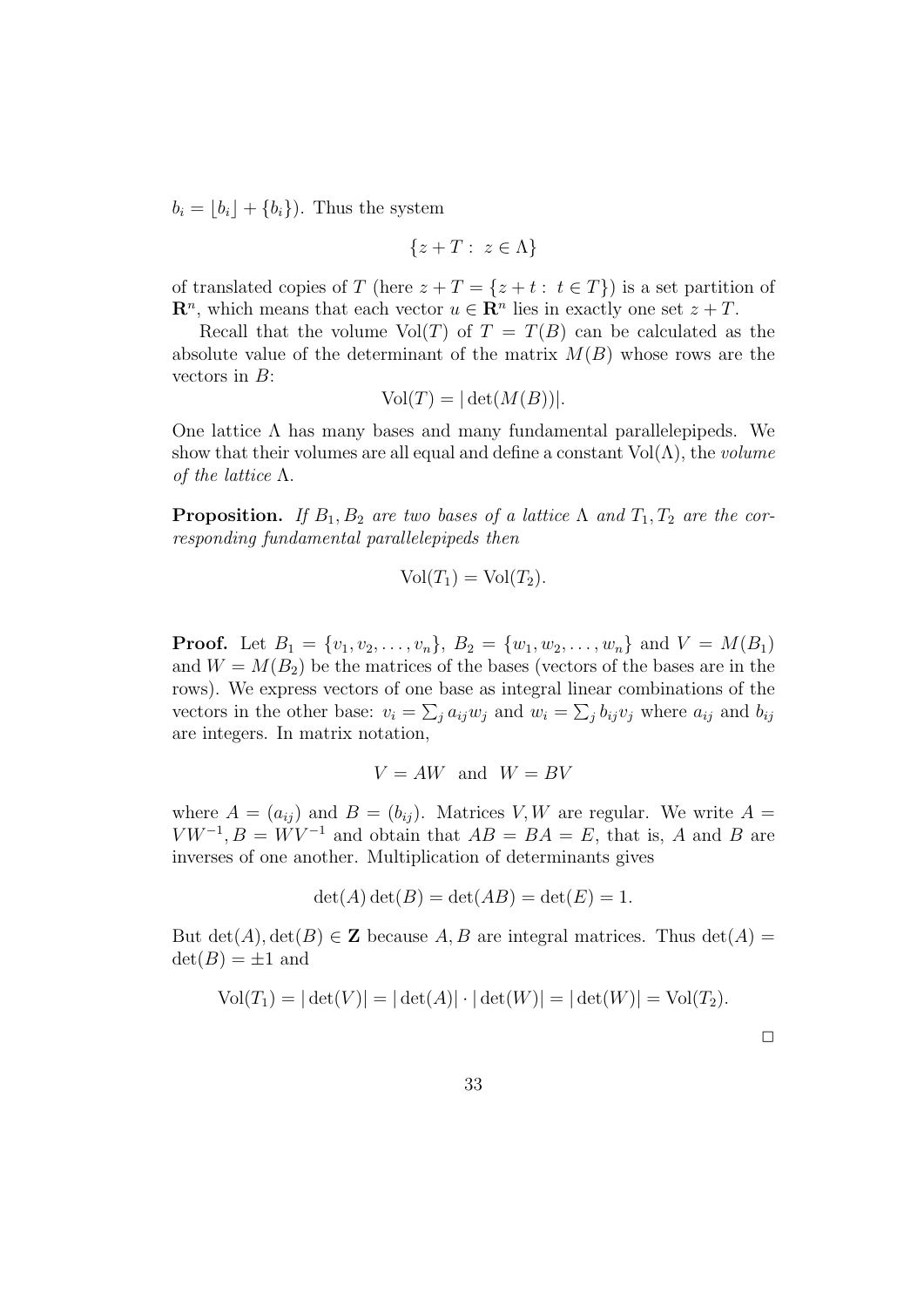$b_i = \lfloor b_i \rfloor + \{b_i\}$). Thus the system

$$\{z + T : \ z \in \Lambda\}$$

of translated copies of $T$ (here $z + T = \{z + t : \ t \in T\}$) is a set partition of $\mathbf{R}^n$, which means that each vector $u \in \mathbf{R}^n$ lies in exactly one set $z + T$.

Recall that the volume $\mathrm{Vol}(T)$ of $T = T(B)$ can be calculated as the absolute value of the determinant of the matrix $M(B)$ whose rows are the vectors in $B$:

$$\mathrm{Vol}(T) = |\det(M(B))|.$$

One lattice $\Lambda$ has many bases and many fundamental parallelepipeds. We show that their volumes are all equal and define a constant $\mathrm{Vol}(\Lambda)$, the *volume of the lattice* $\Lambda$.

**Proposition.** *If $B_1, B_2$ are two bases of a lattice $\Lambda$ and $T_1, T_2$ are the corresponding fundamental parallelepipeds then*

$$\mathrm{Vol}(T_1) = \mathrm{Vol}(T_2).$$

**Proof.** Let $B_1 = \{v_1, v_2, \ldots, v_n\}$, $B_2 = \{w_1, w_2, \ldots, w_n\}$ and $V = M(B_1)$ and $W = M(B_2)$ be the matrices of the bases (vectors of the bases are in the rows). We express vectors of one base as integral linear combinations of the vectors in the other base: $v_i = \sum_j a_{ij} w_j$ and $w_i = \sum_j b_{ij} v_j$ where $a_{ij}$ and $b_{ij}$ are integers. In matrix notation,

$$V = AW \quad \text{and} \quad W = BV$$

where $A = (a_{ij})$ and $B = (b_{ij})$. Matrices $V, W$ are regular. We write $A = VW^{-1}, B = WV^{-1}$ and obtain that $AB = BA = E$, that is, $A$ and $B$ are inverses of one another. Multiplication of determinants gives

$$\det(A)\det(B) = \det(AB) = \det(E) = 1.$$

But $\det(A), \det(B) \in \mathbf{Z}$ because $A, B$ are integral matrices. Thus $\det(A) = \det(B) = \pm 1$ and

$$\mathrm{Vol}(T_1) = |\det(V)| = |\det(A)| \cdot |\det(W)| = |\det(W)| = \mathrm{Vol}(T_2).$$

□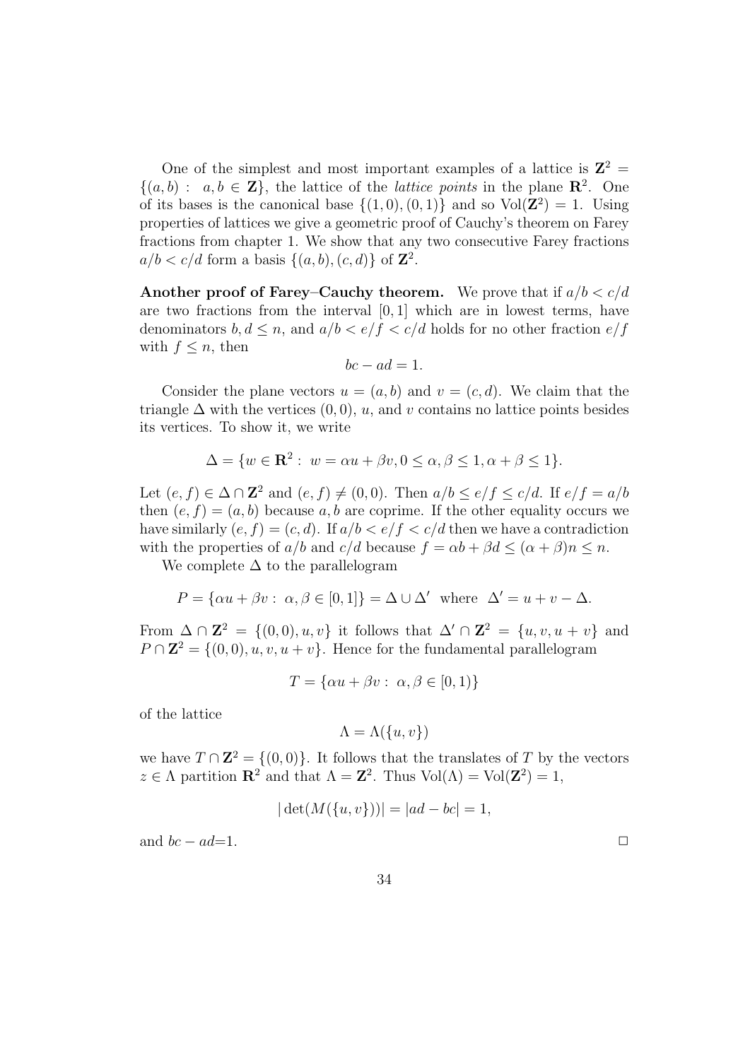One of the simplest and most important examples of a lattice is $\mathbf{Z}^2 = \{(a,b): \ a,b \in \mathbf{Z}\}$, the lattice of the *lattice points* in the plane $\mathbf{R}^2$. One of its bases is the canonical base $\{(1,0),(0,1)\}$ and so $\mathrm{Vol}(\mathbf{Z}^2) = 1$. Using properties of lattices we give a geometric proof of Cauchy's theorem on Farey fractions from chapter 1. We show that any two consecutive Farey fractions $a/b < c/d$ form a basis $\{(a,b),(c,d)\}$ of $\mathbf{Z}^2$.

**Another proof of Farey–Cauchy theorem.** We prove that if $a/b < c/d$ are two fractions from the interval $[0,1]$ which are in lowest terms, have denominators $b, d \le n$, and $a/b < e/f < c/d$ holds for no other fraction $e/f$ with $f \le n$, then

$$bc - ad = 1.$$

Consider the plane vectors $u = (a,b)$ and $v = (c,d)$. We claim that the triangle $\Delta$ with the vertices $(0,0)$, $u$, and $v$ contains no lattice points besides its vertices. To show it, we write

$$\Delta = \{w \in \mathbf{R}^2 : \ w = \alpha u + \beta v, 0 \le \alpha, \beta \le 1, \alpha + \beta \le 1\}.$$

Let $(e,f) \in \Delta \cap \mathbf{Z}^2$ and $(e,f) \neq (0,0)$. Then $a/b \le e/f \le c/d$. If $e/f = a/b$ then $(e,f) = (a,b)$ because $a,b$ are coprime. If the other equality occurs we have similarly $(e,f) = (c,d)$. If $a/b < e/f < c/d$ then we have a contradiction with the properties of $a/b$ and $c/d$ because $f = \alpha b + \beta d \le (\alpha + \beta)n \le n$.

We complete $\Delta$ to the parallelogram

$$P = \{\alpha u + \beta v : \ \alpha, \beta \in [0,1]\} = \Delta \cup \Delta' \ \text{ where } \ \Delta' = u + v - \Delta.$$

From $\Delta \cap \mathbf{Z}^2 = \{(0,0), u, v\}$ it follows that $\Delta' \cap \mathbf{Z}^2 = \{u, v, u+v\}$ and $P \cap \mathbf{Z}^2 = \{(0,0), u, v, u+v\}$. Hence for the fundamental parallelogram

$$T = \{\alpha u + \beta v : \ \alpha, \beta \in [0,1)\}$$

of the lattice

$$\Lambda = \Lambda(\{u, v\})$$

we have $T \cap \mathbf{Z}^2 = \{(0,0)\}$. It follows that the translates of $T$ by the vectors $z \in \Lambda$ partition $\mathbf{R}^2$ and that $\Lambda = \mathbf{Z}^2$. Thus $\mathrm{Vol}(\Lambda) = \mathrm{Vol}(\mathbf{Z}^2) = 1$,

$$|\det(M(\{u,v\}))| = |ad - bc| = 1,$$

and $bc - ad$=1. $\Box$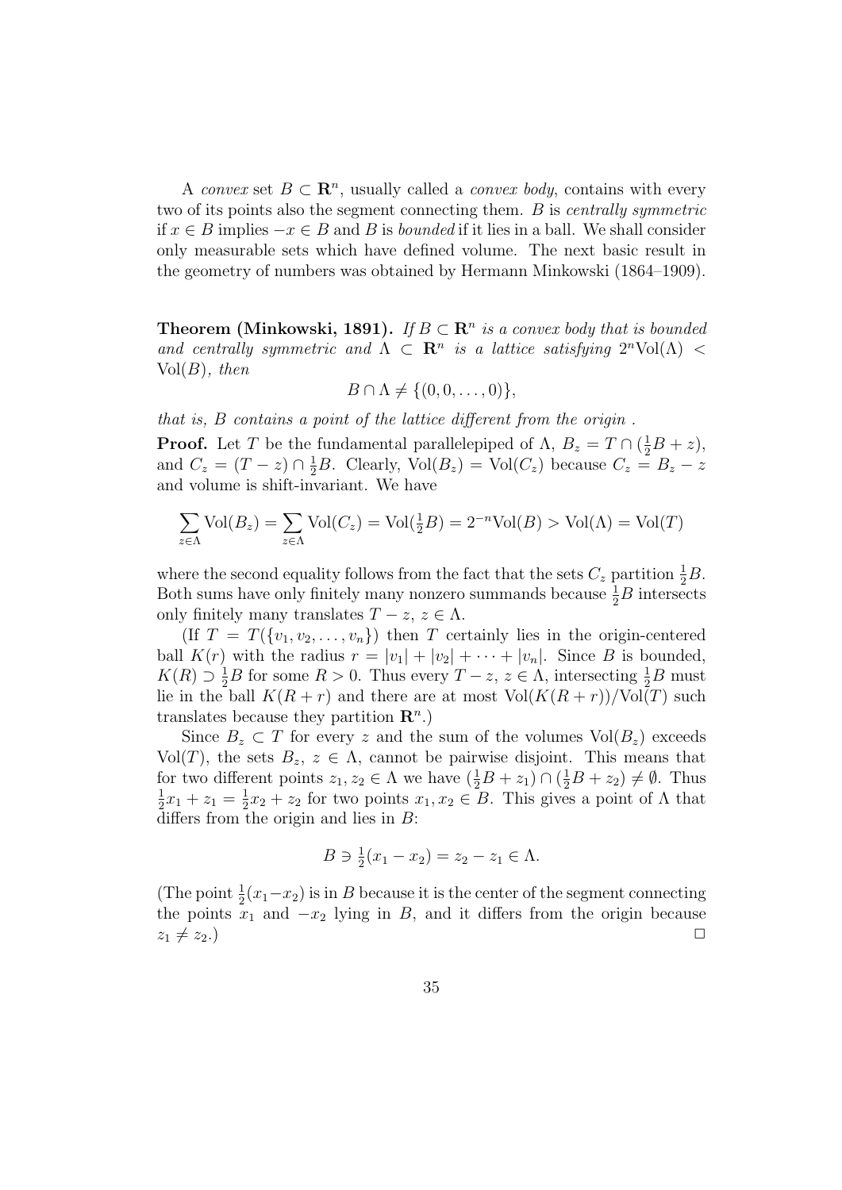A *convex* set $B \subset \mathbf{R}^n$, usually called a *convex body*, contains with every two of its points also the segment connecting them. $B$ is *centrally symmetric* if $x \in B$ implies $-x \in B$ and $B$ is *bounded* if it lies in a ball. We shall consider only measurable sets which have defined volume. The next basic result in the geometry of numbers was obtained by Hermann Minkowski (1864–1909).

**Theorem (Minkowski, 1891).** *If $B \subset \mathbf{R}^n$ is a convex body that is bounded and centrally symmetric and $\Lambda \subset \mathbf{R}^n$ is a lattice satisfying $2^n \mathrm{Vol}(\Lambda) < \mathrm{Vol}(B)$, then*

$$B \cap \Lambda \neq \{(0, 0, \ldots, 0)\},$$

*that is, $B$ contains a point of the lattice different from the origin .*

**Proof.** Let $T$ be the fundamental parallelepiped of $\Lambda$, $B_z = T \cap (\frac{1}{2}B + z)$, and $C_z = (T - z) \cap \frac{1}{2}B$. Clearly, $\mathrm{Vol}(B_z) = \mathrm{Vol}(C_z)$ because $C_z = B_z - z$ and volume is shift-invariant. We have

$$\sum_{z \in \Lambda} \mathrm{Vol}(B_z) = \sum_{z \in \Lambda} \mathrm{Vol}(C_z) = \mathrm{Vol}(\tfrac{1}{2}B) = 2^{-n}\mathrm{Vol}(B) > \mathrm{Vol}(\Lambda) = \mathrm{Vol}(T)$$

where the second equality follows from the fact that the sets $C_z$ partition $\frac{1}{2}B$. Both sums have only finitely many nonzero summands because $\frac{1}{2}B$ intersects only finitely many translates $T - z$, $z \in \Lambda$.

(If $T = T(\{v_1, v_2, \ldots, v_n\})$ then $T$ certainly lies in the origin-centered ball $K(r)$ with the radius $r = |v_1| + |v_2| + \cdots + |v_n|$. Since $B$ is bounded, $K(R) \supset \frac{1}{2}B$ for some $R > 0$. Thus every $T - z$, $z \in \Lambda$, intersecting $\frac{1}{2}B$ must lie in the ball $K(R + r)$ and there are at most $\mathrm{Vol}(K(R + r))/\mathrm{Vol}(T)$ such translates because they partition $\mathbf{R}^n$.)

Since $B_z \subset T$ for every $z$ and the sum of the volumes $\mathrm{Vol}(B_z)$ exceeds $\mathrm{Vol}(T)$, the sets $B_z$, $z \in \Lambda$, cannot be pairwise disjoint. This means that for two different points $z_1, z_2 \in \Lambda$ we have $(\frac{1}{2}B + z_1) \cap (\frac{1}{2}B + z_2) \neq \emptyset$. Thus $\frac{1}{2}x_1 + z_1 = \frac{1}{2}x_2 + z_2$ for two points $x_1, x_2 \in B$. This gives a point of $\Lambda$ that differs from the origin and lies in $B$:

$$B \ni \tfrac{1}{2}(x_1 - x_2) = z_2 - z_1 \in \Lambda.$$

(The point $\frac{1}{2}(x_1 - x_2)$ is in $B$ because it is the center of the segment connecting the points $x_1$ and $-x_2$ lying in $B$, and it differs from the origin because $z_1 \neq z_2$.) $\square$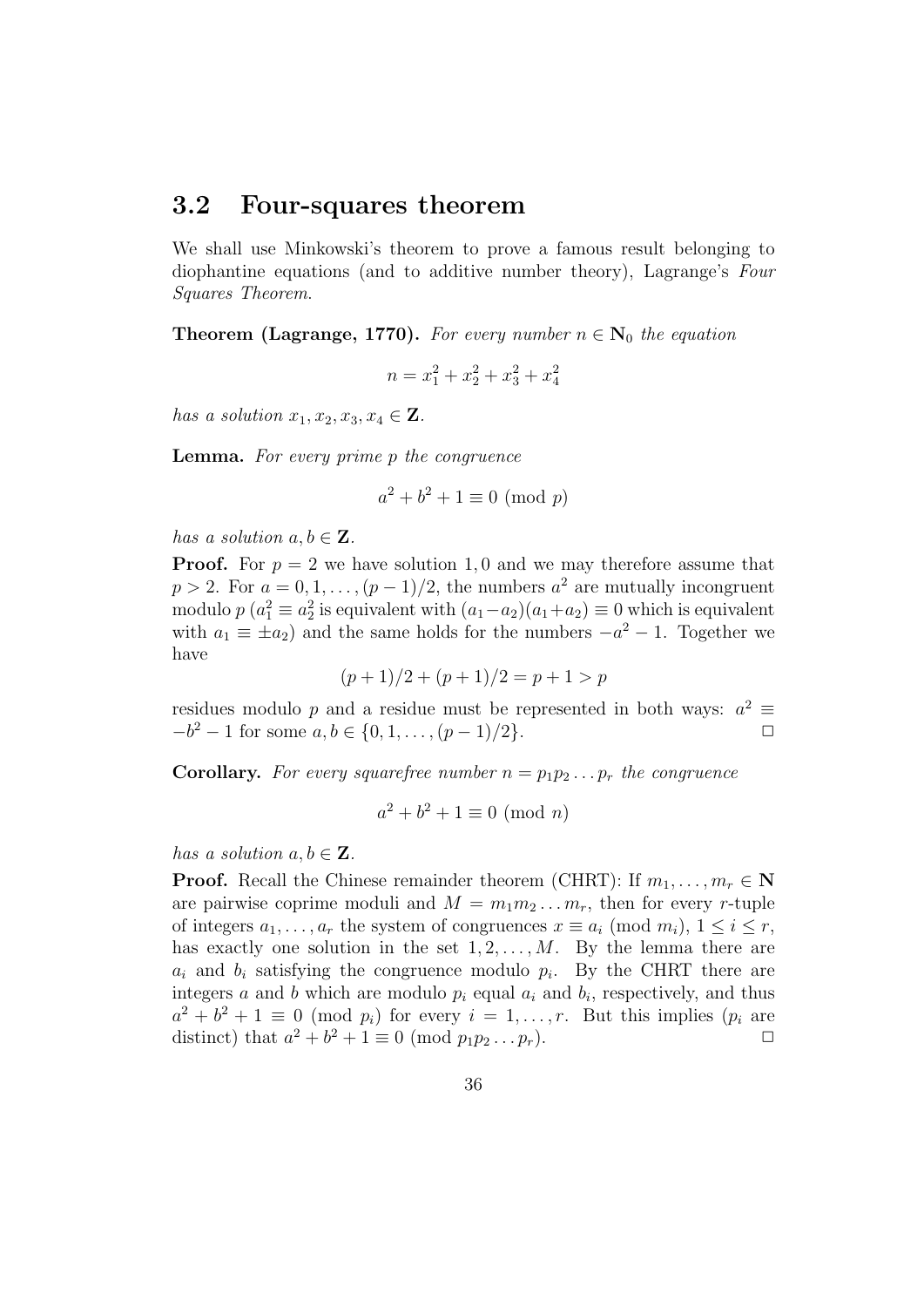## 3.2 Four-squares theorem

We shall use Minkowski's theorem to prove a famous result belonging to diophantine equations (and to additive number theory), Lagrange's *Four Squares Theorem*.

**Theorem (Lagrange, 1770).** *For every number $n \in \mathbf{N}_0$ the equation*

$$n = x_1^2 + x_2^2 + x_3^2 + x_4^2$$

*has a solution $x_1, x_2, x_3, x_4 \in \mathbf{Z}$.*

**Lemma.** *For every prime $p$ the congruence*

$$a^2 + b^2 + 1 \equiv 0 \pmod{p}$$

*has a solution $a, b \in \mathbf{Z}$.*

**Proof.** For $p = 2$ we have solution $1, 0$ and we may therefore assume that $p > 2$. For $a = 0, 1, \ldots, (p-1)/2$, the numbers $a^2$ are mutually incongruent modulo $p$ ($a_1^2 \equiv a_2^2$ is equivalent with $(a_1 - a_2)(a_1 + a_2) \equiv 0$ which is equivalent with $a_1 \equiv \pm a_2$) and the same holds for the numbers $-a^2 - 1$. Together we have

$$(p+1)/2 + (p+1)/2 = p + 1 > p$$

residues modulo $p$ and a residue must be represented in both ways: $a^2 \equiv -b^2 - 1$ for some $a, b \in \{0, 1, \ldots, (p-1)/2\}$. $\square$

**Corollary.** *For every squarefree number $n = p_1 p_2 \ldots p_r$ the congruence*

$$a^2 + b^2 + 1 \equiv 0 \pmod{n}$$

*has a solution $a, b \in \mathbf{Z}$.*

**Proof.** Recall the Chinese remainder theorem (CHRT): If $m_1, \ldots, m_r \in \mathbf{N}$ are pairwise coprime moduli and $M = m_1 m_2 \ldots m_r$, then for every $r$-tuple of integers $a_1, \ldots, a_r$ the system of congruences $x \equiv a_i \pmod{m_i}$, $1 \leq i \leq r$, has exactly one solution in the set $1, 2, \ldots, M$. By the lemma there are $a_i$ and $b_i$ satisfying the congruence modulo $p_i$. By the CHRT there are integers $a$ and $b$ which are modulo $p_i$ equal $a_i$ and $b_i$, respectively, and thus $a^2 + b^2 + 1 \equiv 0 \pmod{p_i}$ for every $i = 1, \ldots, r$. But this implies ($p_i$ are distinct) that $a^2 + b^2 + 1 \equiv 0 \pmod{p_1 p_2 \ldots p_r}$. $\square$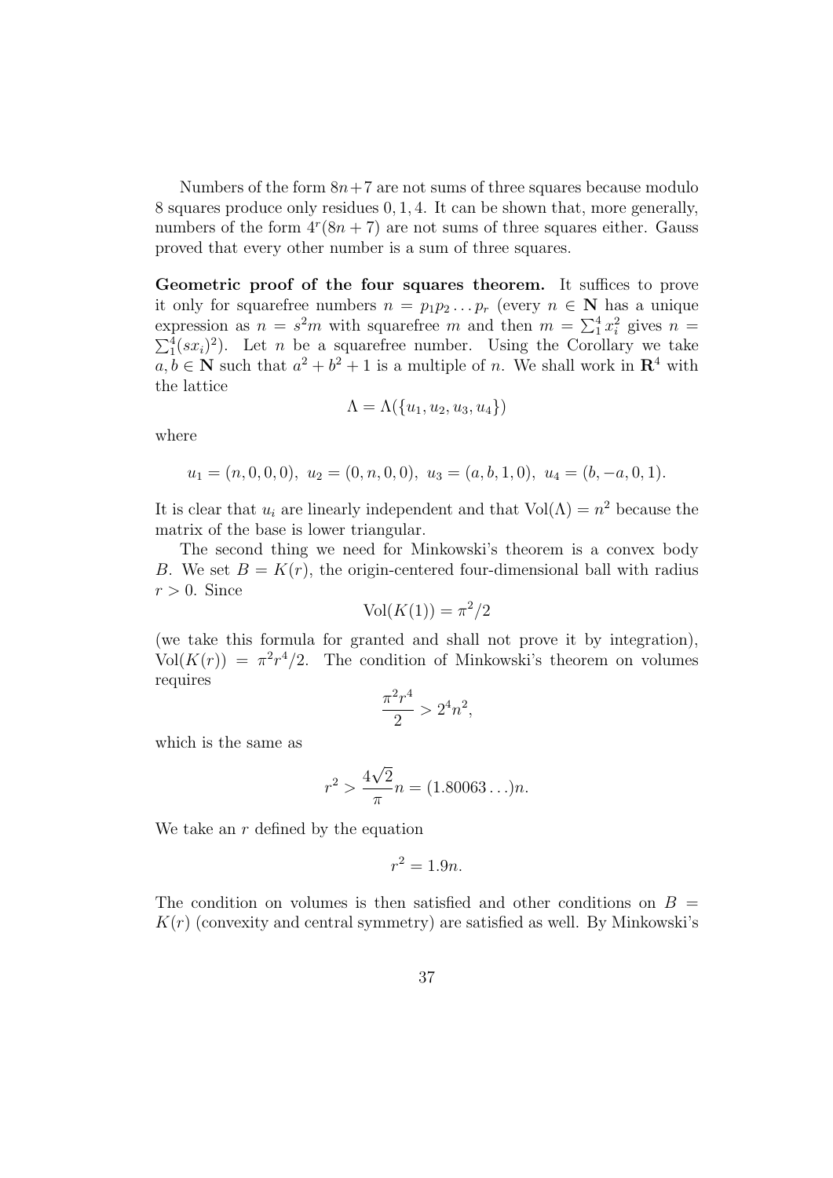Numbers of the form $8n+7$ are not sums of three squares because modulo 8 squares produce only residues $0, 1, 4$. It can be shown that, more generally, numbers of the form $4^r(8n+7)$ are not sums of three squares either. Gauss proved that every other number is a sum of three squares.

**Geometric proof of the four squares theorem.** It suffices to prove it only for squarefree numbers $n = p_1 p_2 \dots p_r$ (every $n \in \mathbf{N}$ has a unique expression as $n = s^2 m$ with squarefree $m$ and then $m = \sum_1^4 x_i^2$ gives $n = \sum_1^4 (sx_i)^2$). Let $n$ be a squarefree number. Using the Corollary we take $a, b \in \mathbf{N}$ such that $a^2 + b^2 + 1$ is a multiple of $n$. We shall work in $\mathbf{R}^4$ with the lattice

$$\Lambda = \Lambda(\{u_1, u_2, u_3, u_4\})$$

where

$$u_1 = (n, 0, 0, 0),\ u_2 = (0, n, 0, 0),\ u_3 = (a, b, 1, 0),\ u_4 = (b, -a, 0, 1).$$

It is clear that $u_i$ are linearly independent and that $\mathrm{Vol}(\Lambda) = n^2$ because the matrix of the base is lower triangular.

The second thing we need for Minkowski's theorem is a convex body $B$. We set $B = K(r)$, the origin-centered four-dimensional ball with radius $r > 0$. Since

$$\mathrm{Vol}(K(1)) = \pi^2/2$$

(we take this formula for granted and shall not prove it by integration), $\mathrm{Vol}(K(r)) = \pi^2 r^4/2$. The condition of Minkowski's theorem on volumes requires

$$\frac{\pi^2 r^4}{2} > 2^4 n^2,$$

which is the same as

$$r^2 > \frac{4\sqrt{2}}{\pi} n = (1.80063\dots)n.$$

We take an $r$ defined by the equation

$$r^2 = 1.9n.$$

The condition on volumes is then satisfied and other conditions on $B = K(r)$ (convexity and central symmetry) are satisfied as well. By Minkowski's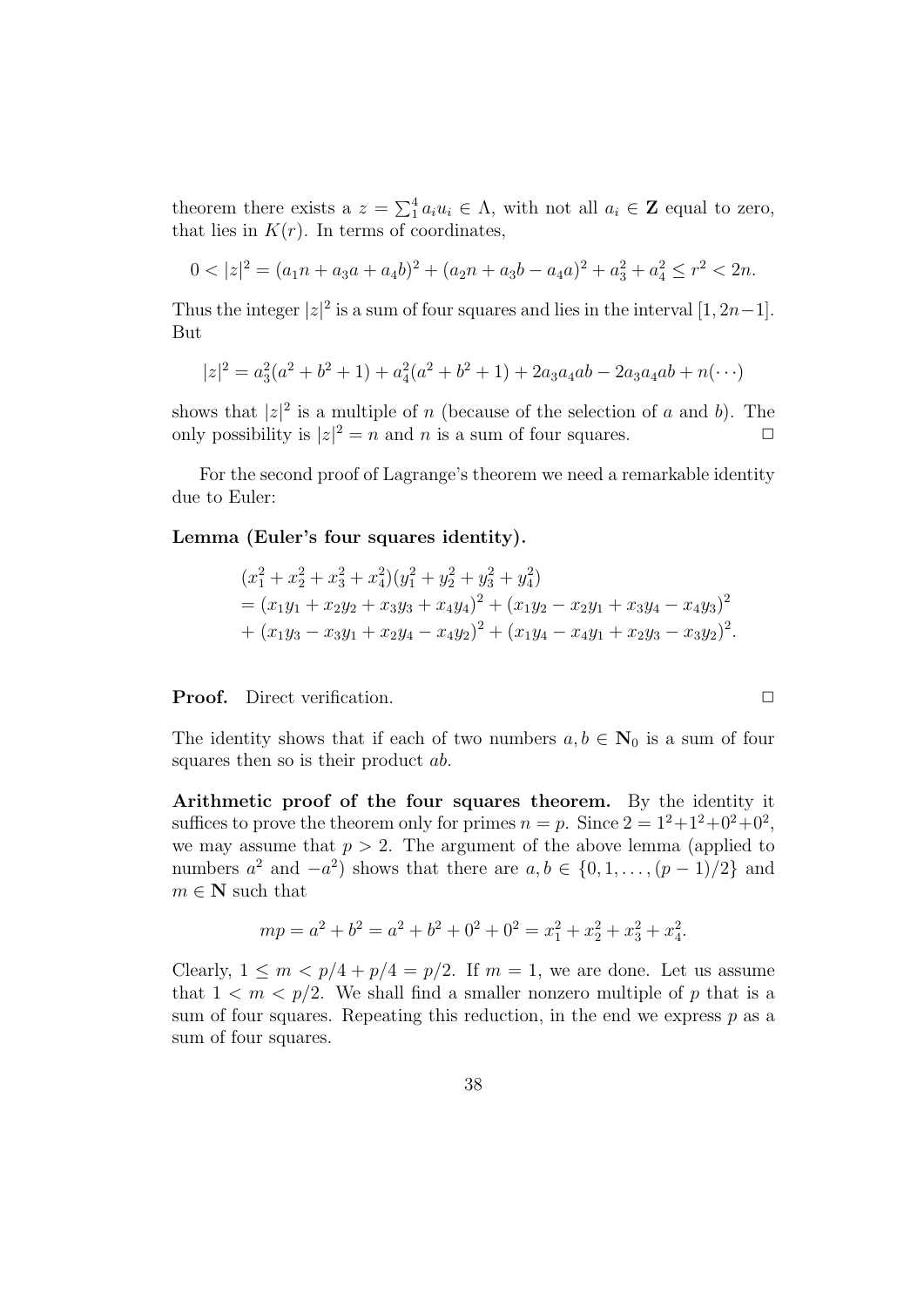theorem there exists a $z = \sum_1^4 a_i u_i \in \Lambda$, with not all $a_i \in \mathbf{Z}$ equal to zero, that lies in $K(r)$. In terms of coordinates,

$$0 < |z|^2 = (a_1 n + a_3 a + a_4 b)^2 + (a_2 n + a_3 b - a_4 a)^2 + a_3^2 + a_4^2 \leq r^2 < 2n.$$

Thus the integer $|z|^2$ is a sum of four squares and lies in the interval $[1, 2n-1]$. But

$$|z|^2 = a_3^2(a^2 + b^2 + 1) + a_4^2(a^2 + b^2 + 1) + 2a_3 a_4 ab - 2a_3 a_4 ab + n(\cdots)$$

shows that $|z|^2$ is a multiple of $n$ (because of the selection of $a$ and $b$). The only possibility is $|z|^2 = n$ and $n$ is a sum of four squares. $\square$

For the second proof of Lagrange's theorem we need a remarkable identity due to Euler:

**Lemma (Euler's four squares identity).**

$$\begin{aligned}
&(x_1^2 + x_2^2 + x_3^2 + x_4^2)(y_1^2 + y_2^2 + y_3^2 + y_4^2) \\
&= (x_1 y_1 + x_2 y_2 + x_3 y_3 + x_4 y_4)^2 + (x_1 y_2 - x_2 y_1 + x_3 y_4 - x_4 y_3)^2 \\
&+ (x_1 y_3 - x_3 y_1 + x_2 y_4 - x_4 y_2)^2 + (x_1 y_4 - x_4 y_1 + x_2 y_3 - x_3 y_2)^2.
\end{aligned}$$

**Proof.** Direct verification. $\square$

The identity shows that if each of two numbers $a, b \in \mathbf{N}_0$ is a sum of four squares then so is their product $ab$.

**Arithmetic proof of the four squares theorem.** By the identity it suffices to prove the theorem only for primes $n = p$. Since $2 = 1^2 + 1^2 + 0^2 + 0^2$, we may assume that $p > 2$. The argument of the above lemma (applied to numbers $a^2$ and $-a^2$) shows that there are $a, b \in \{0, 1, \ldots, (p-1)/2\}$ and $m \in \mathbf{N}$ such that

$$mp = a^2 + b^2 = a^2 + b^2 + 0^2 + 0^2 = x_1^2 + x_2^2 + x_3^2 + x_4^2.$$

Clearly, $1 \leq m < p/4 + p/4 = p/2$. If $m = 1$, we are done. Let us assume that $1 < m < p/2$. We shall find a smaller nonzero multiple of $p$ that is a sum of four squares. Repeating this reduction, in the end we express $p$ as a sum of four squares.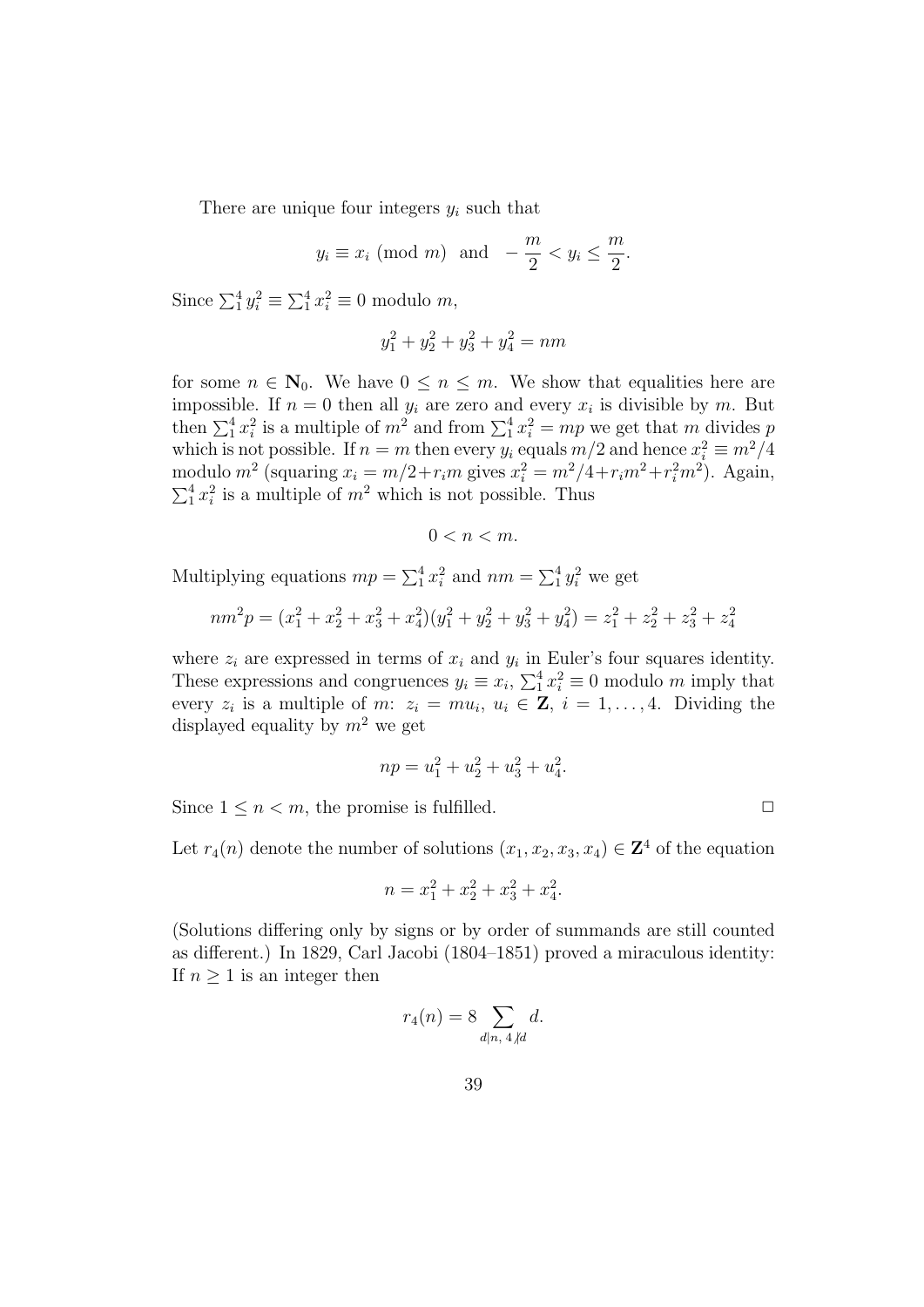There are unique four integers $y_i$ such that

$$y_i \equiv x_i \pmod{m} \quad \text{and} \quad -\frac{m}{2} < y_i \le \frac{m}{2}.$$

Since $\sum_1^4 y_i^2 \equiv \sum_1^4 x_i^2 \equiv 0$ modulo $m$,

$$y_1^2 + y_2^2 + y_3^2 + y_4^2 = nm$$

for some $n \in \mathbf{N}_0$. We have $0 \le n \le m$. We show that equalities here are impossible. If $n = 0$ then all $y_i$ are zero and every $x_i$ is divisible by $m$. But then $\sum_1^4 x_i^2$ is a multiple of $m^2$ and from $\sum_1^4 x_i^2 = mp$ we get that $m$ divides $p$ which is not possible. If $n = m$ then every $y_i$ equals $m/2$ and hence $x_i^2 \equiv m^2/4$ modulo $m^2$ (squaring $x_i = m/2 + r_i m$ gives $x_i^2 = m^2/4 + r_i m^2 + r_i^2 m^2$). Again, $\sum_1^4 x_i^2$ is a multiple of $m^2$ which is not possible. Thus

$$0 < n < m.$$

Multiplying equations $mp = \sum_1^4 x_i^2$ and $nm = \sum_1^4 y_i^2$ we get

$$nm^2 p = (x_1^2 + x_2^2 + x_3^2 + x_4^2)(y_1^2 + y_2^2 + y_3^2 + y_4^2) = z_1^2 + z_2^2 + z_3^2 + z_4^2$$

where $z_i$ are expressed in terms of $x_i$ and $y_i$ in Euler's four squares identity. These expressions and congruences $y_i \equiv x_i$, $\sum_1^4 x_i^2 \equiv 0$ modulo $m$ imply that every $z_i$ is a multiple of $m$: $z_i = mu_i$, $u_i \in \mathbf{Z}$, $i = 1, \ldots, 4$. Dividing the displayed equality by $m^2$ we get

$$np = u_1^2 + u_2^2 + u_3^2 + u_4^2.$$

Since $1 \le n < m$, the promise is fulfilled. $\square$

Let $r_4(n)$ denote the number of solutions $(x_1, x_2, x_3, x_4) \in \mathbf{Z}^4$ of the equation

$$n = x_1^2 + x_2^2 + x_3^2 + x_4^2.$$

(Solutions differing only by signs or by order of summands are still counted as different.) In 1829, Carl Jacobi (1804–1851) proved a miraculous identity: If $n \ge 1$ is an integer then

$$r_4(n) = 8 \sum_{d \mid n,\ 4 \nmid d} d.$$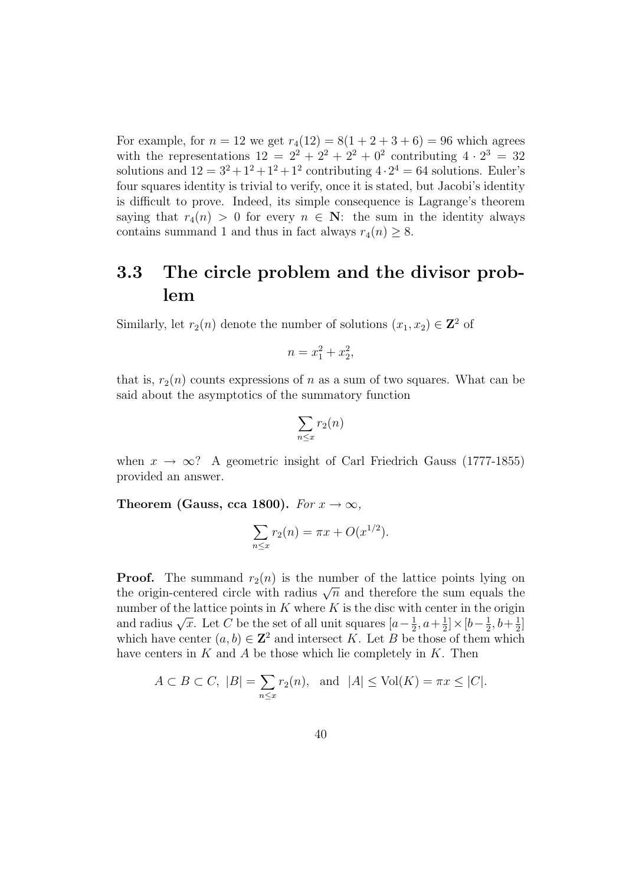For example, for $n = 12$ we get $r_4(12) = 8(1 + 2 + 3 + 6) = 96$ which agrees with the representations $12 = 2^2 + 2^2 + 2^2 + 0^2$ contributing $4 \cdot 2^3 = 32$ solutions and $12 = 3^2 + 1^2 + 1^2 + 1^2$ contributing $4 \cdot 2^4 = 64$ solutions. Euler's four squares identity is trivial to verify, once it is stated, but Jacobi's identity is difficult to prove. Indeed, its simple consequence is Lagrange's theorem saying that $r_4(n) > 0$ for every $n \in \mathbf{N}$: the sum in the identity always contains summand 1 and thus in fact always $r_4(n) \geq 8$.

## 3.3 The circle problem and the divisor problem

Similarly, let $r_2(n)$ denote the number of solutions $(x_1, x_2) \in \mathbf{Z}^2$ of

$$n = x_1^2 + x_2^2,$$

that is, $r_2(n)$ counts expressions of $n$ as a sum of two squares. What can be said about the asymptotics of the summatory function

$$\sum_{n \leq x} r_2(n)$$

when $x \to \infty$? A geometric insight of Carl Friedrich Gauss (1777-1855) provided an answer.

**Theorem (Gauss, cca 1800).** *For $x \to \infty$,*

$$\sum_{n \leq x} r_2(n) = \pi x + O(x^{1/2}).$$

**Proof.** The summand $r_2(n)$ is the number of the lattice points lying on the origin-centered circle with radius $\sqrt{n}$ and therefore the sum equals the number of the lattice points in $K$ where $K$ is the disc with center in the origin and radius $\sqrt{x}$. Let $C$ be the set of all unit squares $[a - \frac{1}{2}, a + \frac{1}{2}] \times [b - \frac{1}{2}, b + \frac{1}{2}]$ which have center $(a, b) \in \mathbf{Z}^2$ and intersect $K$. Let $B$ be those of them which have centers in $K$ and $A$ be those which lie completely in $K$. Then

$$A \subset B \subset C, \ |B| = \sum_{n \leq x} r_2(n), \ \text{ and } \ |A| \leq \mathrm{Vol}(K) = \pi x \leq |C|.$$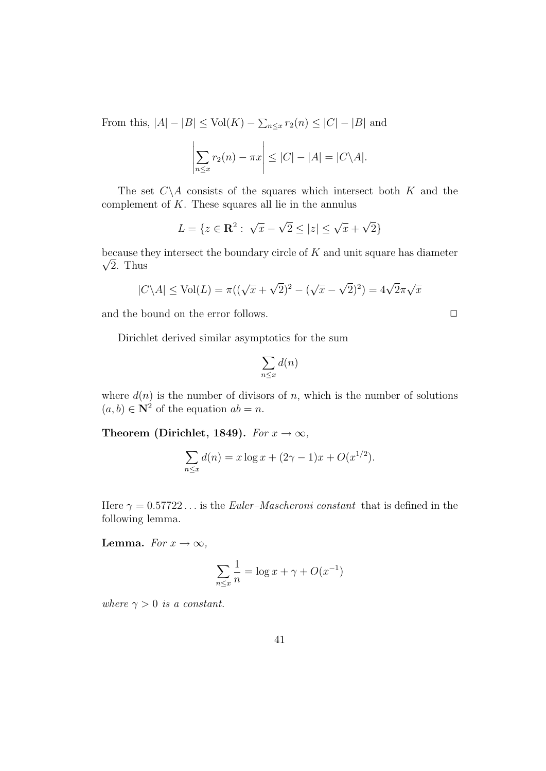From this, $|A| - |B| \le \mathrm{Vol}(K) - \sum_{n \le x} r_2(n) \le |C| - |B|$ and

$$\left| \sum_{n \le x} r_2(n) - \pi x \right| \le |C| - |A| = |C \backslash A|.$$

The set $C \backslash A$ consists of the squares which intersect both $K$ and the complement of $K$. These squares all lie in the annulus

$$L = \{ z \in \mathbf{R}^2 : \sqrt{x} - \sqrt{2} \le |z| \le \sqrt{x} + \sqrt{2} \}$$

because they intersect the boundary circle of $K$ and unit square has diameter $\sqrt{2}$. Thus

$$|C \backslash A| \le \mathrm{Vol}(L) = \pi((\sqrt{x} + \sqrt{2})^2 - (\sqrt{x} - \sqrt{2})^2) = 4\sqrt{2}\pi\sqrt{x}$$

and the bound on the error follows. $\square$

Dirichlet derived similar asymptotics for the sum

$$\sum_{n \le x} d(n)$$

where $d(n)$ is the number of divisors of $n$, which is the number of solutions $(a, b) \in \mathbf{N}^2$ of the equation $ab = n$.

**Theorem (Dirichlet, 1849).** *For $x \to \infty$,*

$$\sum_{n \le x} d(n) = x \log x + (2\gamma - 1)x + O(x^{1/2}).$$

Here $\gamma = 0.57722\ldots$ is the *Euler–Mascheroni constant* that is defined in the following lemma.

**Lemma.** *For $x \to \infty$,*

$$\sum_{n \le x} \frac{1}{n} = \log x + \gamma + O(x^{-1})$$

*where $\gamma > 0$ is a constant.*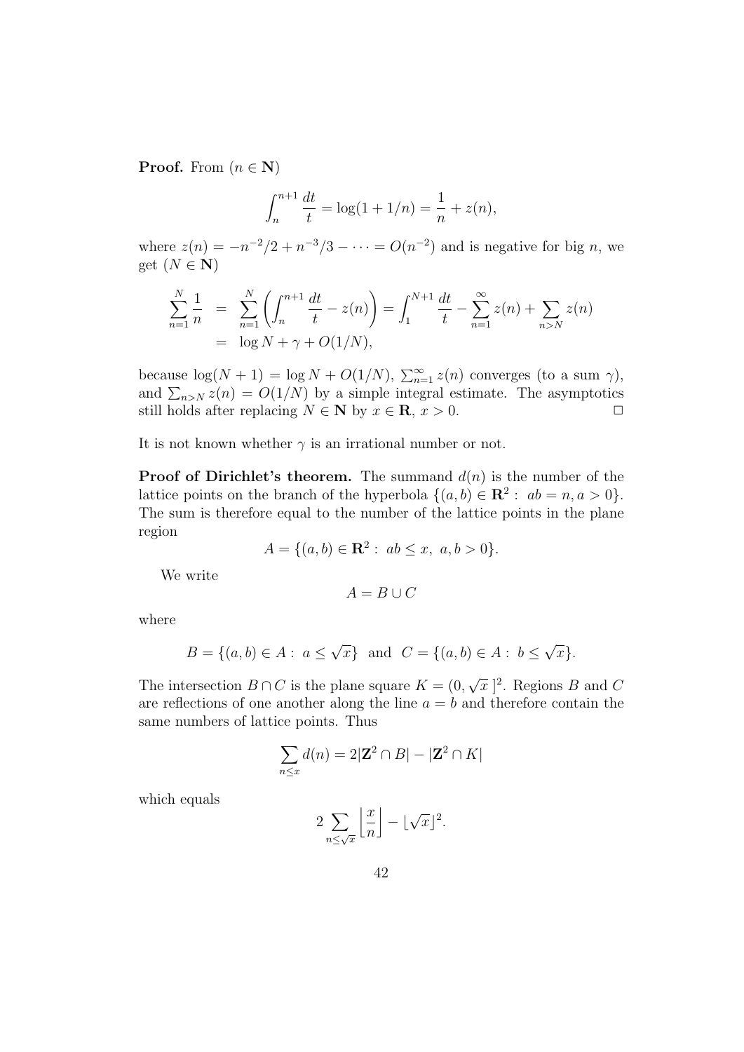**Proof.** From ($n \in \mathbf{N}$)

$$\int_n^{n+1} \frac{dt}{t} = \log(1 + 1/n) = \frac{1}{n} + z(n),$$

where $z(n) = -n^{-2}/2 + n^{-3}/3 - \cdots = O(n^{-2})$ and is negative for big $n$, we get ($N \in \mathbf{N}$)

$$\begin{aligned}\sum_{n=1}^{N} \frac{1}{n} &= \sum_{n=1}^{N} \left( \int_n^{n+1} \frac{dt}{t} - z(n) \right) = \int_1^{N+1} \frac{dt}{t} - \sum_{n=1}^{\infty} z(n) + \sum_{n>N} z(n) \\ &= \log N + \gamma + O(1/N),\end{aligned}$$

because $\log(N + 1) = \log N + O(1/N)$, $\sum_{n=1}^{\infty} z(n)$ converges (to a sum $\gamma$), and $\sum_{n>N} z(n) = O(1/N)$ by a simple integral estimate. The asymptotics still holds after replacing $N \in \mathbf{N}$ by $x \in \mathbf{R}$, $x > 0$. □

It is not known whether $\gamma$ is an irrational number or not.

**Proof of Dirichlet's theorem.** The summand $d(n)$ is the number of the lattice points on the branch of the hyperbola $\{(a, b) \in \mathbf{R}^2 :\ ab = n, a > 0\}$. The sum is therefore equal to the number of the lattice points in the plane region

$$A = \{(a, b) \in \mathbf{R}^2 :\ ab \le x,\ a, b > 0\}.$$

We write

$$A = B \cup C$$

where

$$B = \{(a, b) \in A :\ a \le \sqrt{x}\} \ \text{ and } \ C = \{(a, b) \in A :\ b \le \sqrt{x}\}.$$

The intersection $B \cap C$ is the plane square $K = (0, \sqrt{x}\,]^2$. Regions $B$ and $C$ are reflections of one another along the line $a = b$ and therefore contain the same numbers of lattice points. Thus

$$\sum_{n \le x} d(n) = 2|\mathbf{Z}^2 \cap B| - |\mathbf{Z}^2 \cap K|$$

which equals

$$2 \sum_{n \le \sqrt{x}} \left\lfloor \frac{x}{n} \right\rfloor - \lfloor \sqrt{x} \rfloor^2.$$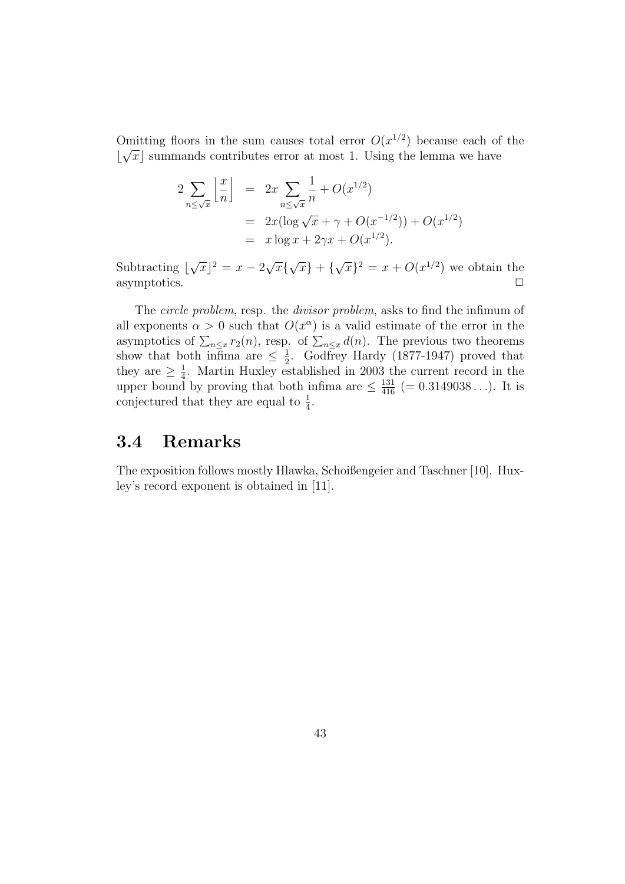Omitting floors in the sum causes total error $O(x^{1/2})$ because each of the $\lfloor \sqrt{x} \rfloor$ summands contributes error at most 1. Using the lemma we have

$$
\begin{aligned}
2 \sum_{n \le \sqrt{x}} \left\lfloor \frac{x}{n} \right\rfloor &= 2x \sum_{n \le \sqrt{x}} \frac{1}{n} + O(x^{1/2}) \\
&= 2x(\log \sqrt{x} + \gamma + O(x^{-1/2})) + O(x^{1/2}) \\
&= x \log x + 2\gamma x + O(x^{1/2}).
\end{aligned}
$$

Subtracting $\lfloor \sqrt{x} \rfloor^2 = x - 2\sqrt{x}\{\sqrt{x}\} + \{\sqrt{x}\}^2 = x + O(x^{1/2})$ we obtain the asymptotics. □

The *circle problem*, resp. the *divisor problem*, asks to find the infimum of all exponents $\alpha > 0$ such that $O(x^{\alpha})$ is a valid estimate of the error in the asymptotics of $\sum_{n \le x} r_2(n)$, resp. of $\sum_{n \le x} d(n)$. The previous two theorems show that both infima are $\le \frac{1}{2}$. Godfrey Hardy (1877-1947) proved that they are $\ge \frac{1}{4}$. Martin Huxley established in 2003 the current record in the upper bound by proving that both infima are $\le \frac{131}{416}$ $(= 0.3149038\ldots)$. It is conjectured that they are equal to $\frac{1}{4}$.

## 3.4 Remarks

The exposition follows mostly Hlawka, Schoißengeier and Taschner [10]. Huxley's record exponent is obtained in [11].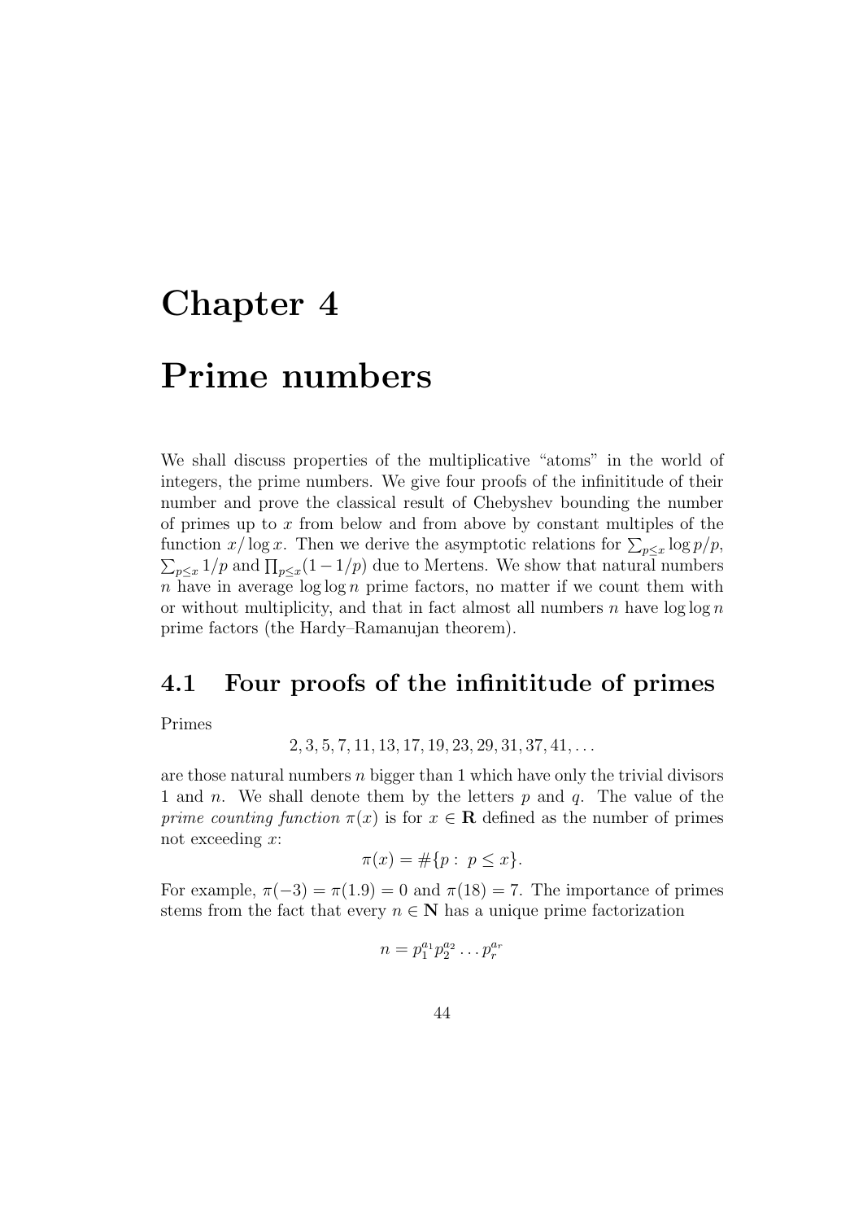# Chapter 4

# Prime numbers

We shall discuss properties of the multiplicative "atoms" in the world of integers, the prime numbers. We give four proofs of the infinititude of their number and prove the classical result of Chebyshev bounding the number of primes up to $x$ from below and from above by constant multiples of the function $x/\log x$. Then we derive the asymptotic relations for $\sum_{p\le x}\log p/p$, $\sum_{p\le x}1/p$ and $\prod_{p\le x}(1-1/p)$ due to Mertens. We show that natural numbers $n$ have in average $\log\log n$ prime factors, no matter if we count them with or without multiplicity, and that in fact almost all numbers $n$ have $\log\log n$ prime factors (the Hardy–Ramanujan theorem).

## 4.1 Four proofs of the infinititude of primes

Primes

$$2, 3, 5, 7, 11, 13, 17, 19, 23, 29, 31, 37, 41, \ldots$$

are those natural numbers $n$ bigger than 1 which have only the trivial divisors 1 and $n$. We shall denote them by the letters $p$ and $q$. The value of the *prime counting function* $\pi(x)$ is for $x \in \mathbf{R}$ defined as the number of primes not exceeding $x$:

$$\pi(x) = \#\{p:\ p \le x\}.$$

For example, $\pi(-3) = \pi(1.9) = 0$ and $\pi(18) = 7$. The importance of primes stems from the fact that every $n \in \mathbf{N}$ has a unique prime factorization

$$n = p_1^{a_1} p_2^{a_2} \ldots p_r^{a_r}$$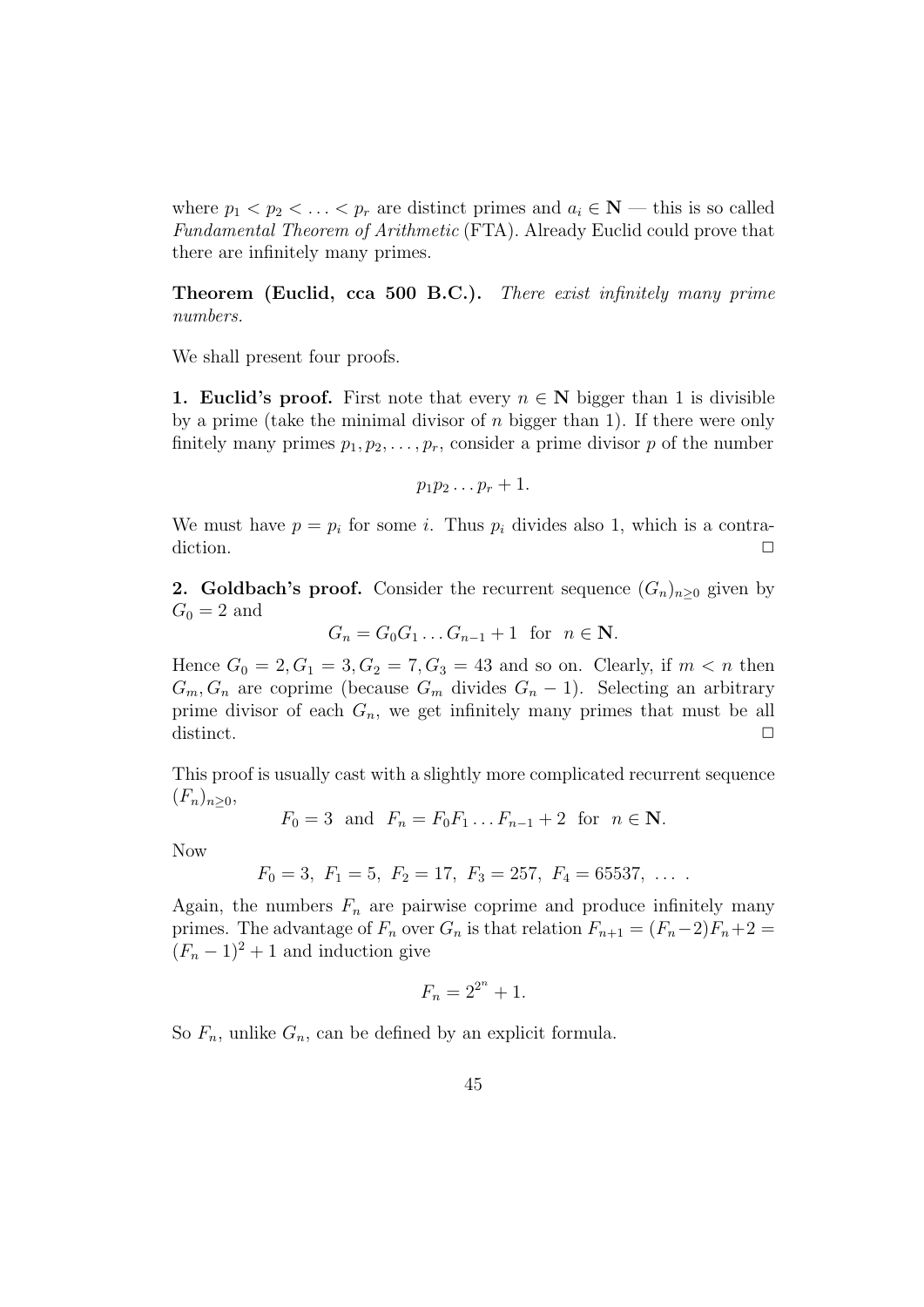where $p_1 < p_2 < \ldots < p_r$ are distinct primes and $a_i \in \mathbf{N}$ — this is so called *Fundamental Theorem of Arithmetic* (FTA). Already Euclid could prove that there are infinitely many primes.

**Theorem (Euclid, cca 500 B.C.).** *There exist infinitely many prime numbers.*

We shall present four proofs.

**1. Euclid's proof.** First note that every $n \in \mathbf{N}$ bigger than 1 is divisible by a prime (take the minimal divisor of $n$ bigger than 1). If there were only finitely many primes $p_1, p_2, \ldots, p_r$, consider a prime divisor $p$ of the number

$$p_1 p_2 \ldots p_r + 1.$$

We must have $p = p_i$ for some $i$. Thus $p_i$ divides also 1, which is a contradiction. $\square$

**2. Goldbach's proof.** Consider the recurrent sequence $(G_n)_{n \geq 0}$ given by $G_0 = 2$ and

$$G_n = G_0 G_1 \ldots G_{n-1} + 1 \quad \text{for} \quad n \in \mathbf{N}.$$

Hence $G_0 = 2, G_1 = 3, G_2 = 7, G_3 = 43$ and so on. Clearly, if $m < n$ then $G_m, G_n$ are coprime (because $G_m$ divides $G_n - 1$). Selecting an arbitrary prime divisor of each $G_n$, we get infinitely many primes that must be all distinct. $\square$

This proof is usually cast with a slightly more complicated recurrent sequence $(F_n)_{n \geq 0}$,

$$F_0 = 3 \quad \text{and} \quad F_n = F_0 F_1 \ldots F_{n-1} + 2 \quad \text{for} \quad n \in \mathbf{N}.$$

Now

$$F_0 = 3, \ F_1 = 5, \ F_2 = 17, \ F_3 = 257, \ F_4 = 65537, \ \ldots \ .$$

Again, the numbers $F_n$ are pairwise coprime and produce infinitely many primes. The advantage of $F_n$ over $G_n$ is that relation $F_{n+1} = (F_n - 2)F_n + 2 = (F_n - 1)^2 + 1$ and induction give

$$F_n = 2^{2^n} + 1.$$

So $F_n$, unlike $G_n$, can be defined by an explicit formula.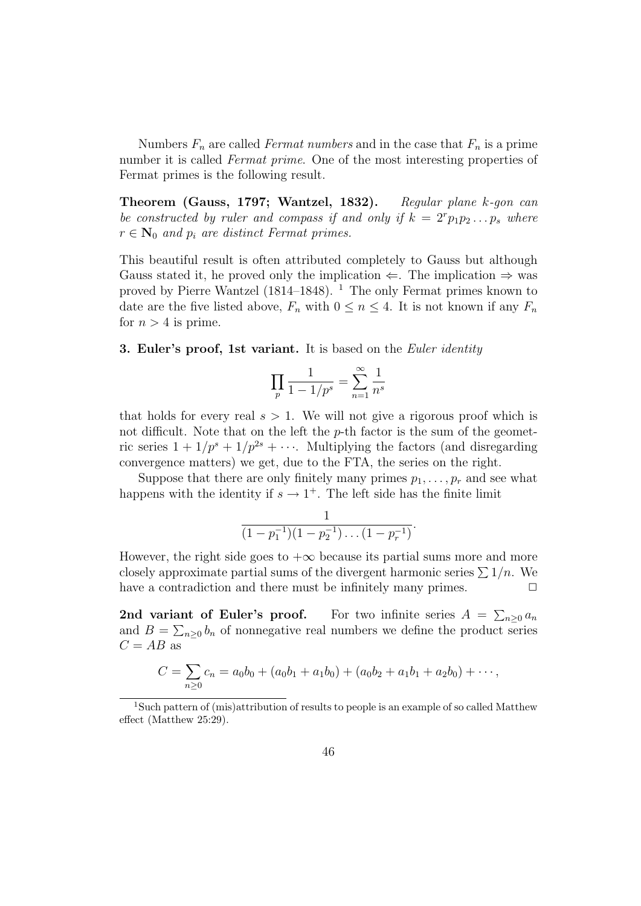Numbers $F_n$ are called *Fermat numbers* and in the case that $F_n$ is a prime number it is called *Fermat prime*. One of the most interesting properties of Fermat primes is the following result.

**Theorem (Gauss, 1797; Wantzel, 1832).** *Regular plane $k$-gon can be constructed by ruler and compass if and only if $k = 2^r p_1 p_2 \dots p_s$ where $r \in \mathbf{N}_0$ and $p_i$ are distinct Fermat primes.*

This beautiful result is often attributed completely to Gauss but although Gauss stated it, he proved only the implication $\Leftarrow$. The implication $\Rightarrow$ was proved by Pierre Wantzel (1814–1848). [1] The only Fermat primes known to date are the five listed above, $F_n$ with $0 \le n \le 4$. It is not known if any $F_n$ for $n > 4$ is prime.

**3. Euler's proof, 1st variant.** It is based on the *Euler identity*

$$\prod_p \frac{1}{1 - 1/p^s} = \sum_{n=1}^{\infty} \frac{1}{n^s}$$

that holds for every real $s > 1$. We will not give a rigorous proof which is not difficult. Note that on the left the $p$-th factor is the sum of the geometric series $1 + 1/p^s + 1/p^{2s} + \cdots$. Multiplying the factors (and disregarding convergence matters) we get, due to the FTA, the series on the right.

Suppose that there are only finitely many primes $p_1, \dots, p_r$ and see what happens with the identity if $s \to 1^+$. The left side has the finite limit

$$\frac{1}{(1 - p_1^{-1})(1 - p_2^{-1}) \dots (1 - p_r^{-1})}.$$

However, the right side goes to $+\infty$ because its partial sums more and more closely approximate partial sums of the divergent harmonic series $\sum 1/n$. We have a contradiction and there must be infinitely many primes. $\square$

**2nd variant of Euler's proof.** For two infinite series $A = \sum_{n \ge 0} a_n$ and $B = \sum_{n \ge 0} b_n$ of nonnegative real numbers we define the product series $C = AB$ as

$$C = \sum_{n \ge 0} c_n = a_0 b_0 + (a_0 b_1 + a_1 b_0) + (a_0 b_2 + a_1 b_1 + a_2 b_0) + \cdots,$$

[1] Such pattern of (mis)attribution of results to people is an example of so called Matthew effect (Matthew 25:29).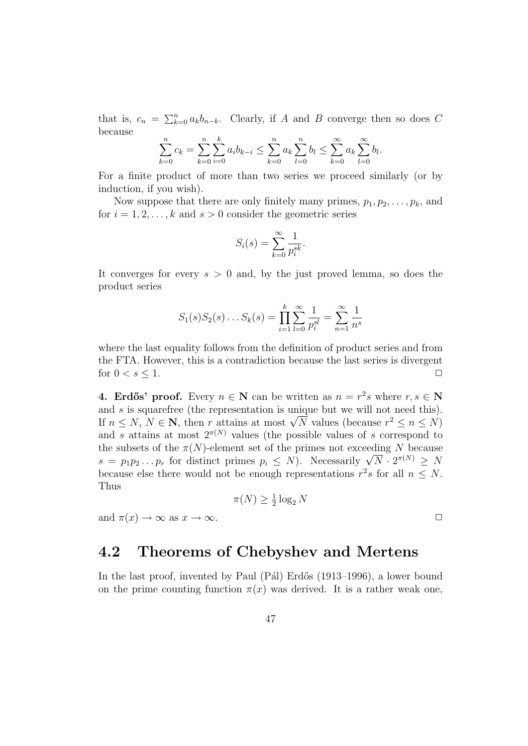that is, $c_n = \sum_{k=0}^{n} a_k b_{n-k}$. Clearly, if $A$ and $B$ converge then so does $C$ because

$$\sum_{k=0}^{n} c_k = \sum_{k=0}^{n} \sum_{i=0}^{k} a_i b_{k-i} \leq \sum_{k=0}^{n} a_k \sum_{l=0}^{n} b_l \leq \sum_{k=0}^{\infty} a_k \sum_{l=0}^{\infty} b_l.$$

For a finite product of more than two series we proceed similarly (or by induction, if you wish).

Now suppose that there are only finitely many primes, $p_1, p_2, \ldots, p_k$, and for $i = 1, 2, \ldots, k$ and $s > 0$ consider the geometric series

$$S_i(s) = \sum_{k=0}^{\infty} \frac{1}{p_i^{sk}}.$$

It converges for every $s > 0$ and, by the just proved lemma, so does the product series

$$S_1(s)S_2(s)\ldots S_k(s) = \prod_{i=1}^{k} \sum_{l=0}^{\infty} \frac{1}{p_i^{sl}} = \sum_{n=1}^{\infty} \frac{1}{n^s}$$

where the last equality follows from the definition of product series and from the FTA. However, this is a contradiction because the last series is divergent for $0 < s \leq 1$. $\square$

**4. Erdős' proof.** Every $n \in \mathbf{N}$ can be written as $n = r^2 s$ where $r, s \in \mathbf{N}$ and $s$ is squarefree (the representation is unique but we will not need this). If $n \leq N$, $N \in \mathbf{N}$, then $r$ attains at most $\sqrt{N}$ values (because $r^2 \leq n \leq N$) and $s$ attains at most $2^{\pi(N)}$ values (the possible values of $s$ correspond to the subsets of the $\pi(N)$-element set of the primes not exceeding $N$ because $s = p_1 p_2 \ldots p_r$ for distinct primes $p_i \leq N$). Necessarily $\sqrt{N} \cdot 2^{\pi(N)} \geq N$ because else there would not be enough representations $r^2 s$ for all $n \leq N$. Thus

$$\pi(N) \geq \tfrac{1}{2} \log_2 N$$

and $\pi(x) \to \infty$ as $x \to \infty$. $\square$

## 4.2 Theorems of Chebyshev and Mertens

In the last proof, invented by Paul (Pál) Erdős (1913–1996), a lower bound on the prime counting function $\pi(x)$ was derived. It is a rather weak one,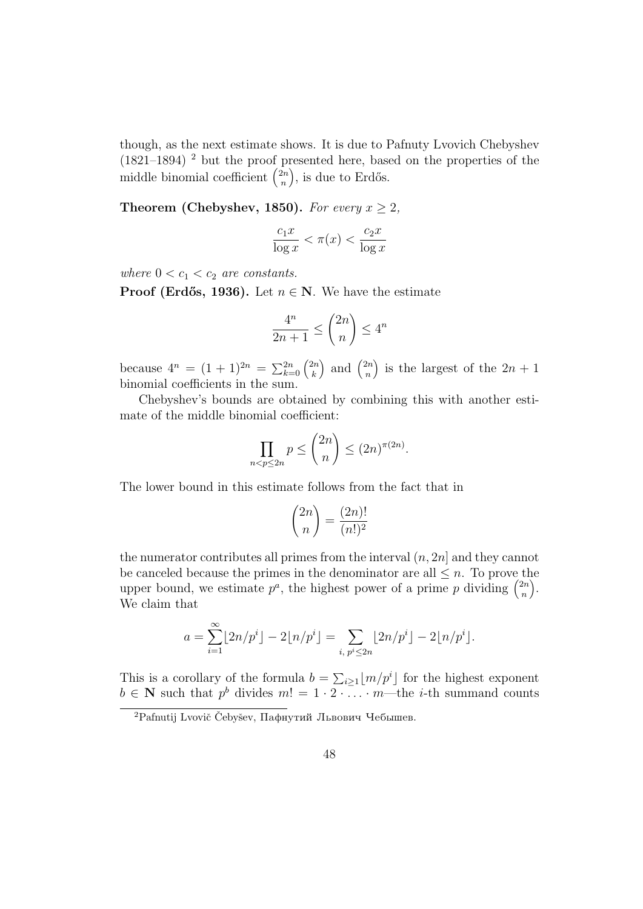though, as the next estimate shows. It is due to Pafnuty Lvovich Chebyshev (1821–1894) [2] but the proof presented here, based on the properties of the middle binomial coefficient $\binom{2n}{n}$, is due to Erdős.

**Theorem (Chebyshev, 1850).** *For every $x \geq 2$,*

$$\frac{c_1 x}{\log x} < \pi(x) < \frac{c_2 x}{\log x}$$

*where $0 < c_1 < c_2$ are constants.*

**Proof (Erdős, 1936).** Let $n \in \mathbf{N}$. We have the estimate

$$\frac{4^n}{2n+1} \leq \binom{2n}{n} \leq 4^n$$

because $4^n = (1+1)^{2n} = \sum_{k=0}^{2n} \binom{2n}{k}$ and $\binom{2n}{n}$ is the largest of the $2n+1$ binomial coefficients in the sum.

Chebyshev's bounds are obtained by combining this with another estimate of the middle binomial coefficient:

$$\prod_{n<p\leq 2n} p \leq \binom{2n}{n} \leq (2n)^{\pi(2n)}.$$

The lower bound in this estimate follows from the fact that in

$$\binom{2n}{n} = \frac{(2n)!}{(n!)^2}$$

the numerator contributes all primes from the interval $(n, 2n]$ and they cannot be canceled because the primes in the denominator are all $\leq n$. To prove the upper bound, we estimate $p^a$, the highest power of a prime $p$ dividing $\binom{2n}{n}$. We claim that

$$a = \sum_{i=1}^{\infty} \lfloor 2n/p^i \rfloor - 2\lfloor n/p^i \rfloor = \sum_{i,\, p^i \leq 2n} \lfloor 2n/p^i \rfloor - 2\lfloor n/p^i \rfloor.$$

This is a corollary of the formula $b = \sum_{i \geq 1} \lfloor m/p^i \rfloor$ for the highest exponent $b \in \mathbf{N}$ such that $p^b$ divides $m! = 1 \cdot 2 \cdot \ldots \cdot m$—the $i$-th summand counts

[2] Pafnutij Lvovič Čebyšev, Пафнутий Львович Чебышев.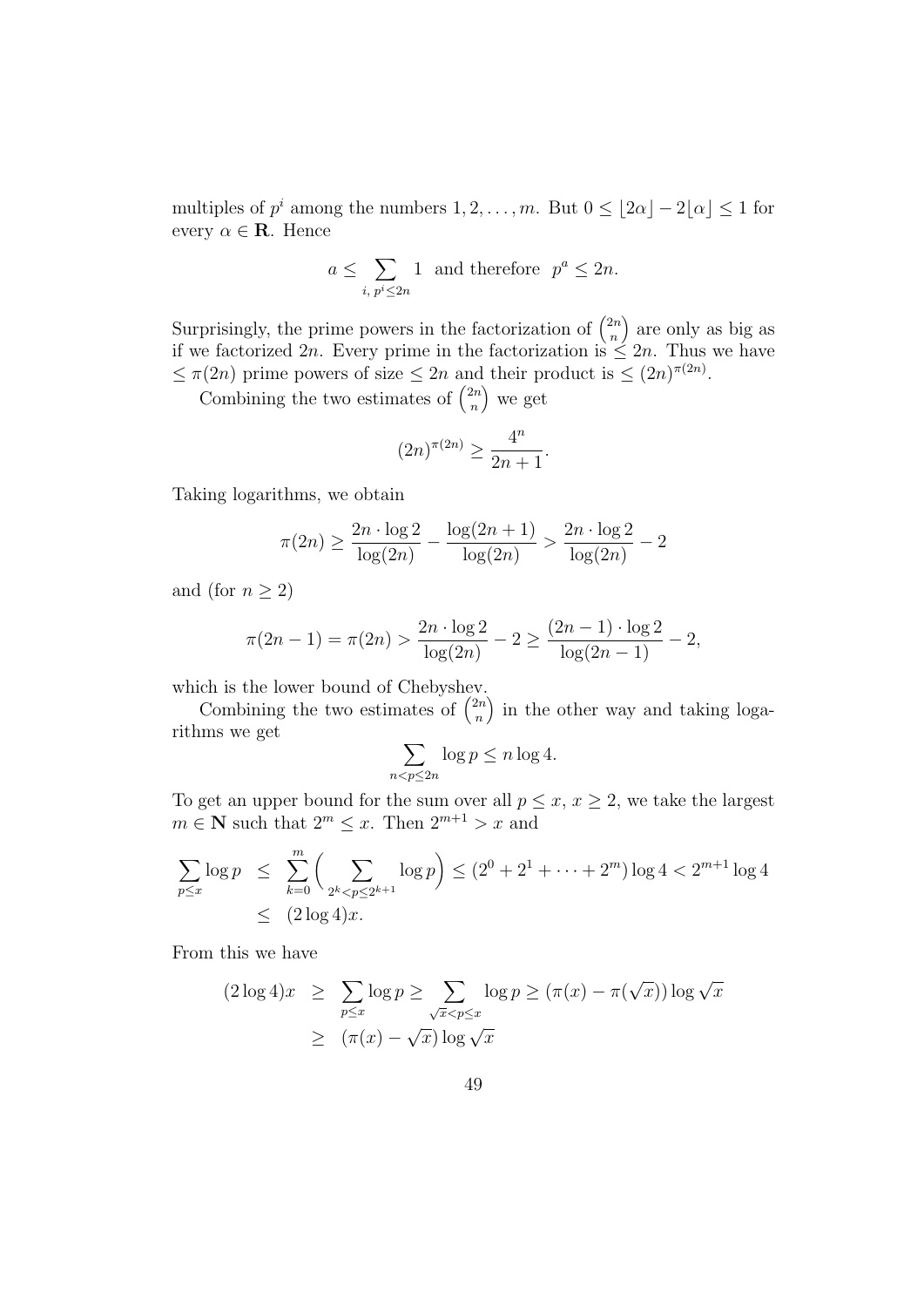multiples of $p^i$ among the numbers $1, 2, \ldots, m$. But $0 \leq \lfloor 2\alpha \rfloor - 2\lfloor \alpha \rfloor \leq 1$ for every $\alpha \in \mathbf{R}$. Hence

$$a \leq \sum_{i,\, p^i \leq 2n} 1 \ \text{ and therefore } \ p^a \leq 2n.$$

Surprisingly, the prime powers in the factorization of $\binom{2n}{n}$ are only as big as if we factorized $2n$. Every prime in the factorization is $\leq 2n$. Thus we have $\leq \pi(2n)$ prime powers of size $\leq 2n$ and their product is $\leq (2n)^{\pi(2n)}$.

Combining the two estimates of $\binom{2n}{n}$ we get

$$(2n)^{\pi(2n)} \geq \frac{4^n}{2n+1}.$$

Taking logarithms, we obtain

$$\pi(2n) \geq \frac{2n \cdot \log 2}{\log(2n)} - \frac{\log(2n+1)}{\log(2n)} > \frac{2n \cdot \log 2}{\log(2n)} - 2$$

and (for $n \geq 2$)

$$\pi(2n-1) = \pi(2n) > \frac{2n \cdot \log 2}{\log(2n)} - 2 \geq \frac{(2n-1) \cdot \log 2}{\log(2n-1)} - 2,$$

which is the lower bound of Chebyshev.

Combining the two estimates of $\binom{2n}{n}$ in the other way and taking logarithms we get

$$\sum_{n<p\leq 2n} \log p \leq n \log 4.$$

To get an upper bound for the sum over all $p \leq x$, $x \geq 2$, we take the largest $m \in \mathbf{N}$ such that $2^m \leq x$. Then $2^{m+1} > x$ and

$$\begin{aligned}
\sum_{p\leq x} \log p &\leq \sum_{k=0}^{m} \Big( \sum_{2^k < p \leq 2^{k+1}} \log p \Big) \leq (2^0 + 2^1 + \cdots + 2^m) \log 4 < 2^{m+1} \log 4 \\
&\leq (2 \log 4) x.
\end{aligned}$$

From this we have

$$\begin{aligned}
(2\log 4)x &\geq \sum_{p\leq x} \log p \geq \sum_{\sqrt{x}<p\leq x} \log p \geq (\pi(x) - \pi(\sqrt{x})) \log \sqrt{x} \\
&\geq (\pi(x) - \sqrt{x}) \log \sqrt{x}
\end{aligned}$$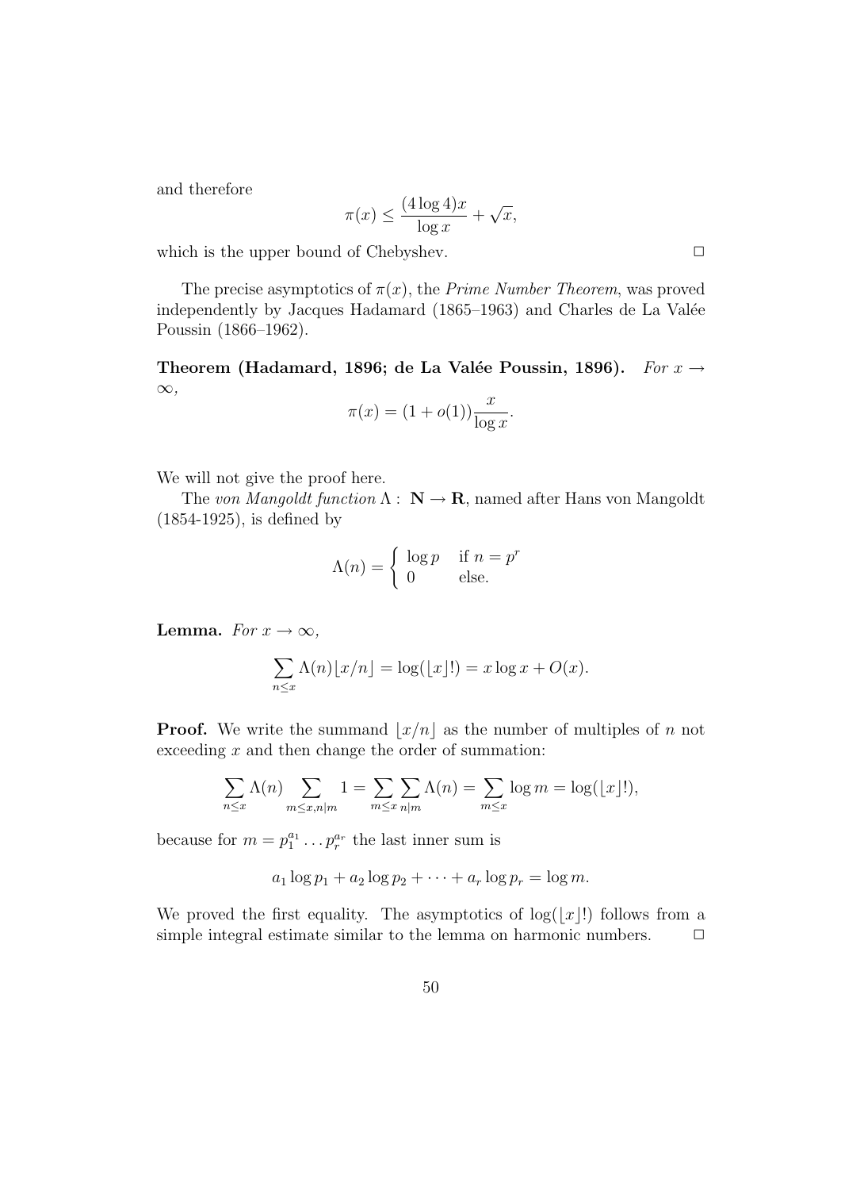and therefore

$$\pi(x) \leq \frac{(4\log 4)x}{\log x} + \sqrt{x},$$

which is the upper bound of Chebyshev. □

The precise asymptotics of $\pi(x)$, the *Prime Number Theorem*, was proved independently by Jacques Hadamard (1865–1963) and Charles de La Valée Poussin (1866–1962).

**Theorem (Hadamard, 1896; de La Valée Poussin, 1896).** *For $x \to \infty$,*

$$\pi(x) = (1 + o(1))\frac{x}{\log x}.$$

We will not give the proof here.

The *von Mangoldt function* $\Lambda : \mathbf{N} \to \mathbf{R}$, named after Hans von Mangoldt (1854-1925), is defined by

$$\Lambda(n) = \begin{cases} \log p & \text{if } n = p^r \\ 0 & \text{else.} \end{cases}$$

**Lemma.** *For $x \to \infty$,*

$$\sum_{n \leq x} \Lambda(n) \lfloor x/n \rfloor = \log(\lfloor x \rfloor !) = x \log x + O(x).$$

**Proof.** We write the summand $\lfloor x/n \rfloor$ as the number of multiples of $n$ not exceeding $x$ and then change the order of summation:

$$\sum_{n \leq x} \Lambda(n) \sum_{m \leq x, n|m} 1 = \sum_{m \leq x} \sum_{n|m} \Lambda(n) = \sum_{m \leq x} \log m = \log(\lfloor x \rfloor !),$$

because for $m = p_1^{a_1} \dots p_r^{a_r}$ the last inner sum is

$$a_1 \log p_1 + a_2 \log p_2 + \dots + a_r \log p_r = \log m.$$

We proved the first equality. The asymptotics of $\log(\lfloor x \rfloor !)$ follows from a simple integral estimate similar to the lemma on harmonic numbers. □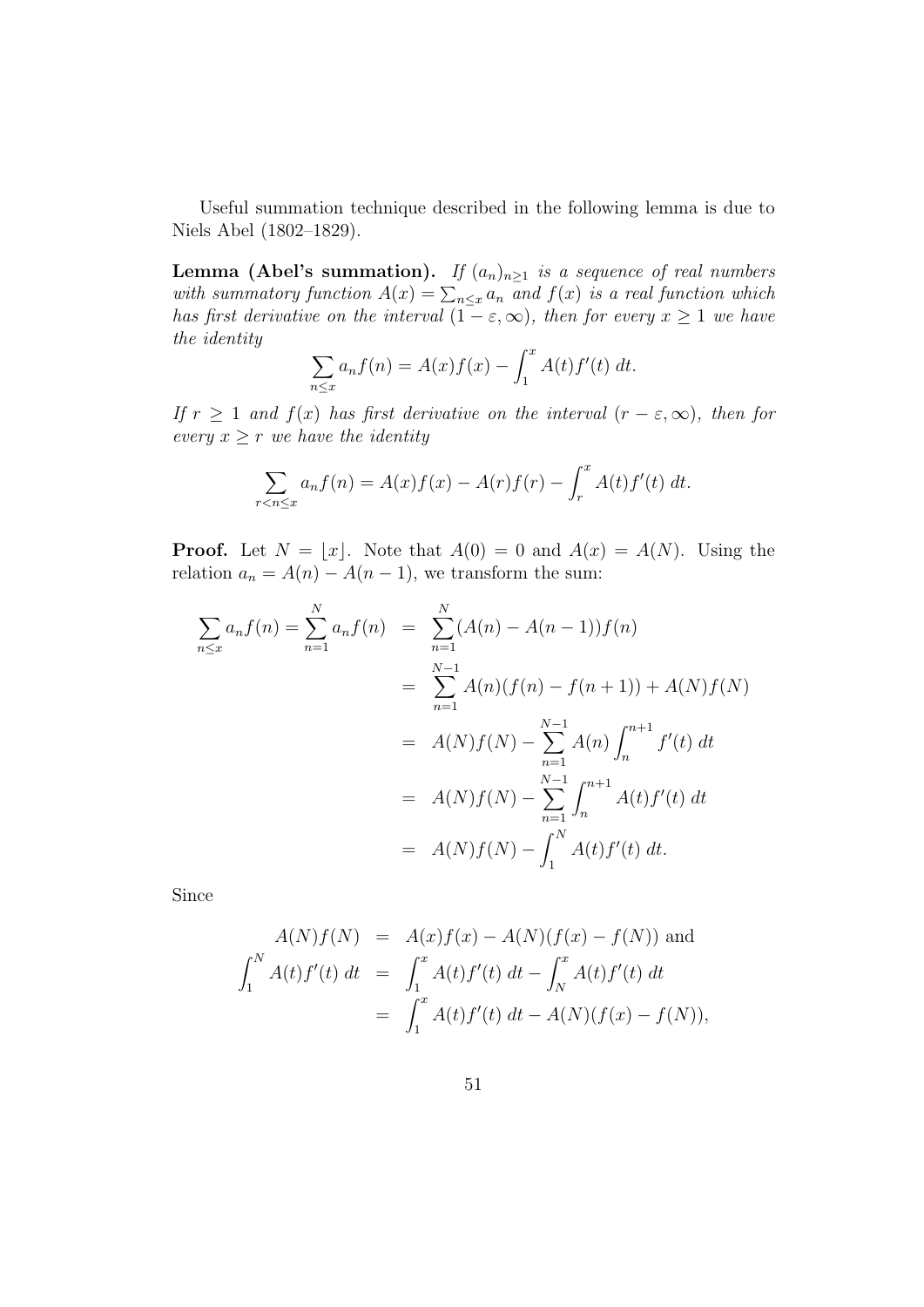Useful summation technique described in the following lemma is due to Niels Abel (1802–1829).

**Lemma (Abel's summation).** *If $(a_n)_{n\geq 1}$ is a sequence of real numbers with summatory function $A(x) = \sum_{n\leq x} a_n$ and $f(x)$ is a real function which has first derivative on the interval $(1-\varepsilon, \infty)$, then for every $x \geq 1$ we have the identity*

$$\sum_{n\leq x} a_n f(n) = A(x)f(x) - \int_1^x A(t)f'(t)\,dt.$$

*If $r \geq 1$ and $f(x)$ has first derivative on the interval $(r-\varepsilon, \infty)$, then for every $x \geq r$ we have the identity*

$$\sum_{r<n\leq x} a_n f(n) = A(x)f(x) - A(r)f(r) - \int_r^x A(t)f'(t)\,dt.$$

**Proof.** Let $N = \lfloor x \rfloor$. Note that $A(0) = 0$ and $A(x) = A(N)$. Using the relation $a_n = A(n) - A(n-1)$, we transform the sum:

$$\begin{aligned}
\sum_{n\leq x} a_n f(n) = \sum_{n=1}^{N} a_n f(n) &= \sum_{n=1}^{N} (A(n) - A(n-1)) f(n) \\
&= \sum_{n=1}^{N-1} A(n)(f(n) - f(n+1)) + A(N)f(N) \\
&= A(N)f(N) - \sum_{n=1}^{N-1} A(n) \int_n^{n+1} f'(t)\,dt \\
&= A(N)f(N) - \sum_{n=1}^{N-1} \int_n^{n+1} A(t)f'(t)\,dt \\
&= A(N)f(N) - \int_1^N A(t)f'(t)\,dt.
\end{aligned}$$

Since

$$\begin{aligned}
A(N)f(N) &= A(x)f(x) - A(N)(f(x) - f(N)) \text{ and} \\
\int_1^N A(t)f'(t)\,dt &= \int_1^x A(t)f'(t)\,dt - \int_N^x A(t)f'(t)\,dt \\
&= \int_1^x A(t)f'(t)\,dt - A(N)(f(x) - f(N)),
\end{aligned}$$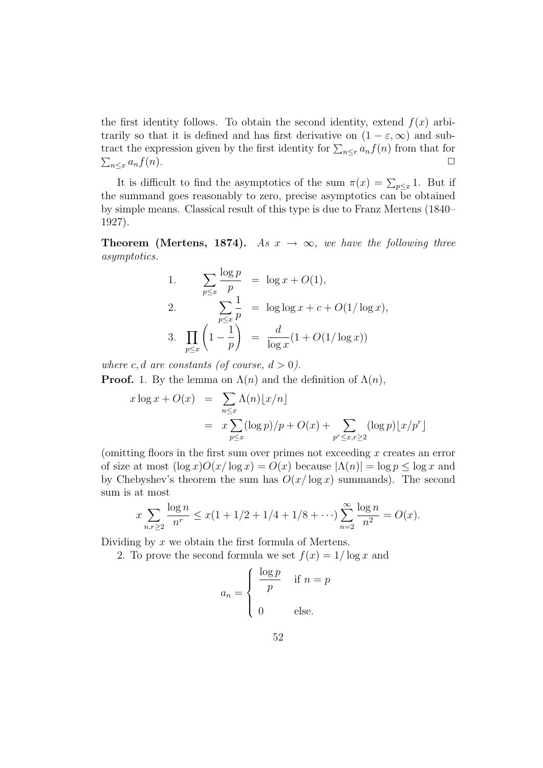the first identity follows. To obtain the second identity, extend $f(x)$ arbitrarily so that it is defined and has first derivative on $(1-\varepsilon, \infty)$ and subtract the expression given by the first identity for $\sum_{n\le r} a_n f(n)$ from that for $\sum_{n\le x} a_n f(n)$. □

It is difficult to find the asymptotics of the sum $\pi(x) = \sum_{p\le x} 1$. But if the summand goes reasonably to zero, precise asymptotics can be obtained by simple means. Classical result of this type is due to Franz Mertens (1840–1927).

**Theorem (Mertens, 1874).** *As $x \to \infty$, we have the following three asymptotics.*

$$
\begin{aligned}
1.\quad & \sum_{p\le x} \frac{\log p}{p} &=& \ \log x + O(1),\\
2.\quad & \sum_{p\le x} \frac{1}{p} &=& \ \log\log x + c + O(1/\log x),\\
3.\quad & \prod_{p\le x}\left(1-\frac{1}{p}\right) &=& \ \frac{d}{\log x}(1+O(1/\log x))
\end{aligned}
$$

*where $c, d$ are constants (of course, $d > 0$).*

**Proof.** 1. By the lemma on $\Lambda(n)$ and the definition of $\Lambda(n)$,

$$
\begin{aligned}
x\log x + O(x) &= \sum_{n\le x} \Lambda(n)\lfloor x/n\rfloor \\
&= x\sum_{p\le x} (\log p)/p + O(x) + \sum_{p^r\le x, r\ge 2} (\log p)\lfloor x/p^r\rfloor
\end{aligned}
$$

(omitting floors in the first sum over primes not exceeding $x$ creates an error of size at most $(\log x) O(x/\log x) = O(x)$ because $|\Lambda(n)| = \log p \le \log x$ and by Chebyshev's theorem the sum has $O(x/\log x)$ summands). The second sum is at most

$$
x\sum_{n,r\ge 2} \frac{\log n}{n^r} \le x(1 + 1/2 + 1/4 + 1/8 + \cdots)\sum_{n=2}^{\infty} \frac{\log n}{n^2} = O(x).
$$

Dividing by $x$ we obtain the first formula of Mertens.

2. To prove the second formula we set $f(x) = 1/\log x$ and

$$
a_n = \begin{cases} \dfrac{\log p}{p} & \text{if } n = p \\[2ex] 0 & \text{else.} \end{cases}
$$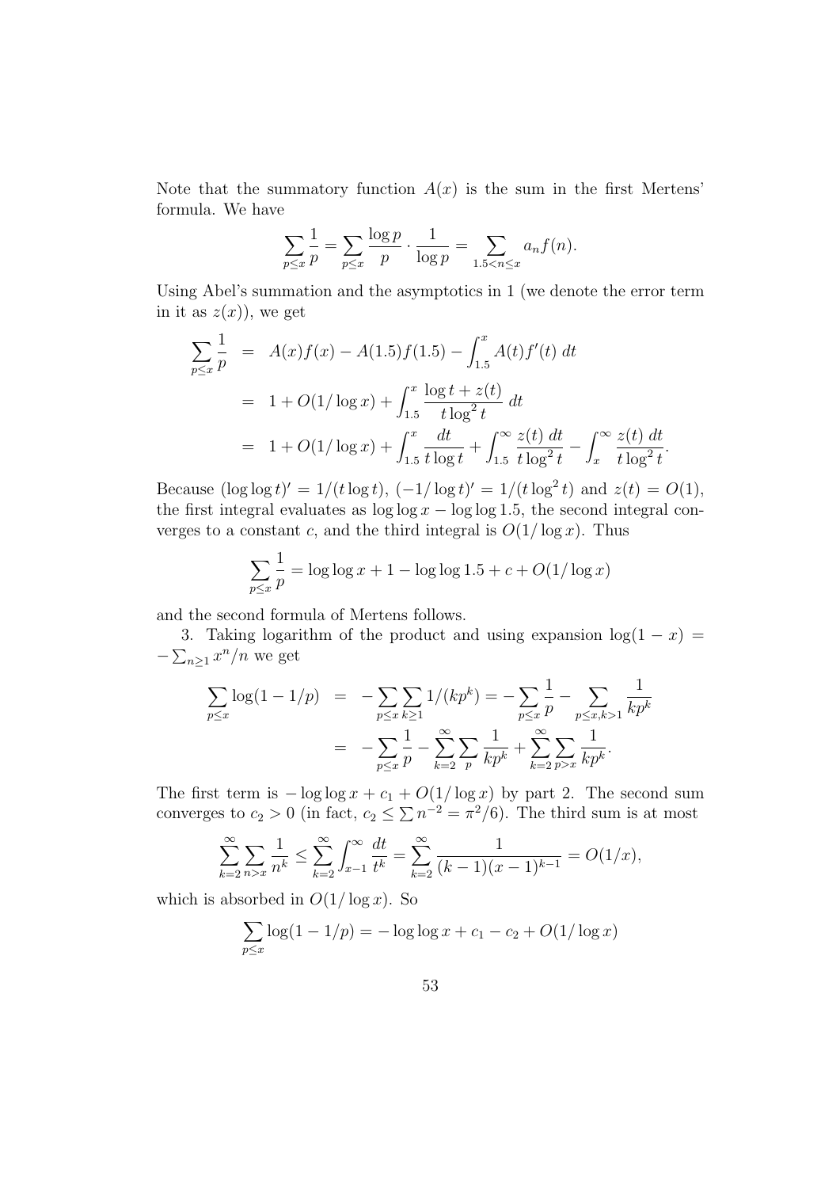Note that the summatory function $A(x)$ is the sum in the first Mertens' formula. We have

$$\sum_{p \le x} \frac{1}{p} = \sum_{p \le x} \frac{\log p}{p} \cdot \frac{1}{\log p} = \sum_{1.5 < n \le x} a_n f(n).$$

Using Abel's summation and the asymptotics in 1 (we denote the error term in it as $z(x)$), we get

$$\begin{aligned}
\sum_{p \le x} \frac{1}{p} &= A(x)f(x) - A(1.5)f(1.5) - \int_{1.5}^{x} A(t) f'(t)\ dt \\
&= 1 + O(1/\log x) + \int_{1.5}^{x} \frac{\log t + z(t)}{t \log^2 t}\ dt \\
&= 1 + O(1/\log x) + \int_{1.5}^{x} \frac{dt}{t \log t} + \int_{1.5}^{\infty} \frac{z(t)\ dt}{t \log^2 t} - \int_{x}^{\infty} \frac{z(t)\ dt}{t \log^2 t}.
\end{aligned}$$

Because $(\log \log t)' = 1/(t \log t)$, $(-1/\log t)' = 1/(t \log^2 t)$ and $z(t) = O(1)$, the first integral evaluates as $\log \log x - \log \log 1.5$, the second integral converges to a constant $c$, and the third integral is $O(1/\log x)$. Thus

$$\sum_{p \le x} \frac{1}{p} = \log \log x + 1 - \log \log 1.5 + c + O(1/\log x)$$

and the second formula of Mertens follows.

3. Taking logarithm of the product and using expansion $\log(1-x) = -\sum_{n \ge 1} x^n/n$ we get

$$\begin{aligned}
\sum_{p \le x} \log(1 - 1/p) &= -\sum_{p \le x} \sum_{k \ge 1} 1/(kp^k) = -\sum_{p \le x} \frac{1}{p} - \sum_{p \le x, k > 1} \frac{1}{kp^k} \\
&= -\sum_{p \le x} \frac{1}{p} - \sum_{k=2}^{\infty} \sum_{p} \frac{1}{kp^k} + \sum_{k=2}^{\infty} \sum_{p > x} \frac{1}{kp^k}.
\end{aligned}$$

The first term is $-\log \log x + c_1 + O(1/\log x)$ by part 2. The second sum converges to $c_2 > 0$ (in fact, $c_2 \le \sum n^{-2} = \pi^2/6$). The third sum is at most

$$\sum_{k=2}^{\infty} \sum_{n > x} \frac{1}{n^k} \le \sum_{k=2}^{\infty} \int_{x-1}^{\infty} \frac{dt}{t^k} = \sum_{k=2}^{\infty} \frac{1}{(k-1)(x-1)^{k-1}} = O(1/x),$$

which is absorbed in $O(1/\log x)$. So

$$\sum_{p \le x} \log(1 - 1/p) = -\log \log x + c_1 - c_2 + O(1/\log x)$$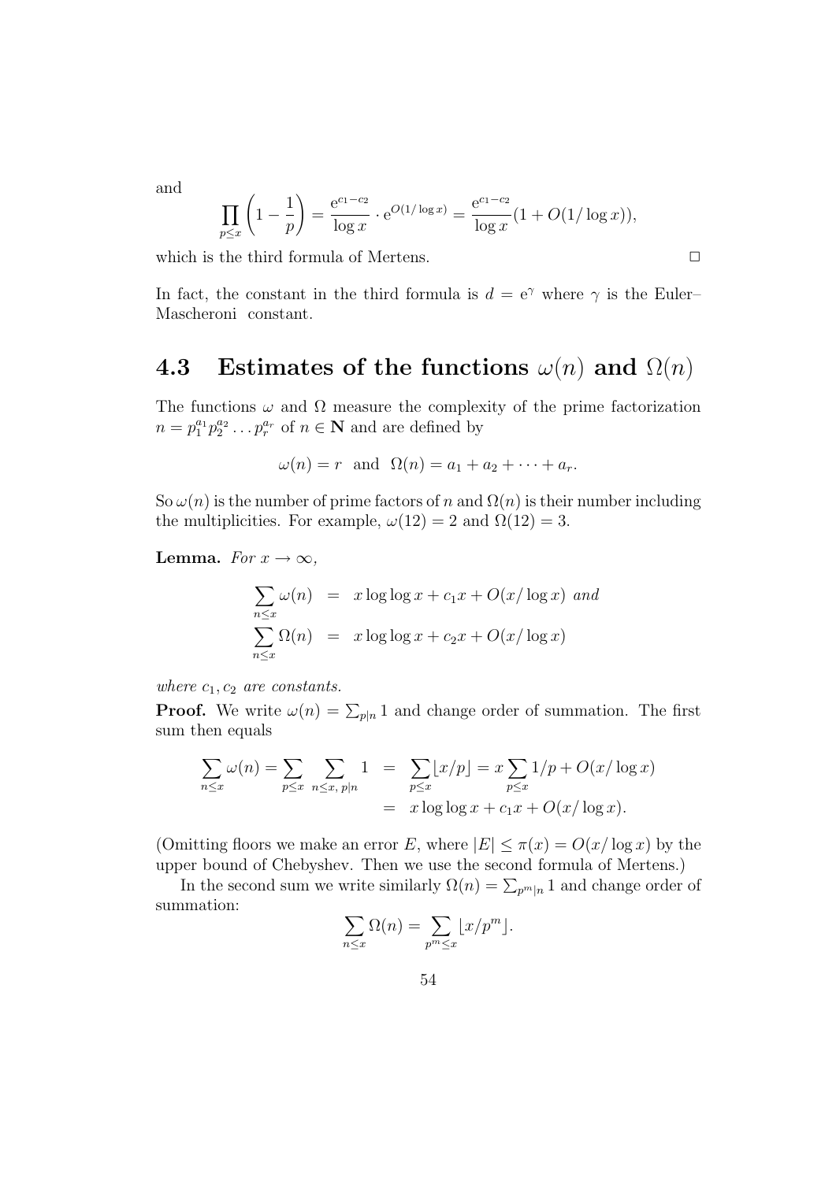and

$$\prod_{p \le x}\left(1 - \frac{1}{p}\right) = \frac{\mathrm{e}^{c_1 - c_2}}{\log x} \cdot \mathrm{e}^{O(1/\log x)} = \frac{\mathrm{e}^{c_1 - c_2}}{\log x}(1 + O(1/\log x)),$$

which is the third formula of Mertens. □

In fact, the constant in the third formula is $d = \mathrm{e}^{\gamma}$ where $\gamma$ is the Euler–Mascheroni constant.

## 4.3 Estimates of the functions $\omega(n)$ and $\Omega(n)$

The functions $\omega$ and $\Omega$ measure the complexity of the prime factorization $n = p_1^{a_1} p_2^{a_2} \dots p_r^{a_r}$ of $n \in \mathbf{N}$ and are defined by

$$\omega(n) = r \quad \text{and} \quad \Omega(n) = a_1 + a_2 + \cdots + a_r.$$

So $\omega(n)$ is the number of prime factors of $n$ and $\Omega(n)$ is their number including the multiplicities. For example, $\omega(12) = 2$ and $\Omega(12) = 3$.

**Lemma.** *For $x \to \infty$,*

$$\begin{aligned}
\sum_{n \le x} \omega(n) &= x \log\log x + c_1 x + O(x/\log x) \text{ and} \\
\sum_{n \le x} \Omega(n) &= x \log\log x + c_2 x + O(x/\log x)
\end{aligned}$$

*where $c_1, c_2$ are constants.*

**Proof.** We write $\omega(n) = \sum_{p|n} 1$ and change order of summation. The first sum then equals

$$\begin{aligned}
\sum_{n \le x} \omega(n) = \sum_{p \le x} \sum_{n \le x,\, p|n} 1 &= \sum_{p \le x} \lfloor x/p \rfloor = x \sum_{p \le x} 1/p + O(x/\log x) \\
&= x \log\log x + c_1 x + O(x/\log x).
\end{aligned}$$

(Omitting floors we make an error $E$, where $|E| \le \pi(x) = O(x/\log x)$ by the upper bound of Chebyshev. Then we use the second formula of Mertens.)

In the second sum we write similarly $\Omega(n) = \sum_{p^m|n} 1$ and change order of summation:

$$\sum_{n \le x} \Omega(n) = \sum_{p^m \le x} \lfloor x/p^m \rfloor.$$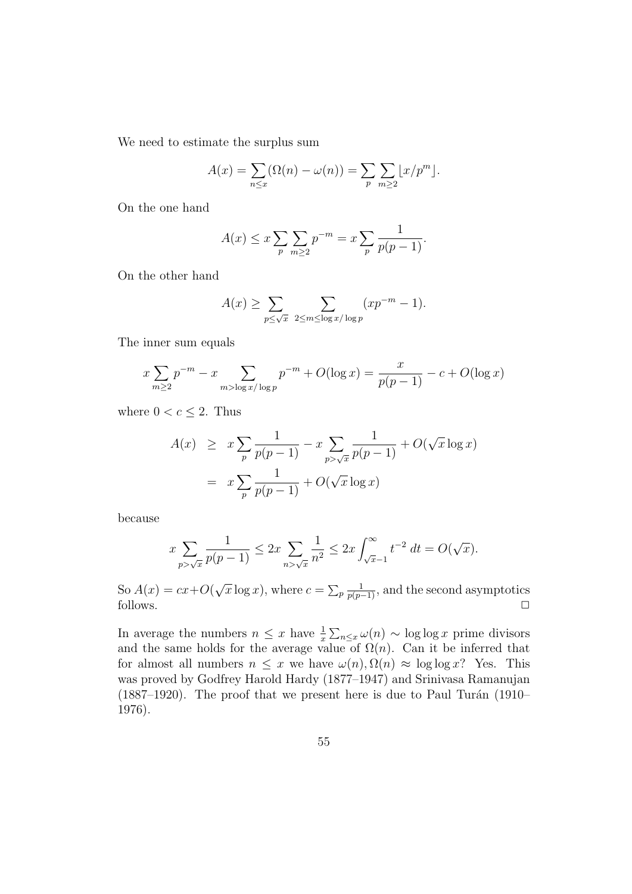We need to estimate the surplus sum

$$A(x) = \sum_{n \le x} (\Omega(n) - \omega(n)) = \sum_p \sum_{m \ge 2} \lfloor x/p^m \rfloor.$$

On the one hand

$$A(x) \le x \sum_p \sum_{m \ge 2} p^{-m} = x \sum_p \frac{1}{p(p-1)}.$$

On the other hand

$$A(x) \ge \sum_{p \le \sqrt{x}} \sum_{2 \le m \le \log x/\log p} (xp^{-m} - 1).$$

The inner sum equals

$$x \sum_{m \ge 2} p^{-m} - x \sum_{m > \log x/\log p} p^{-m} + O(\log x) = \frac{x}{p(p-1)} - c + O(\log x)$$

where $0 < c \le 2$. Thus

$$\begin{aligned} A(x) &\ge x \sum_p \frac{1}{p(p-1)} - x \sum_{p > \sqrt{x}} \frac{1}{p(p-1)} + O(\sqrt{x} \log x) \\ &= x \sum_p \frac{1}{p(p-1)} + O(\sqrt{x} \log x) \end{aligned}$$

because

$$x \sum_{p > \sqrt{x}} \frac{1}{p(p-1)} \le 2x \sum_{n > \sqrt{x}} \frac{1}{n^2} \le 2x \int_{\sqrt{x}-1}^{\infty} t^{-2} \, dt = O(\sqrt{x}).$$

So $A(x) = cx + O(\sqrt{x} \log x)$, where $c = \sum_p \frac{1}{p(p-1)}$, and the second asymptotics follows. □

In average the numbers $n \le x$ have $\frac{1}{x} \sum_{n \le x} \omega(n) \sim \log \log x$ prime divisors and the same holds for the average value of $\Omega(n)$. Can it be inferred that for almost all numbers $n \le x$ we have $\omega(n), \Omega(n) \approx \log \log x$? Yes. This was proved by Godfrey Harold Hardy (1877–1947) and Srinivasa Ramanujan (1887–1920). The proof that we present here is due to Paul Turán (1910–1976).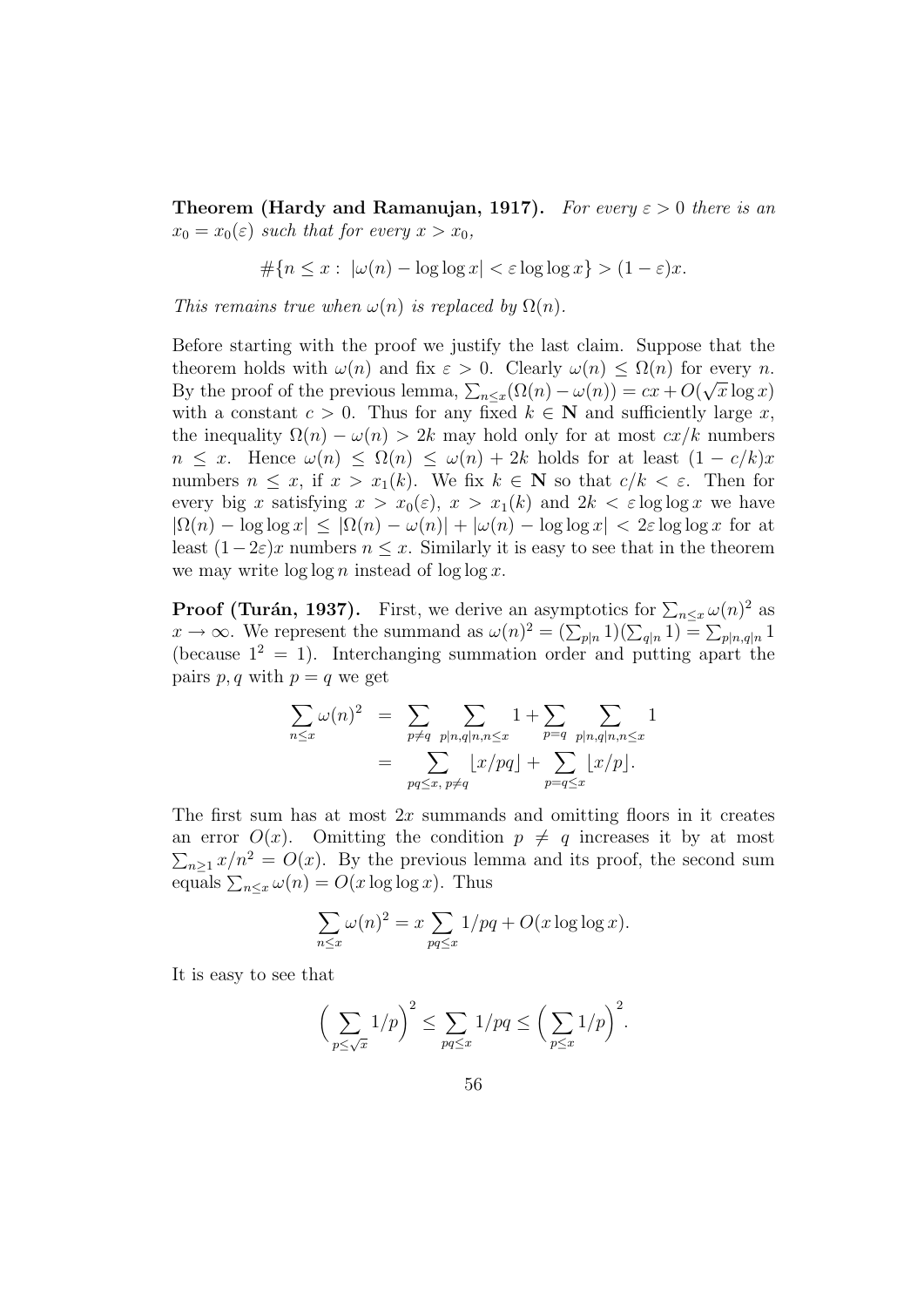**Theorem (Hardy and Ramanujan, 1917).** *For every $\varepsilon > 0$ there is an $x_0 = x_0(\varepsilon)$ such that for every $x > x_0$,*

$$\#\{n \le x : \ |\omega(n) - \log\log x| < \varepsilon \log\log x\} > (1-\varepsilon)x.$$

*This remains true when $\omega(n)$ is replaced by $\Omega(n)$.*

Before starting with the proof we justify the last claim. Suppose that the theorem holds with $\omega(n)$ and fix $\varepsilon > 0$. Clearly $\omega(n) \le \Omega(n)$ for every $n$. By the proof of the previous lemma, $\sum_{n\le x}(\Omega(n) - \omega(n)) = cx + O(\sqrt{x}\log x)$ with a constant $c > 0$. Thus for any fixed $k \in \mathbf{N}$ and sufficiently large $x$, the inequality $\Omega(n) - \omega(n) > 2k$ may hold only for at most $cx/k$ numbers $n \le x$. Hence $\omega(n) \le \Omega(n) \le \omega(n) + 2k$ holds for at least $(1 - c/k)x$ numbers $n \le x$, if $x > x_1(k)$. We fix $k \in \mathbf{N}$ so that $c/k < \varepsilon$. Then for every big $x$ satisfying $x > x_0(\varepsilon)$, $x > x_1(k)$ and $2k < \varepsilon \log\log x$ we have $|\Omega(n) - \log\log x| \le |\Omega(n) - \omega(n)| + |\omega(n) - \log\log x| < 2\varepsilon \log\log x$ for at least $(1-2\varepsilon)x$ numbers $n \le x$. Similarly it is easy to see that in the theorem we may write $\log\log n$ instead of $\log\log x$.

**Proof (Turán, 1937).** First, we derive an asymptotics for $\sum_{n\le x}\omega(n)^2$ as $x \to \infty$. We represent the summand as $\omega(n)^2 = (\sum_{p|n} 1)(\sum_{q|n} 1) = \sum_{p|n, q|n} 1$ (because $1^2 = 1$). Interchanging summation order and putting apart the pairs $p, q$ with $p = q$ we get

$$\begin{aligned}
\sum_{n\le x}\omega(n)^2 &= \sum_{p\ne q}\ \sum_{p|n, q|n, n\le x} 1 + \sum_{p=q}\ \sum_{p|n, q|n, n\le x} 1 \\
&= \sum_{pq\le x,\, p\ne q} \lfloor x/pq \rfloor + \sum_{p=q\le x} \lfloor x/p \rfloor.
\end{aligned}$$

The first sum has at most $2x$ summands and omitting floors in it creates an error $O(x)$. Omitting the condition $p \ne q$ increases it by at most $\sum_{n\ge 1} x/n^2 = O(x)$. By the previous lemma and its proof, the second sum equals $\sum_{n\le x}\omega(n) = O(x\log\log x)$. Thus

$$\sum_{n\le x}\omega(n)^2 = x\sum_{pq\le x} 1/pq + O(x\log\log x).$$

It is easy to see that

$$\Big(\sum_{p\le\sqrt{x}} 1/p\Big)^2 \le \sum_{pq\le x} 1/pq \le \Big(\sum_{p\le x} 1/p\Big)^2.$$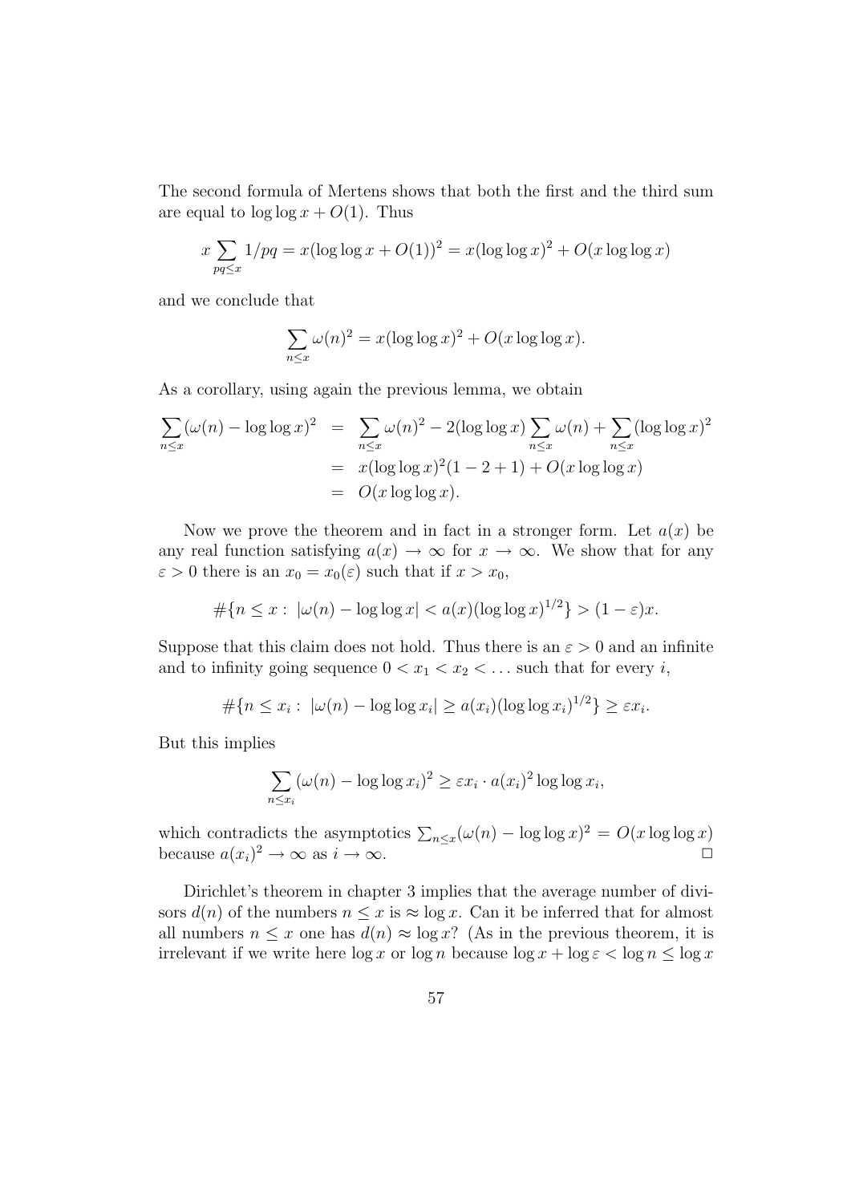The second formula of Mertens shows that both the first and the third sum are equal to $\log\log x + O(1)$. Thus

$$x \sum_{pq \le x} 1/pq = x(\log\log x + O(1))^2 = x(\log\log x)^2 + O(x\log\log x)$$

and we conclude that

$$\sum_{n\le x} \omega(n)^2 = x(\log\log x)^2 + O(x\log\log x).$$

As a corollary, using again the previous lemma, we obtain

$$\begin{aligned}
\sum_{n\le x}(\omega(n) - \log\log x)^2 &= \sum_{n\le x}\omega(n)^2 - 2(\log\log x)\sum_{n\le x}\omega(n) + \sum_{n\le x}(\log\log x)^2 \\
&= x(\log\log x)^2(1-2+1) + O(x\log\log x) \\
&= O(x\log\log x).
\end{aligned}$$

Now we prove the theorem and in fact in a stronger form. Let $a(x)$ be any real function satisfying $a(x) \to \infty$ for $x \to \infty$. We show that for any $\varepsilon > 0$ there is an $x_0 = x_0(\varepsilon)$ such that if $x > x_0$,

$$\#\{n \le x : \ |\omega(n) - \log\log x| < a(x)(\log\log x)^{1/2}\} > (1-\varepsilon)x.$$

Suppose that this claim does not hold. Thus there is an $\varepsilon > 0$ and an infinite and to infinity going sequence $0 < x_1 < x_2 < \ldots$ such that for every $i$,

$$\#\{n \le x_i : \ |\omega(n) - \log\log x_i| \ge a(x_i)(\log\log x_i)^{1/2}\} \ge \varepsilon x_i.$$

But this implies

$$\sum_{n\le x_i}(\omega(n) - \log\log x_i)^2 \ge \varepsilon x_i \cdot a(x_i)^2 \log\log x_i,$$

which contradicts the asymptotics $\sum_{n\le x}(\omega(n) - \log\log x)^2 = O(x\log\log x)$ because $a(x_i)^2 \to \infty$ as $i \to \infty$. □

Dirichlet's theorem in chapter 3 implies that the average number of divisors $d(n)$ of the numbers $n \le x$ is $\approx \log x$. Can it be inferred that for almost all numbers $n \le x$ one has $d(n) \approx \log x$? (As in the previous theorem, it is irrelevant if we write here $\log x$ or $\log n$ because $\log x + \log\varepsilon < \log n \le \log x$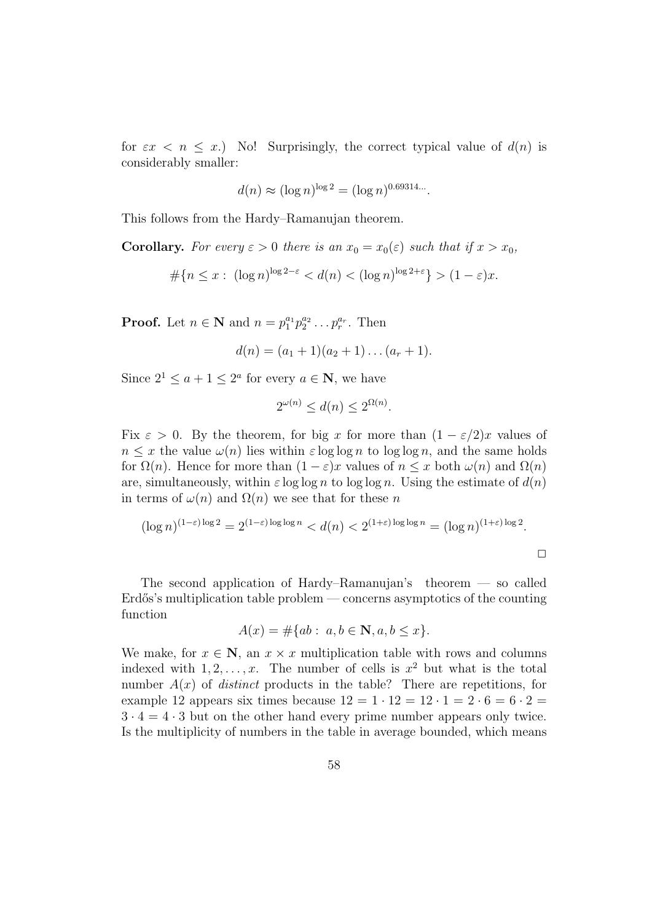for $\varepsilon x < n \le x$.) No! Surprisingly, the correct typical value of $d(n)$ is considerably smaller:

$$d(n) \approx (\log n)^{\log 2} = (\log n)^{0.69314\ldots}.$$

This follows from the Hardy–Ramanujan theorem.

**Corollary.** *For every $\varepsilon > 0$ there is an $x_0 = x_0(\varepsilon)$ such that if $x > x_0$,*

$$\#\{n \le x : (\log n)^{\log 2 - \varepsilon} < d(n) < (\log n)^{\log 2 + \varepsilon}\} > (1 - \varepsilon)x.$$

**Proof.** Let $n \in \mathbf{N}$ and $n = p_1^{a_1} p_2^{a_2} \ldots p_r^{a_r}$. Then

$$d(n) = (a_1 + 1)(a_2 + 1)\ldots(a_r + 1).$$

Since $2^1 \le a + 1 \le 2^a$ for every $a \in \mathbf{N}$, we have

$$2^{\omega(n)} \le d(n) \le 2^{\Omega(n)}.$$

Fix $\varepsilon > 0$. By the theorem, for big $x$ for more than $(1 - \varepsilon/2)x$ values of $n \le x$ the value $\omega(n)$ lies within $\varepsilon \log\log n$ to $\log\log n$, and the same holds for $\Omega(n)$. Hence for more than $(1 - \varepsilon)x$ values of $n \le x$ both $\omega(n)$ and $\Omega(n)$ are, simultaneously, within $\varepsilon \log\log n$ to $\log\log n$. Using the estimate of $d(n)$ in terms of $\omega(n)$ and $\Omega(n)$ we see that for these $n$

$$(\log n)^{(1-\varepsilon)\log 2} = 2^{(1-\varepsilon)\log\log n} < d(n) < 2^{(1+\varepsilon)\log\log n} = (\log n)^{(1+\varepsilon)\log 2}.$$

□

The second application of Hardy–Ramanujan's theorem — so called Erdős's multiplication table problem — concerns asymptotics of the counting function

$$A(x) = \#\{ab : a, b \in \mathbf{N}, a, b \le x\}.$$

We make, for $x \in \mathbf{N}$, an $x \times x$ multiplication table with rows and columns indexed with $1, 2, \ldots, x$. The number of cells is $x^2$ but what is the total number $A(x)$ of *distinct* products in the table? There are repetitions, for example 12 appears six times because $12 = 1 \cdot 12 = 12 \cdot 1 = 2 \cdot 6 = 6 \cdot 2 = 3 \cdot 4 = 4 \cdot 3$ but on the other hand every prime number appears only twice. Is the multiplicity of numbers in the table in average bounded, which means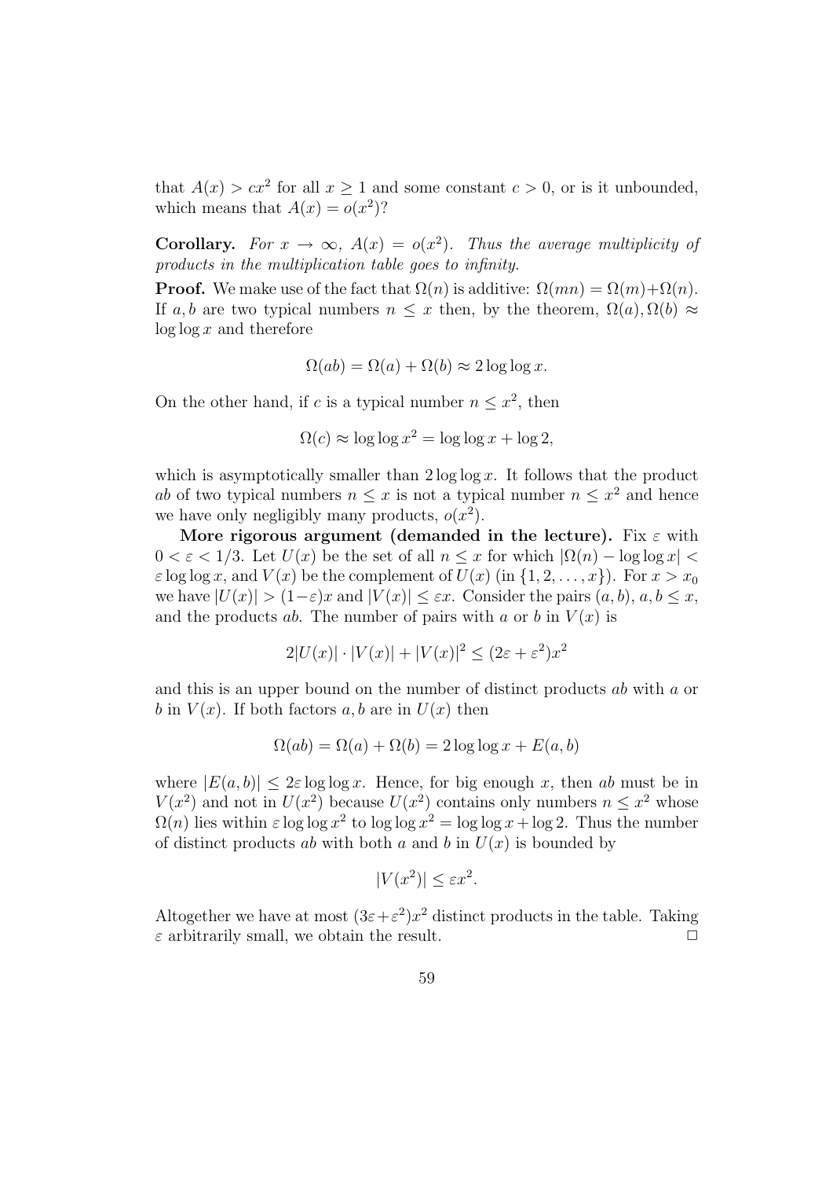that $A(x) > cx^2$ for all $x \geq 1$ and some constant $c > 0$, or is it unbounded, which means that $A(x) = o(x^2)$?

**Corollary.** *For $x \to \infty$, $A(x) = o(x^2)$. Thus the average multiplicity of products in the multiplication table goes to infinity.*

**Proof.** We make use of the fact that $\Omega(n)$ is additive: $\Omega(mn) = \Omega(m)+\Omega(n)$. If $a, b$ are two typical numbers $n \leq x$ then, by the theorem, $\Omega(a), \Omega(b) \approx \log\log x$ and therefore

$$\Omega(ab) = \Omega(a) + \Omega(b) \approx 2\log\log x.$$

On the other hand, if $c$ is a typical number $n \leq x^2$, then

$$\Omega(c) \approx \log\log x^2 = \log\log x + \log 2,$$

which is asymptotically smaller than $2\log\log x$. It follows that the product $ab$ of two typical numbers $n \leq x$ is not a typical number $n \leq x^2$ and hence we have only negligibly many products, $o(x^2)$.

**More rigorous argument (demanded in the lecture).** Fix $\varepsilon$ with $0 < \varepsilon < 1/3$. Let $U(x)$ be the set of all $n \leq x$ for which $|\Omega(n) - \log\log x| < \varepsilon \log\log x$, and $V(x)$ be the complement of $U(x)$ (in $\{1, 2, \ldots, x\}$). For $x > x_0$ we have $|U(x)| > (1-\varepsilon)x$ and $|V(x)| \leq \varepsilon x$. Consider the pairs $(a, b)$, $a, b \leq x$, and the products $ab$. The number of pairs with $a$ or $b$ in $V(x)$ is

$$2|U(x)| \cdot |V(x)| + |V(x)|^2 \leq (2\varepsilon + \varepsilon^2)x^2$$

and this is an upper bound on the number of distinct products $ab$ with $a$ or $b$ in $V(x)$. If both factors $a, b$ are in $U(x)$ then

$$\Omega(ab) = \Omega(a) + \Omega(b) = 2\log\log x + E(a, b)$$

where $|E(a, b)| \leq 2\varepsilon \log\log x$. Hence, for big enough $x$, then $ab$ must be in $V(x^2)$ and not in $U(x^2)$ because $U(x^2)$ contains only numbers $n \leq x^2$ whose $\Omega(n)$ lies within $\varepsilon \log\log x^2$ to $\log\log x^2 = \log\log x + \log 2$. Thus the number of distinct products $ab$ with both $a$ and $b$ in $U(x)$ is bounded by

$$|V(x^2)| \leq \varepsilon x^2.$$

Altogether we have at most $(3\varepsilon+\varepsilon^2)x^2$ distinct products in the table. Taking $\varepsilon$ arbitrarily small, we obtain the result. $\Box$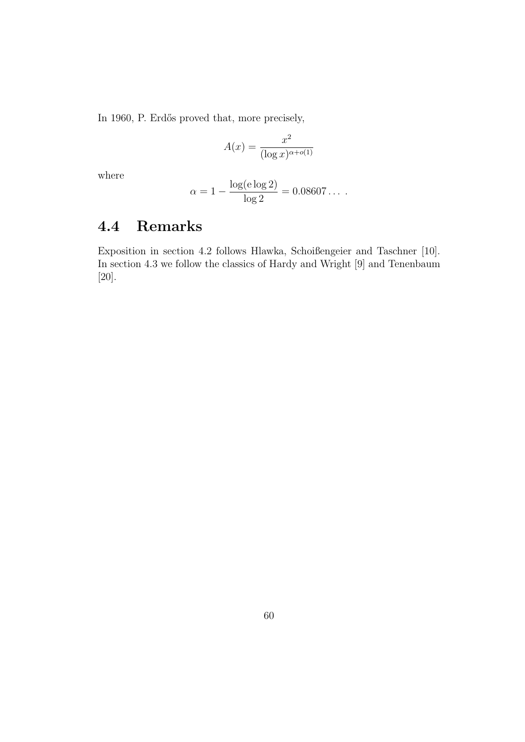In 1960, P. Erdős proved that, more precisely,

$$A(x) = \frac{x^2}{(\log x)^{\alpha + o(1)}}$$

where

$$\alpha = 1 - \frac{\log(\mathrm{e} \log 2)}{\log 2} = 0.08607\dots \; .$$

## 4.4 Remarks

Exposition in section 4.2 follows Hlawka, Schoißengeier and Taschner [10]. In section 4.3 we follow the classics of Hardy and Wright [9] and Tenenbaum [20].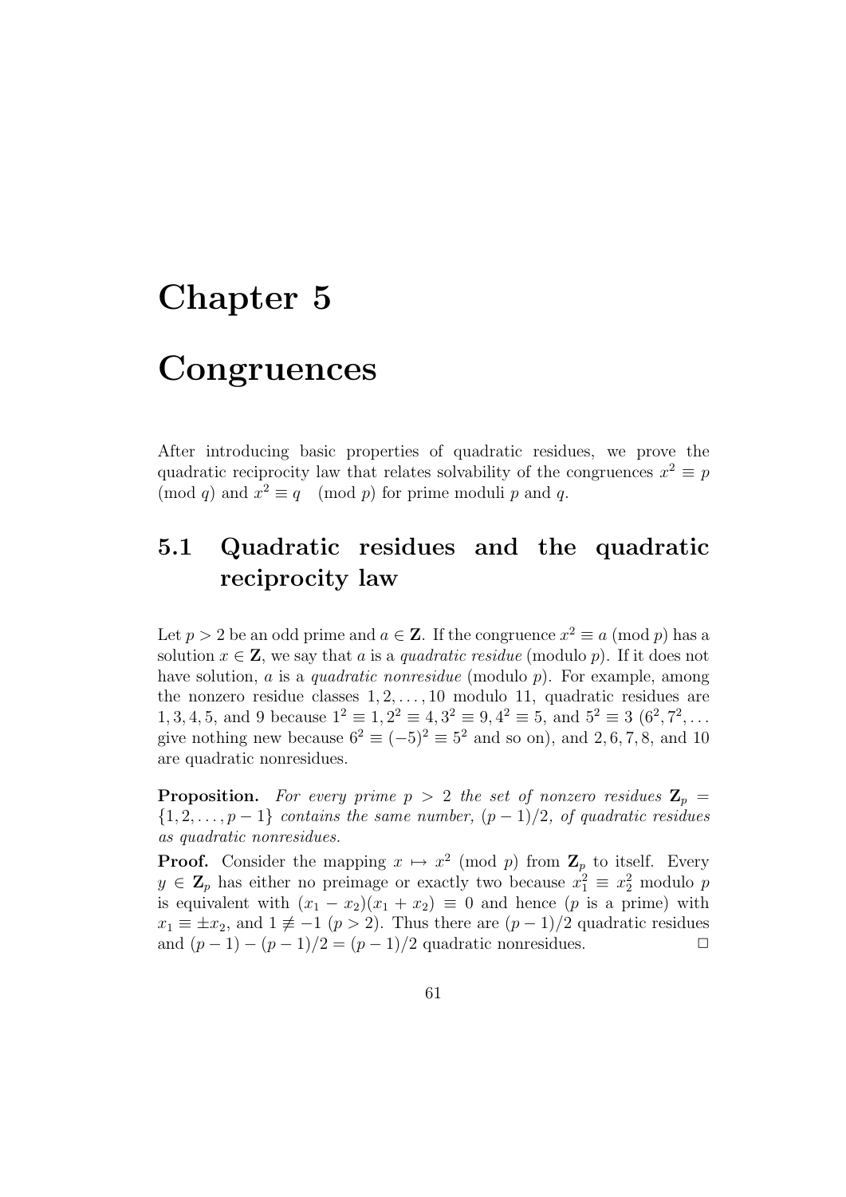# Chapter 5

# Congruences

After introducing basic properties of quadratic residues, we prove the quadratic reciprocity law that relates solvability of the congruences $x^2 \equiv p \pmod{q}$ and $x^2 \equiv q \pmod{p}$ for prime moduli $p$ and $q$.

## 5.1 Quadratic residues and the quadratic reciprocity law

Let $p > 2$ be an odd prime and $a \in \mathbf{Z}$. If the congruence $x^2 \equiv a \pmod{p}$ has a solution $x \in \mathbf{Z}$, we say that $a$ is a *quadratic residue* (modulo $p$). If it does not have solution, $a$ is a *quadratic nonresidue* (modulo $p$). For example, among the nonzero residue classes $1, 2, \ldots, 10$ modulo 11, quadratic residues are $1, 3, 4, 5$, and $9$ because $1^2 \equiv 1, 2^2 \equiv 4, 3^2 \equiv 9, 4^2 \equiv 5$, and $5^2 \equiv 3$ ($6^2, 7^2, \ldots$ give nothing new because $6^2 \equiv (-5)^2 \equiv 5^2$ and so on), and $2, 6, 7, 8$, and $10$ are quadratic nonresidues.

**Proposition.** *For every prime $p > 2$ the set of nonzero residues $\mathbf{Z}_p = \{1, 2, \ldots, p-1\}$ contains the same number, $(p-1)/2$, of quadratic residues as quadratic nonresidues.*

**Proof.** Consider the mapping $x \mapsto x^2 \pmod{p}$ from $\mathbf{Z}_p$ to itself. Every $y \in \mathbf{Z}_p$ has either no preimage or exactly two because $x_1^2 \equiv x_2^2$ modulo $p$ is equivalent with $(x_1 - x_2)(x_1 + x_2) \equiv 0$ and hence ($p$ is a prime) with $x_1 \equiv \pm x_2$, and $1 \not\equiv -1$ ($p > 2$). Thus there are $(p-1)/2$ quadratic residues and $(p-1) - (p-1)/2 = (p-1)/2$ quadratic nonresidues. $\square$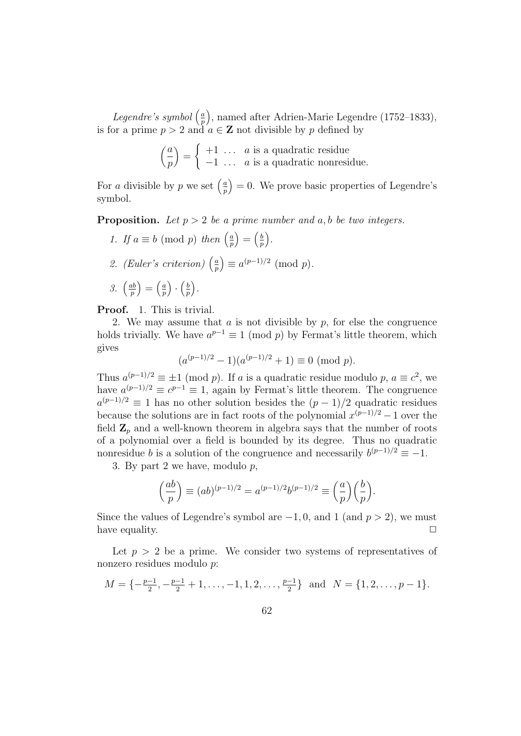*Legendre's symbol* $\left(\frac{a}{p}\right)$, named after Adrien-Marie Legendre (1752–1833), is for a prime $p > 2$ and $a \in \mathbf{Z}$ not divisible by $p$ defined by

$$\left(\frac{a}{p}\right) = \begin{cases} +1 \ \ldots & a \text{ is a quadratic residue} \\ -1 \ \ldots & a \text{ is a quadratic nonresidue.} \end{cases}$$

For $a$ divisible by $p$ we set $\left(\frac{a}{p}\right) = 0$. We prove basic properties of Legendre's symbol.

**Proposition.** *Let $p > 2$ be a prime number and $a, b$ be two integers.*

1. *If $a \equiv b \pmod p$ then $\left(\frac{a}{p}\right) = \left(\frac{b}{p}\right)$.*
2. *(Euler's criterion) $\left(\frac{a}{p}\right) \equiv a^{(p-1)/2} \pmod p$.*
3. *$\left(\frac{ab}{p}\right) = \left(\frac{a}{p}\right) \cdot \left(\frac{b}{p}\right)$.*

**Proof.** 1. This is trivial.

2. We may assume that $a$ is not divisible by $p$, for else the congruence holds trivially. We have $a^{p-1} \equiv 1 \pmod p$ by Fermat's little theorem, which gives

$$(a^{(p-1)/2} - 1)(a^{(p-1)/2} + 1) \equiv 0 \pmod p.$$

Thus $a^{(p-1)/2} \equiv \pm 1 \pmod p$. If $a$ is a quadratic residue modulo $p$, $a \equiv c^2$, we have $a^{(p-1)/2} \equiv c^{p-1} \equiv 1$, again by Fermat's little theorem. The congruence $a^{(p-1)/2} \equiv 1$ has no other solution besides the $(p-1)/2$ quadratic residues because the solutions are in fact roots of the polynomial $x^{(p-1)/2} - 1$ over the field $\mathbf{Z}_p$ and a well-known theorem in algebra says that the number of roots of a polynomial over a field is bounded by its degree. Thus no quadratic nonresidue $b$ is a solution of the congruence and necessarily $b^{(p-1)/2} \equiv -1$.

3. By part 2 we have, modulo $p$,

$$\left(\frac{ab}{p}\right) \equiv (ab)^{(p-1)/2} = a^{(p-1)/2} b^{(p-1)/2} \equiv \left(\frac{a}{p}\right)\left(\frac{b}{p}\right).$$

Since the values of Legendre's symbol are $-1, 0$, and $1$ (and $p > 2$), we must have equality. $\square$

Let $p > 2$ be a prime. We consider two systems of representatives of nonzero residues modulo $p$:

$$M = \{-\tfrac{p-1}{2}, -\tfrac{p-1}{2} + 1, \ldots, -1, 1, 2, \ldots, \tfrac{p-1}{2}\} \ \text{ and } \ N = \{1, 2, \ldots, p-1\}.$$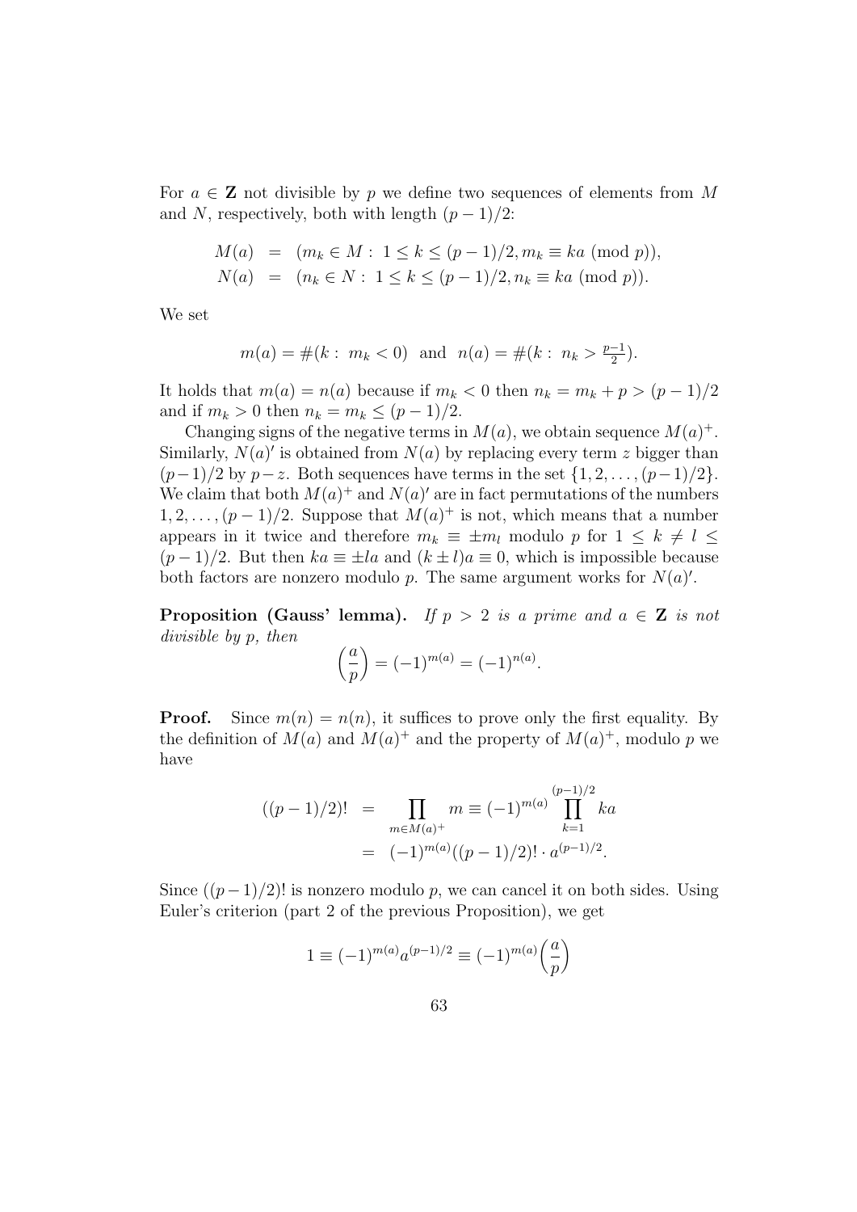For $a \in \mathbf{Z}$ not divisible by $p$ we define two sequences of elements from $M$ and $N$, respectively, both with length $(p-1)/2$:

$$
\begin{aligned}
M(a) &= (m_k \in M : 1 \leq k \leq (p-1)/2, m_k \equiv ka \pmod p), \\
N(a) &= (n_k \in N : 1 \leq k \leq (p-1)/2, n_k \equiv ka \pmod p).
\end{aligned}
$$

We set

$$
m(a) = \#(k : m_k < 0) \text{ and } n(a) = \#(k : n_k > \tfrac{p-1}{2}).
$$

It holds that $m(a) = n(a)$ because if $m_k < 0$ then $n_k = m_k + p > (p-1)/2$ and if $m_k > 0$ then $n_k = m_k \leq (p-1)/2$.

Changing signs of the negative terms in $M(a)$, we obtain sequence $M(a)^+$. Similarly, $N(a)'$ is obtained from $N(a)$ by replacing every term $z$ bigger than $(p-1)/2$ by $p-z$. Both sequences have terms in the set $\{1, 2, \ldots, (p-1)/2\}$. We claim that both $M(a)^+$ and $N(a)'$ are in fact permutations of the numbers $1, 2, \ldots, (p-1)/2$. Suppose that $M(a)^+$ is not, which means that a number appears in it twice and therefore $m_k \equiv \pm m_l$ modulo $p$ for $1 \leq k \neq l \leq (p-1)/2$. But then $ka \equiv \pm la$ and $(k \pm l)a \equiv 0$, which is impossible because both factors are nonzero modulo $p$. The same argument works for $N(a)'$.

**Proposition (Gauss' lemma).** *If $p > 2$ is a prime and $a \in \mathbf{Z}$ is not divisible by $p$, then*

$$
\left(\frac{a}{p}\right) = (-1)^{m(a)} = (-1)^{n(a)}.
$$

**Proof.** Since $m(n) = n(n)$, it suffices to prove only the first equality. By the definition of $M(a)$ and $M(a)^+$ and the property of $M(a)^+$, modulo $p$ we have

$$
\begin{aligned}
((p-1)/2)! &= \prod_{m \in M(a)^+} m \equiv (-1)^{m(a)} \prod_{k=1}^{(p-1)/2} ka \\
&= (-1)^{m(a)}((p-1)/2)! \cdot a^{(p-1)/2}.
\end{aligned}
$$

Since $((p-1)/2)!$ is nonzero modulo $p$, we can cancel it on both sides. Using Euler's criterion (part 2 of the previous Proposition), we get

$$
1 \equiv (-1)^{m(a)} a^{(p-1)/2} \equiv (-1)^{m(a)} \left(\frac{a}{p}\right)
$$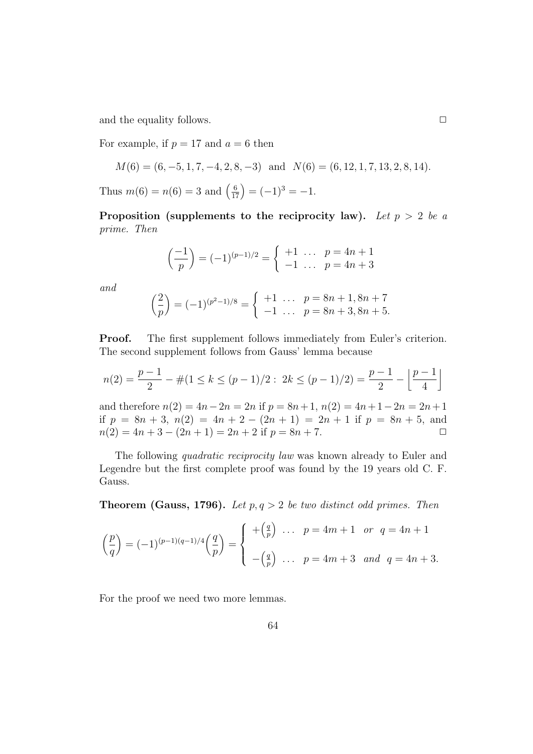and the equality follows. $\Box$

For example, if $p = 17$ and $a = 6$ then

$$M(6) = (6, -5, 1, 7, -4, 2, 8, -3) \quad \text{and} \quad N(6) = (6, 12, 1, 7, 13, 2, 8, 14).$$

Thus $m(6) = n(6) = 3$ and $\left(\frac{6}{17}\right) = (-1)^3 = -1$.

**Proposition (supplements to the reciprocity law).** *Let $p > 2$ be a prime. Then*

$$\left(\frac{-1}{p}\right) = (-1)^{(p-1)/2} = \begin{cases} +1 \;\ldots\; p = 4n+1 \\ -1 \;\ldots\; p = 4n+3 \end{cases}$$

*and*

$$\left(\frac{2}{p}\right) = (-1)^{(p^2-1)/8} = \begin{cases} +1 \;\ldots\; p = 8n+1, 8n+7 \\ -1 \;\ldots\; p = 8n+3, 8n+5. \end{cases}$$

**Proof.** The first supplement follows immediately from Euler's criterion. The second supplement follows from Gauss' lemma because

$$n(2) = \frac{p-1}{2} - \#(1 \le k \le (p-1)/2 :\; 2k \le (p-1)/2) = \frac{p-1}{2} - \left\lfloor \frac{p-1}{4} \right\rfloor$$

and therefore $n(2) = 4n - 2n = 2n$ if $p = 8n+1$, $n(2) = 4n+1-2n = 2n+1$ if $p = 8n+3$, $n(2) = 4n+2-(2n+1) = 2n+1$ if $p = 8n+5$, and $n(2) = 4n+3-(2n+1) = 2n+2$ if $p = 8n+7$. $\Box$

The following *quadratic reciprocity law* was known already to Euler and Legendre but the first complete proof was found by the 19 years old C. F. Gauss.

**Theorem (Gauss, 1796).** *Let $p, q > 2$ be two distinct odd primes. Then*

$$\left(\frac{p}{q}\right) = (-1)^{(p-1)(q-1)/4}\left(\frac{q}{p}\right) = \begin{cases} +\left(\frac{q}{p}\right) \;\ldots\; p = 4m+1 \;\text{ or }\; q = 4n+1 \\ \\ -\left(\frac{q}{p}\right) \;\ldots\; p = 4m+3 \;\text{ and }\; q = 4n+3. \end{cases}$$

For the proof we need two more lemmas.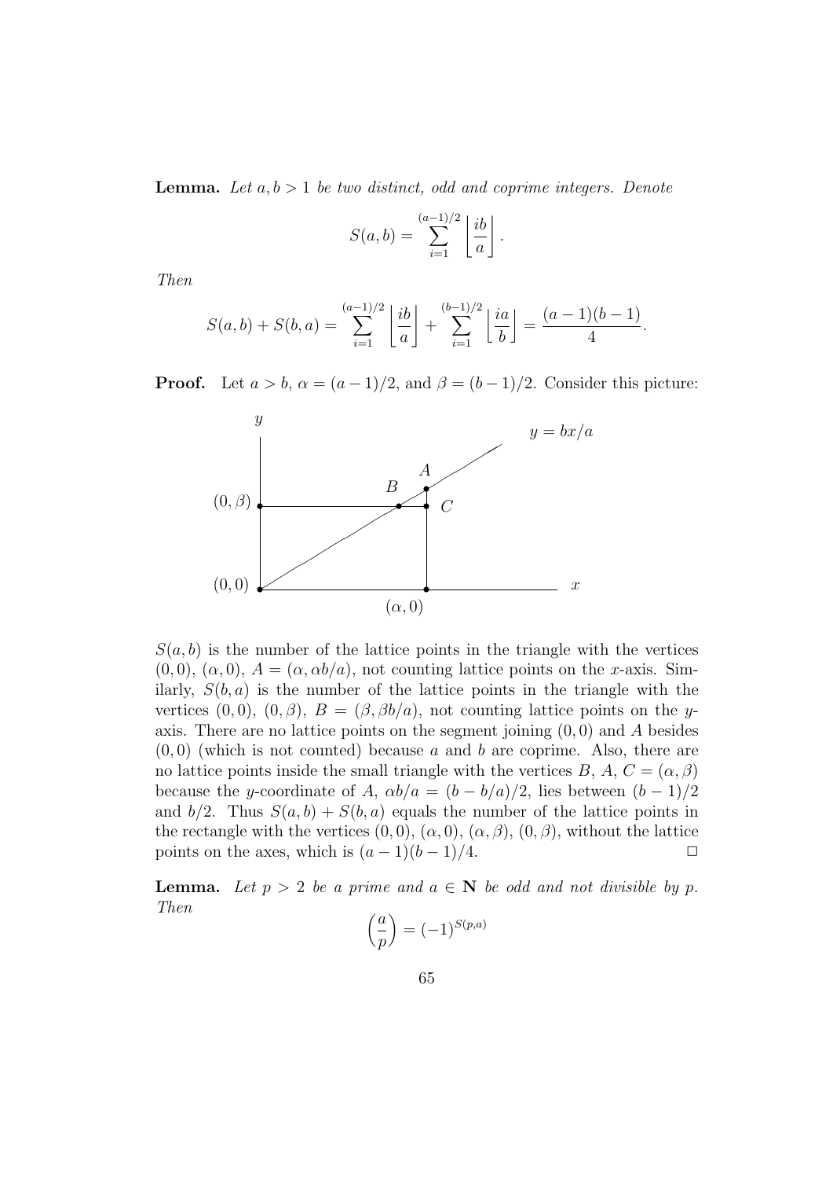**Lemma.** *Let $a, b > 1$ be two distinct, odd and coprime integers. Denote*

$$S(a,b) = \sum_{i=1}^{(a-1)/2} \left\lfloor \frac{ib}{a} \right\rfloor .$$

*Then*

$$S(a,b) + S(b,a) = \sum_{i=1}^{(a-1)/2} \left\lfloor \frac{ib}{a} \right\rfloor + \sum_{i=1}^{(b-1)/2} \left\lfloor \frac{ia}{b} \right\rfloor = \frac{(a-1)(b-1)}{4}.$$

**Proof.** Let $a > b$, $\alpha = (a-1)/2$, and $\beta = (b-1)/2$. Consider this picture:

$S(a,b)$ is the number of the lattice points in the triangle with the vertices $(0,0)$, $(\alpha,0)$, $A = (\alpha, \alpha b/a)$, not counting lattice points on the $x$-axis. Similarly, $S(b,a)$ is the number of the lattice points in the triangle with the vertices $(0,0)$, $(0,\beta)$, $B = (\beta, \beta b/a)$, not counting lattice points on the $y$-axis. There are no lattice points on the segment joining $(0,0)$ and $A$ besides $(0,0)$ (which is not counted) because $a$ and $b$ are coprime. Also, there are no lattice points inside the small triangle with the vertices $B$, $A$, $C = (\alpha, \beta)$ because the $y$-coordinate of $A$, $\alpha b/a = (b - b/a)/2$, lies between $(b-1)/2$ and $b/2$. Thus $S(a,b) + S(b,a)$ equals the number of the lattice points in the rectangle with the vertices $(0,0)$, $(\alpha,0)$, $(\alpha,\beta)$, $(0,\beta)$, without the lattice points on the axes, which is $(a-1)(b-1)/4$. $\square$

**Lemma.** *Let $p > 2$ be a prime and $a \in \mathbf{N}$ be odd and not divisible by $p$. Then*

$$\left(\frac{a}{p}\right) = (-1)^{S(p,a)}$$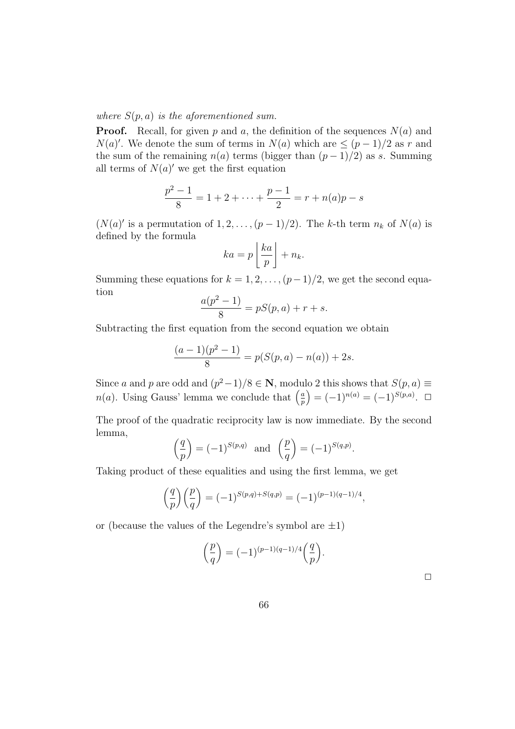*where $S(p, a)$ is the aforementioned sum.*

**Proof.** Recall, for given $p$ and $a$, the definition of the sequences $N(a)$ and $N(a)'$. We denote the sum of terms in $N(a)$ which are $\leq (p-1)/2$ as $r$ and the sum of the remaining $n(a)$ terms (bigger than $(p-1)/2$) as $s$. Summing all terms of $N(a)'$ we get the first equation

$$\frac{p^2-1}{8} = 1 + 2 + \cdots + \frac{p-1}{2} = r + n(a)p - s$$

($N(a)'$ is a permutation of $1, 2, \ldots, (p-1)/2$). The $k$-th term $n_k$ of $N(a)$ is defined by the formula

$$ka = p\left\lfloor \frac{ka}{p} \right\rfloor + n_k.$$

Summing these equations for $k = 1, 2, \ldots, (p-1)/2$, we get the second equation

$$\frac{a(p^2-1)}{8} = pS(p, a) + r + s.$$

Subtracting the first equation from the second equation we obtain

$$\frac{(a-1)(p^2-1)}{8} = p(S(p, a) - n(a)) + 2s.$$

Since $a$ and $p$ are odd and $(p^2-1)/8 \in \mathbf{N}$, modulo 2 this shows that $S(p, a) \equiv n(a)$. Using Gauss' lemma we conclude that $\left(\frac{a}{p}\right) = (-1)^{n(a)} = (-1)^{S(p,a)}$. $\square$

The proof of the quadratic reciprocity law is now immediate. By the second lemma,

$$\left(\frac{q}{p}\right) = (-1)^{S(p,q)} \text{ and } \left(\frac{p}{q}\right) = (-1)^{S(q,p)}.$$

Taking product of these equalities and using the first lemma, we get

$$\left(\frac{q}{p}\right)\left(\frac{p}{q}\right) = (-1)^{S(p,q)+S(q,p)} = (-1)^{(p-1)(q-1)/4},$$

or (because the values of the Legendre's symbol are $\pm 1$)

$$\left(\frac{p}{q}\right) = (-1)^{(p-1)(q-1)/4}\left(\frac{q}{p}\right).$$

$\square$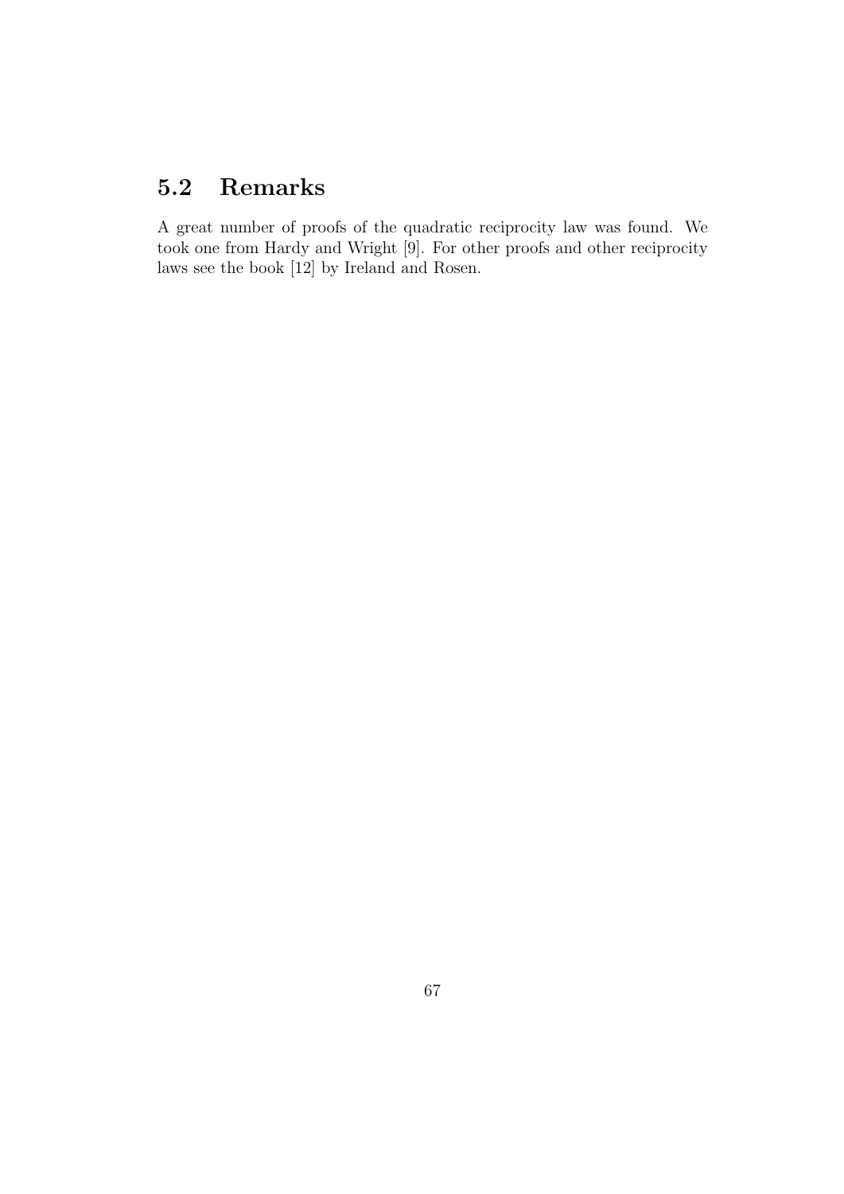## 5.2 Remarks

A great number of proofs of the quadratic reciprocity law was found. We took one from Hardy and Wright [9]. For other proofs and other reciprocity laws see the book [12] by Ireland and Rosen.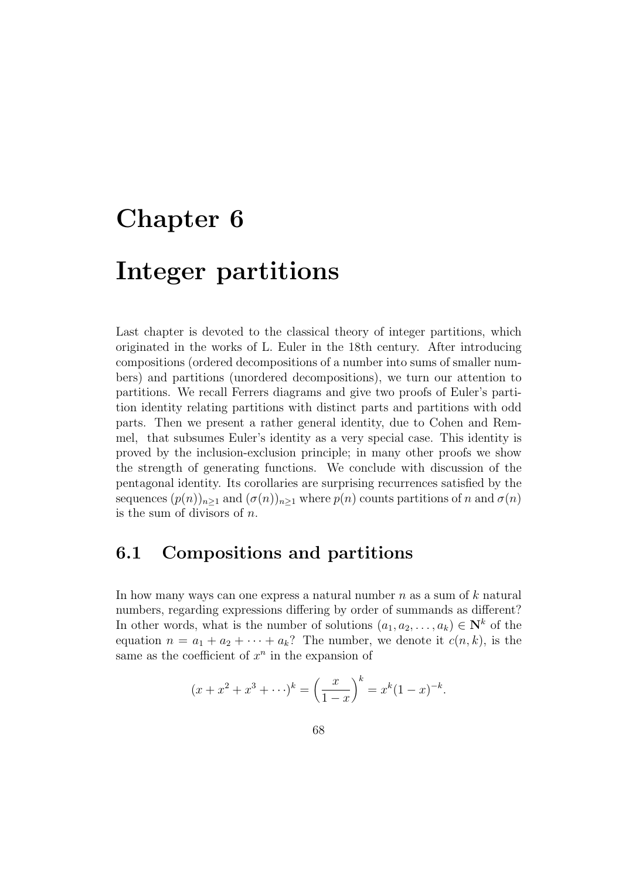# Chapter 6

# Integer partitions

Last chapter is devoted to the classical theory of integer partitions, which originated in the works of L. Euler in the 18th century. After introducing compositions (ordered decompositions of a number into sums of smaller numbers) and partitions (unordered decompositions), we turn our attention to partitions. We recall Ferrers diagrams and give two proofs of Euler's partition identity relating partitions with distinct parts and partitions with odd parts. Then we present a rather general identity, due to Cohen and Remmel, that subsumes Euler's identity as a very special case. This identity is proved by the inclusion-exclusion principle; in many other proofs we show the strength of generating functions. We conclude with discussion of the pentagonal identity. Its corollaries are surprising recurrences satisfied by the sequences $(p(n))_{n\ge1}$ and $(\sigma(n))_{n\ge1}$ where $p(n)$ counts partitions of $n$ and $\sigma(n)$ is the sum of divisors of $n$.

## 6.1 Compositions and partitions

In how many ways can one express a natural number $n$ as a sum of $k$ natural numbers, regarding expressions differing by order of summands as different? In other words, what is the number of solutions $(a_1, a_2, \dots, a_k) \in \mathbf{N}^k$ of the equation $n = a_1 + a_2 + \cdots + a_k$? The number, we denote it $c(n, k)$, is the same as the coefficient of $x^n$ in the expansion of

$$(x + x^2 + x^3 + \cdots)^k = \left(\frac{x}{1-x}\right)^k = x^k(1-x)^{-k}.$$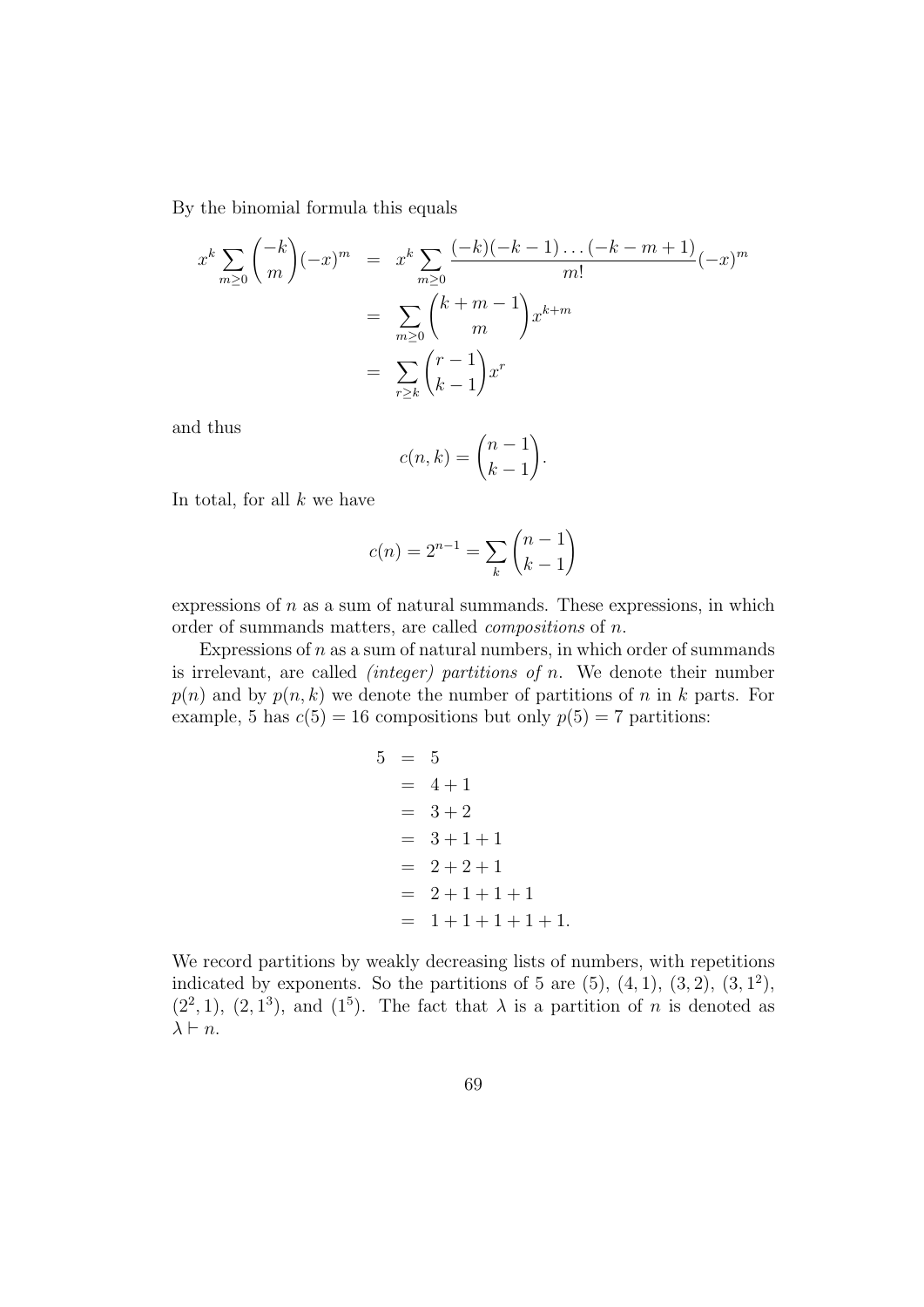By the binomial formula this equals

$$
\begin{aligned}
x^k \sum_{m\geq 0} \binom{-k}{m}(-x)^m &= x^k \sum_{m\geq 0} \frac{(-k)(-k-1)\ldots(-k-m+1)}{m!}(-x)^m \\
&= \sum_{m\geq 0} \binom{k+m-1}{m} x^{k+m} \\
&= \sum_{r\geq k} \binom{r-1}{k-1} x^r
\end{aligned}
$$

and thus

$$
c(n,k) = \binom{n-1}{k-1}.
$$

In total, for all $k$ we have

$$
c(n) = 2^{n-1} = \sum_k \binom{n-1}{k-1}
$$

expressions of $n$ as a sum of natural summands. These expressions, in which order of summands matters, are called *compositions* of $n$.

Expressions of $n$ as a sum of natural numbers, in which order of summands is irrelevant, are called *(integer) partitions of* $n$. We denote their number $p(n)$ and by $p(n,k)$ we denote the number of partitions of $n$ in $k$ parts. For example, 5 has $c(5) = 16$ compositions but only $p(5) = 7$ partitions:

$$
\begin{aligned}
5 &= 5 \\
&= 4+1 \\
&= 3+2 \\
&= 3+1+1 \\
&= 2+2+1 \\
&= 2+1+1+1 \\
&= 1+1+1+1+1.
\end{aligned}
$$

We record partitions by weakly decreasing lists of numbers, with repetitions indicated by exponents. So the partitions of 5 are $(5)$, $(4,1)$, $(3,2)$, $(3,1^2)$, $(2^2,1)$, $(2,1^3)$, and $(1^5)$. The fact that $\lambda$ is a partition of $n$ is denoted as $\lambda \vdash n$.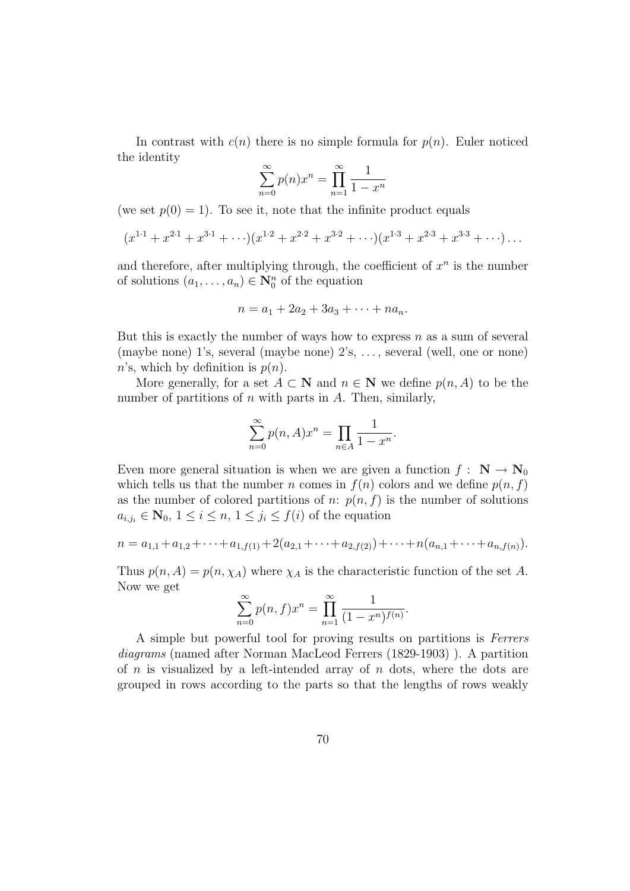In contrast with $c(n)$ there is no simple formula for $p(n)$. Euler noticed the identity

$$\sum_{n=0}^{\infty} p(n)x^n = \prod_{n=1}^{\infty} \frac{1}{1-x^n}$$

(we set $p(0) = 1$). To see it, note that the infinite product equals

$$(x^{1\cdot 1} + x^{2\cdot 1} + x^{3\cdot 1} + \cdots)(x^{1\cdot 2} + x^{2\cdot 2} + x^{3\cdot 2} + \cdots)(x^{1\cdot 3} + x^{2\cdot 3} + x^{3\cdot 3} + \cdots)\ldots$$

and therefore, after multiplying through, the coefficient of $x^n$ is the number of solutions $(a_1, \ldots, a_n) \in \mathbf{N}_0^n$ of the equation

$$n = a_1 + 2a_2 + 3a_3 + \cdots + na_n.$$

But this is exactly the number of ways how to express $n$ as a sum of several (maybe none) 1's, several (maybe none) 2's, $\ldots$, several (well, one or none) $n$'s, which by definition is $p(n)$.

More generally, for a set $A \subset \mathbf{N}$ and $n \in \mathbf{N}$ we define $p(n, A)$ to be the number of partitions of $n$ with parts in $A$. Then, similarly,

$$\sum_{n=0}^{\infty} p(n, A)x^n = \prod_{n \in A} \frac{1}{1-x^n}.$$

Even more general situation is when we are given a function $f : \mathbf{N} \to \mathbf{N}_0$ which tells us that the number $n$ comes in $f(n)$ colors and we define $p(n, f)$ as the number of colored partitions of $n$: $p(n, f)$ is the number of solutions $a_{i,j_i} \in \mathbf{N}_0$, $1 \le i \le n$, $1 \le j_i \le f(i)$ of the equation

$$n = a_{1,1} + a_{1,2} + \cdots + a_{1,f(1)} + 2(a_{2,1} + \cdots + a_{2,f(2)}) + \cdots + n(a_{n,1} + \cdots + a_{n,f(n)}).$$

Thus $p(n, A) = p(n, \chi_A)$ where $\chi_A$ is the characteristic function of the set $A$. Now we get

$$\sum_{n=0}^{\infty} p(n, f)x^n = \prod_{n=1}^{\infty} \frac{1}{(1-x^n)^{f(n)}}.$$

A simple but powerful tool for proving results on partitions is *Ferrers diagrams* (named after Norman MacLeod Ferrers (1829-1903) ). A partition of $n$ is visualized by a left-intended array of $n$ dots, where the dots are grouped in rows according to the parts so that the lengths of rows weakly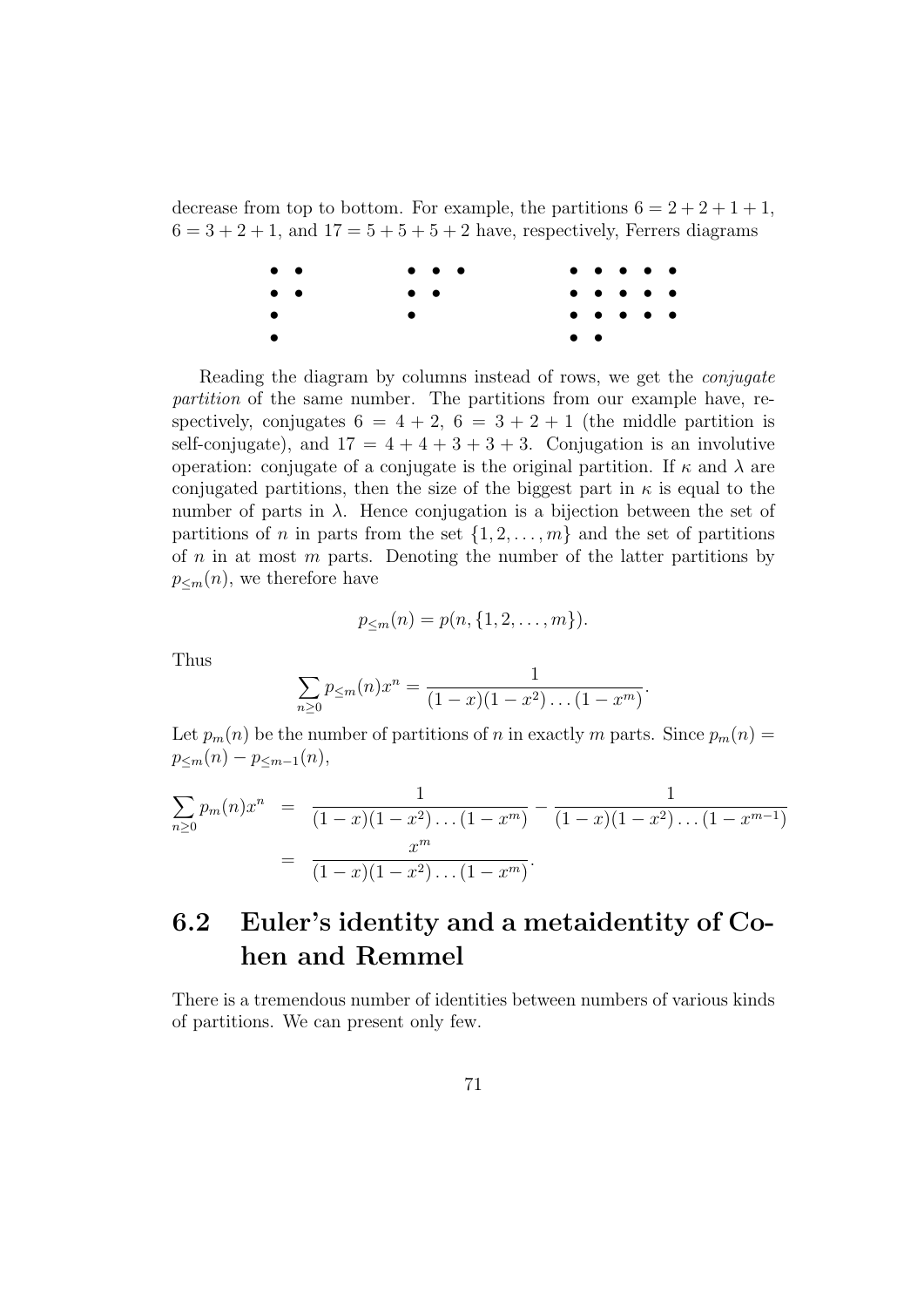decrease from top to bottom. For example, the partitions $6 = 2 + 2 + 1 + 1$, $6 = 3 + 2 + 1$, and $17 = 5 + 5 + 5 + 2$ have, respectively, Ferrers diagrams

```
• •        • • •        • • • • •
• •        • •          • • • • •
•          •            • • • • •
•                       • •
```

Reading the diagram by columns instead of rows, we get the *conjugate partition* of the same number. The partitions from our example have, respectively, conjugates $6 = 4 + 2$, $6 = 3 + 2 + 1$ (the middle partition is self-conjugate), and $17 = 4 + 4 + 3 + 3 + 3$. Conjugation is an involutive operation: conjugate of a conjugate is the original partition. If $\kappa$ and $\lambda$ are conjugated partitions, then the size of the biggest part in $\kappa$ is equal to the number of parts in $\lambda$. Hence conjugation is a bijection between the set of partitions of $n$ in parts from the set $\{1, 2, \ldots, m\}$ and the set of partitions of $n$ in at most $m$ parts. Denoting the number of the latter partitions by $p_{\leq m}(n)$, we therefore have

$$p_{\leq m}(n) = p(n, \{1, 2, \ldots, m\}).$$

Thus

$$\sum_{n \geq 0} p_{\leq m}(n) x^n = \frac{1}{(1-x)(1-x^2)\ldots(1-x^m)}.$$

Let $p_m(n)$ be the number of partitions of $n$ in exactly $m$ parts. Since $p_m(n) = p_{\leq m}(n) - p_{\leq m-1}(n)$,

$$\begin{aligned}
\sum_{n \geq 0} p_m(n) x^n &= \frac{1}{(1-x)(1-x^2)\ldots(1-x^m)} - \frac{1}{(1-x)(1-x^2)\ldots(1-x^{m-1})} \\
&= \frac{x^m}{(1-x)(1-x^2)\ldots(1-x^m)}.
\end{aligned}$$

## 6.2 Euler's identity and a metaidentity of Cohen and Remmel

There is a tremendous number of identities between numbers of various kinds of partitions. We can present only few.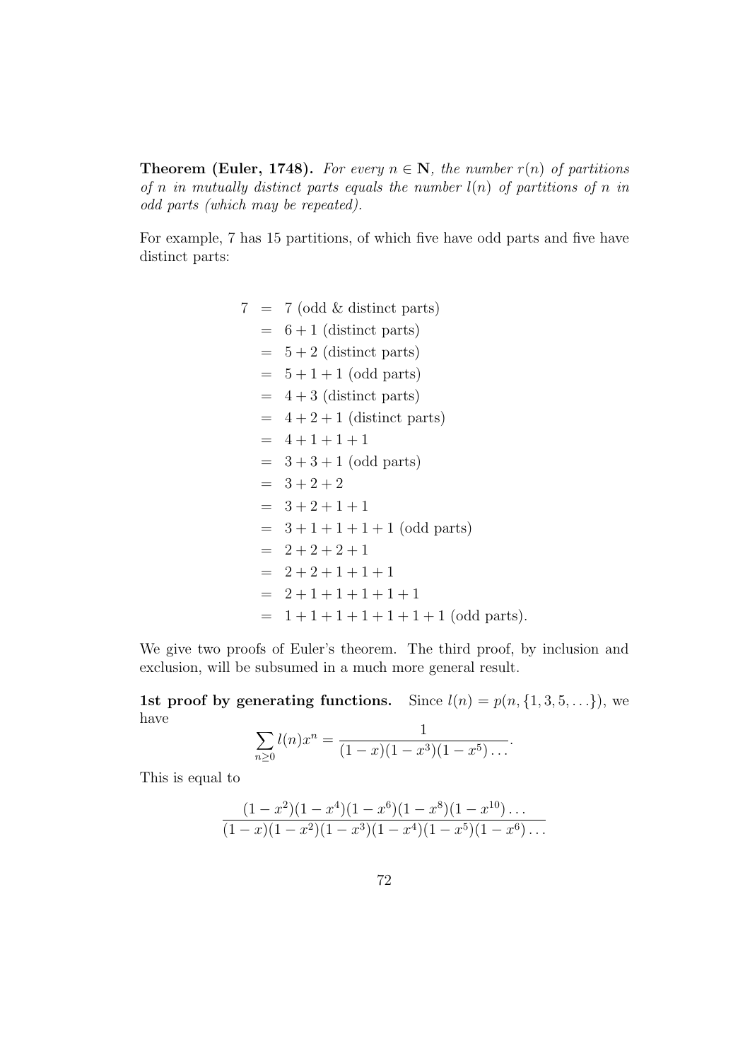**Theorem (Euler, 1748).** *For every $n \in \mathbf{N}$, the number $r(n)$ of partitions of $n$ in mutually distinct parts equals the number $l(n)$ of partitions of $n$ in odd parts (which may be repeated).*

For example, 7 has 15 partitions, of which five have odd parts and five have distinct parts:

$$
\begin{aligned}
7 &= 7 \text{ (odd \& distinct parts)} \\
&= 6+1 \text{ (distinct parts)} \\
&= 5+2 \text{ (distinct parts)} \\
&= 5+1+1 \text{ (odd parts)} \\
&= 4+3 \text{ (distinct parts)} \\
&= 4+2+1 \text{ (distinct parts)} \\
&= 4+1+1+1 \\
&= 3+3+1 \text{ (odd parts)} \\
&= 3+2+2 \\
&= 3+2+1+1 \\
&= 3+1+1+1+1 \text{ (odd parts)} \\
&= 2+2+2+1 \\
&= 2+2+1+1+1 \\
&= 2+1+1+1+1+1 \\
&= 1+1+1+1+1+1+1 \text{ (odd parts).}
\end{aligned}
$$

We give two proofs of Euler's theorem. The third proof, by inclusion and exclusion, will be subsumed in a much more general result.

**1st proof by generating functions.** Since $l(n) = p(n, \{1, 3, 5, \ldots\})$, we have

$$\sum_{n \geq 0} l(n) x^n = \frac{1}{(1-x)(1-x^3)(1-x^5)\ldots}.$$

This is equal to

$$\frac{(1-x^2)(1-x^4)(1-x^6)(1-x^8)(1-x^{10})\ldots}{(1-x)(1-x^2)(1-x^3)(1-x^4)(1-x^5)(1-x^6)\ldots}$$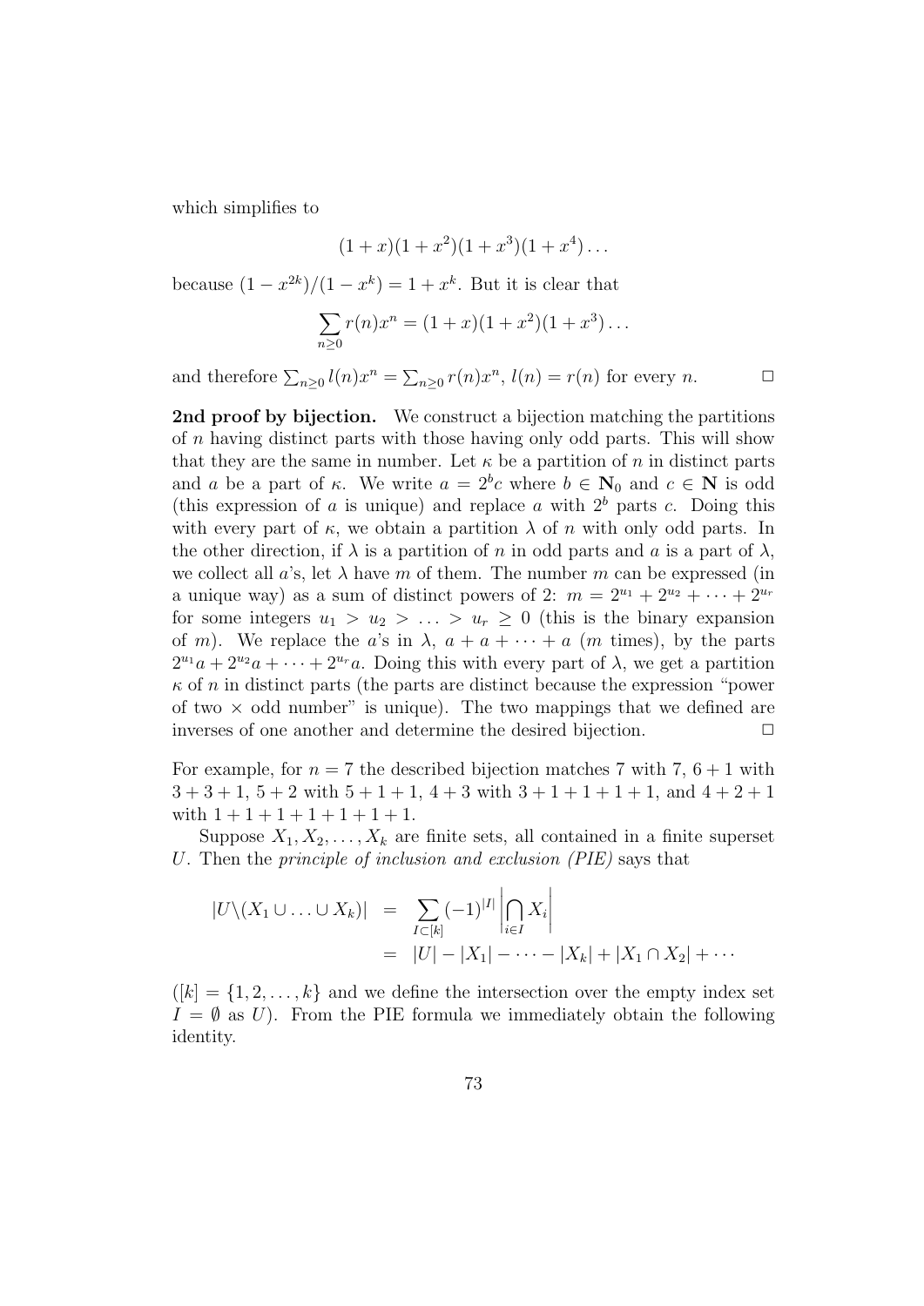which simplifies to

$$(1+x)(1+x^2)(1+x^3)(1+x^4)\ldots$$

because $(1-x^{2k})/(1-x^k) = 1+x^k$. But it is clear that

$$\sum_{n\geq 0} r(n)x^n = (1+x)(1+x^2)(1+x^3)\ldots$$

and therefore $\sum_{n\geq 0} l(n)x^n = \sum_{n\geq 0} r(n)x^n$, $l(n) = r(n)$ for every $n$. $\square$

**2nd proof by bijection.** We construct a bijection matching the partitions of $n$ having distinct parts with those having only odd parts. This will show that they are the same in number. Let $\kappa$ be a partition of $n$ in distinct parts and $a$ be a part of $\kappa$. We write $a = 2^b c$ where $b \in \mathbf{N}_0$ and $c \in \mathbf{N}$ is odd (this expression of $a$ is unique) and replace $a$ with $2^b$ parts $c$. Doing this with every part of $\kappa$, we obtain a partition $\lambda$ of $n$ with only odd parts. In the other direction, if $\lambda$ is a partition of $n$ in odd parts and $a$ is a part of $\lambda$, we collect all $a$'s, let $\lambda$ have $m$ of them. The number $m$ can be expressed (in a unique way) as a sum of distinct powers of 2: $m = 2^{u_1} + 2^{u_2} + \cdots + 2^{u_r}$ for some integers $u_1 > u_2 > \ldots > u_r \geq 0$ (this is the binary expansion of $m$). We replace the $a$'s in $\lambda$, $a + a + \cdots + a$ ($m$ times), by the parts $2^{u_1}a + 2^{u_2}a + \cdots + 2^{u_r}a$. Doing this with every part of $\lambda$, we get a partition $\kappa$ of $n$ in distinct parts (the parts are distinct because the expression "power of two $\times$ odd number" is unique). The two mappings that we defined are inverses of one another and determine the desired bijection. $\square$

For example, for $n = 7$ the described bijection matches 7 with 7, $6+1$ with $3+3+1$, $5+2$ with $5+1+1$, $4+3$ with $3+1+1+1+1$, and $4+2+1$ with $1+1+1+1+1+1+1$.

Suppose $X_1, X_2, \ldots, X_k$ are finite sets, all contained in a finite superset $U$. Then the *principle of inclusion and exclusion (PIE)* says that

$$\begin{aligned}
|U \backslash (X_1 \cup \ldots \cup X_k)| &= \sum_{I \subset [k]} (-1)^{|I|} \left| \bigcap_{i \in I} X_i \right| \\
&= |U| - |X_1| - \cdots - |X_k| + |X_1 \cap X_2| + \cdots
\end{aligned}$$

($[k] = \{1, 2, \ldots, k\}$ and we define the intersection over the empty index set $I = \emptyset$ as $U$). From the PIE formula we immediately obtain the following identity.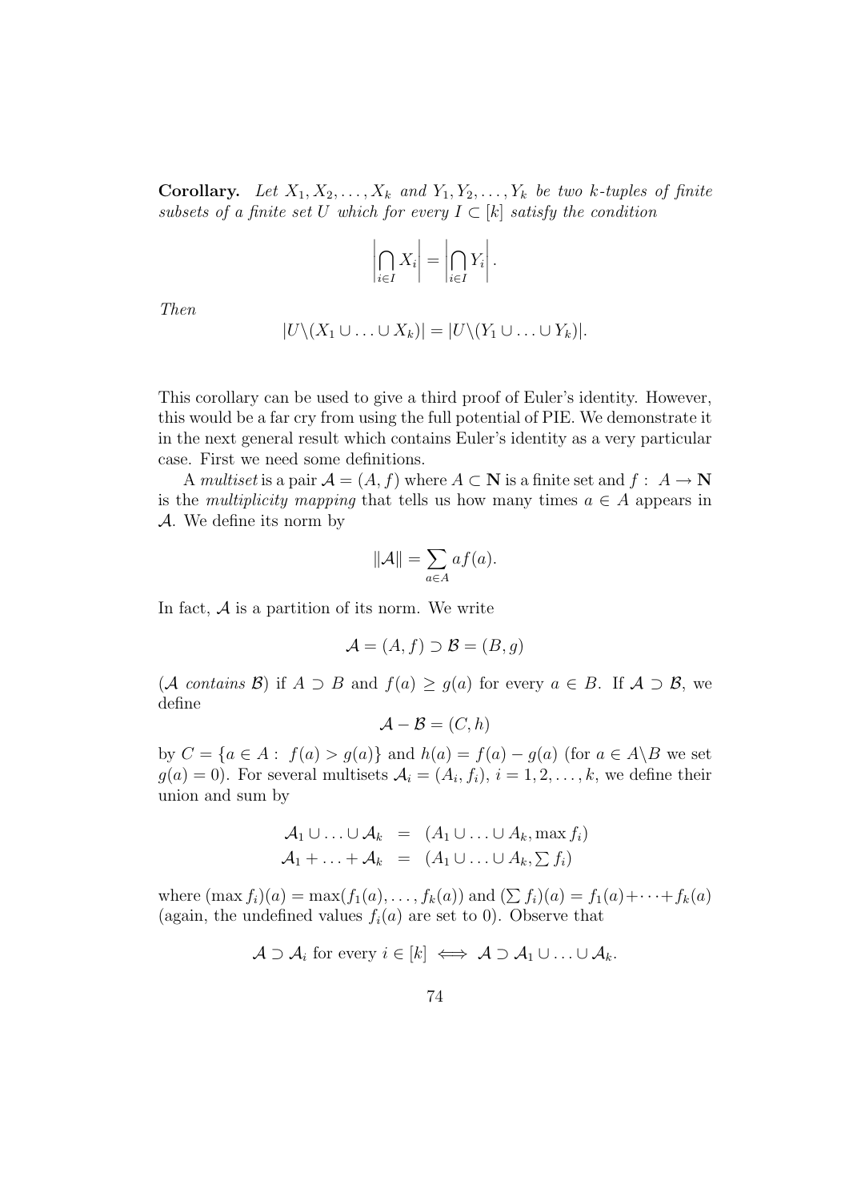**Corollary.** *Let $X_1, X_2, \ldots, X_k$ and $Y_1, Y_2, \ldots, Y_k$ be two $k$-tuples of finite subsets of a finite set $U$ which for every $I \subset [k]$ satisfy the condition*

$$\left|\bigcap_{i \in I} X_i\right| = \left|\bigcap_{i \in I} Y_i\right|.$$

*Then*

$$|U \backslash (X_1 \cup \ldots \cup X_k)| = |U \backslash (Y_1 \cup \ldots \cup Y_k)|.$$

This corollary can be used to give a third proof of Euler's identity. However, this would be a far cry from using the full potential of PIE. We demonstrate it in the next general result which contains Euler's identity as a very particular case. First we need some definitions.

A *multiset* is a pair $\mathcal{A} = (A, f)$ where $A \subset \mathbf{N}$ is a finite set and $f: A \to \mathbf{N}$ is the *multiplicity mapping* that tells us how many times $a \in A$ appears in $\mathcal{A}$. We define its norm by

$$\|\mathcal{A}\| = \sum_{a \in A} af(a).$$

In fact, $\mathcal{A}$ is a partition of its norm. We write

$$\mathcal{A} = (A, f) \supset \mathcal{B} = (B, g)$$

($\mathcal{A}$ *contains* $\mathcal{B}$) if $A \supset B$ and $f(a) \geq g(a)$ for every $a \in B$. If $\mathcal{A} \supset \mathcal{B}$, we define

$$\mathcal{A} - \mathcal{B} = (C, h)$$

by $C = \{a \in A: f(a) > g(a)\}$ and $h(a) = f(a) - g(a)$ (for $a \in A \backslash B$ we set $g(a) = 0$). For several multisets $\mathcal{A}_i = (A_i, f_i)$, $i = 1, 2, \ldots, k$, we define their union and sum by

$$\begin{aligned}
\mathcal{A}_1 \cup \ldots \cup \mathcal{A}_k &= (A_1 \cup \ldots \cup A_k, \max f_i) \\
\mathcal{A}_1 + \ldots + \mathcal{A}_k &= (A_1 \cup \ldots \cup A_k, \textstyle\sum f_i)
\end{aligned}$$

where $(\max f_i)(a) = \max(f_1(a), \ldots, f_k(a))$ and $(\sum f_i)(a) = f_1(a) + \cdots + f_k(a)$ (again, the undefined values $f_i(a)$ are set to 0). Observe that

$$\mathcal{A} \supset \mathcal{A}_i \text{ for every } i \in [k] \iff \mathcal{A} \supset \mathcal{A}_1 \cup \ldots \cup \mathcal{A}_k.$$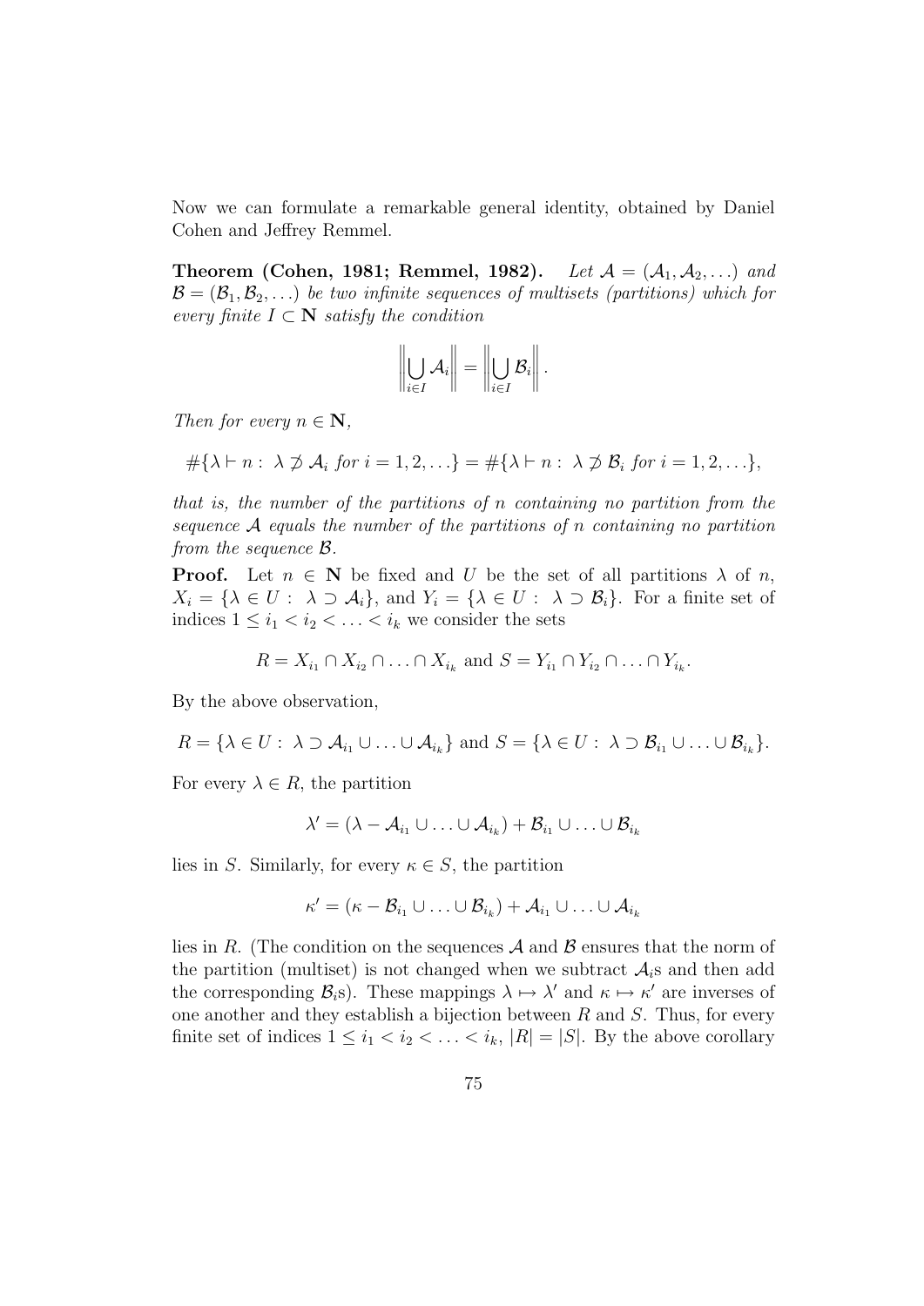Now we can formulate a remarkable general identity, obtained by Daniel Cohen and Jeffrey Remmel.

**Theorem (Cohen, 1981; Remmel, 1982).** *Let $\mathcal{A} = (\mathcal{A}_1, \mathcal{A}_2, \ldots)$ and $\mathcal{B} = (\mathcal{B}_1, \mathcal{B}_2, \ldots)$ be two infinite sequences of multisets (partitions) which for every finite $I \subset \mathbf{N}$ satisfy the condition*

$$\left\| \bigcup_{i \in I} \mathcal{A}_i \right\| = \left\| \bigcup_{i \in I} \mathcal{B}_i \right\|.$$

*Then for every $n \in \mathbf{N}$,*

$$\#\{\lambda \vdash n : \ \lambda \not\supset \mathcal{A}_i \text{ for } i = 1, 2, \ldots\} = \#\{\lambda \vdash n : \ \lambda \not\supset \mathcal{B}_i \text{ for } i = 1, 2, \ldots\},$$

*that is, the number of the partitions of $n$ containing no partition from the sequence $\mathcal{A}$ equals the number of the partitions of $n$ containing no partition from the sequence $\mathcal{B}$.*

**Proof.** Let $n \in \mathbf{N}$ be fixed and $U$ be the set of all partitions $\lambda$ of $n$, $X_i = \{\lambda \in U : \ \lambda \supset \mathcal{A}_i\}$, and $Y_i = \{\lambda \in U : \ \lambda \supset \mathcal{B}_i\}$. For a finite set of indices $1 \leq i_1 < i_2 < \ldots < i_k$ we consider the sets

$$R = X_{i_1} \cap X_{i_2} \cap \ldots \cap X_{i_k} \text{ and } S = Y_{i_1} \cap Y_{i_2} \cap \ldots \cap Y_{i_k}.$$

By the above observation,

$$R = \{\lambda \in U : \ \lambda \supset \mathcal{A}_{i_1} \cup \ldots \cup \mathcal{A}_{i_k}\} \text{ and } S = \{\lambda \in U : \ \lambda \supset \mathcal{B}_{i_1} \cup \ldots \cup \mathcal{B}_{i_k}\}.$$

For every $\lambda \in R$, the partition

$$\lambda' = (\lambda - \mathcal{A}_{i_1} \cup \ldots \cup \mathcal{A}_{i_k}) + \mathcal{B}_{i_1} \cup \ldots \cup \mathcal{B}_{i_k}$$

lies in $S$. Similarly, for every $\kappa \in S$, the partition

$$\kappa' = (\kappa - \mathcal{B}_{i_1} \cup \ldots \cup \mathcal{B}_{i_k}) + \mathcal{A}_{i_1} \cup \ldots \cup \mathcal{A}_{i_k}$$

lies in $R$. (The condition on the sequences $\mathcal{A}$ and $\mathcal{B}$ ensures that the norm of the partition (multiset) is not changed when we subtract $\mathcal{A}_i$s and then add the corresponding $\mathcal{B}_i$s). These mappings $\lambda \mapsto \lambda'$ and $\kappa \mapsto \kappa'$ are inverses of one another and they establish a bijection between $R$ and $S$. Thus, for every finite set of indices $1 \leq i_1 < i_2 < \ldots < i_k$, $|R| = |S|$. By the above corollary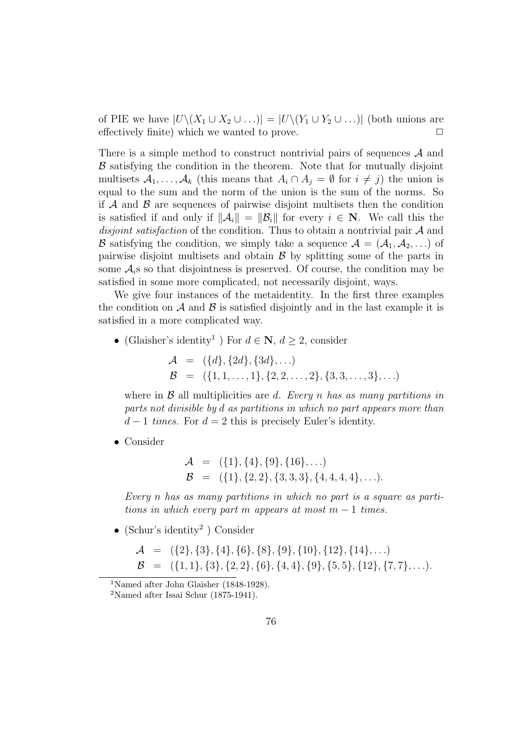of PIE we have $|U\backslash(X_1 \cup X_2 \cup \ldots)| = |U\backslash(Y_1 \cup Y_2 \cup \ldots)|$ (both unions are effectively finite) which we wanted to prove. $\Box$

There is a simple method to construct nontrivial pairs of sequences $\mathcal{A}$ and $\mathcal{B}$ satisfying the condition in the theorem. Note that for mutually disjoint multisets $\mathcal{A}_1, \ldots, \mathcal{A}_k$ (this means that $A_i \cap A_j = \emptyset$ for $i \neq j$) the union is equal to the sum and the norm of the union is the sum of the norms. So if $\mathcal{A}$ and $\mathcal{B}$ are sequences of pairwise disjoint multisets then the condition is satisfied if and only if $\|\mathcal{A}_i\| = \|\mathcal{B}_i\|$ for every $i \in \mathbf{N}$. We call this the *disjoint satisfaction* of the condition. Thus to obtain a nontrivial pair $\mathcal{A}$ and $\mathcal{B}$ satisfying the condition, we simply take a sequence $\mathcal{A} = (\mathcal{A}_1, \mathcal{A}_2, \ldots)$ of pairwise disjoint multisets and obtain $\mathcal{B}$ by splitting some of the parts in some $\mathcal{A}_i$s so that disjointness is preserved. Of course, the condition may be satisfied in some more complicated, not necessarily disjoint, ways.

We give four instances of the metaidentity. In the first three examples the condition on $\mathcal{A}$ and $\mathcal{B}$ is satisfied disjointly and in the last example it is satisfied in a more complicated way.

- (Glaisher's identity[1] ) For $d \in \mathbf{N}$, $d \geq 2$, consider

$$\begin{aligned} \mathcal{A} &= (\{d\}, \{2d\}, \{3d\}, \ldots) \\ \mathcal{B} &= (\{1, 1, \ldots, 1\}, \{2, 2, \ldots, 2\}, \{3, 3, \ldots, 3\}, \ldots) \end{aligned}$$

  where in $\mathcal{B}$ all multiplicities are $d$. *Every $n$ has as many partitions in parts not divisible by $d$ as partitions in which no part appears more than $d - 1$ times.* For $d = 2$ this is precisely Euler's identity.

- Consider

$$\begin{aligned} \mathcal{A} &= (\{1\}, \{4\}, \{9\}, \{16\}, \ldots) \\ \mathcal{B} &= (\{1\}, \{2, 2\}, \{3, 3, 3\}, \{4, 4, 4, 4\}, \ldots). \end{aligned}$$

  *Every $n$ has as many partitions in which no part is a square as partitions in which every part $m$ appears at most $m - 1$ times.*

- (Schur's identity[2] ) Consider

$$\begin{aligned} \mathcal{A} &= (\{2\}, \{3\}, \{4\}, \{6\}, \{8\}, \{9\}, \{10\}, \{12\}, \{14\}, \ldots) \\ \mathcal{B} &= (\{1, 1\}, \{3\}, \{2, 2\}, \{6\}, \{4, 4\}, \{9\}, \{5, 5\}, \{12\}, \{7, 7\}, \ldots). \end{aligned}$$

[1] Named after John Glaisher (1848-1928).

[2] Named after Issai Schur (1875-1941).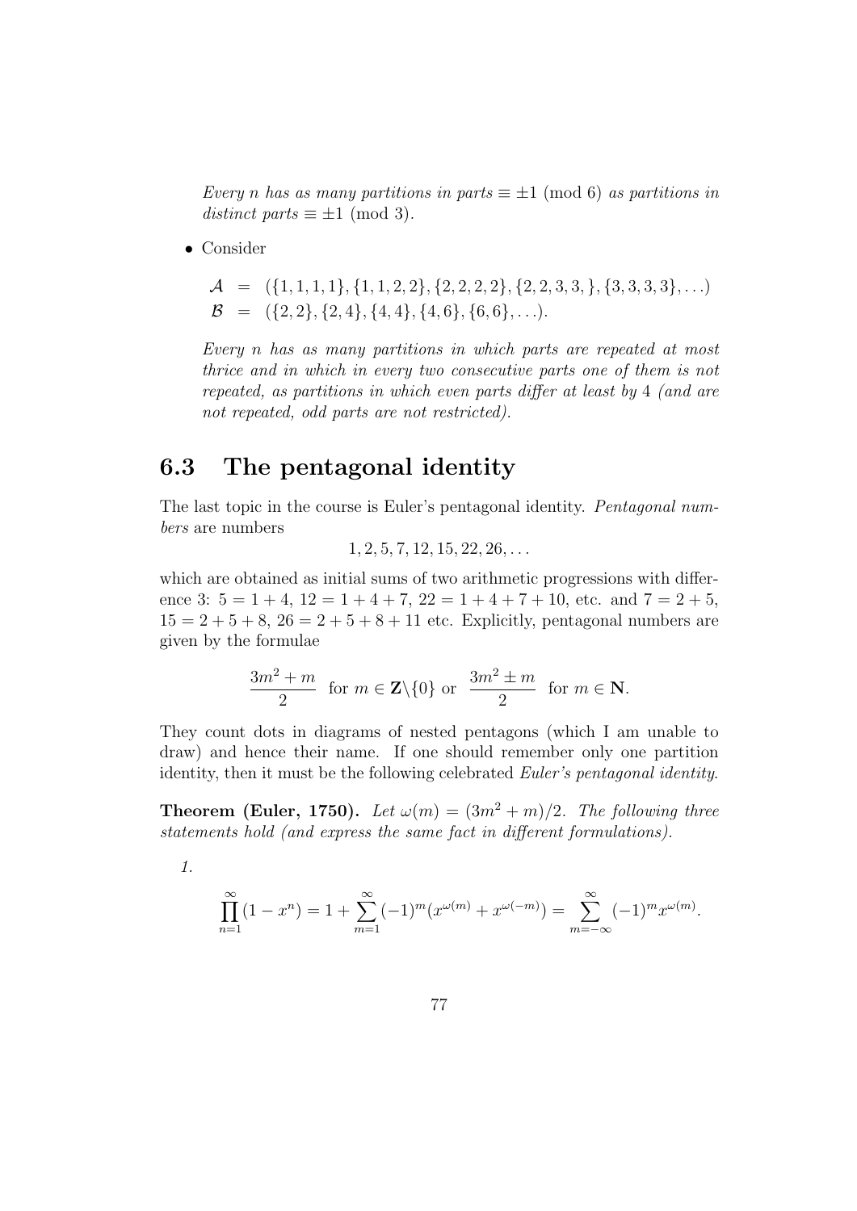*Every $n$ has as many partitions in parts $\equiv \pm 1 \pmod 6$ as partitions in distinct parts $\equiv \pm 1 \pmod 3$.*

- Consider

$$\begin{aligned}
\mathcal{A} &= (\{1,1,1,1\},\{1,1,2,2\},\{2,2,2,2\},\{2,2,3,3,\},\{3,3,3,3\},\ldots) \\
\mathcal{B} &= (\{2,2\},\{2,4\},\{4,4\},\{4,6\},\{6,6\},\ldots).
\end{aligned}$$

*Every $n$ has as many partitions in which parts are repeated at most thrice and in which in every two consecutive parts one of them is not repeated, as partitions in which even parts differ at least by 4 (and are not repeated, odd parts are not restricted).*

## 6.3 The pentagonal identity

The last topic in the course is Euler's pentagonal identity. *Pentagonal numbers* are numbers

$$1, 2, 5, 7, 12, 15, 22, 26, \ldots$$

which are obtained as initial sums of two arithmetic progressions with difference 3: $5 = 1 + 4$, $12 = 1 + 4 + 7$, $22 = 1 + 4 + 7 + 10$, etc. and $7 = 2 + 5$, $15 = 2 + 5 + 8$, $26 = 2 + 5 + 8 + 11$ etc. Explicitly, pentagonal numbers are given by the formulae

$$\frac{3m^2 + m}{2} \ \text{ for } m \in \mathbf{Z}\backslash\{0\} \text{ or } \ \frac{3m^2 \pm m}{2} \ \text{ for } m \in \mathbf{N}.$$

They count dots in diagrams of nested pentagons (which I am unable to draw) and hence their name. If one should remember only one partition identity, then it must be the following celebrated *Euler's pentagonal identity*.

**Theorem (Euler, 1750).** *Let $\omega(m) = (3m^2 + m)/2$. The following three statements hold (and express the same fact in different formulations).*

*1.*

$$\prod_{n=1}^{\infty}(1 - x^n) = 1 + \sum_{m=1}^{\infty}(-1)^m(x^{\omega(m)} + x^{\omega(-m)}) = \sum_{m=-\infty}^{\infty}(-1)^m x^{\omega(m)}.$$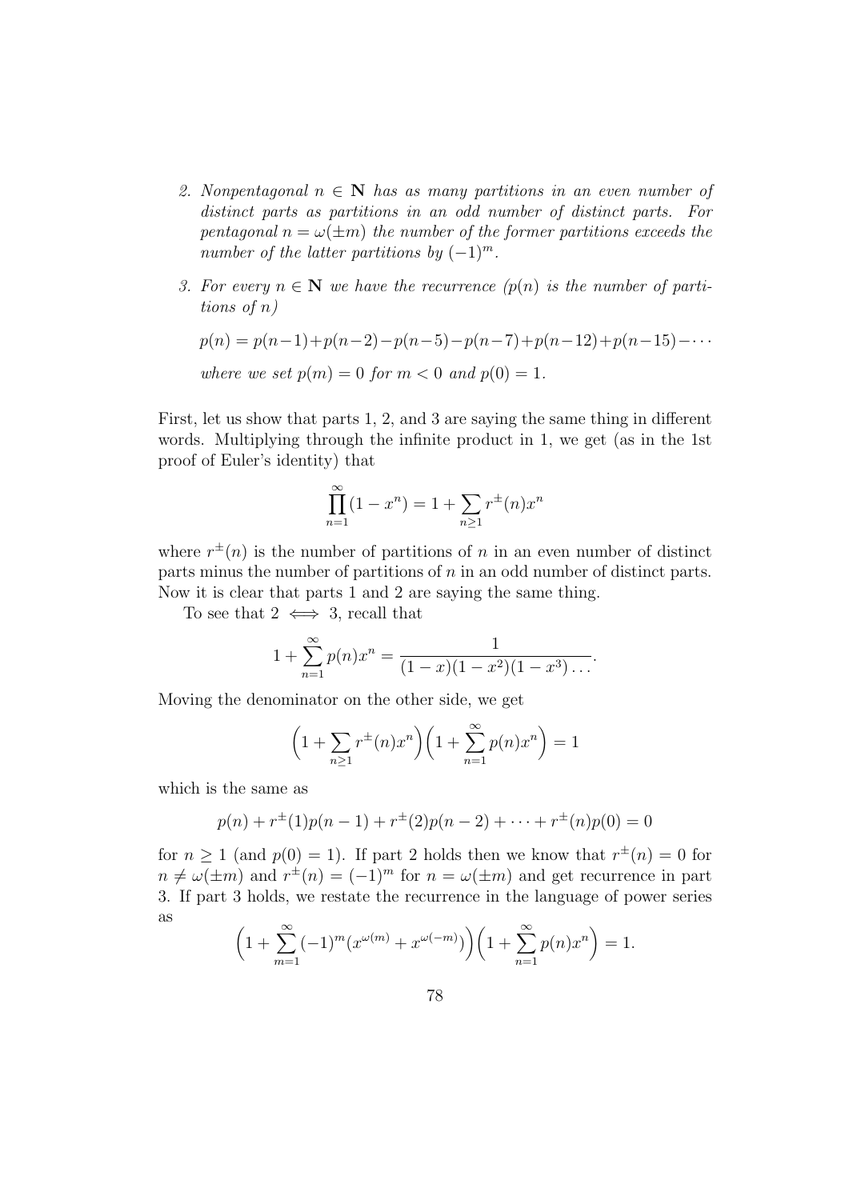2. *Nonpentagonal $n \in \mathbf{N}$ has as many partitions in an even number of distinct parts as partitions in an odd number of distinct parts. For pentagonal $n = \omega(\pm m)$ the number of the former partitions exceeds the number of the latter partitions by $(-1)^m$.*

3. *For every $n \in \mathbf{N}$ we have the recurrence ($p(n)$ is the number of partitions of $n$)*

   $$p(n) = p(n-1)+p(n-2)-p(n-5)-p(n-7)+p(n-12)+p(n-15)-\cdots$$

   *where we set $p(m) = 0$ for $m < 0$ and $p(0) = 1$.*

First, let us show that parts 1, 2, and 3 are saying the same thing in different words. Multiplying through the infinite product in 1, we get (as in the 1st proof of Euler's identity) that

$$\prod_{n=1}^{\infty}(1-x^n) = 1 + \sum_{n\geq 1} r^{\pm}(n)x^n$$

where $r^{\pm}(n)$ is the number of partitions of $n$ in an even number of distinct parts minus the number of partitions of $n$ in an odd number of distinct parts. Now it is clear that parts 1 and 2 are saying the same thing.

To see that $2 \iff 3$, recall that

$$1 + \sum_{n=1}^{\infty} p(n)x^n = \frac{1}{(1-x)(1-x^2)(1-x^3)\ldots}.$$

Moving the denominator on the other side, we get

$$\Big(1 + \sum_{n\geq 1} r^{\pm}(n)x^n\Big)\Big(1 + \sum_{n=1}^{\infty} p(n)x^n\Big) = 1$$

which is the same as

$$p(n) + r^{\pm}(1)p(n-1) + r^{\pm}(2)p(n-2) + \cdots + r^{\pm}(n)p(0) = 0$$

for $n \geq 1$ (and $p(0) = 1$). If part 2 holds then we know that $r^{\pm}(n) = 0$ for $n \neq \omega(\pm m)$ and $r^{\pm}(n) = (-1)^m$ for $n = \omega(\pm m)$ and get recurrence in part 3. If part 3 holds, we restate the recurrence in the language of power series as

$$\Big(1 + \sum_{m=1}^{\infty}(-1)^m(x^{\omega(m)} + x^{\omega(-m)})\Big)\Big(1 + \sum_{n=1}^{\infty} p(n)x^n\Big) = 1.$$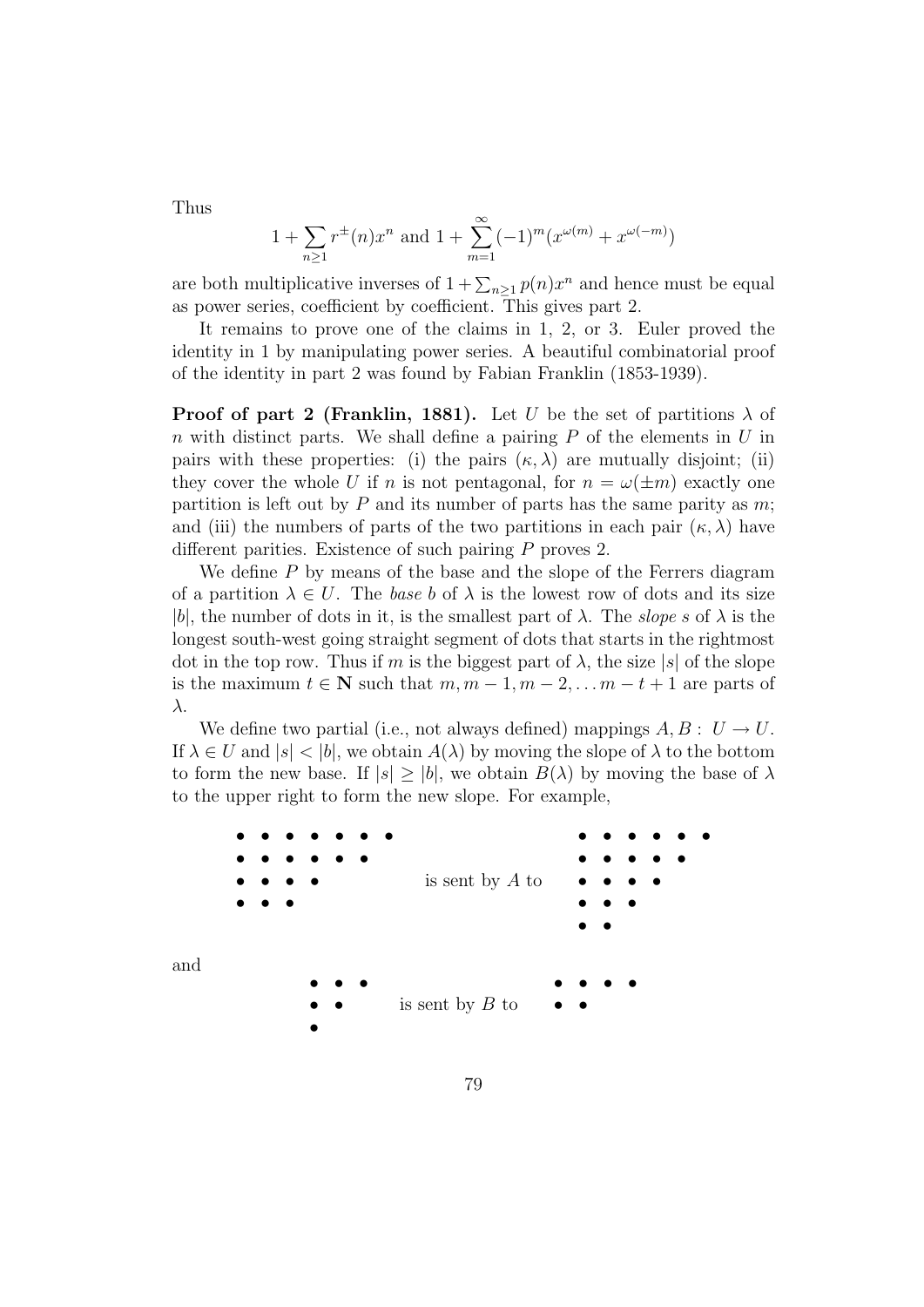Thus

$$1 + \sum_{n \geq 1} r^{\pm}(n)x^n \text{ and } 1 + \sum_{m=1}^{\infty} (-1)^m (x^{\omega(m)} + x^{\omega(-m)})$$

are both multiplicative inverses of $1 + \sum_{n \geq 1} p(n)x^n$ and hence must be equal as power series, coefficient by coefficient. This gives part 2.

It remains to prove one of the claims in 1, 2, or 3. Euler proved the identity in 1 by manipulating power series. A beautiful combinatorial proof of the identity in part 2 was found by Fabian Franklin (1853-1939).

**Proof of part 2 (Franklin, 1881).** Let $U$ be the set of partitions $\lambda$ of $n$ with distinct parts. We shall define a pairing $P$ of the elements in $U$ in pairs with these properties: (i) the pairs $(\kappa, \lambda)$ are mutually disjoint; (ii) they cover the whole $U$ if $n$ is not pentagonal, for $n = \omega(\pm m)$ exactly one partition is left out by $P$ and its number of parts has the same parity as $m$; and (iii) the numbers of parts of the two partitions in each pair $(\kappa, \lambda)$ have different parities. Existence of such pairing $P$ proves 2.

We define $P$ by means of the base and the slope of the Ferrers diagram of a partition $\lambda \in U$. The *base* $b$ of $\lambda$ is the lowest row of dots and its size $|b|$, the number of dots in it, is the smallest part of $\lambda$. The *slope* $s$ of $\lambda$ is the longest south-west going straight segment of dots that starts in the rightmost dot in the top row. Thus if $m$ is the biggest part of $\lambda$, the size $|s|$ of the slope is the maximum $t \in \mathbf{N}$ such that $m, m-1, m-2, \ldots m-t+1$ are parts of $\lambda$.

We define two partial (i.e., not always defined) mappings $A, B : U \to U$. If $\lambda \in U$ and $|s| < |b|$, we obtain $A(\lambda)$ by moving the slope of $\lambda$ to the bottom to form the new base. If $|s| \geq |b|$, we obtain $B(\lambda)$ by moving the base of $\lambda$ to the upper right to form the new slope. For example,

```
• • • • • • •                     • • • • • •
• • • • • •                       • • • • •
• • • •          is sent by A to  • • • •
• • •                             • • •
                                  • •
```

and

```
• • •                     • • • •
• •     is sent by B to   • •
•
```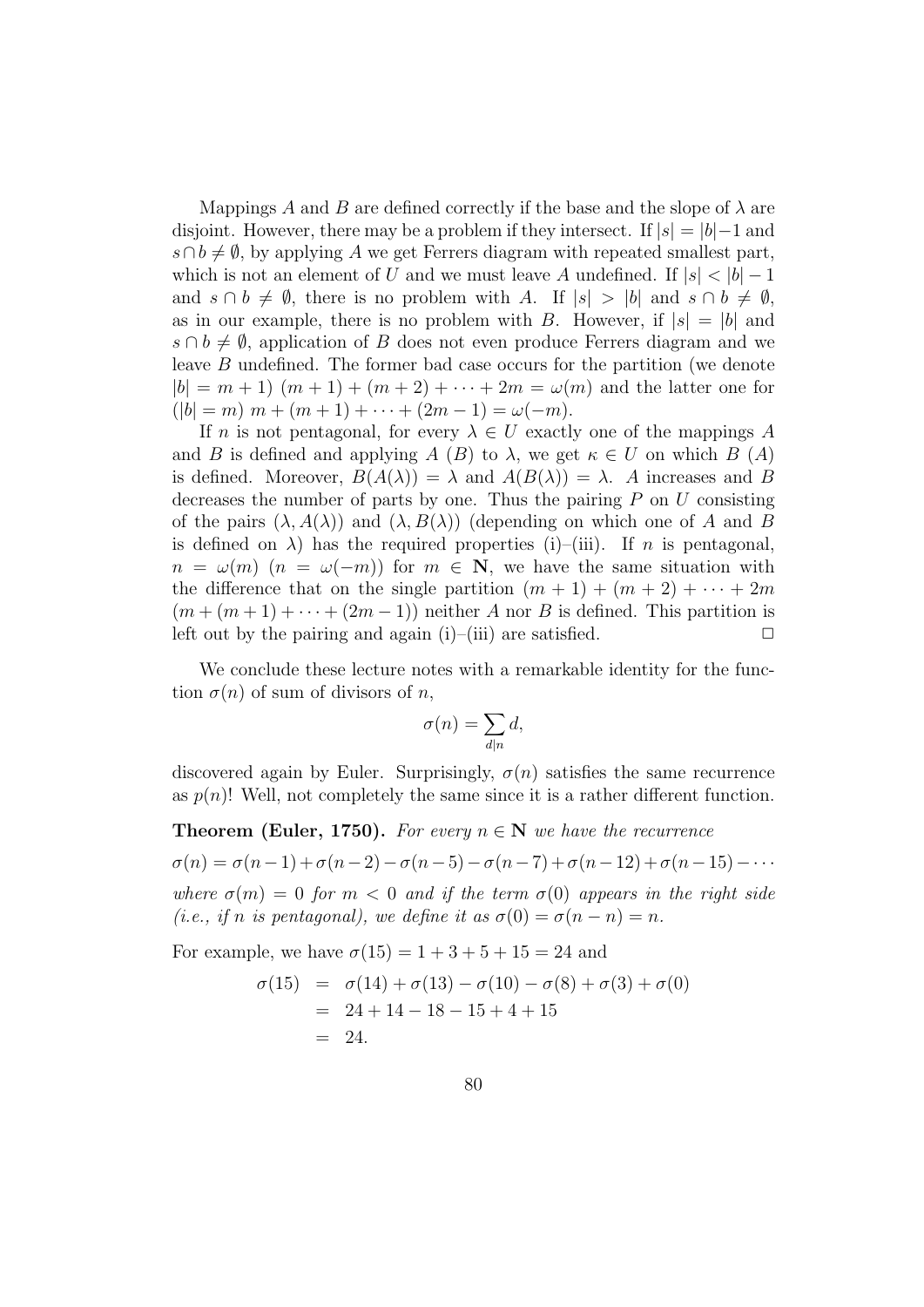Mappings $A$ and $B$ are defined correctly if the base and the slope of $\lambda$ are disjoint. However, there may be a problem if they intersect. If $|s| = |b|-1$ and $s \cap b \neq \emptyset$, by applying $A$ we get Ferrers diagram with repeated smallest part, which is not an element of $U$ and we must leave $A$ undefined. If $|s| < |b|-1$ and $s \cap b \neq \emptyset$, there is no problem with $A$. If $|s| > |b|$ and $s \cap b \neq \emptyset$, as in our example, there is no problem with $B$. However, if $|s| = |b|$ and $s \cap b \neq \emptyset$, application of $B$ does not even produce Ferrers diagram and we leave $B$ undefined. The former bad case occurs for the partition (we denote $|b| = m+1$) $(m+1)+(m+2)+\cdots+2m = \omega(m)$ and the latter one for $(|b| = m)$ $m+(m+1)+\cdots+(2m-1) = \omega(-m)$.

If $n$ is not pentagonal, for every $\lambda \in U$ exactly one of the mappings $A$ and $B$ is defined and applying $A$ ($B$) to $\lambda$, we get $\kappa \in U$ on which $B$ ($A$) is defined. Moreover, $B(A(\lambda)) = \lambda$ and $A(B(\lambda)) = \lambda$. $A$ increases and $B$ decreases the number of parts by one. Thus the pairing $P$ on $U$ consisting of the pairs $(\lambda, A(\lambda))$ and $(\lambda, B(\lambda))$ (depending on which one of $A$ and $B$ is defined on $\lambda$) has the required properties (i)–(iii). If $n$ is pentagonal, $n = \omega(m)$ ($n = \omega(-m)$) for $m \in \mathbf{N}$, we have the same situation with the difference that on the single partition $(m+1)+(m+2)+\cdots+2m$ $(m+(m+1)+\cdots+(2m-1))$ neither $A$ nor $B$ is defined. This partition is left out by the pairing and again (i)–(iii) are satisfied. $\Box$

We conclude these lecture notes with a remarkable identity for the function $\sigma(n)$ of sum of divisors of $n$,

$$\sigma(n) = \sum_{d|n} d,$$

discovered again by Euler. Surprisingly, $\sigma(n)$ satisfies the same recurrence as $p(n)$! Well, not completely the same since it is a rather different function.

**Theorem (Euler, 1750).** *For every $n \in \mathbf{N}$ we have the recurrence*

$$\sigma(n) = \sigma(n-1)+\sigma(n-2)-\sigma(n-5)-\sigma(n-7)+\sigma(n-12)+\sigma(n-15)-\cdots$$

*where $\sigma(m) = 0$ for $m < 0$ and if the term $\sigma(0)$ appears in the right side (i.e., if $n$ is pentagonal), we define it as $\sigma(0) = \sigma(n-n) = n$.*

For example, we have $\sigma(15) = 1+3+5+15 = 24$ and

$$\begin{aligned}
\sigma(15) &= \sigma(14)+\sigma(13)-\sigma(10)-\sigma(8)+\sigma(3)+\sigma(0) \\
&= 24+14-18-15+4+15 \\
&= 24.
\end{aligned}$$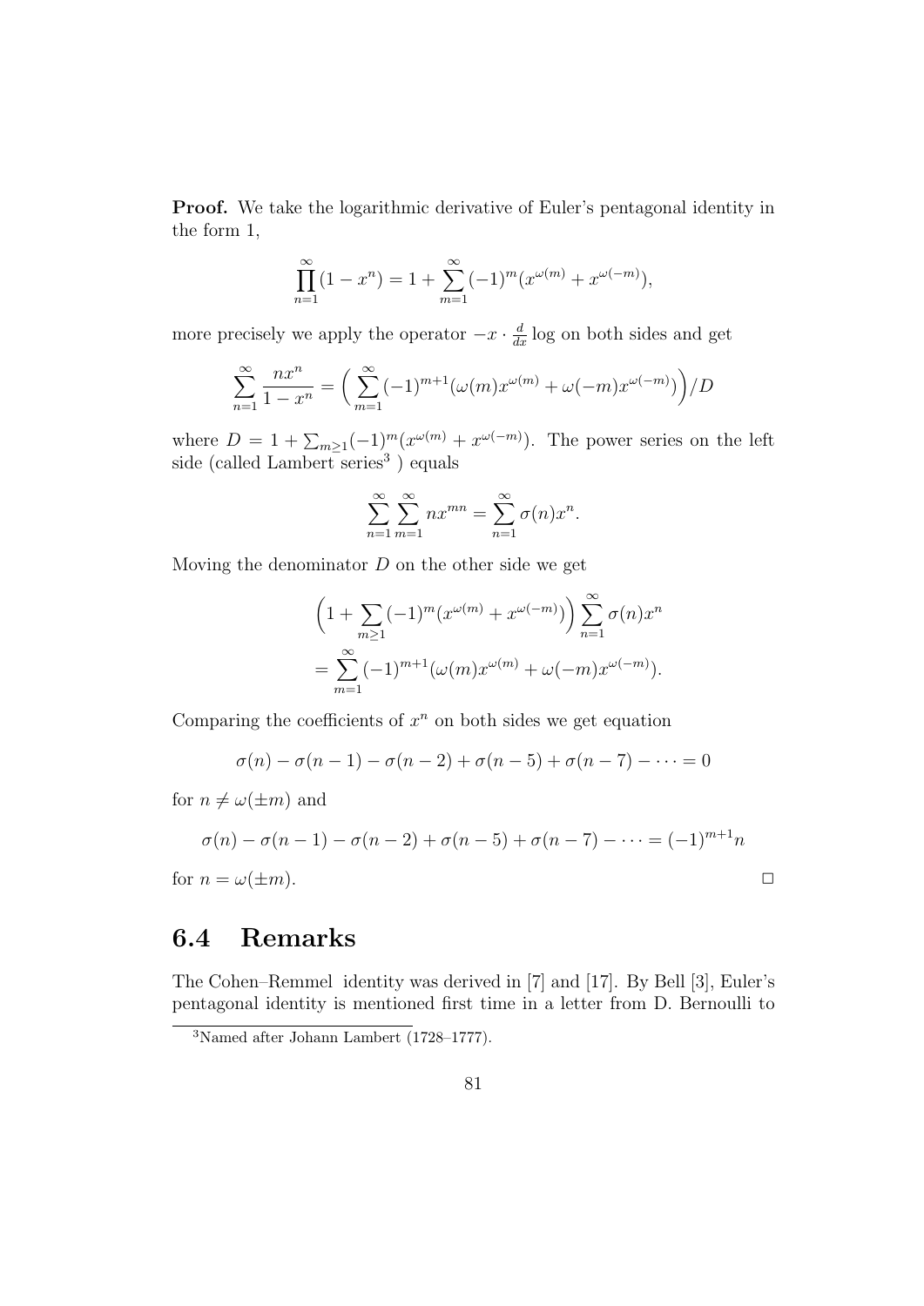**Proof.** We take the logarithmic derivative of Euler's pentagonal identity in the form 1,

$$\prod_{n=1}^{\infty}(1-x^n) = 1 + \sum_{m=1}^{\infty}(-1)^m(x^{\omega(m)} + x^{\omega(-m)}),$$

more precisely we apply the operator $-x \cdot \frac{d}{dx}\log$ on both sides and get

$$\sum_{n=1}^{\infty}\frac{nx^n}{1-x^n} = \Big(\sum_{m=1}^{\infty}(-1)^{m+1}(\omega(m)x^{\omega(m)} + \omega(-m)x^{\omega(-m)})\Big)/D$$

where $D = 1 + \sum_{m\geq 1}(-1)^m(x^{\omega(m)} + x^{\omega(-m)})$. The power series on the left side (called Lambert series[3] ) equals

$$\sum_{n=1}^{\infty}\sum_{m=1}^{\infty} nx^{mn} = \sum_{n=1}^{\infty}\sigma(n)x^n.$$

Moving the denominator $D$ on the other side we get

$$\begin{aligned}&\Big(1 + \sum_{m\geq 1}(-1)^m(x^{\omega(m)} + x^{\omega(-m)})\Big)\sum_{n=1}^{\infty}\sigma(n)x^n \\ &= \sum_{m=1}^{\infty}(-1)^{m+1}(\omega(m)x^{\omega(m)} + \omega(-m)x^{\omega(-m)}).\end{aligned}$$

Comparing the coefficients of $x^n$ on both sides we get equation

$$\sigma(n) - \sigma(n-1) - \sigma(n-2) + \sigma(n-5) + \sigma(n-7) - \cdots = 0$$

for $n \neq \omega(\pm m)$ and

$$\sigma(n) - \sigma(n-1) - \sigma(n-2) + \sigma(n-5) + \sigma(n-7) - \cdots = (-1)^{m+1}n$$

for $n = \omega(\pm m)$. □

## 6.4 Remarks

The Cohen–Remmel identity was derived in [7] and [17]. By Bell [3], Euler's pentagonal identity is mentioned first time in a letter from D. Bernoulli to

[3]Named after Johann Lambert (1728–1777).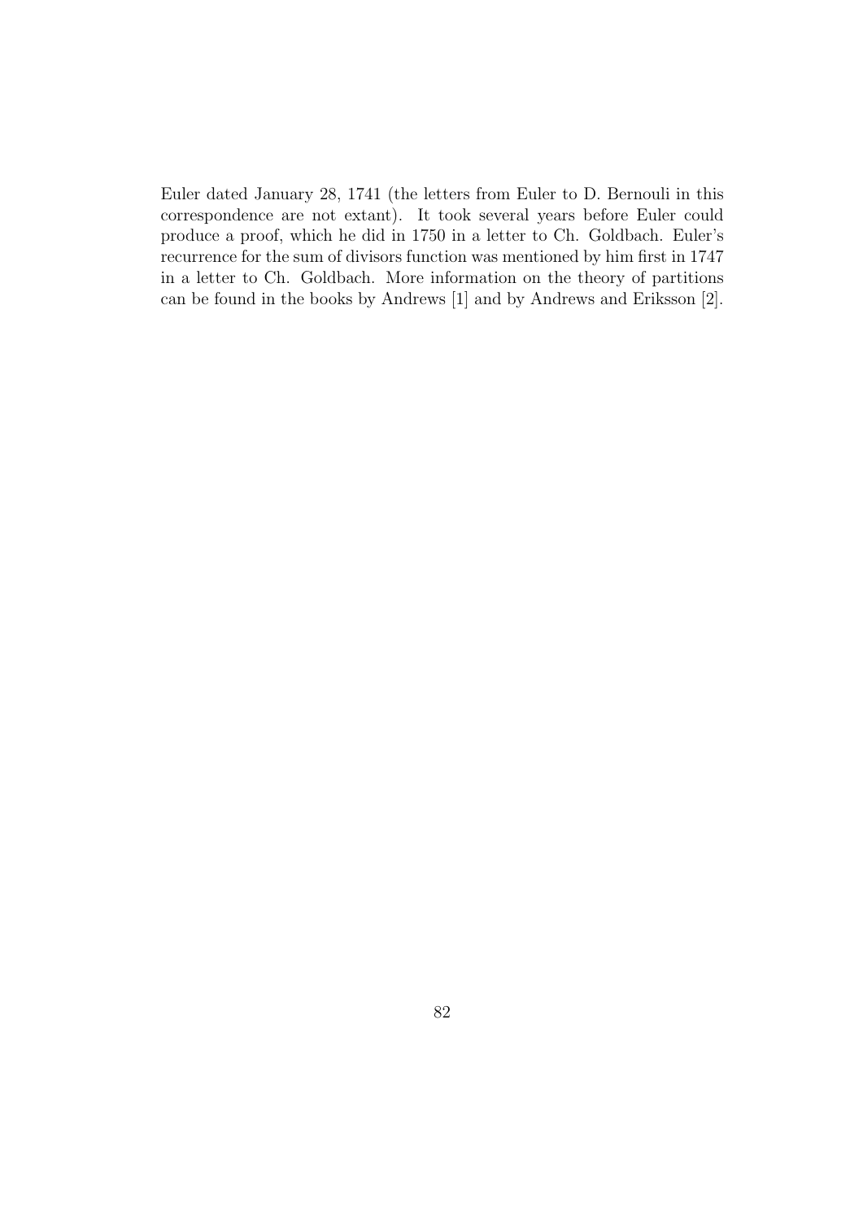Euler dated January 28, 1741 (the letters from Euler to D. Bernouli in this correspondence are not extant). It took several years before Euler could produce a proof, which he did in 1750 in a letter to Ch. Goldbach. Euler's recurrence for the sum of divisors function was mentioned by him first in 1747 in a letter to Ch. Goldbach. More information on the theory of partitions can be found in the books by Andrews [1] and by Andrews and Eriksson [2].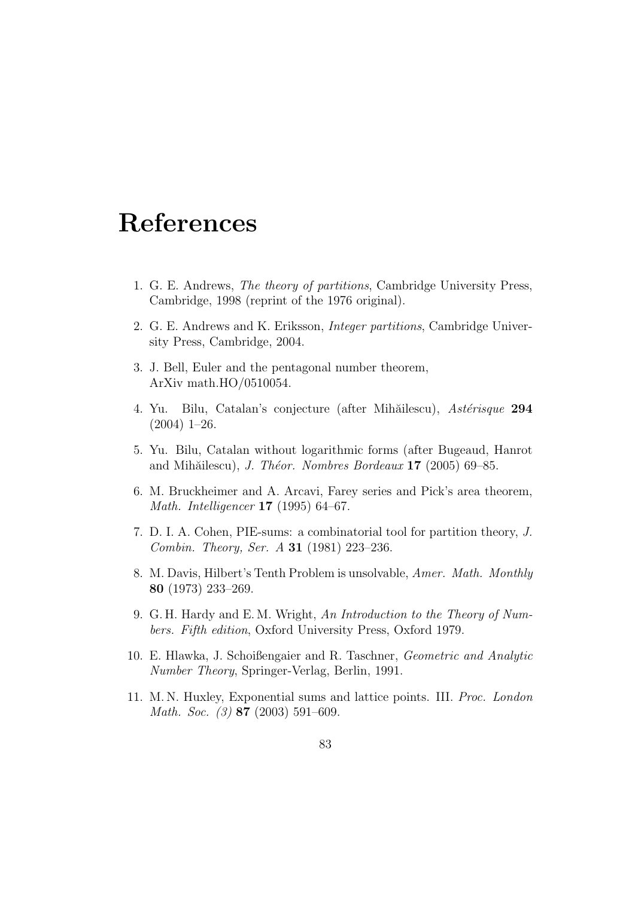# References

1. G. E. Andrews, *The theory of partitions*, Cambridge University Press, Cambridge, 1998 (reprint of the 1976 original).

2. G. E. Andrews and K. Eriksson, *Integer partitions*, Cambridge University Press, Cambridge, 2004.

3. J. Bell, Euler and the pentagonal number theorem, ArXiv math.HO/0510054.

4. Yu. Bilu, Catalan's conjecture (after Mihăilescu), *Astérisque* **294** (2004) 1–26.

5. Yu. Bilu, Catalan without logarithmic forms (after Bugeaud, Hanrot and Mihăilescu), *J. Théor. Nombres Bordeaux* **17** (2005) 69–85.

6. M. Bruckheimer and A. Arcavi, Farey series and Pick's area theorem, *Math. Intelligencer* **17** (1995) 64–67.

7. D. I. A. Cohen, PIE-sums: a combinatorial tool for partition theory, *J. Combin. Theory, Ser. A* **31** (1981) 223–236.

8. M. Davis, Hilbert's Tenth Problem is unsolvable, *Amer. Math. Monthly* **80** (1973) 233–269.

9. G. H. Hardy and E. M. Wright, *An Introduction to the Theory of Numbers. Fifth edition*, Oxford University Press, Oxford 1979.

10. E. Hlawka, J. Schoißengaier and R. Taschner, *Geometric and Analytic Number Theory*, Springer-Verlag, Berlin, 1991.

11. M. N. Huxley, Exponential sums and lattice points. III. *Proc. London Math. Soc. (3)* **87** (2003) 591–609.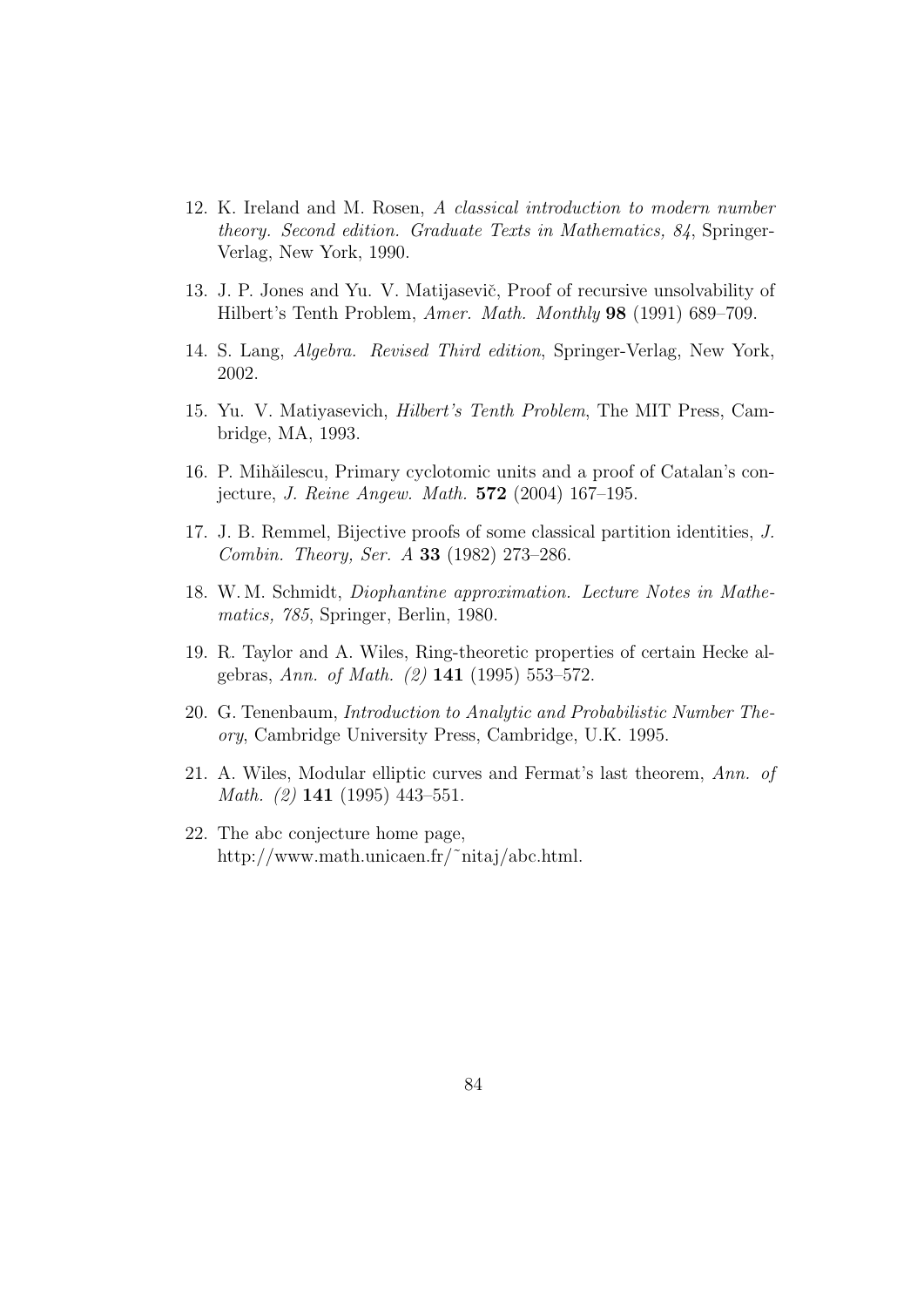12. K. Ireland and M. Rosen, *A classical introduction to modern number theory. Second edition. Graduate Texts in Mathematics, 84*, Springer-Verlag, New York, 1990.

13. J. P. Jones and Yu. V. Matijasevič, Proof of recursive unsolvability of Hilbert's Tenth Problem, *Amer. Math. Monthly* **98** (1991) 689–709.

14. S. Lang, *Algebra. Revised Third edition*, Springer-Verlag, New York, 2002.

15. Yu. V. Matiyasevich, *Hilbert's Tenth Problem*, The MIT Press, Cambridge, MA, 1993.

16. P. Mihăilescu, Primary cyclotomic units and a proof of Catalan's conjecture, *J. Reine Angew. Math.* **572** (2004) 167–195.

17. J. B. Remmel, Bijective proofs of some classical partition identities, *J. Combin. Theory, Ser. A* **33** (1982) 273–286.

18. W. M. Schmidt, *Diophantine approximation. Lecture Notes in Mathematics, 785*, Springer, Berlin, 1980.

19. R. Taylor and A. Wiles, Ring-theoretic properties of certain Hecke algebras, *Ann. of Math. (2)* **141** (1995) 553–572.

20. G. Tenenbaum, *Introduction to Analytic and Probabilistic Number Theory*, Cambridge University Press, Cambridge, U.K. 1995.

21. A. Wiles, Modular elliptic curves and Fermat's last theorem, *Ann. of Math. (2)* **141** (1995) 443–551.

22. The abc conjecture home page, http://www.math.unicaen.fr/~nitaj/abc.html.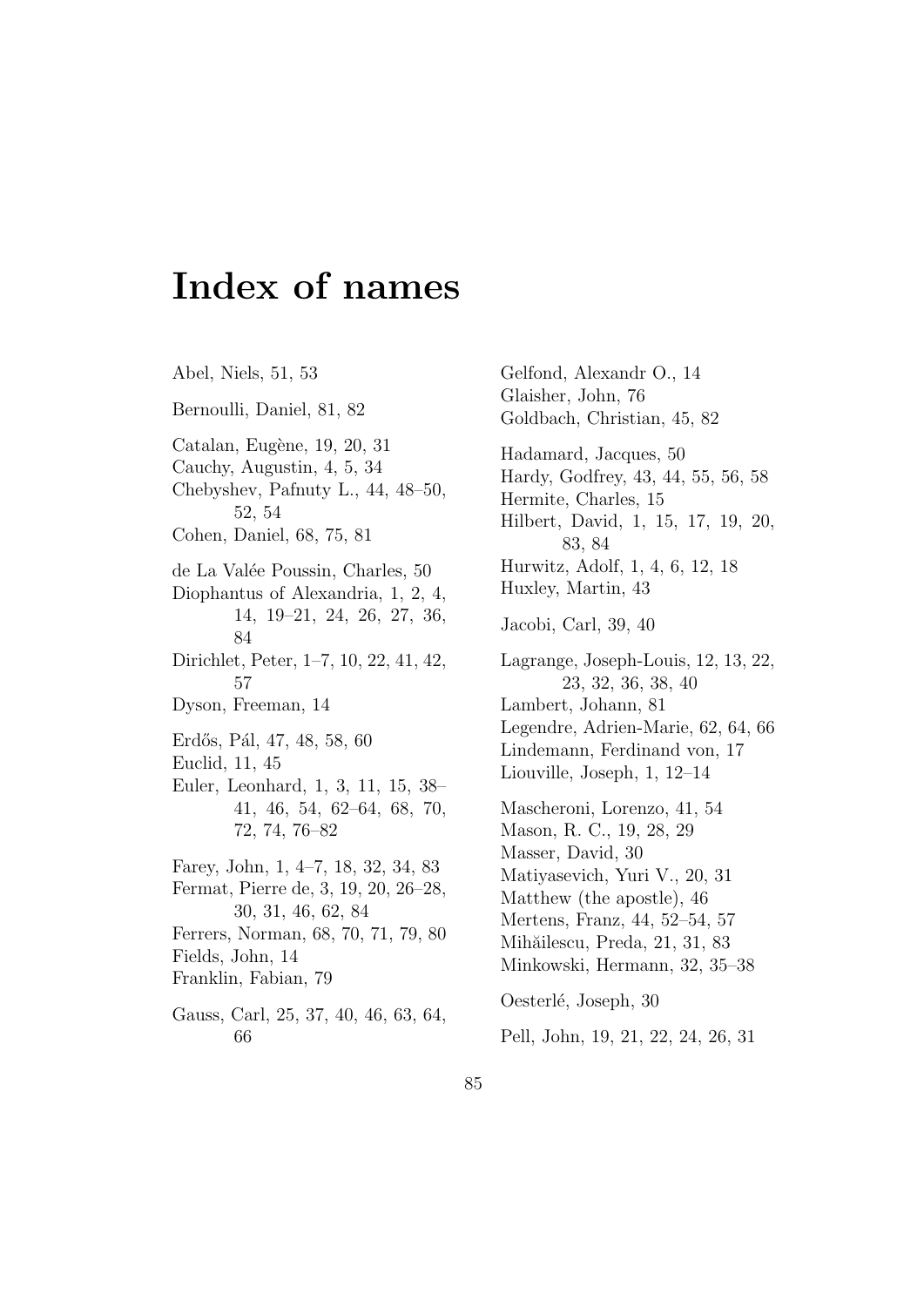# Index of names

Abel, Niels, 51, 53

Bernoulli, Daniel, 81, 82

Catalan, Eugène, 19, 20, 31
Cauchy, Augustin, 4, 5, 34
Chebyshev, Pafnuty L., 44, 48–50, 52, 54
Cohen, Daniel, 68, 75, 81

de La Valée Poussin, Charles, 50
Diophantus of Alexandria, 1, 2, 4, 14, 19–21, 24, 26, 27, 36, 84
Dirichlet, Peter, 1–7, 10, 22, 41, 42, 57
Dyson, Freeman, 14

Erdős, Pál, 47, 48, 58, 60
Euclid, 11, 45
Euler, Leonhard, 1, 3, 11, 15, 38–41, 46, 54, 62–64, 68, 70, 72, 74, 76–82

Farey, John, 1, 4–7, 18, 32, 34, 83
Fermat, Pierre de, 3, 19, 20, 26–28, 30, 31, 46, 62, 84
Ferrers, Norman, 68, 70, 71, 79, 80
Fields, John, 14
Franklin, Fabian, 79

Gauss, Carl, 25, 37, 40, 46, 63, 64, 66
Gelfond, Alexandr O., 14
Glaisher, John, 76
Goldbach, Christian, 45, 82

Hadamard, Jacques, 50
Hardy, Godfrey, 43, 44, 55, 56, 58
Hermite, Charles, 15
Hilbert, David, 1, 15, 17, 19, 20, 83, 84
Hurwitz, Adolf, 1, 4, 6, 12, 18
Huxley, Martin, 43

Jacobi, Carl, 39, 40

Lagrange, Joseph-Louis, 12, 13, 22, 23, 32, 36, 38, 40
Lambert, Johann, 81
Legendre, Adrien-Marie, 62, 64, 66
Lindemann, Ferdinand von, 17
Liouville, Joseph, 1, 12–14

Mascheroni, Lorenzo, 41, 54
Mason, R. C., 19, 28, 29
Masser, David, 30
Matiyasevich, Yuri V., 20, 31
Matthew (the apostle), 46
Mertens, Franz, 44, 52–54, 57
Mihăilescu, Preda, 21, 31, 83
Minkowski, Hermann, 32, 35–38

Oesterlé, Joseph, 30

Pell, John, 19, 21, 22, 24, 26, 31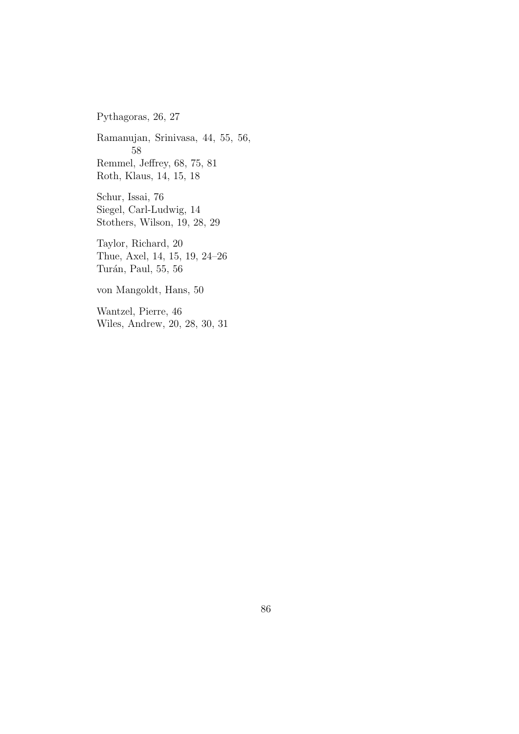Pythagoras, 26, 27

Ramanujan, Srinivasa, 44, 55, 56, 58
Remmel, Jeffrey, 68, 75, 81
Roth, Klaus, 14, 15, 18

Schur, Issai, 76
Siegel, Carl-Ludwig, 14
Stothers, Wilson, 19, 28, 29

Taylor, Richard, 20
Thue, Axel, 14, 15, 19, 24–26
Turán, Paul, 55, 56

von Mangoldt, Hans, 50

Wantzel, Pierre, 46
Wiles, Andrew, 20, 28, 30, 31